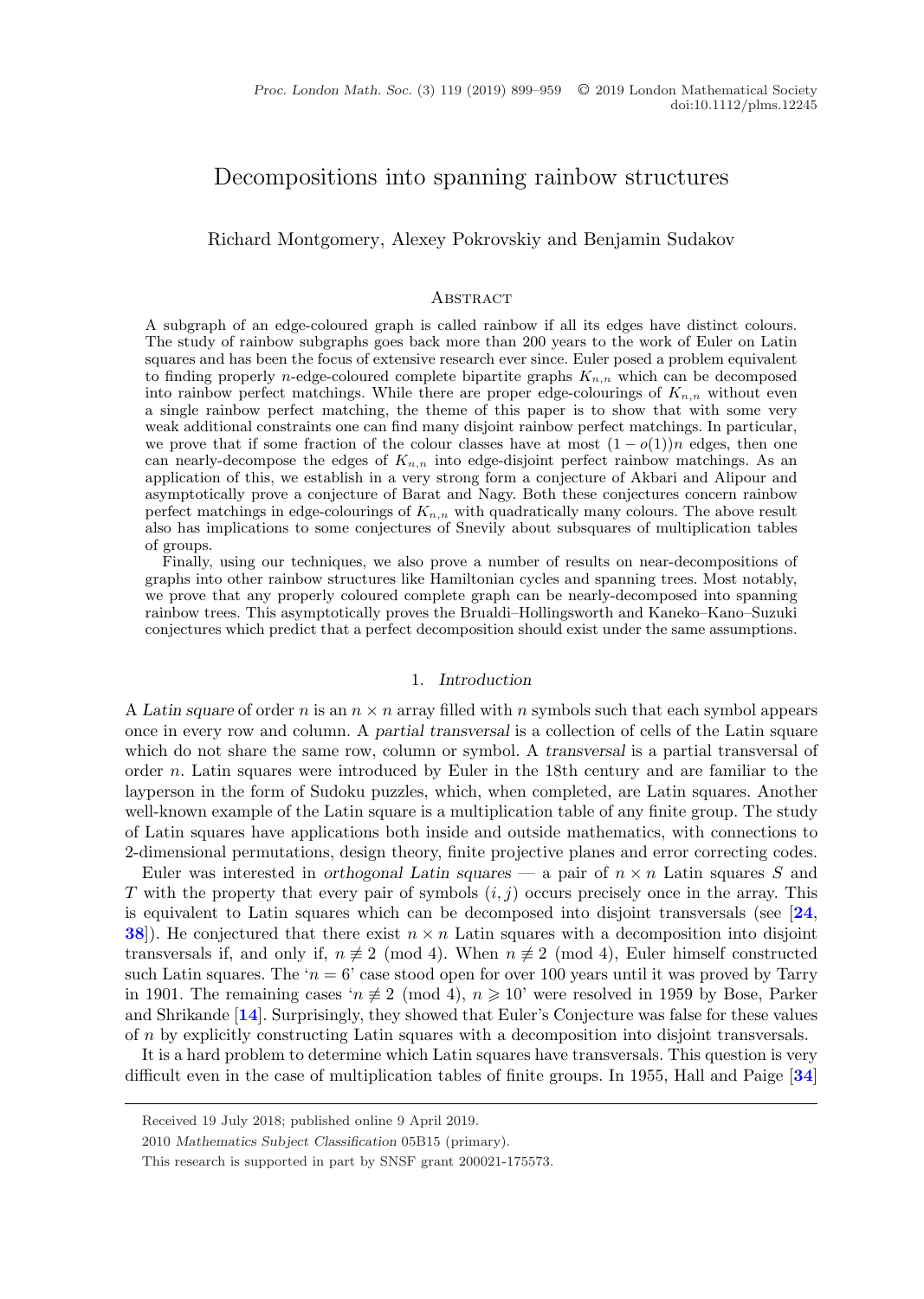# Decompositions into spanning rainbow structures

Richard Montgomery, Alexey Pokrovskiy and Benjamin Sudakov

## Abstract

A subgraph of an edge-coloured graph is called rainbow if all its edges have distinct colours. The study of rainbow subgraphs goes back more than 200 years to the work of Euler on Latin squares and has been the focus of extensive research ever since. Euler posed a problem equivalent to finding properly $n$-edge-coloured complete bipartite graphs $K_{n,n}$ which can be decomposed into rainbow perfect matchings. While there are proper edge-colourings of $K_{n,n}$ without even a single rainbow perfect matching, the theme of this paper is to show that with some very weak additional constraints one can find many disjoint rainbow perfect matchings. In particular, we prove that if some fraction of the colour classes have at most $(1 - o(1))n$ edges, then one can nearly-decompose the edges of $K_{n,n}$ into edge-disjoint perfect rainbow matchings. As an application of this, we establish in a very strong form a conjecture of Akbari and Alipour and asymptotically prove a conjecture of Barat and Nagy. Both these conjectures concern rainbow perfect matchings in edge-colourings of $K_{n,n}$ with quadratically many colours. The above result also has implications to some conjectures of Snevily about subsquares of multiplication tables of groups.

Finally, using our techniques, we also prove a number of results on near-decompositions of graphs into other rainbow structures like Hamiltonian cycles and spanning trees. Most notably, we prove that any properly coloured complete graph can be nearly-decomposed into spanning rainbow trees. This asymptotically proves the Brualdi–Hollingsworth and Kaneko–Kano–Suzuki conjectures which predict that a perfect decomposition should exist under the same assumptions.

## 1. Introduction

A *Latin square* of order $n$ is an $n \times n$ array filled with $n$ symbols such that each symbol appears once in every row and column. A *partial transversal* is a collection of cells of the Latin square which do not share the same row, column or symbol. A *transversal* is a partial transversal of order $n$. Latin squares were introduced by Euler in the 18th century and are familiar to the layperson in the form of Sudoku puzzles, which, when completed, are Latin squares. Another well-known example of the Latin square is a multiplication table of any finite group. The study of Latin squares have applications both inside and outside mathematics, with connections to 2-dimensional permutations, design theory, finite projective planes and error correcting codes.

Euler was interested in *orthogonal Latin squares* — a pair of $n \times n$ Latin squares $S$ and $T$ with the property that every pair of symbols $(i, j)$ occurs precisely once in the array. This is equivalent to Latin squares which can be decomposed into disjoint transversals (see [24, 38]). He conjectured that there exist $n \times n$ Latin squares with a decomposition into disjoint transversals if, and only if, $n \not\equiv 2 \pmod 4$. When $n \not\equiv 2 \pmod 4$, Euler himself constructed such Latin squares. The '$n = 6$' case stood open for over 100 years until it was proved by Tarry in 1901. The remaining cases '$n \equiv 2 \pmod 4$, $n \geqslant 10$' were resolved in 1959 by Bose, Parker and Shrikande [14]. Surprisingly, they showed that Euler's Conjecture was false for these values of $n$ by explicitly constructing Latin squares with a decomposition into disjoint transversals.

It is a hard problem to determine which Latin squares have transversals. This question is very difficult even in the case of multiplication tables of finite groups. In 1955, Hall and Paige [34]

---

Received 19 July 2018; published online 9 April 2019.

2010 *Mathematics Subject Classification* 05B15 (primary).

This research is supported in part by SNSF grant 200021-175573.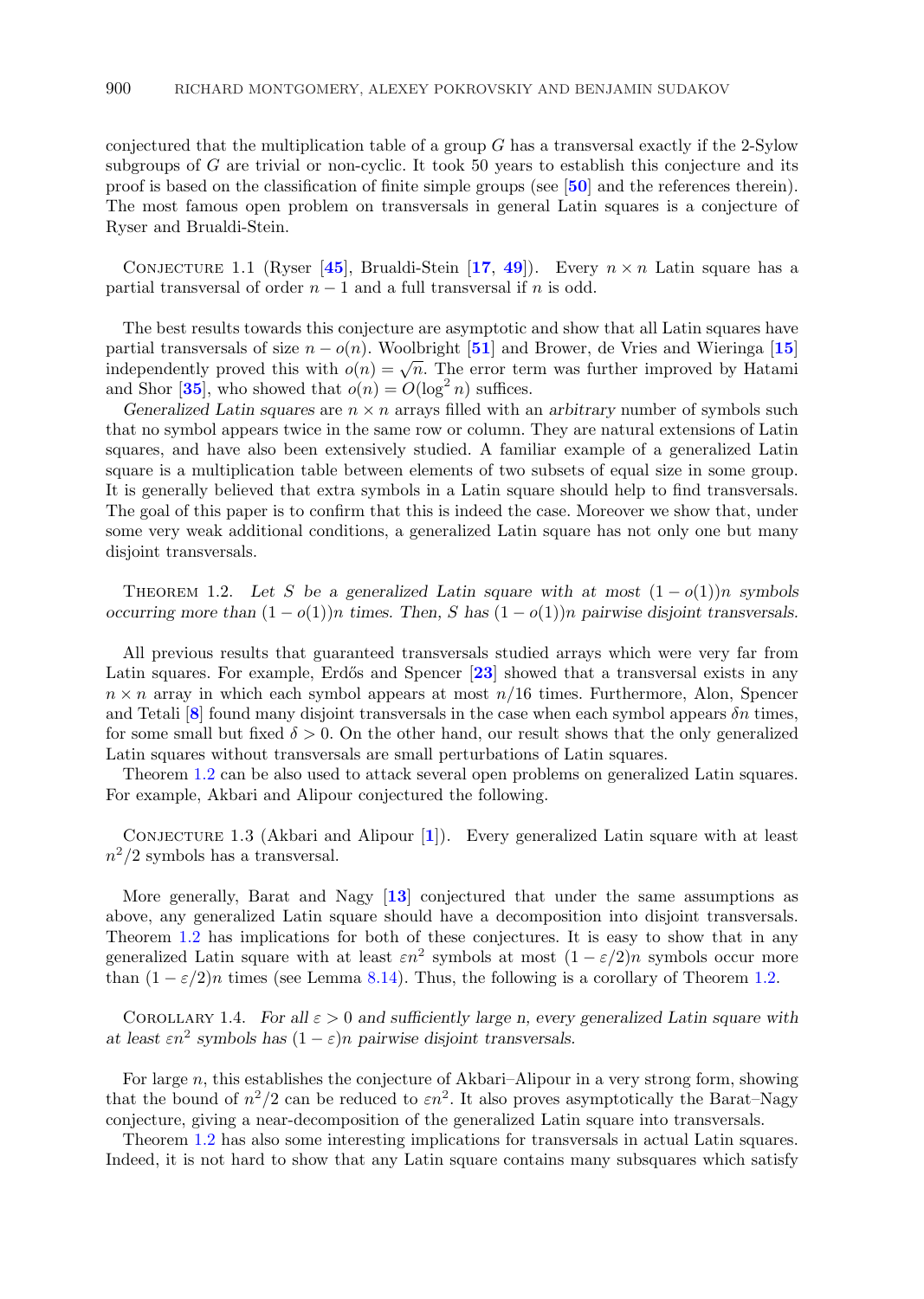conjectured that the multiplication table of a group $G$ has a transversal exactly if the 2-Sylow subgroups of $G$ are trivial or non-cyclic. It took 50 years to establish this conjecture and its proof is based on the classification of finite simple groups (see [50] and the references therein). The most famous open problem on transversals in general Latin squares is a conjecture of Ryser and Brualdi-Stein.

Conjecture 1.1 (Ryser [45], Brualdi-Stein [17, 49]). *Every $n \times n$ Latin square has a partial transversal of order $n-1$ and a full transversal if $n$ is odd.*

The best results towards this conjecture are asymptotic and show that all Latin squares have partial transversals of size $n - o(n)$. Woolbright [51] and Brower, de Vries and Wieringa [15] independently proved this with $o(n) = \sqrt{n}$. The error term was further improved by Hatami and Shor [35], who showed that $o(n) = O(\log^2 n)$ suffices.

*Generalized Latin squares* are $n \times n$ arrays filled with an *arbitrary* number of symbols such that no symbol appears twice in the same row or column. They are natural extensions of Latin squares, and have also been extensively studied. A familiar example of a generalized Latin square is a multiplication table between elements of two subsets of equal size in some group. It is generally believed that extra symbols in a Latin square should help to find transversals. The goal of this paper is to confirm that this is indeed the case. Moreover we show that, under some very weak additional conditions, a generalized Latin square has not only one but many disjoint transversals.

Theorem 1.2. *Let $S$ be a generalized Latin square with at most $(1-o(1))n$ symbols occurring more than $(1-o(1))n$ times. Then, $S$ has $(1-o(1))n$ pairwise disjoint transversals.*

All previous results that guaranteed transversals studied arrays which were very far from Latin squares. For example, Erdős and Spencer [23] showed that a transversal exists in any $n \times n$ array in which each symbol appears at most $n/16$ times. Furthermore, Alon, Spencer and Tetali [8] found many disjoint transversals in the case when each symbol appears $\delta n$ times, for some small but fixed $\delta > 0$. On the other hand, our result shows that the only generalized Latin squares without transversals are small perturbations of Latin squares.

Theorem 1.2 can be also used to attack several open problems on generalized Latin squares. For example, Akbari and Alipour conjectured the following.

Conjecture 1.3 (Akbari and Alipour [1]). *Every generalized Latin square with at least $n^2/2$ symbols has a transversal.*

More generally, Barat and Nagy [13] conjectured that under the same assumptions as above, any generalized Latin square should have a decomposition into disjoint transversals. Theorem 1.2 has implications for both of these conjectures. It is easy to show that in any generalized Latin square with at least $\varepsilon n^2$ symbols at most $(1-\varepsilon/2)n$ symbols occur more than $(1-\varepsilon/2)n$ times (see Lemma 8.14). Thus, the following is a corollary of Theorem 1.2.

Corollary 1.4. *For all $\varepsilon > 0$ and sufficiently large $n$, every generalized Latin square with at least $\varepsilon n^2$ symbols has $(1-\varepsilon)n$ pairwise disjoint transversals.*

For large $n$, this establishes the conjecture of Akbari–Alipour in a very strong form, showing that the bound of $n^2/2$ can be reduced to $\varepsilon n^2$. It also proves asymptotically the Barat–Nagy conjecture, giving a near-decomposition of the generalized Latin square into transversals.

Theorem 1.2 has also some interesting implications for transversals in actual Latin squares. Indeed, it is not hard to show that any Latin square contains many subsquares which satisfy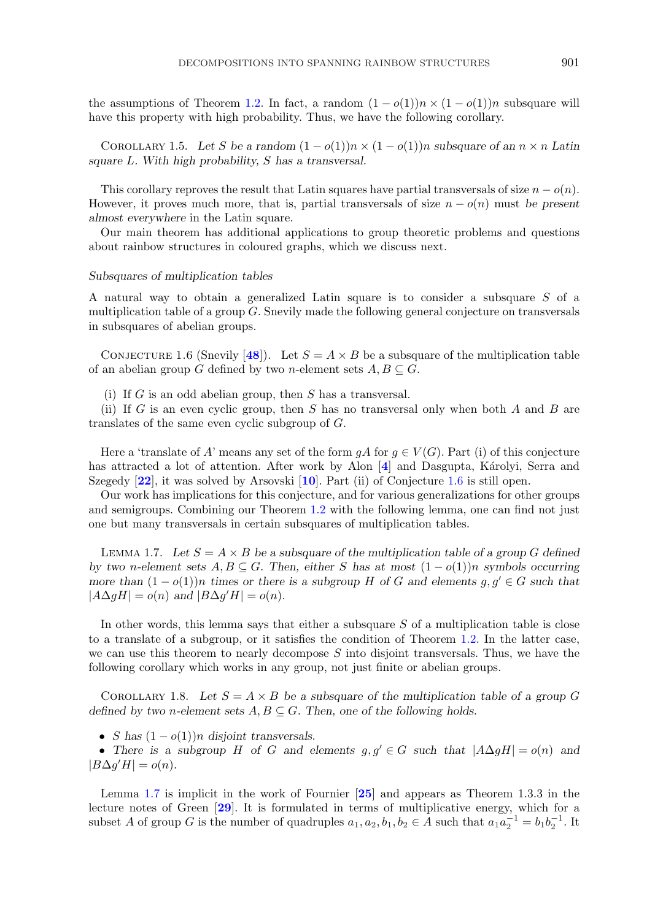the assumptions of Theorem 1.2. In fact, a random $(1 - o(1))n \times (1 - o(1))n$ subsquare will have this property with high probability. Thus, we have the following corollary.

Corollary 1.5. *Let $S$ be a random $(1 - o(1))n \times (1 - o(1))n$ subsquare of an $n \times n$ Latin square $L$. With high probability, $S$ has a transversal.*

This corollary reproves the result that Latin squares have partial transversals of size $n - o(n)$. However, it proves much more, that is, partial transversals of size $n - o(n)$ must *be present almost everywhere* in the Latin square.

Our main theorem has additional applications to group theoretic problems and questions about rainbow structures in coloured graphs, which we discuss next.

*Subsquares of multiplication tables*

A natural way to obtain a generalized Latin square is to consider a subsquare $S$ of a multiplication table of a group $G$. Snevily made the following general conjecture on transversals in subsquares of abelian groups.

Conjecture 1.6 (Snevily [48]). Let $S = A \times B$ be a subsquare of the multiplication table of an abelian group $G$ defined by two $n$-element sets $A, B \subseteq G$.

(i) If $G$ is an odd abelian group, then $S$ has a transversal.
(ii) If $G$ is an even cyclic group, then $S$ has no transversal only when both $A$ and $B$ are translates of the same even cyclic subgroup of $G$.

Here a 'translate of $A$' means any set of the form $gA$ for $g \in V(G)$. Part (i) of this conjecture has attracted a lot of attention. After work by Alon [4] and Dasgupta, Károlyi, Serra and Szegedy [22], it was solved by Arsovski [10]. Part (ii) of Conjecture 1.6 is still open.

Our work has implications for this conjecture, and for various generalizations for other groups and semigroups. Combining our Theorem 1.2 with the following lemma, one can find not just one but many transversals in certain subsquares of multiplication tables.

Lemma 1.7. *Let $S = A \times B$ be a subsquare of the multiplication table of a group $G$ defined by two $n$-element sets $A, B \subseteq G$. Then, either $S$ has at most $(1 - o(1))n$ symbols occurring more than $(1 - o(1))n$ times or there is a subgroup $H$ of $G$ and elements $g, g' \in G$ such that $|A \Delta gH| = o(n)$ and $|B \Delta g'H| = o(n)$.*

In other words, this lemma says that either a subsquare $S$ of a multiplication table is close to a translate of a subgroup, or it satisfies the condition of Theorem 1.2. In the latter case, we can use this theorem to nearly decompose $S$ into disjoint transversals. Thus, we have the following corollary which works in any group, not just finite or abelian groups.

Corollary 1.8. *Let $S = A \times B$ be a subsquare of the multiplication table of a group $G$ defined by two $n$-element sets $A, B \subseteq G$. Then, one of the following holds.*

- *$S$ has $(1 - o(1))n$ disjoint transversals.*
- *There is a subgroup $H$ of $G$ and elements $g, g' \in G$ such that $|A \Delta gH| = o(n)$ and $|B \Delta g'H| = o(n)$.*

Lemma 1.7 is implicit in the work of Fournier [25] and appears as Theorem 1.3.3 in the lecture notes of Green [29]. It is formulated in terms of multiplicative energy, which for a subset $A$ of group $G$ is the number of quadruples $a_1, a_2, b_1, b_2 \in A$ such that $a_1 a_2^{-1} = b_1 b_2^{-1}$. It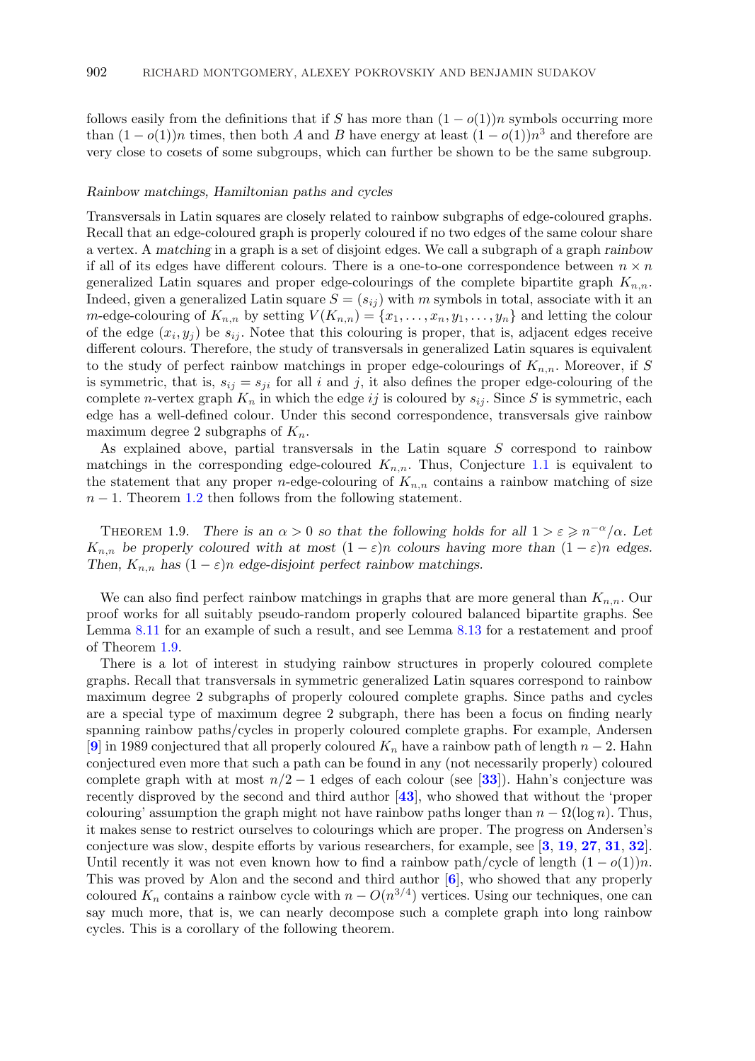follows easily from the definitions that if $S$ has more than $(1-o(1))n$ symbols occurring more than $(1-o(1))n$ times, then both $A$ and $B$ have energy at least $(1-o(1))n^3$ and therefore are very close to cosets of some subgroups, which can further be shown to be the same subgroup.

#### *Rainbow matchings, Hamiltonian paths and cycles*

Transversals in Latin squares are closely related to rainbow subgraphs of edge-coloured graphs. Recall that an edge-coloured graph is properly coloured if no two edges of the same colour share a vertex. A *matching* in a graph is a set of disjoint edges. We call a subgraph of a graph *rainbow* if all of its edges have different colours. There is a one-to-one correspondence between $n \times n$ generalized Latin squares and proper edge-colourings of the complete bipartite graph $K_{n,n}$. Indeed, given a generalized Latin square $S = (s_{ij})$ with $m$ symbols in total, associate with it an $m$-edge-colouring of $K_{n,n}$ by setting $V(K_{n,n}) = \{x_1, \ldots, x_n, y_1, \ldots, y_n\}$ and letting the colour of the edge $(x_i, y_j)$ be $s_{ij}$. Notee that this colouring is proper, that is, adjacent edges receive different colours. Therefore, the study of transversals in generalized Latin squares is equivalent to the study of perfect rainbow matchings in proper edge-colourings of $K_{n,n}$. Moreover, if $S$ is symmetric, that is, $s_{ij} = s_{ji}$ for all $i$ and $j$, it also defines the proper edge-colouring of the complete $n$-vertex graph $K_n$ in which the edge $ij$ is coloured by $s_{ij}$. Since $S$ is symmetric, each edge has a well-defined colour. Under this second correspondence, transversals give rainbow maximum degree 2 subgraphs of $K_n$.

As explained above, partial transversals in the Latin square $S$ correspond to rainbow matchings in the corresponding edge-coloured $K_{n,n}$. Thus, Conjecture 1.1 is equivalent to the statement that any proper $n$-edge-colouring of $K_{n,n}$ contains a rainbow matching of size $n-1$. Theorem 1.2 then follows from the following statement.

Theorem 1.9. *There is an $\alpha > 0$ so that the following holds for all $1 > \varepsilon \geqslant n^{-\alpha}/\alpha$. Let $K_{n,n}$ be properly coloured with at most $(1-\varepsilon)n$ colours having more than $(1-\varepsilon)n$ edges. Then, $K_{n,n}$ has $(1-\varepsilon)n$ edge-disjoint perfect rainbow matchings.*

We can also find perfect rainbow matchings in graphs that are more general than $K_{n,n}$. Our proof works for all suitably pseudo-random properly coloured balanced bipartite graphs. See Lemma 8.11 for an example of such a result, and see Lemma 8.13 for a restatement and proof of Theorem 1.9.

There is a lot of interest in studying rainbow structures in properly coloured complete graphs. Recall that transversals in symmetric generalized Latin squares correspond to rainbow maximum degree 2 subgraphs of properly coloured complete graphs. Since paths and cycles are a special type of maximum degree 2 subgraph, there has been a focus on finding nearly spanning rainbow paths/cycles in properly coloured complete graphs. For example, Andersen [**9**] in 1989 conjectured that all properly coloured $K_n$ have a rainbow path of length $n-2$. Hahn conjectured even more that such a path can be found in any (not necessarily properly) coloured complete graph with at most $n/2-1$ edges of each colour (see [**33**]). Hahn's conjecture was recently disproved by the second and third author [**43**], who showed that without the 'proper colouring' assumption the graph might not have rainbow paths longer than $n - \Omega(\log n)$. Thus, it makes sense to restrict ourselves to colourings which are proper. The progress on Andersen's conjecture was slow, despite efforts by various researchers, for example, see [**3**, **19**, **27**, **31**, **32**]. Until recently it was not even known how to find a rainbow path/cycle of length $(1-o(1))n$. This was proved by Alon and the second and third author [**6**], who showed that any properly coloured $K_n$ contains a rainbow cycle with $n - O(n^{3/4})$ vertices. Using our techniques, one can say much more, that is, we can nearly decompose such a complete graph into long rainbow cycles. This is a corollary of the following theorem.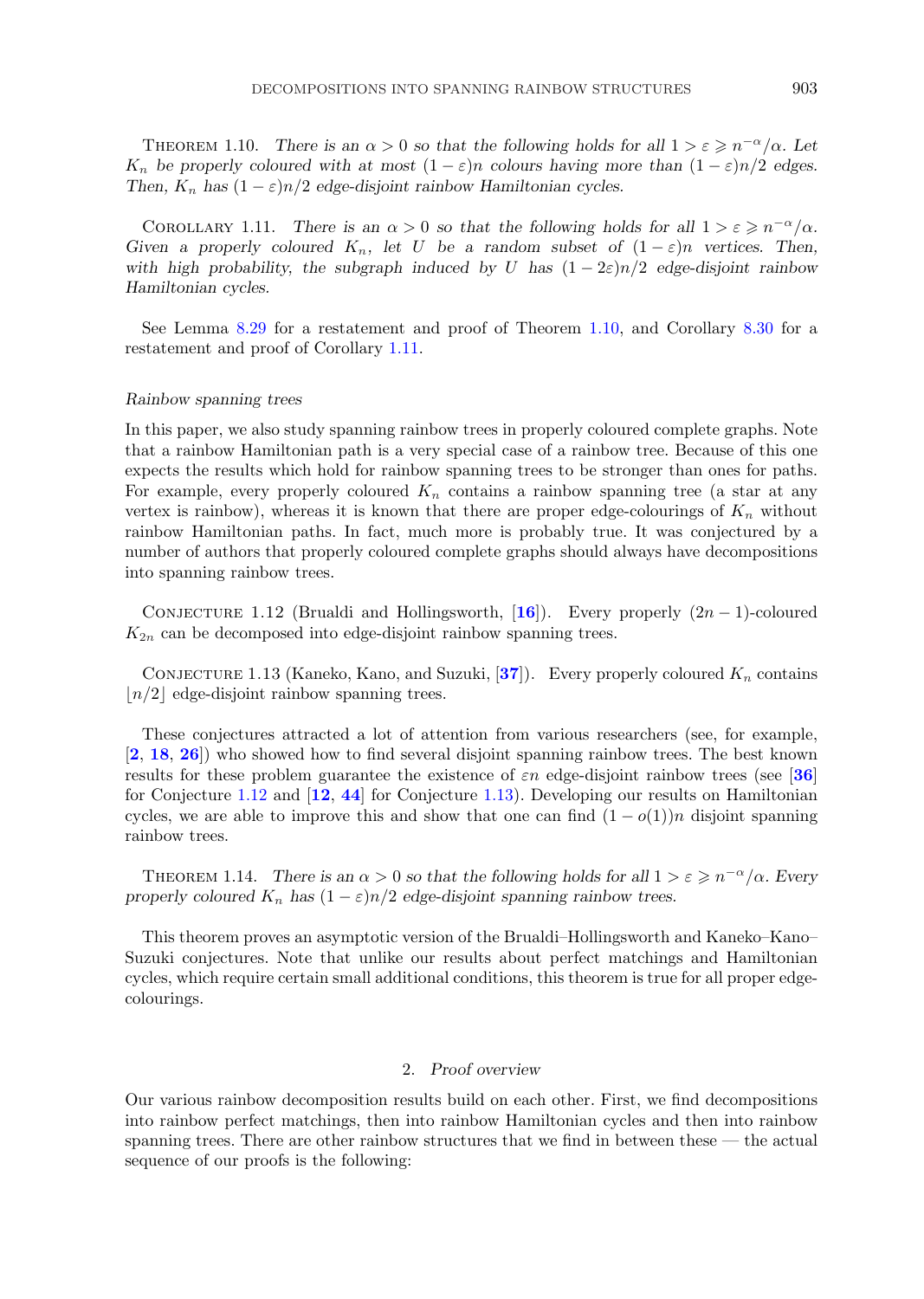Theorem 1.10. *There is an $\alpha > 0$ so that the following holds for all $1 > \varepsilon \geqslant n^{-\alpha}/\alpha$. Let $K_n$ be properly coloured with at most $(1-\varepsilon)n$ colours having more than $(1-\varepsilon)n/2$ edges. Then, $K_n$ has $(1-\varepsilon)n/2$ edge-disjoint rainbow Hamiltonian cycles.*

Corollary 1.11. *There is an $\alpha > 0$ so that the following holds for all $1 > \varepsilon \geqslant n^{-\alpha}/\alpha$. Given a properly coloured $K_n$, let $U$ be a random subset of $(1-\varepsilon)n$ vertices. Then, with high probability, the subgraph induced by $U$ has $(1-2\varepsilon)n/2$ edge-disjoint rainbow Hamiltonian cycles.*

See Lemma 8.29 for a restatement and proof of Theorem 1.10, and Corollary 8.30 for a restatement and proof of Corollary 1.11.

*Rainbow spanning trees*

In this paper, we also study spanning rainbow trees in properly coloured complete graphs. Note that a rainbow Hamiltonian path is a very special case of a rainbow tree. Because of this one expects the results which hold for rainbow spanning trees to be stronger than ones for paths. For example, every properly coloured $K_n$ contains a rainbow spanning tree (a star at any vertex is rainbow), whereas it is known that there are proper edge-colourings of $K_n$ without rainbow Hamiltonian paths. In fact, much more is probably true. It was conjectured by a number of authors that properly coloured complete graphs should always have decompositions into spanning rainbow trees.

Conjecture 1.12 (Brualdi and Hollingsworth, [16]). Every properly $(2n-1)$-coloured $K_{2n}$ can be decomposed into edge-disjoint rainbow spanning trees.

Conjecture 1.13 (Kaneko, Kano, and Suzuki, [37]). Every properly coloured $K_n$ contains $\lfloor n/2 \rfloor$ edge-disjoint rainbow spanning trees.

These conjectures attracted a lot of attention from various researchers (see, for example, [2, 18, 26]) who showed how to find several disjoint spanning rainbow trees. The best known results for these problem guarantee the existence of $\varepsilon n$ edge-disjoint rainbow trees (see [36] for Conjecture 1.12 and [12, 44] for Conjecture 1.13). Developing our results on Hamiltonian cycles, we are able to improve this and show that one can find $(1-o(1))n$ disjoint spanning rainbow trees.

Theorem 1.14. *There is an $\alpha > 0$ so that the following holds for all $1 > \varepsilon \geqslant n^{-\alpha}/\alpha$. Every properly coloured $K_n$ has $(1-\varepsilon)n/2$ edge-disjoint spanning rainbow trees.*

This theorem proves an asymptotic version of the Brualdi–Hollingsworth and Kaneko–Kano–Suzuki conjectures. Note that unlike our results about perfect matchings and Hamiltonian cycles, which require certain small additional conditions, this theorem is true for all proper edge-colourings.

## 2. *Proof overview*

Our various rainbow decomposition results build on each other. First, we find decompositions into rainbow perfect matchings, then into rainbow Hamiltonian cycles and then into rainbow spanning trees. There are other rainbow structures that we find in between these — the actual sequence of our proofs is the following: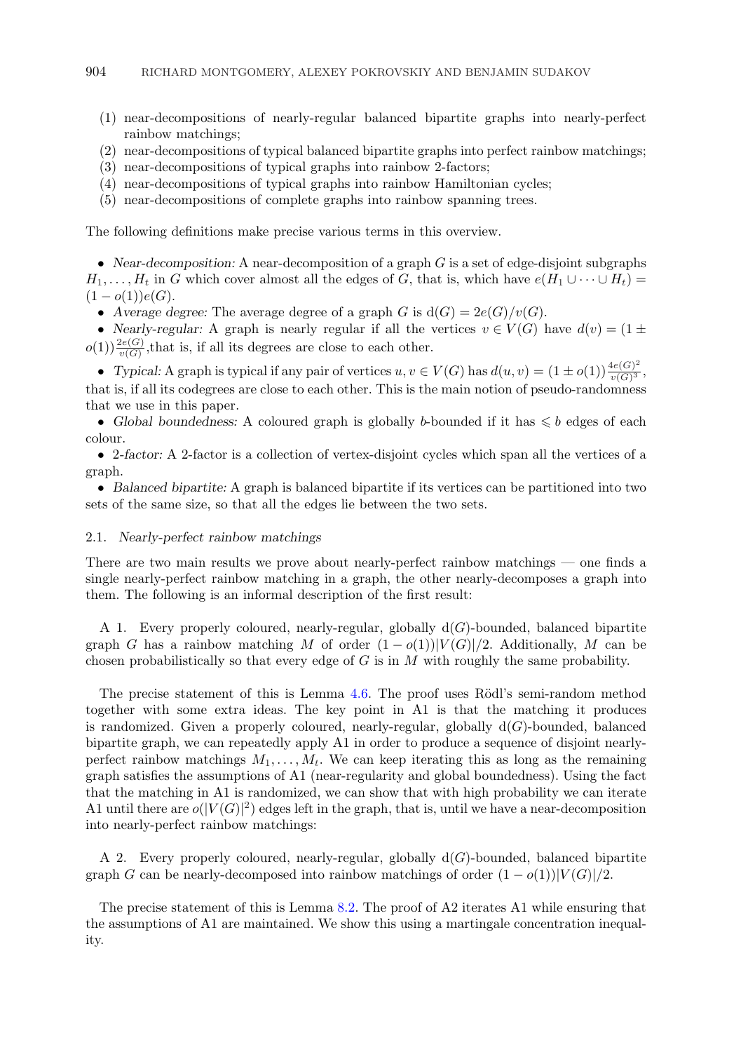(1) near-decompositions of nearly-regular balanced bipartite graphs into nearly-perfect rainbow matchings;
(2) near-decompositions of typical balanced bipartite graphs into perfect rainbow matchings;
(3) near-decompositions of typical graphs into rainbow 2-factors;
(4) near-decompositions of typical graphs into rainbow Hamiltonian cycles;
(5) near-decompositions of complete graphs into rainbow spanning trees.

The following definitions make precise various terms in this overview.

- *Near-decomposition:* A near-decomposition of a graph $G$ is a set of edge-disjoint subgraphs $H_1, \ldots, H_t$ in $G$ which cover almost all the edges of $G$, that is, which have $e(H_1 \cup \cdots \cup H_t) = (1 - o(1))e(G)$.
- *Average degree:* The average degree of a graph $G$ is $\mathrm{d}(G) = 2e(G)/v(G)$.
- *Nearly-regular:* A graph is nearly regular if all the vertices $v \in V(G)$ have $d(v) = (1 \pm o(1))\frac{2e(G)}{v(G)}$,that is, if all its degrees are close to each other.
- *Typical:* A graph is typical if any pair of vertices $u, v \in V(G)$ has $d(u, v) = (1 \pm o(1))\frac{4e(G)^2}{v(G)^3}$, that is, if all its codegrees are close to each other. This is the main notion of pseudo-randomness that we use in this paper.
- *Global boundedness:* A coloured graph is globally $b$-bounded if it has $\leqslant b$ edges of each colour.
- *2-factor:* A 2-factor is a collection of vertex-disjoint cycles which span all the vertices of a graph.
- *Balanced bipartite:* A graph is balanced bipartite if its vertices can be partitioned into two sets of the same size, so that all the edges lie between the two sets.

### 2.1. *Nearly-perfect rainbow matchings*

There are two main results we prove about nearly-perfect rainbow matchings — one finds a single nearly-perfect rainbow matching in a graph, the other nearly-decomposes a graph into them. The following is an informal description of the first result:

A 1. Every properly coloured, nearly-regular, globally $\mathrm{d}(G)$-bounded, balanced bipartite graph $G$ has a rainbow matching $M$ of order $(1 - o(1))|V(G)|/2$. Additionally, $M$ can be chosen probabilistically so that every edge of $G$ is in $M$ with roughly the same probability.

The precise statement of this is Lemma 4.6. The proof uses Rödl's semi-random method together with some extra ideas. The key point in A1 is that the matching it produces is randomized. Given a properly coloured, nearly-regular, globally $\mathrm{d}(G)$-bounded, balanced bipartite graph, we can repeatedly apply A1 in order to produce a sequence of disjoint nearly-perfect rainbow matchings $M_1, \ldots, M_t$. We can keep iterating this as long as the remaining graph satisfies the assumptions of A1 (near-regularity and global boundedness). Using the fact that the matching in A1 is randomized, we can show that with high probability we can iterate A1 until there are $o(|V(G)|^2)$ edges left in the graph, that is, until we have a near-decomposition into nearly-perfect rainbow matchings:

A 2. Every properly coloured, nearly-regular, globally $\mathrm{d}(G)$-bounded, balanced bipartite graph $G$ can be nearly-decomposed into rainbow matchings of order $(1 - o(1))|V(G)|/2$.

The precise statement of this is Lemma 8.2. The proof of A2 iterates A1 while ensuring that the assumptions of A1 are maintained. We show this using a martingale concentration inequality.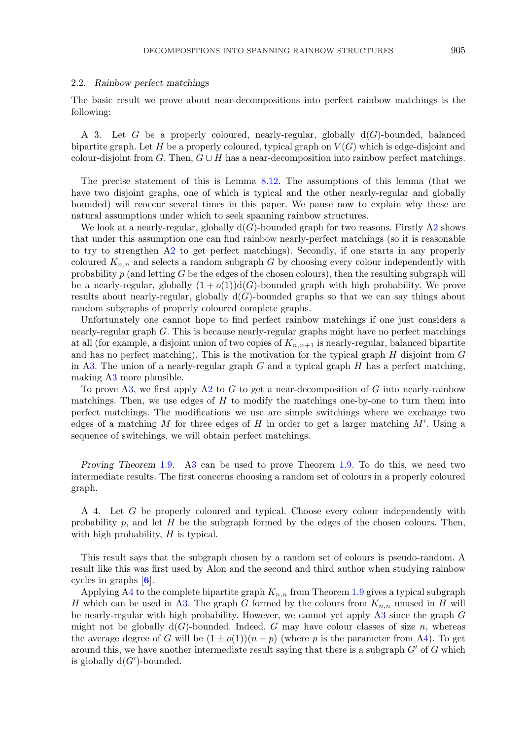### 2.2. *Rainbow perfect matchings*

The basic result we prove about near-decompositions into perfect rainbow matchings is the following:

A 3. Let $G$ be a properly coloured, nearly-regular, globally $\mathrm{d}(G)$-bounded, balanced bipartite graph. Let $H$ be a properly coloured, typical graph on $V(G)$ which is edge-disjoint and colour-disjoint from $G$. Then, $G \cup H$ has a near-decomposition into rainbow perfect matchings.

The precise statement of this is Lemma 8.12. The assumptions of this lemma (that we have two disjoint graphs, one of which is typical and the other nearly-regular and globally bounded) will reoccur several times in this paper. We pause now to explain why these are natural assumptions under which to seek spanning rainbow structures.

We look at a nearly-regular, globally $\mathrm{d}(G)$-bounded graph for two reasons. Firstly A2 shows that under this assumption one can find rainbow nearly-perfect matchings (so it is reasonable to try to strengthen A2 to get perfect matchings). Secondly, if one starts in any properly coloured $K_{n,n}$ and selects a random subgraph $G$ by choosing every colour independently with probability $p$ (and letting $G$ be the edges of the chosen colours), then the resulting subgraph will be a nearly-regular, globally $(1 + o(1))\mathrm{d}(G)$-bounded graph with high probability. We prove results about nearly-regular, globally $\mathrm{d}(G)$-bounded graphs so that we can say things about random subgraphs of properly coloured complete graphs.

Unfortunately one cannot hope to find perfect rainbow matchings if one just considers a nearly-regular graph $G$. This is because nearly-regular graphs might have no perfect matchings at all (for example, a disjoint union of two copies of $K_{n,n+1}$ is nearly-regular, balanced bipartite and has no perfect matching). This is the motivation for the typical graph $H$ disjoint from $G$ in A3. The union of a nearly-regular graph $G$ and a typical graph $H$ has a perfect matching, making A3 more plausible.

To prove A3, we first apply A2 to $G$ to get a near-decomposition of $G$ into nearly-rainbow matchings. Then, we use edges of $H$ to modify the matchings one-by-one to turn them into perfect matchings. The modifications we use are simple switchings where we exchange two edges of a matching $M$ for three edges of $H$ in order to get a larger matching $M'$. Using a sequence of switchings, we will obtain perfect matchings.

*Proving Theorem* 1.9. A3 can be used to prove Theorem 1.9. To do this, we need two intermediate results. The first concerns choosing a random set of colours in a properly coloured graph.

A 4. Let $G$ be properly coloured and typical. Choose every colour independently with probability $p$, and let $H$ be the subgraph formed by the edges of the chosen colours. Then, with high probability, $H$ is typical.

This result says that the subgraph chosen by a random set of colours is pseudo-random. A result like this was first used by Alon and the second and third author when studying rainbow cycles in graphs [**6**].

Applying A4 to the complete bipartite graph $K_{n,n}$ from Theorem 1.9 gives a typical subgraph $H$ which can be used in A3. The graph $G$ formed by the colours from $K_{n,n}$ unused in $H$ will be nearly-regular with high probability. However, we cannot yet apply A3 since the graph $G$ might not be globally $\mathrm{d}(G)$-bounded. Indeed, $G$ may have colour classes of size $n$, whereas the average degree of $G$ will be $(1 \pm o(1))(n - p)$ (where $p$ is the parameter from A4). To get around this, we have another intermediate result saying that there is a subgraph $G'$ of $G$ which is globally $\mathrm{d}(G')$-bounded.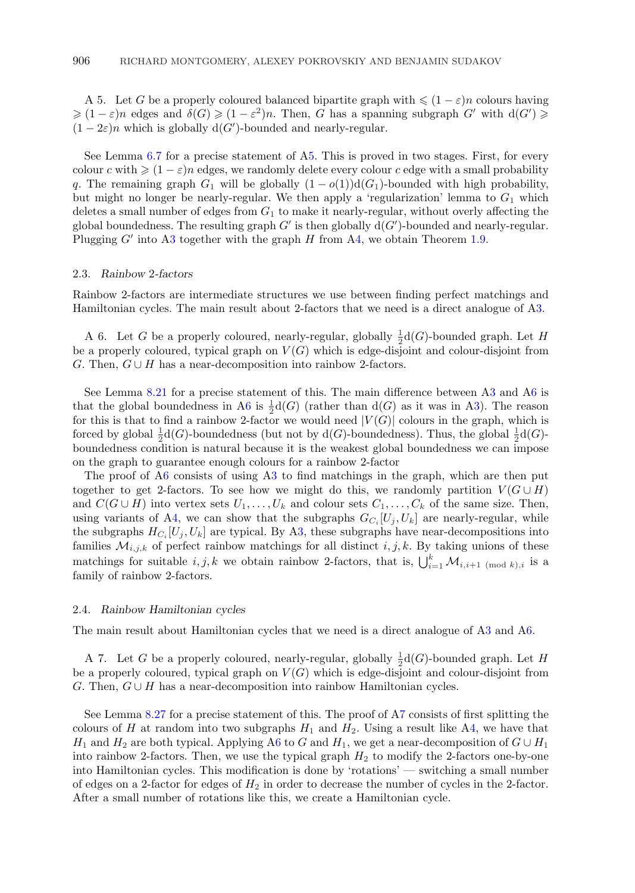A 5. Let $G$ be a properly coloured balanced bipartite graph with $\leqslant (1-\varepsilon)n$ colours having $\geqslant (1-\varepsilon)n$ edges and $\delta(G) \geqslant (1-\varepsilon^2)n$. Then, $G$ has a spanning subgraph $G'$ with $\mathrm{d}(G') \geqslant (1-2\varepsilon)n$ which is globally $\mathrm{d}(G')$-bounded and nearly-regular.

See Lemma 6.7 for a precise statement of A5. This is proved in two stages. First, for every colour $c$ with $\geqslant (1-\varepsilon)n$ edges, we randomly delete every colour $c$ edge with a small probability $q$. The remaining graph $G_1$ will be globally $(1-o(1))\mathrm{d}(G_1)$-bounded with high probability, but might no longer be nearly-regular. We then apply a 'regularization' lemma to $G_1$ which deletes a small number of edges from $G_1$ to make it nearly-regular, without overly affecting the global boundedness. The resulting graph $G'$ is then globally $\mathrm{d}(G')$-bounded and nearly-regular. Plugging $G'$ into A3 together with the graph $H$ from A4, we obtain Theorem 1.9.

### 2.3. *Rainbow 2-factors*

Rainbow 2-factors are intermediate structures we use between finding perfect matchings and Hamiltonian cycles. The main result about 2-factors that we need is a direct analogue of A3.

A 6. Let $G$ be a properly coloured, nearly-regular, globally $\frac{1}{2}\mathrm{d}(G)$-bounded graph. Let $H$ be a properly coloured, typical graph on $V(G)$ which is edge-disjoint and colour-disjoint from $G$. Then, $G \cup H$ has a near-decomposition into rainbow 2-factors.

See Lemma 8.21 for a precise statement of this. The main difference between A3 and A6 is that the global boundedness in A6 is $\frac{1}{2}\mathrm{d}(G)$ (rather than $\mathrm{d}(G)$ as it was in A3). The reason for this is that to find a rainbow 2-factor we would need $|V(G)|$ colours in the graph, which is forced by global $\frac{1}{2}\mathrm{d}(G)$-boundedness (but not by $\mathrm{d}(G)$-boundedness). Thus, the global $\frac{1}{2}\mathrm{d}(G)$-boundedness condition is natural because it is the weakest global boundedness we can impose on the graph to guarantee enough colours for a rainbow 2-factor

The proof of A6 consists of using A3 to find matchings in the graph, which are then put together to get 2-factors. To see how we might do this, we randomly partition $V(G \cup H)$ and $C(G \cup H)$ into vertex sets $U_1, \dots, U_k$ and colour sets $C_1, \dots, C_k$ of the same size. Then, using variants of A4, we can show that the subgraphs $G_{C_i}[U_j, U_k]$ are nearly-regular, while the subgraphs $H_{C_i}[U_j, U_k]$ are typical. By A3, these subgraphs have near-decompositions into families $\mathcal{M}_{i,j,k}$ of perfect rainbow matchings for all distinct $i, j, k$. By taking unions of these matchings for suitable $i, j, k$ we obtain rainbow 2-factors, that is, $\bigcup_{i=1}^{k} \mathcal{M}_{i,i+1 \pmod{k},i}$ is a family of rainbow 2-factors.

### 2.4. *Rainbow Hamiltonian cycles*

The main result about Hamiltonian cycles that we need is a direct analogue of A3 and A6.

A 7. Let $G$ be a properly coloured, nearly-regular, globally $\frac{1}{2}\mathrm{d}(G)$-bounded graph. Let $H$ be a properly coloured, typical graph on $V(G)$ which is edge-disjoint and colour-disjoint from $G$. Then, $G \cup H$ has a near-decomposition into rainbow Hamiltonian cycles.

See Lemma 8.27 for a precise statement of this. The proof of A7 consists of first splitting the colours of $H$ at random into two subgraphs $H_1$ and $H_2$. Using a result like A4, we have that $H_1$ and $H_2$ are both typical. Applying A6 to $G$ and $H_1$, we get a near-decomposition of $G \cup H_1$ into rainbow 2-factors. Then, we use the typical graph $H_2$ to modify the 2-factors one-by-one into Hamiltonian cycles. This modification is done by 'rotations' — switching a small number of edges on a 2-factor for edges of $H_2$ in order to decrease the number of cycles in the 2-factor. After a small number of rotations like this, we create a Hamiltonian cycle.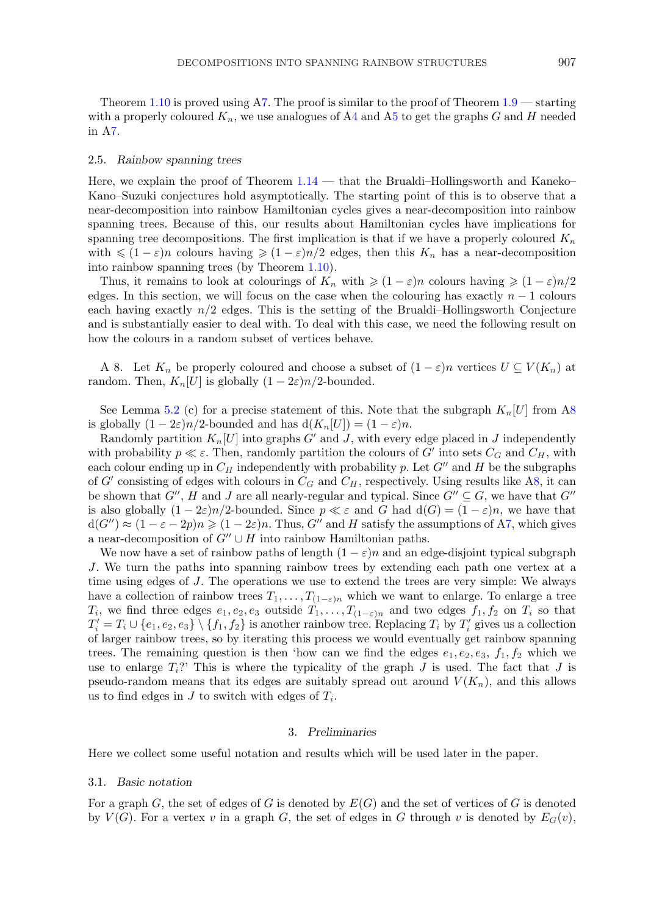Theorem 1.10 is proved using A7. The proof is similar to the proof of Theorem 1.9 — starting with a properly coloured $K_n$, we use analogues of A4 and A5 to get the graphs $G$ and $H$ needed in A7.

### 2.5. *Rainbow spanning trees*

Here, we explain the proof of Theorem 1.14 — that the Brualdi–Hollingsworth and Kaneko–Kano–Suzuki conjectures hold asymptotically. The starting point of this is to observe that a near-decomposition into rainbow Hamiltonian cycles gives a near-decomposition into rainbow spanning trees. Because of this, our results about Hamiltonian cycles have implications for spanning tree decompositions. The first implication is that if we have a properly coloured $K_n$ with $\leqslant (1-\varepsilon)n$ colours having $\geqslant (1-\varepsilon)n/2$ edges, then this $K_n$ has a near-decomposition into rainbow spanning trees (by Theorem 1.10).

Thus, it remains to look at colourings of $K_n$ with $\geqslant (1-\varepsilon)n$ colours having $\geqslant (1-\varepsilon)n/2$ edges. In this section, we will focus on the case when the colouring has exactly $n-1$ colours each having exactly $n/2$ edges. This is the setting of the Brualdi–Hollingsworth Conjecture and is substantially easier to deal with. To deal with this case, we need the following result on how the colours in a random subset of vertices behave.

A 8. Let $K_n$ be properly coloured and choose a subset of $(1-\varepsilon)n$ vertices $U \subseteq V(K_n)$ at random. Then, $K_n[U]$ is globally $(1-2\varepsilon)n/2$-bounded.

See Lemma 5.2 (c) for a precise statement of this. Note that the subgraph $K_n[U]$ from A8 is globally $(1-2\varepsilon)n/2$-bounded and has $\mathrm{d}(K_n[U]) = (1-\varepsilon)n$.

Randomly partition $K_n[U]$ into graphs $G'$ and $J$, with every edge placed in $J$ independently with probability $p \ll \varepsilon$. Then, randomly partition the colours of $G'$ into sets $C_G$ and $C_H$, with each colour ending up in $C_H$ independently with probability $p$. Let $G''$ and $H$ be the subgraphs of $G'$ consisting of edges with colours in $C_G$ and $C_H$, respectively. Using results like A8, it can be shown that $G''$, $H$ and $J$ are all nearly-regular and typical. Since $G'' \subseteq G$, we have that $G''$ is also globally $(1-2\varepsilon)n/2$-bounded. Since $p \ll \varepsilon$ and $G$ had $\mathrm{d}(G) = (1-\varepsilon)n$, we have that $\mathrm{d}(G'') \approx (1-\varepsilon-2p)n \geqslant (1-2\varepsilon)n$. Thus, $G''$ and $H$ satisfy the assumptions of A7, which gives a near-decomposition of $G'' \cup H$ into rainbow Hamiltonian paths.

We now have a set of rainbow paths of length $(1-\varepsilon)n$ and an edge-disjoint typical subgraph $J$. We turn the paths into spanning rainbow trees by extending each path one vertex at a time using edges of $J$. The operations we use to extend the trees are very simple: We always have a collection of rainbow trees $T_1, \ldots, T_{(1-\varepsilon)n}$ which we want to enlarge. To enlarge a tree $T_i$, we find three edges $e_1, e_2, e_3$ outside $T_1, \ldots, T_{(1-\varepsilon)n}$ and two edges $f_1, f_2$ on $T_i$ so that $T_i' = T_i \cup \{e_1, e_2, e_3\} \setminus \{f_1, f_2\}$ is another rainbow tree. Replacing $T_i$ by $T_i'$ gives us a collection of larger rainbow trees, so by iterating this process we would eventually get rainbow spanning trees. The remaining question is then 'how can we find the edges $e_1, e_2, e_3$, $f_1, f_2$ which we use to enlarge $T_i$?' This is where the typicality of the graph $J$ is used. The fact that $J$ is pseudo-random means that its edges are suitably spread out around $V(K_n)$, and this allows us to find edges in $J$ to switch with edges of $T_i$.

## 3. *Preliminaries*

Here we collect some useful notation and results which will be used later in the paper.

### 3.1. *Basic notation*

For a graph $G$, the set of edges of $G$ is denoted by $E(G)$ and the set of vertices of $G$ is denoted by $V(G)$. For a vertex $v$ in a graph $G$, the set of edges in $G$ through $v$ is denoted by $E_G(v)$,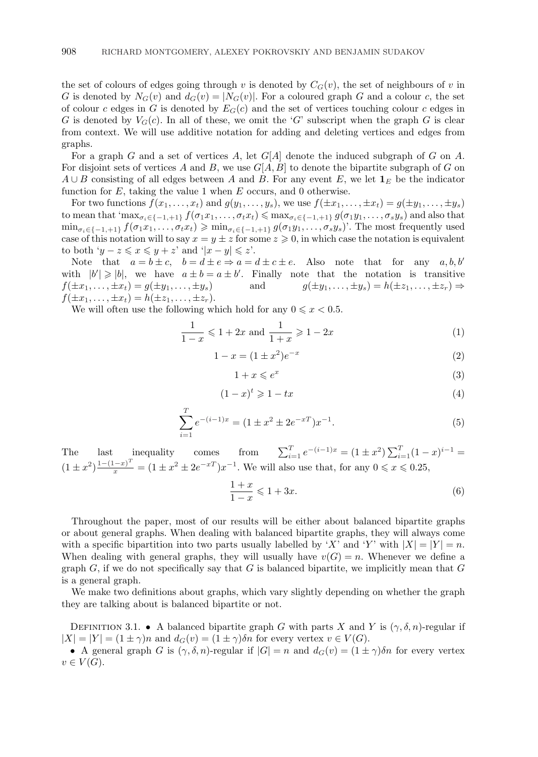the set of colours of edges going through $v$ is denoted by $C_G(v)$, the set of neighbours of $v$ in $G$ is denoted by $N_G(v)$ and $d_G(v) = |N_G(v)|$. For a coloured graph $G$ and a colour $c$, the set of colour $c$ edges in $G$ is denoted by $E_G(c)$ and the set of vertices touching colour $c$ edges in $G$ is denoted by $V_G(c)$. In all of these, we omit the '$G$' subscript when the graph $G$ is clear from context. We will use additive notation for adding and deleting vertices and edges from graphs.

For a graph $G$ and a set of vertices $A$, let $G[A]$ denote the induced subgraph of $G$ on $A$. For disjoint sets of vertices $A$ and $B$, we use $G[A, B]$ to denote the bipartite subgraph of $G$ on $A \cup B$ consisting of all edges between $A$ and $B$. For any event $E$, we let $\mathbf{1}_E$ be the indicator function for $E$, taking the value 1 when $E$ occurs, and 0 otherwise.

For two functions $f(x_1, \ldots, x_t)$ and $g(y_1, \ldots, y_s)$, we use $f(\pm x_1, \ldots, \pm x_t) = g(\pm y_1, \ldots, \pm y_s)$ to mean that '$\max_{\sigma_i \in \{-1,+1\}} f(\sigma_1 x_1, \ldots, \sigma_t x_t) \leqslant \max_{\sigma_i \in \{-1,+1\}} g(\sigma_1 y_1, \ldots, \sigma_s y_s)$ and also that $\min_{\sigma_i \in \{-1,+1\}} f(\sigma_1 x_1, \ldots, \sigma_t x_t) \geqslant \min_{\sigma_i \in \{-1,+1\}} g(\sigma_1 y_1, \ldots, \sigma_s y_s)$'. The most frequently used case of this notation will to say $x = y \pm z$ for some $z \geqslant 0$, in which case the notation is equivalent to both '$y - z \leqslant x \leqslant y + z$' and '$|x - y| \leqslant z$'.

Note that $a = b \pm c$, $b = d \pm e \Rightarrow a = d \pm c \pm e$. Also note that for any $a, b, b'$ with $|b'| \geqslant |b|$, we have $a \pm b = a \pm b'$. Finally note that the notation is transitive $f(\pm x_1, \ldots, \pm x_t) = g(\pm y_1, \ldots, \pm y_s)$ and $g(\pm y_1, \ldots, \pm y_s) = h(\pm z_1, \ldots, \pm z_r) \Rightarrow f(\pm x_1, \ldots, \pm x_t) = h(\pm z_1, \ldots, \pm z_r)$.

We will often use the following which hold for any $0 \leqslant x < 0.5$.

$$\frac{1}{1-x} \leqslant 1 + 2x \text{ and } \frac{1}{1+x} \geqslant 1 - 2x \tag{1}$$

$$1 - x = (1 \pm x^2)e^{-x} \tag{2}$$

$$1 + x \leqslant e^x \tag{3}$$

$$(1 - x)^t \geqslant 1 - tx \tag{4}$$

$$\sum_{i=1}^{T} e^{-(i-1)x} = (1 \pm x^2 \pm 2e^{-xT})x^{-1}. \tag{5}$$

The last inequality comes from $\sum_{i=1}^{T} e^{-(i-1)x} = (1 \pm x^2) \sum_{i=1}^{T} (1-x)^{i-1} = (1 \pm x^2) \frac{1-(1-x)^T}{x} = (1 \pm x^2 \pm 2e^{-xT})x^{-1}$. We will also use that, for any $0 \leqslant x \leqslant 0.25$,

$$\frac{1+x}{1-x} \leqslant 1 + 3x. \tag{6}$$

Throughout the paper, most of our results will be either about balanced bipartite graphs or about general graphs. When dealing with balanced bipartite graphs, they will always come with a specific bipartition into two parts usually labelled by '$X$' and '$Y$' with $|X| = |Y| = n$. When dealing with general graphs, they will usually have $v(G) = n$. Whenever we define a graph $G$, if we do not specifically say that $G$ is balanced bipartite, we implicitly mean that $G$ is a general graph.

We make two definitions about graphs, which vary slightly depending on whether the graph they are talking about is balanced bipartite or not.

Definition 3.1. • A balanced bipartite graph $G$ with parts $X$ and $Y$ is $(\gamma, \delta, n)$-regular if $|X| = |Y| = (1 \pm \gamma)n$ and $d_G(v) = (1 \pm \gamma)\delta n$ for every vertex $v \in V(G)$.

• A general graph $G$ is $(\gamma, \delta, n)$-regular if $|G| = n$ and $d_G(v) = (1 \pm \gamma)\delta n$ for every vertex $v \in V(G)$.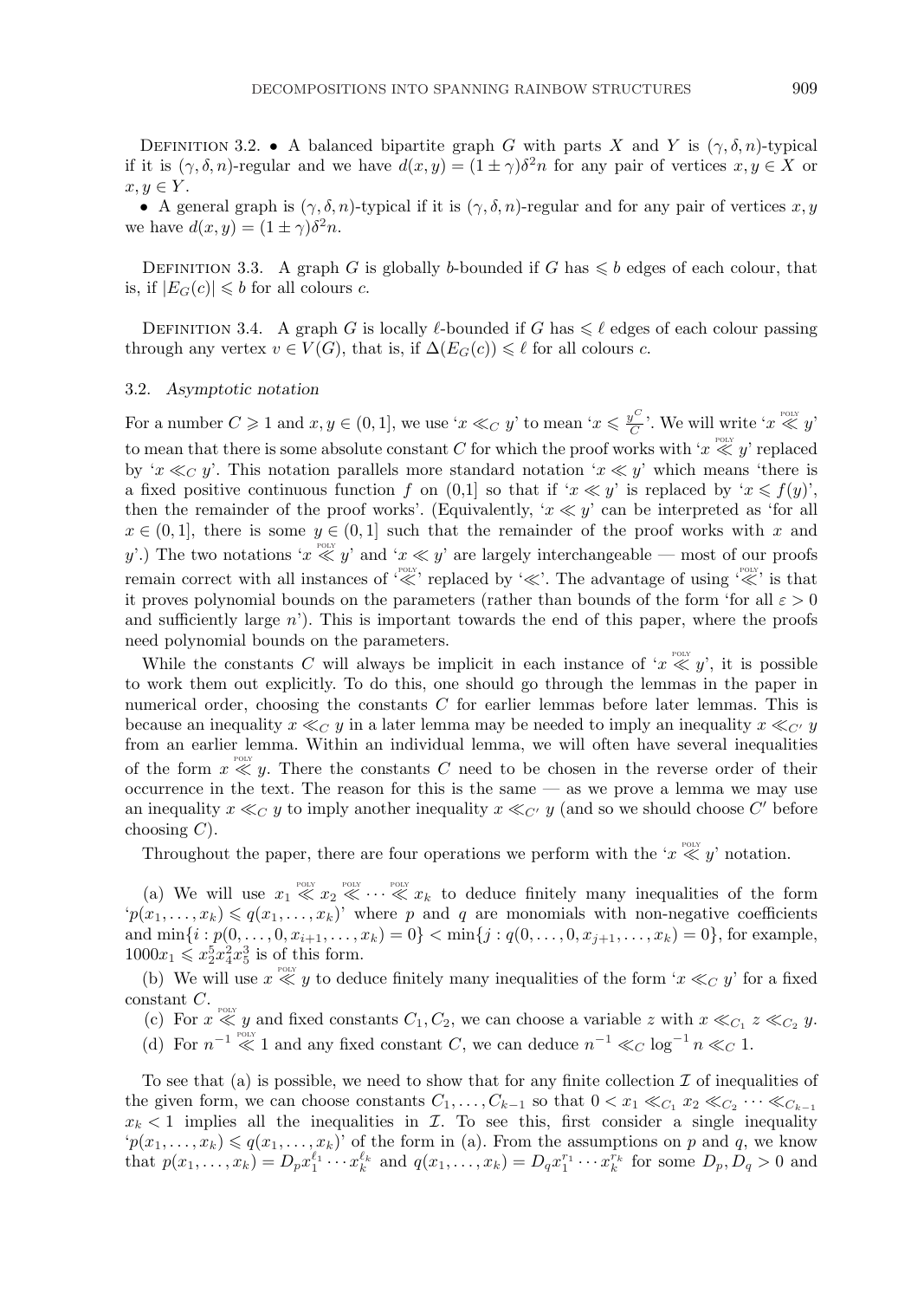DEFINITION 3.2. • A balanced bipartite graph $G$ with parts $X$ and $Y$ is $(\gamma, \delta, n)$-typical if it is $(\gamma, \delta, n)$-regular and we have $d(x, y) = (1 \pm \gamma)\delta^2 n$ for any pair of vertices $x, y \in X$ or $x, y \in Y$.

• A general graph is $(\gamma, \delta, n)$-typical if it is $(\gamma, \delta, n)$-regular and for any pair of vertices $x, y$ we have $d(x, y) = (1 \pm \gamma)\delta^2 n$.

DEFINITION 3.3. A graph $G$ is globally $b$-bounded if $G$ has $\leqslant b$ edges of each colour, that is, if $|E_G(c)| \leqslant b$ for all colours $c$.

DEFINITION 3.4. A graph $G$ is locally $\ell$-bounded if $G$ has $\leqslant \ell$ edges of each colour passing through any vertex $v \in V(G)$, that is, if $\Delta(E_G(c)) \leqslant \ell$ for all colours $c$.

### 3.2. *Asymptotic notation*

For a number $C \geqslant 1$ and $x, y \in (0, 1]$, we use '$x \ll_C y$' to mean '$x \leqslant \frac{y^C}{C}$'. We will write '$x \overset{\text{POLY}}{\ll} y$' to mean that there is some absolute constant $C$ for which the proof works with '$x \overset{\text{POLY}}{\ll} y$' replaced by '$x \ll_C y$'. This notation parallels more standard notation '$x \ll y$' which means 'there is a fixed positive continuous function $f$ on (0,1] so that if '$x \ll y$' is replaced by '$x \leqslant f(y)$', then the remainder of the proof works'. (Equivalently, '$x \ll y$' can be interpreted as 'for all $x \in (0, 1]$, there is some $y \in (0, 1]$ such that the remainder of the proof works with $x$ and $y$'.) The two notations '$x \overset{\text{POLY}}{\ll} y$' and '$x \ll y$' are largely interchangeable — most of our proofs remain correct with all instances of '$\overset{\text{POLY}}{\ll}$' replaced by '$\ll$'. The advantage of using '$\overset{\text{POLY}}{\ll}$' is that it proves polynomial bounds on the parameters (rather than bounds of the form 'for all $\varepsilon > 0$ and sufficiently large $n$'). This is important towards the end of this paper, where the proofs need polynomial bounds on the parameters.

While the constants $C$ will always be implicit in each instance of '$x \overset{\text{POLY}}{\ll} y$', it is possible to work them out explicitly. To do this, one should go through the lemmas in the paper in numerical order, choosing the constants $C$ for earlier lemmas before later lemmas. This is because an inequality $x \ll_C y$ in a later lemma may be needed to imply an inequality $x \ll_{C'} y$ from an earlier lemma. Within an individual lemma, we will often have several inequalities of the form $x \overset{\text{POLY}}{\ll} y$. There the constants $C$ need to be chosen in the reverse order of their occurrence in the text. The reason for this is the same — as we prove a lemma we may use an inequality $x \ll_C y$ to imply another inequality $x \ll_{C'} y$ (and so we should choose $C'$ before choosing $C$).

Throughout the paper, there are four operations we perform with the '$x \overset{\text{POLY}}{\ll} y$' notation.

(a) We will use $x_1 \overset{\text{POLY}}{\ll} x_2 \overset{\text{POLY}}{\ll} \cdots \overset{\text{POLY}}{\ll} x_k$ to deduce finitely many inequalities of the form '$p(x_1, \ldots, x_k) \leqslant q(x_1, \ldots, x_k)$' where $p$ and $q$ are monomials with non-negative coefficients and $\min\{i : p(0, \ldots, 0, x_{i+1}, \ldots, x_k) = 0\} < \min\{j : q(0, \ldots, 0, x_{j+1}, \ldots, x_k) = 0\}$, for example, $1000x_1 \leqslant x_2^5 x_4^2 x_5^3$ is of this form.

(b) We will use $x \overset{\text{POLY}}{\ll} y$ to deduce finitely many inequalities of the form '$x \ll_C y$' for a fixed constant $C$.

(c) For $x \overset{\text{POLY}}{\ll} y$ and fixed constants $C_1, C_2$, we can choose a variable $z$ with $x \ll_{C_1} z \ll_{C_2} y$.

(d) For $n^{-1} \overset{\text{POLY}}{\ll} 1$ and any fixed constant $C$, we can deduce $n^{-1} \ll_C \log^{-1} n \ll_C 1$.

To see that (a) is possible, we need to show that for any finite collection $\mathcal{I}$ of inequalities of the given form, we can choose constants $C_1, \ldots, C_{k-1}$ so that $0 < x_1 \ll_{C_1} x_2 \ll_{C_2} \cdots \ll_{C_{k-1}} x_k < 1$ implies all the inequalities in $\mathcal{I}$. To see this, first consider a single inequality '$p(x_1, \ldots, x_k) \leqslant q(x_1, \ldots, x_k)$' of the form in (a). From the assumptions on $p$ and $q$, we know that $p(x_1, \ldots, x_k) = D_p x_1^{\ell_1} \cdots x_k^{\ell_k}$ and $q(x_1, \ldots, x_k) = D_q x_1^{r_1} \cdots x_k^{r_k}$ for some $D_p, D_q > 0$ and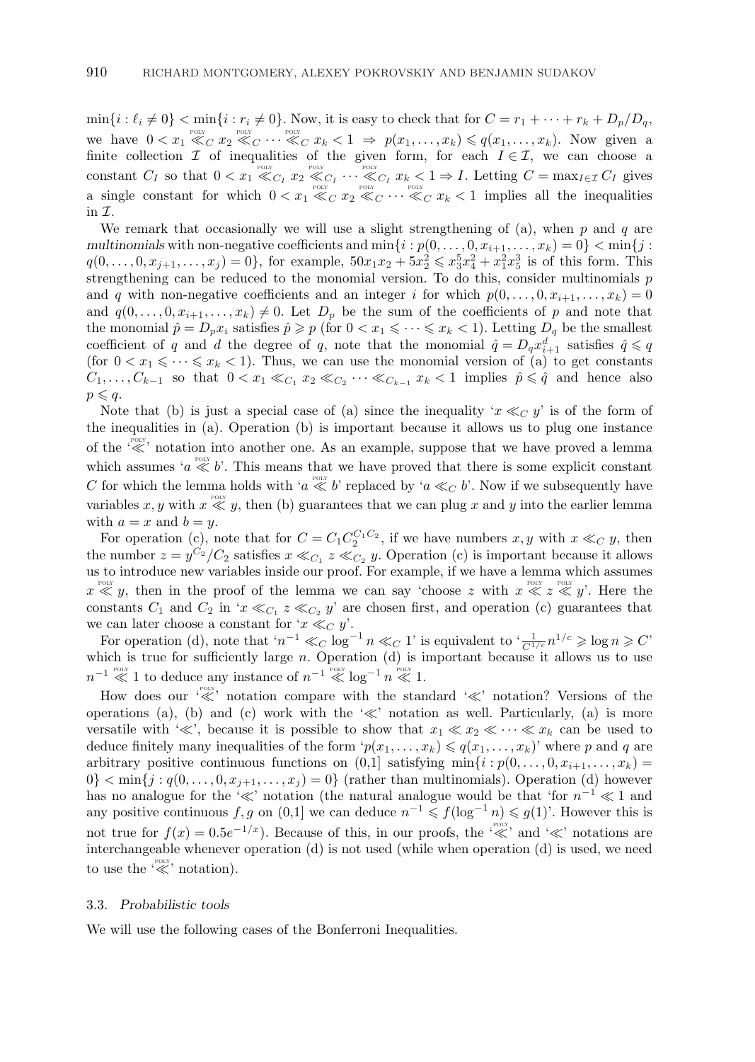$\min\{i : \ell_i \neq 0\} < \min\{i : r_i \neq 0\}$. Now, it is easy to check that for $C = r_1 + \cdots + r_k + D_p/D_q$, we have $0 < x_1 \overset{\text{POLY}}{\ll}_C x_2 \overset{\text{POLY}}{\ll}_C \cdots \overset{\text{POLY}}{\ll}_C x_k < 1 \Rightarrow p(x_1, \ldots, x_k) \leqslant q(x_1, \ldots, x_k)$. Now given a finite collection $\mathcal{I}$ of inequalities of the given form, for each $I \in \mathcal{I}$, we can choose a constant $C_I$ so that $0 < x_1 \overset{\text{POLY}}{\ll}_{C_I} x_2 \overset{\text{POLY}}{\ll}_{C_I} \cdots \overset{\text{POLY}}{\ll}_{C_I} x_k < 1 \Rightarrow I$. Letting $C = \max_{I \in \mathcal{I}} C_I$ gives a single constant for which $0 < x_1 \overset{\text{POLY}}{\ll}_C x_2 \overset{\text{POLY}}{\ll}_C \cdots \overset{\text{POLY}}{\ll}_C x_k < 1$ implies all the inequalities in $\mathcal{I}$.

We remark that occasionally we will use a slight strengthening of (a), when $p$ and $q$ are *multinomials* with non-negative coefficients and $\min\{i : p(0, \ldots, 0, x_{i+1}, \ldots, x_k) = 0\} < \min\{j : q(0, \ldots, 0, x_{j+1}, \ldots, x_j) = 0\}$, for example, $50x_1x_2 + 5x_2^2 \leqslant x_3^5x_4^2 + x_1^2x_5^3$ is of this form. This strengthening can be reduced to the monomial version. To do this, consider multinomials $p$ and $q$ with non-negative coefficients and an integer $i$ for which $p(0, \ldots, 0, x_{i+1}, \ldots, x_k) = 0$ and $q(0, \ldots, 0, x_{i+1}, \ldots, x_k) \neq 0$. Let $D_p$ be the sum of the coefficients of $p$ and note that the monomial $\hat{p} = D_p x_i$ satisfies $\hat{p} \geqslant p$ (for $0 < x_1 \leqslant \cdots \leqslant x_k < 1$). Letting $D_q$ be the smallest coefficient of $q$ and $d$ the degree of $q$, note that the monomial $\hat{q} = D_q x_{i+1}^d$ satisfies $\hat{q} \leqslant q$ (for $0 < x_1 \leqslant \cdots \leqslant x_k < 1$). Thus, we can use the monomial version of (a) to get constants $C_1, \ldots, C_{k-1}$ so that $0 < x_1 \ll_{C_1} x_2 \ll_{C_2} \cdots \ll_{C_{k-1}} x_k < 1$ implies $\hat{p} \leqslant \hat{q}$ and hence also $p \leqslant q$.

Note that (b) is just a special case of (a) since the inequality '$x \ll_C y$' is of the form of the inequalities in (a). Operation (b) is important because it allows us to plug one instance of the '$\overset{\text{POLY}}{\ll}$' notation into another one. As an example, suppose that we have proved a lemma which assumes '$a \overset{\text{POLY}}{\ll} b$'. This means that we have proved that there is some explicit constant $C$ for which the lemma holds with '$a \overset{\text{POLY}}{\ll} b$' replaced by '$a \ll_C b$'. Now if we subsequently have variables $x, y$ with $x \overset{\text{POLY}}{\ll} y$, then (b) guarantees that we can plug $x$ and $y$ into the earlier lemma with $a = x$ and $b = y$.

For operation (c), note that for $C = C_1 C_2^{C_1 C_2}$, if we have numbers $x, y$ with $x \ll_C y$, then the number $z = y^{C_2}/C_2$ satisfies $x \ll_{C_1} z \ll_{C_2} y$. Operation (c) is important because it allows us to introduce new variables inside our proof. For example, if we have a lemma which assumes $x \overset{\text{POLY}}{\ll} y$, then in the proof of the lemma we can say 'choose $z$ with $x \overset{\text{POLY}}{\ll} z \overset{\text{POLY}}{\ll} y$'. Here the constants $C_1$ and $C_2$ in '$x \ll_{C_1} z \ll_{C_2} y$' are chosen first, and operation (c) guarantees that we can later choose a constant for '$x \ll_C y$'.

For operation (d), note that '$n^{-1} \ll_C \log^{-1} n \ll_C 1$' is equivalent to '$\frac{1}{C^{1/c}} n^{1/c} \geqslant \log n \geqslant C$' which is true for sufficiently large $n$. Operation (d) is important because it allows us to use $n^{-1} \overset{\text{POLY}}{\ll} 1$ to deduce any instance of $n^{-1} \overset{\text{POLY}}{\ll} \log^{-1} n \overset{\text{POLY}}{\ll} 1$.

How does our '$\overset{\text{POLY}}{\ll}$' notation compare with the standard '$\ll$' notation? Versions of the operations (a), (b) and (c) work with the '$\ll$' notation as well. Particularly, (a) is more versatile with '$\ll$', because it is possible to show that $x_1 \ll x_2 \ll \cdots \ll x_k$ can be used to deduce finitely many inequalities of the form '$p(x_1, \ldots, x_k) \leqslant q(x_1, \ldots, x_k)$' where $p$ and $q$ are arbitrary positive continuous functions on $(0,1]$ satisfying $\min\{i : p(0, \ldots, 0, x_{i+1}, \ldots, x_k) = 0\} < \min\{j : q(0, \ldots, 0, x_{j+1}, \ldots, x_j) = 0\}$ (rather than multinomials). Operation (d) however has no analogue for the '$\ll$' notation (the natural analogue would be that 'for $n^{-1} \ll 1$ and any positive continuous $f, g$ on $(0,1]$ we can deduce $n^{-1} \leqslant f(\log^{-1} n) \leqslant g(1)$'. However this is not true for $f(x) = 0.5e^{-1/x}$). Because of this, in our proofs, the '$\overset{\text{POLY}}{\ll}$' and '$\ll$' notations are interchangeable whenever operation (d) is not used (while when operation (d) is used, we need to use the '$\overset{\text{POLY}}{\ll}$' notation).

### 3.3. *Probabilistic tools*

We will use the following cases of the Bonferroni Inequalities.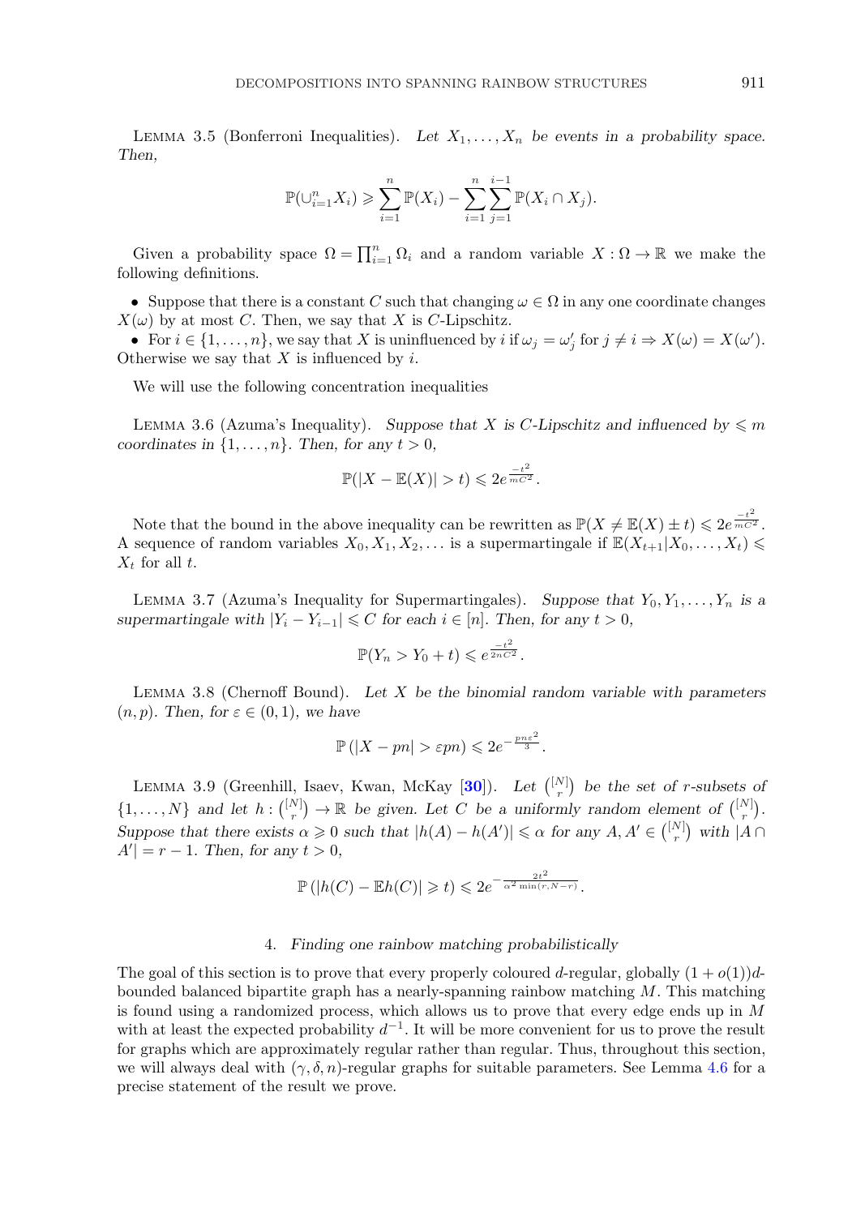Lemma 3.5 (Bonferroni Inequalities). *Let $X_1, \dots, X_n$ be events in a probability space. Then,*

$$\mathbb{P}(\cup_{i=1}^n X_i) \geqslant \sum_{i=1}^n \mathbb{P}(X_i) - \sum_{i=1}^n \sum_{j=1}^{i-1} \mathbb{P}(X_i \cap X_j).$$

Given a probability space $\Omega = \prod_{i=1}^n \Omega_i$ and a random variable $X : \Omega \to \mathbb{R}$ we make the following definitions.

- Suppose that there is a constant $C$ such that changing $\omega \in \Omega$ in any one coordinate changes $X(\omega)$ by at most $C$. Then, we say that $X$ is $C$-Lipschitz.
- For $i \in \{1, \dots, n\}$, we say that $X$ is uninfluenced by $i$ if $\omega_j = \omega'_j$ for $j \neq i \Rightarrow X(\omega) = X(\omega')$. Otherwise we say that $X$ is influenced by $i$.

We will use the following concentration inequalities

Lemma 3.6 (Azuma's Inequality). *Suppose that $X$ is $C$-Lipschitz and influenced by $\leqslant m$ coordinates in $\{1, \dots, n\}$. Then, for any $t > 0$,*

$$\mathbb{P}(|X - \mathbb{E}(X)| > t) \leqslant 2e^{\frac{-t^2}{mC^2}}.$$

Note that the bound in the above inequality can be rewritten as $\mathbb{P}(X \neq \mathbb{E}(X) \pm t) \leqslant 2e^{\frac{-t^2}{mC^2}}$. A sequence of random variables $X_0, X_1, X_2, \dots$ is a supermartingale if $\mathbb{E}(X_{t+1} | X_0, \dots, X_t) \leqslant X_t$ for all $t$.

Lemma 3.7 (Azuma's Inequality for Supermartingales). *Suppose that $Y_0, Y_1, \dots, Y_n$ is a supermartingale with $|Y_i - Y_{i-1}| \leqslant C$ for each $i \in [n]$. Then, for any $t > 0$,*

$$\mathbb{P}(Y_n > Y_0 + t) \leqslant e^{\frac{-t^2}{2nC^2}}.$$

Lemma 3.8 (Chernoff Bound). *Let $X$ be the binomial random variable with parameters $(n, p)$. Then, for $\varepsilon \in (0, 1)$, we have*

$$\mathbb{P}(|X - pn| > \varepsilon pn) \leqslant 2e^{-\frac{pn\varepsilon^2}{3}}.$$

Lemma 3.9 (Greenhill, Isaev, Kwan, McKay [30]). *Let $\binom{[N]}{r}$ be the set of $r$-subsets of $\{1, \dots, N\}$ and let $h : \binom{[N]}{r} \to \mathbb{R}$ be given. Let $C$ be a uniformly random element of $\binom{[N]}{r}$. Suppose that there exists $\alpha \geqslant 0$ such that $|h(A) - h(A')| \leqslant \alpha$ for any $A, A' \in \binom{[N]}{r}$ with $|A \cap A'| = r - 1$. Then, for any $t > 0$,*

$$\mathbb{P}(|h(C) - \mathbb{E}h(C)| \geqslant t) \leqslant 2e^{-\frac{2t^2}{\alpha^2 \min(r, N-r)}}.$$

## 4. *Finding one rainbow matching probabilistically*

The goal of this section is to prove that every properly coloured $d$-regular, globally $(1 + o(1))d$-bounded balanced bipartite graph has a nearly-spanning rainbow matching $M$. This matching is found using a randomized process, which allows us to prove that every edge ends up in $M$ with at least the expected probability $d^{-1}$. It will be more convenient for us to prove the result for graphs which are approximately regular rather than regular. Thus, throughout this section, we will always deal with $(\gamma, \delta, n)$-regular graphs for suitable parameters. See Lemma 4.6 for a precise statement of the result we prove.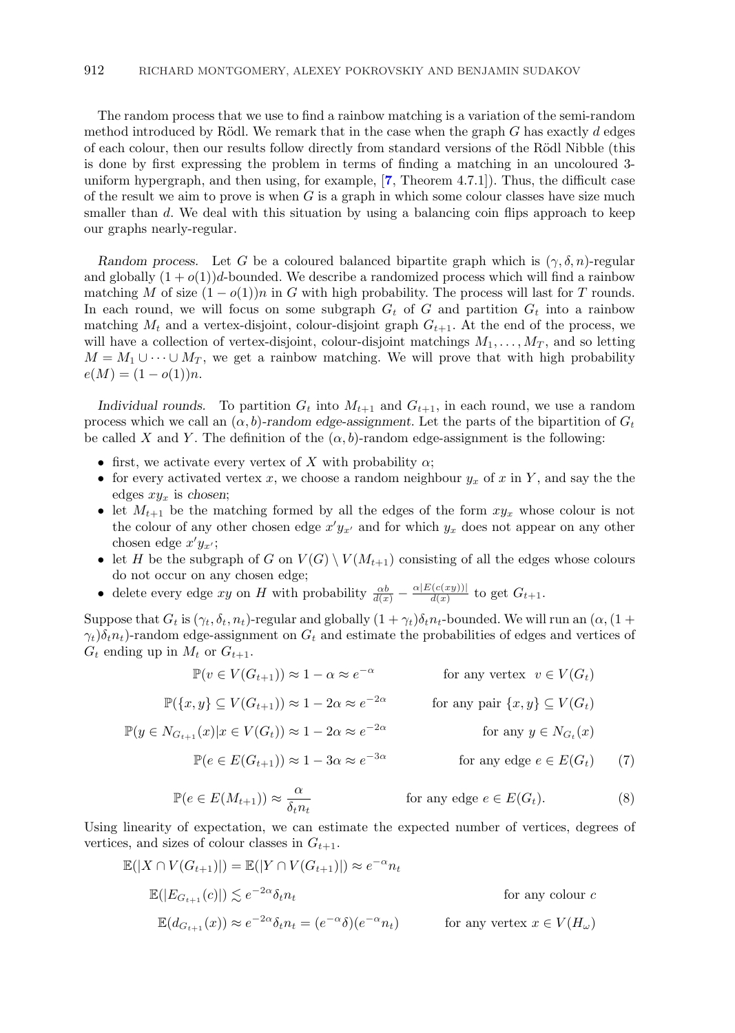The random process that we use to find a rainbow matching is a variation of the semi-random method introduced by Rödl. We remark that in the case when the graph $G$ has exactly $d$ edges of each colour, then our results follow directly from standard versions of the Rödl Nibble (this is done by first expressing the problem in terms of finding a matching in an uncoloured 3-uniform hypergraph, and then using, for example, [7, Theorem 4.7.1]). Thus, the difficult case of the result we aim to prove is when $G$ is a graph in which some colour classes have size much smaller than $d$. We deal with this situation by using a balancing coin flips approach to keep our graphs nearly-regular.

*Random process.* Let $G$ be a coloured balanced bipartite graph which is $(\gamma, \delta, n)$-regular and globally $(1 + o(1))d$-bounded. We describe a randomized process which will find a rainbow matching $M$ of size $(1 - o(1))n$ in $G$ with high probability. The process will last for $T$ rounds. In each round, we will focus on some subgraph $G_t$ of $G$ and partition $G_t$ into a rainbow matching $M_t$ and a vertex-disjoint, colour-disjoint graph $G_{t+1}$. At the end of the process, we will have a collection of vertex-disjoint, colour-disjoint matchings $M_1, \ldots, M_T$, and so letting $M = M_1 \cup \cdots \cup M_T$, we get a rainbow matching. We will prove that with high probability $e(M) = (1 - o(1))n$.

*Individual rounds.* To partition $G_t$ into $M_{t+1}$ and $G_{t+1}$, in each round, we use a random process which we call an $(\alpha, b)$-*random edge-assignment*. Let the parts of the bipartition of $G_t$ be called $X$ and $Y$. The definition of the $(\alpha, b)$-random edge-assignment is the following:

- first, we activate every vertex of $X$ with probability $\alpha$;
- for every activated vertex $x$, we choose a random neighbour $y_x$ of $x$ in $Y$, and say the the edges $xy_x$ is *chosen*;
- let $M_{t+1}$ be the matching formed by all the edges of the form $xy_x$ whose colour is not the colour of any other chosen edge $x'y_{x'}$ and for which $y_x$ does not appear on any other chosen edge $x'y_{x'}$;
- let $H$ be the subgraph of $G$ on $V(G) \setminus V(M_{t+1})$ consisting of all the edges whose colours do not occur on any chosen edge;
- delete every edge $xy$ on $H$ with probability $\frac{\alpha b}{d(x)} - \frac{\alpha |E(c(xy))|}{d(x)}$ to get $G_{t+1}$.

Suppose that $G_t$ is $(\gamma_t, \delta_t, n_t)$-regular and globally $(1 + \gamma_t)\delta_t n_t$-bounded. We will run an $(\alpha, (1 + \gamma_t)\delta_t n_t)$-random edge-assignment on $G_t$ and estimate the probabilities of edges and vertices of $G_t$ ending up in $M_t$ or $G_{t+1}$.

$$\mathbb{P}(v \in V(G_{t+1})) \approx 1 - \alpha \approx e^{-\alpha} \qquad \text{for any vertex } v \in V(G_t)$$

$$\mathbb{P}(\{x, y\} \subseteq V(G_{t+1})) \approx 1 - 2\alpha \approx e^{-2\alpha} \qquad \text{for any pair } \{x, y\} \subseteq V(G_t)$$

$$\mathbb{P}(y \in N_{G_{t+1}}(x) | x \in V(G_t)) \approx 1 - 2\alpha \approx e^{-2\alpha} \qquad \text{for any } y \in N_{G_t}(x)$$

$$\mathbb{P}(e \in E(G_{t+1})) \approx 1 - 3\alpha \approx e^{-3\alpha} \qquad \text{for any edge } e \in E(G_t) \tag{7}$$

$$\mathbb{P}(e \in E(M_{t+1})) \approx \frac{\alpha}{\delta_t n_t} \qquad \text{for any edge } e \in E(G_t). \tag{8}$$

Using linearity of expectation, we can estimate the expected number of vertices, degrees of vertices, and sizes of colour classes in $G_{t+1}$.

$$\mathbb{E}(|X \cap V(G_{t+1})|) = \mathbb{E}(|Y \cap V(G_{t+1})|) \approx e^{-\alpha} n_t$$

$$\mathbb{E}(|E_{G_{t+1}}(c)|) \lesssim e^{-2\alpha} \delta_t n_t \qquad \text{for any colour } c$$

$$\mathbb{E}(d_{G_{t+1}}(x)) \approx e^{-2\alpha} \delta_t n_t = (e^{-\alpha}\delta)(e^{-\alpha} n_t) \qquad \text{for any vertex } x \in V(H_\omega)$$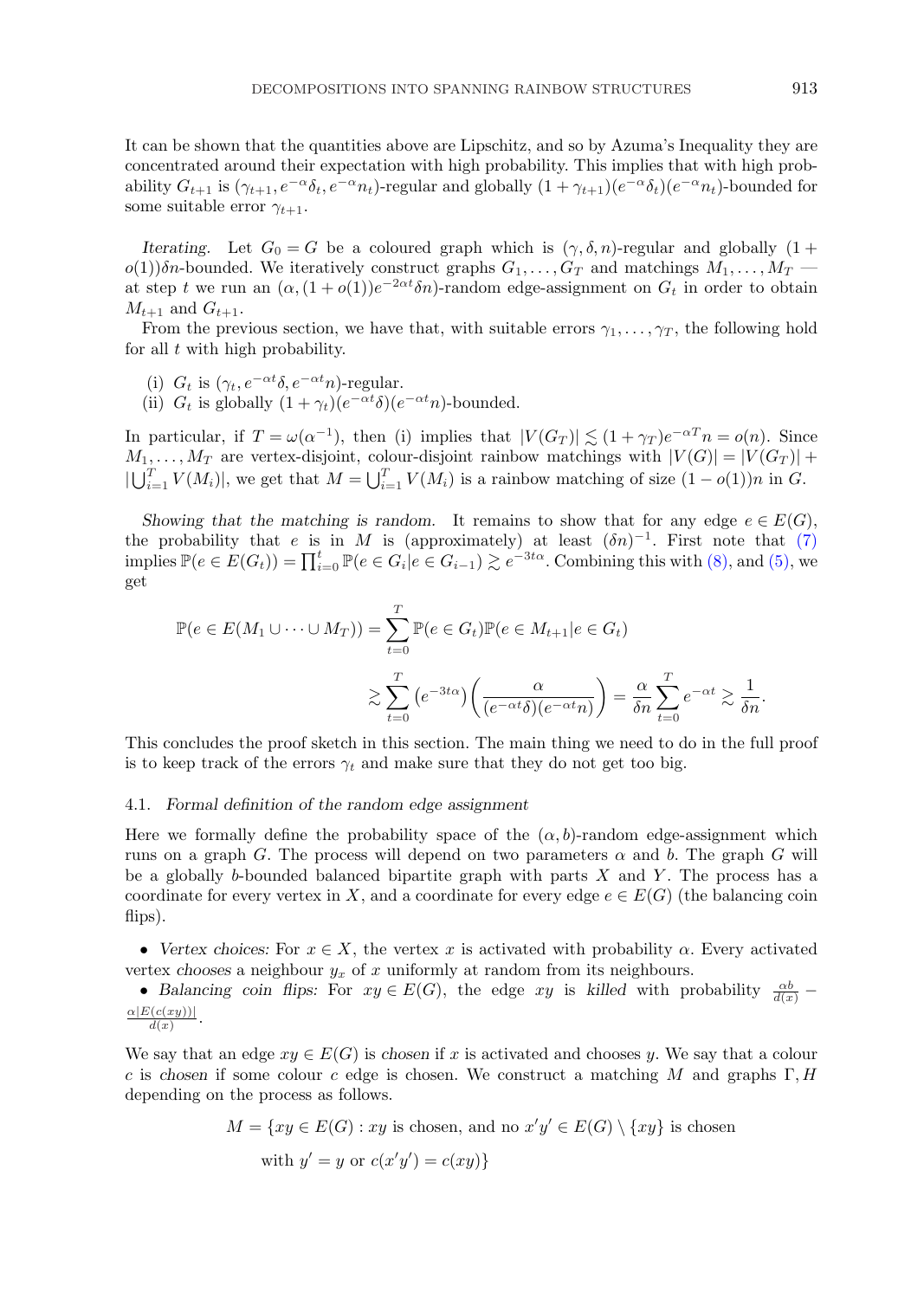It can be shown that the quantities above are Lipschitz, and so by Azuma's Inequality they are concentrated around their expectation with high probability. This implies that with high probability $G_{t+1}$ is $(\gamma_{t+1}, e^{-\alpha}\delta_t, e^{-\alpha}n_t)$-regular and globally $(1+\gamma_{t+1})(e^{-\alpha}\delta_t)(e^{-\alpha}n_t)$-bounded for some suitable error $\gamma_{t+1}$.

*Iterating.* Let $G_0 = G$ be a coloured graph which is $(\gamma, \delta, n)$-regular and globally $(1+o(1))\delta n$-bounded. We iteratively construct graphs $G_1, \dots, G_T$ and matchings $M_1, \dots, M_T$ — at step $t$ we run an $(\alpha, (1+o(1))e^{-2\alpha t}\delta n)$-random edge-assignment on $G_t$ in order to obtain $M_{t+1}$ and $G_{t+1}$.

From the previous section, we have that, with suitable errors $\gamma_1, \dots, \gamma_T$, the following hold for all $t$ with high probability.

(i) $G_t$ is $(\gamma_t, e^{-\alpha t}\delta, e^{-\alpha t}n)$-regular.
(ii) $G_t$ is globally $(1+\gamma_t)(e^{-\alpha t}\delta)(e^{-\alpha t}n)$-bounded.

In particular, if $T = \omega(\alpha^{-1})$, then (i) implies that $|V(G_T)| \lesssim (1+\gamma_T)e^{-\alpha T}n = o(n)$. Since $M_1, \dots, M_T$ are vertex-disjoint, colour-disjoint rainbow matchings with $|V(G)| = |V(G_T)| + |\bigcup_{i=1}^T V(M_i)|$, we get that $M = \bigcup_{i=1}^T V(M_i)$ is a rainbow matching of size $(1-o(1))n$ in $G$.

*Showing that the matching is random.* It remains to show that for any edge $e \in E(G)$, the probability that $e$ is in $M$ is (approximately) at least $(\delta n)^{-1}$. First note that (7) implies $\mathbb{P}(e \in E(G_t)) = \prod_{i=0}^t \mathbb{P}(e \in G_i | e \in G_{i-1}) \gtrsim e^{-3t\alpha}$. Combining this with (8), and (5), we get

$$\mathbb{P}(e \in E(M_1 \cup \dots \cup M_T)) = \sum_{t=0}^T \mathbb{P}(e \in G_t)\mathbb{P}(e \in M_{t+1} | e \in G_t)$$

$$\gtrsim \sum_{t=0}^T \left(e^{-3t\alpha}\right)\left(\frac{\alpha}{(e^{-\alpha t}\delta)(e^{-\alpha t}n)}\right) = \frac{\alpha}{\delta n}\sum_{t=0}^T e^{-\alpha t} \gtrsim \frac{1}{\delta n}.$$

This concludes the proof sketch in this section. The main thing we need to do in the full proof is to keep track of the errors $\gamma_t$ and make sure that they do not get too big.

### 4.1. *Formal definition of the random edge assignment*

Here we formally define the probability space of the $(\alpha, b)$-random edge-assignment which runs on a graph $G$. The process will depend on two parameters $\alpha$ and $b$. The graph $G$ will be a globally $b$-bounded balanced bipartite graph with parts $X$ and $Y$. The process has a coordinate for every vertex in $X$, and a coordinate for every edge $e \in E(G)$ (the balancing coin flips).

- *Vertex choices:* For $x \in X$, the vertex $x$ is activated with probability $\alpha$. Every activated vertex *chooses* a neighbour $y_x$ of $x$ uniformly at random from its neighbours.
- *Balancing coin flips:* For $xy \in E(G)$, the edge $xy$ is *killed* with probability $\frac{\alpha b}{d(x)} - \frac{\alpha |E(c(xy))|}{d(x)}$.

We say that an edge $xy \in E(G)$ is *chosen* if $x$ is activated and chooses $y$. We say that a colour $c$ is *chosen* if some colour $c$ edge is chosen. We construct a matching $M$ and graphs $\Gamma, H$ depending on the process as follows.

$$M = \{xy \in E(G) : xy \text{ is chosen, and no } x'y' \in E(G) \setminus \{xy\} \text{ is chosen}$$
$$\text{with } y' = y \text{ or } c(x'y') = c(xy)\}$$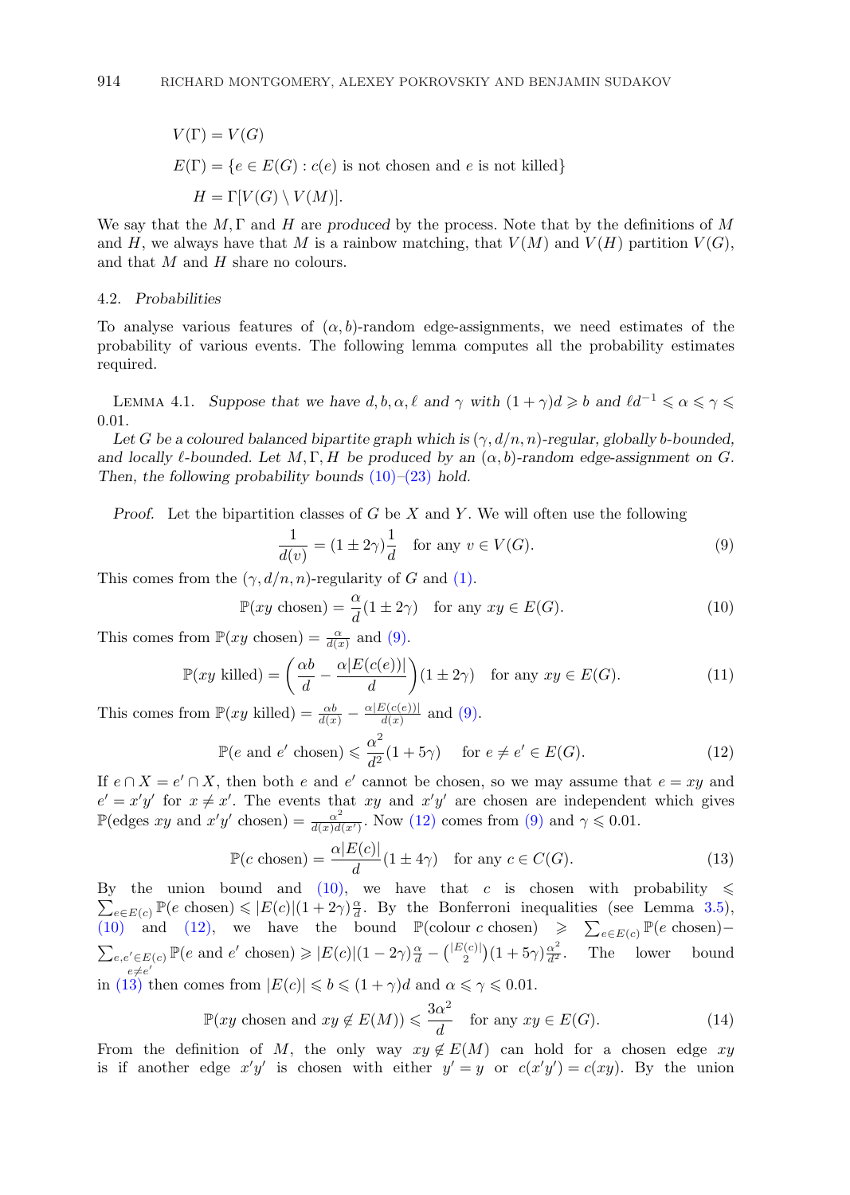$$V(\Gamma) = V(G)$$

$$E(\Gamma) = \{e \in E(G) : c(e) \text{ is not chosen and } e \text{ is not killed}\}$$

$$H = \Gamma[V(G) \setminus V(M)].$$

We say that the $M, \Gamma$ and $H$ are *produced* by the process. Note that by the definitions of $M$ and $H$, we always have that $M$ is a rainbow matching, that $V(M)$ and $V(H)$ partition $V(G)$, and that $M$ and $H$ share no colours.

### 4.2. *Probabilities*

To analyse various features of $(\alpha, b)$-random edge-assignments, we need estimates of the probability of various events. The following lemma computes all the probability estimates required.

LEMMA 4.1. *Suppose that we have $d, b, \alpha, \ell$ and $\gamma$ with $(1+\gamma)d \geqslant b$ and $\ell d^{-1} \leqslant \alpha \leqslant \gamma \leqslant 0.01$.*

*Let $G$ be a coloured balanced bipartite graph which is $(\gamma, d/n, n)$-regular, globally $b$-bounded, and locally $\ell$-bounded. Let $M, \Gamma, H$ be produced by an $(\alpha, b)$-random edge-assignment on $G$. Then, the following probability bounds (10)–(23) hold.*

*Proof.* Let the bipartition classes of $G$ be $X$ and $Y$. We will often use the following

$$\frac{1}{d(v)} = (1 \pm 2\gamma)\frac{1}{d} \quad \text{for any } v \in V(G). \tag{9}$$

This comes from the $(\gamma, d/n, n)$-regularity of $G$ and (1).

$$\mathbb{P}(xy \text{ chosen}) = \frac{\alpha}{d}(1 \pm 2\gamma) \quad \text{for any } xy \in E(G). \tag{10}$$

This comes from $\mathbb{P}(xy \text{ chosen}) = \frac{\alpha}{d(x)}$ and (9).

$$\mathbb{P}(xy \text{ killed}) = \left(\frac{\alpha b}{d} - \frac{\alpha |E(c(e))|}{d}\right)(1 \pm 2\gamma) \quad \text{for any } xy \in E(G). \tag{11}$$

This comes from $\mathbb{P}(xy \text{ killed}) = \frac{\alpha b}{d(x)} - \frac{\alpha |E(c(e))|}{d(x)}$ and (9).

$$\mathbb{P}(e \text{ and } e' \text{ chosen}) \leqslant \frac{\alpha^2}{d^2}(1 + 5\gamma) \quad \text{for } e \neq e' \in E(G). \tag{12}$$

If $e \cap X = e' \cap X$, then both $e$ and $e'$ cannot be chosen, so we may assume that $e = xy$ and $e' = x'y'$ for $x \neq x'$. The events that $xy$ and $x'y'$ are chosen are independent which gives $\mathbb{P}(\text{edges } xy \text{ and } x'y' \text{ chosen}) = \frac{\alpha^2}{d(x)d(x')}$. Now (12) comes from (9) and $\gamma \leqslant 0.01$.

$$\mathbb{P}(c \text{ chosen}) = \frac{\alpha |E(c)|}{d}(1 \pm 4\gamma) \quad \text{for any } c \in C(G). \tag{13}$$

By the union bound and (10), we have that $c$ is chosen with probability $\leqslant \sum_{e \in E(c)} \mathbb{P}(e \text{ chosen}) \leqslant |E(c)|(1+2\gamma)\frac{\alpha}{d}$. By the Bonferroni inequalities (see Lemma 3.5), (10) and (12), we have the bound $\mathbb{P}(\text{colour } c \text{ chosen}) \geqslant \sum_{e \in E(c)} \mathbb{P}(e \text{ chosen}) - \sum_{\substack{e, e' \in E(c) \\ e \neq e'}} \mathbb{P}(e \text{ and } e' \text{ chosen}) \geqslant |E(c)|(1-2\gamma)\frac{\alpha}{d} - \binom{|E(c)|}{2}(1+5\gamma)\frac{\alpha^2}{d^2}$. The lower bound in (13) then comes from $|E(c)| \leqslant b \leqslant (1+\gamma)d$ and $\alpha \leqslant \gamma \leqslant 0.01$.

$$\mathbb{P}(xy \text{ chosen and } xy \notin E(M)) \leqslant \frac{3\alpha^2}{d} \quad \text{for any } xy \in E(G). \tag{14}$$

From the definition of $M$, the only way $xy \notin E(M)$ can hold for a chosen edge $xy$ is if another edge $x'y'$ is chosen with either $y' = y$ or $c(x'y') = c(xy)$. By the union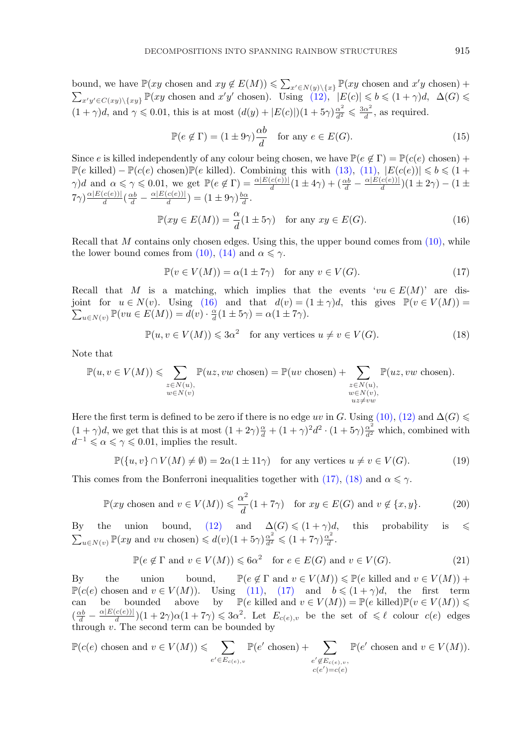bound, we have $\mathbb{P}(xy \text{ chosen and } xy \notin E(M)) \leqslant \sum_{x' \in N(y)\setminus\{x\}} \mathbb{P}(xy \text{ chosen and } x'y \text{ chosen}) + \sum_{x'y' \in C(xy)\setminus\{xy\}} \mathbb{P}(xy \text{ chosen and } x'y' \text{ chosen})$. Using (12), $|E(c)| \leqslant b \leqslant (1+\gamma)d$, $\Delta(G) \leqslant (1+\gamma)d$, and $\gamma \leqslant 0.01$, this is at most $(d(y) + |E(c)|)(1+5\gamma)\frac{\alpha^2}{d^2} \leqslant \frac{3\alpha^2}{d}$, as required.

$$\mathbb{P}(e \notin \Gamma) = (1 \pm 9\gamma)\frac{\alpha b}{d} \quad \text{for any } e \in E(G). \tag{15}$$

Since $e$ is killed independently of any colour being chosen, we have $\mathbb{P}(e \notin \Gamma) = \mathbb{P}(c(e) \text{ chosen}) + \mathbb{P}(e \text{ killed}) - \mathbb{P}(c(e) \text{ chosen})\mathbb{P}(e \text{ killed})$. Combining this with (13), (11), $|E(c(e))| \leqslant b \leqslant (1+\gamma)d$ and $\alpha \leqslant \gamma \leqslant 0.01$, we get $\mathbb{P}(e \notin \Gamma) = \frac{\alpha|E(c(e))|}{d}(1 \pm 4\gamma) + (\frac{\alpha b}{d} - \frac{\alpha|E(c(e))|}{d})(1 \pm 2\gamma) - (1 \pm 7\gamma)\frac{\alpha|E(c(e))|}{d}(\frac{\alpha b}{d} - \frac{\alpha|E(c(e))|}{d}) = (1 \pm 9\gamma)\frac{b\alpha}{d}$.

$$\mathbb{P}(xy \in E(M)) = \frac{\alpha}{d}(1 \pm 5\gamma) \quad \text{for any } xy \in E(G). \tag{16}$$

Recall that $M$ contains only chosen edges. Using this, the upper bound comes from (10), while the lower bound comes from (10), (14) and $\alpha \leqslant \gamma$.

$$\mathbb{P}(v \in V(M)) = \alpha(1 \pm 7\gamma) \quad \text{for any } v \in V(G). \tag{17}$$

Recall that $M$ is a matching, which implies that the events '$vu \in E(M)$' are disjoint for $u \in N(v)$. Using (16) and that $d(v) = (1 \pm \gamma)d$, this gives $\mathbb{P}(v \in V(M)) = \sum_{u \in N(v)} \mathbb{P}(vu \in E(M)) = d(v) \cdot \frac{\alpha}{d}(1 \pm 5\gamma) = \alpha(1 \pm 7\gamma)$.

$$\mathbb{P}(u, v \in V(M)) \leqslant 3\alpha^2 \quad \text{for any vertices } u \neq v \in V(G). \tag{18}$$

Note that

$$\mathbb{P}(u, v \in V(M)) \leqslant \sum_{\substack{z \in N(u),\\ w \in N(v)}} \mathbb{P}(uz, vw \text{ chosen}) = \mathbb{P}(uv \text{ chosen}) + \sum_{\substack{z \in N(u),\\ w \in N(v),\\ uz \neq vw}} \mathbb{P}(uz, vw \text{ chosen}).$$

Here the first term is defined to be zero if there is no edge $uv$ in $G$. Using (10), (12) and $\Delta(G) \leqslant (1+\gamma)d$, we get that this is at most $(1+2\gamma)\frac{\alpha}{d} + (1+\gamma)^2 d^2 \cdot (1+5\gamma)\frac{\alpha^2}{d^2}$ which, combined with $d^{-1} \leqslant \alpha \leqslant \gamma \leqslant 0.01$, implies the result.

$$\mathbb{P}(\{u, v\} \cap V(M) \neq \emptyset) = 2\alpha(1 \pm 11\gamma) \quad \text{for any vertices } u \neq v \in V(G). \tag{19}$$

This comes from the Bonferroni inequalities together with (17), (18) and $\alpha \leqslant \gamma$.

$$\mathbb{P}(xy \text{ chosen and } v \in V(M)) \leqslant \frac{\alpha^2}{d}(1+7\gamma) \quad \text{for } xy \in E(G) \text{ and } v \notin \{x, y\}. \tag{20}$$

By the union bound, (12) and $\Delta(G) \leqslant (1+\gamma)d$, this probability is $\leqslant \sum_{u \in N(v)} \mathbb{P}(xy \text{ and } vu \text{ chosen}) \leqslant d(v)(1+5\gamma)\frac{\alpha^2}{d^2} \leqslant (1+7\gamma)\frac{\alpha^2}{d}$.

$$\mathbb{P}(e \notin \Gamma \text{ and } v \in V(M)) \leqslant 6\alpha^2 \quad \text{for } e \in E(G) \text{ and } v \in V(G). \tag{21}$$

By the union bound, $\mathbb{P}(e \notin \Gamma \text{ and } v \in V(M)) \leqslant \mathbb{P}(e \text{ killed and } v \in V(M)) + \mathbb{P}(c(e) \text{ chosen and } v \in V(M))$. Using (11), (17) and $b \leqslant (1+\gamma)d$, the first term can be bounded above by $\mathbb{P}(e \text{ killed and } v \in V(M)) = \mathbb{P}(e \text{ killed})\mathbb{P}(v \in V(M)) \leqslant (\frac{\alpha b}{d} - \frac{\alpha|E(c(e))|}{d})(1+2\gamma)\alpha(1+7\gamma) \leqslant 3\alpha^2$. Let $E_{c(e),v}$ be the set of $\leqslant \ell$ colour $c(e)$ edges through $v$. The second term can be bounded by

$$\mathbb{P}(c(e) \text{ chosen and } v \in V(M)) \leqslant \sum_{e' \in E_{c(e),v}} \mathbb{P}(e' \text{ chosen}) + \sum_{\substack{e' \notin E_{c(e),v},\\ c(e') = c(e)}} \mathbb{P}(e' \text{ chosen and } v \in V(M)).$$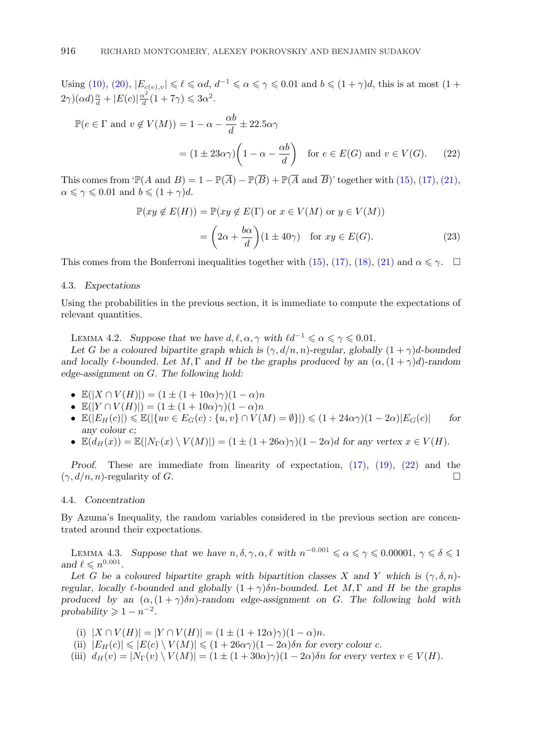Using (10), (20), $|E_{c(e),v}| \leqslant \ell \leqslant \alpha d$, $d^{-1} \leqslant \alpha \leqslant \gamma \leqslant 0.01$ and $b \leqslant (1+\gamma)d$, this is at most $(1+2\gamma)(\alpha d)\frac{\alpha}{d} + |E(c)|\frac{\alpha^2}{d}(1+7\gamma) \leqslant 3\alpha^2$.

$$\mathbb{P}(e \in \Gamma \text{ and } v \notin V(M)) = 1 - \alpha - \frac{\alpha b}{d} \pm 22.5\alpha\gamma$$
$$= (1 \pm 23\alpha\gamma)\left(1 - \alpha - \frac{\alpha b}{d}\right) \quad \text{for } e \in E(G) \text{ and } v \in V(G). \tag{22}$$

This comes from '$\mathbb{P}(A \text{ and } B) = 1 - \mathbb{P}(\overline{A}) - \mathbb{P}(\overline{B}) + \mathbb{P}(\overline{A} \text{ and } \overline{B})$' together with (15), (17), (21), $\alpha \leqslant \gamma \leqslant 0.01$ and $b \leqslant (1+\gamma)d$.

$$\mathbb{P}(xy \notin E(H)) = \mathbb{P}(xy \notin E(\Gamma) \text{ or } x \in V(M) \text{ or } y \in V(M))$$
$$= \left(2\alpha + \frac{b\alpha}{d}\right)(1 \pm 40\gamma) \quad \text{for } xy \in E(G). \tag{23}$$

This comes from the Bonferroni inequalities together with (15), (17), (18), (21) and $\alpha \leqslant \gamma$. $\square$

### 4.3. *Expectations*

Using the probabilities in the previous section, it is immediate to compute the expectations of relevant quantities.

Lemma 4.2. *Suppose that we have $d, \ell, \alpha, \gamma$ with $\ell d^{-1} \leqslant \alpha \leqslant \gamma \leqslant 0.01$.*

*Let $G$ be a coloured bipartite graph which is $(\gamma, d/n, n)$-regular, globally $(1+\gamma)d$-bounded and locally $\ell$-bounded. Let $M, \Gamma$ and $H$ be the graphs produced by an $(\alpha, (1+\gamma)d)$-random edge-assignment on $G$. The following hold:*

- $\mathbb{E}(|X \cap V(H)|) = (1 \pm (1+10\alpha)\gamma)(1-\alpha)n$
- $\mathbb{E}(|Y \cap V(H)|) = (1 \pm (1+10\alpha)\gamma)(1-\alpha)n$
- $\mathbb{E}(|E_H(c)|) \leqslant \mathbb{E}(|\{uv \in E_G(c) : \{u,v\} \cap V(M) = \emptyset\}|) \leqslant (1+24\alpha\gamma)(1-2\alpha)|E_G(c)|$ *for any colour $c$;*
- $\mathbb{E}(d_H(x)) = \mathbb{E}(|N_\Gamma(x) \setminus V(M)|) = (1 \pm (1+26\alpha)\gamma)(1-2\alpha)d$ *for any vertex $x \in V(H)$.*

*Proof.* These are immediate from linearity of expectation, (17), (19), (22) and the $(\gamma, d/n, n)$-regularity of $G$. $\square$

### 4.4. *Concentration*

By Azuma's Inequality, the random variables considered in the previous section are concentrated around their expectations.

Lemma 4.3. *Suppose that we have $n, \delta, \gamma, \alpha, \ell$ with $n^{-0.001} \leqslant \alpha \leqslant \gamma \leqslant 0.00001$, $\gamma \leqslant \delta \leqslant 1$ and $\ell \leqslant n^{0.001}$.*

*Let $G$ be a coloured bipartite graph with bipartition classes $X$ and $Y$ which is $(\gamma, \delta, n)$-regular, locally $\ell$-bounded and globally $(1+\gamma)\delta n$-bounded. Let $M, \Gamma$ and $H$ be the graphs produced by an $(\alpha, (1+\gamma)\delta n)$-random edge-assignment on $G$. The following hold with probability $\geqslant 1 - n^{-2}$.*

(i) $|X \cap V(H)| = |Y \cap V(H)| = (1 \pm (1+12\alpha)\gamma)(1-\alpha)n$.
(ii) $|E_H(c)| \leqslant |E(c) \setminus V(M)| \leqslant (1+26\alpha\gamma)(1-2\alpha)\delta n$ *for every colour $c$.*
(iii) $d_H(v) = |N_\Gamma(v) \setminus V(M)| = (1 \pm (1+30\alpha)\gamma)(1-2\alpha)\delta n$ *for every vertex $v \in V(H)$.*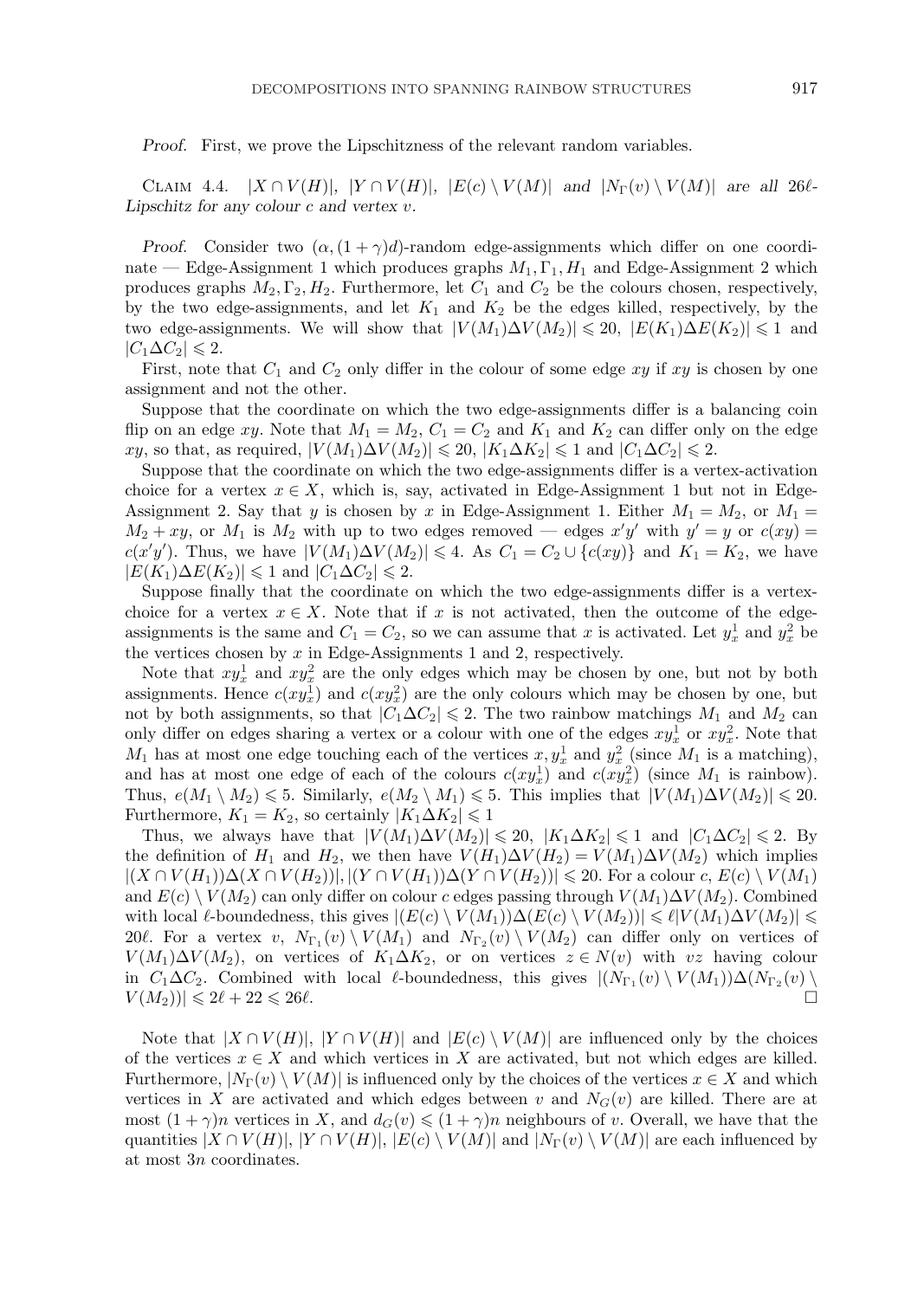*Proof.* First, we prove the Lipschitzness of the relevant random variables.

Claim 4.4. *$|X \cap V(H)|$, $|Y \cap V(H)|$, $|E(c) \setminus V(M)|$ and $|N_\Gamma(v) \setminus V(M)|$ are all $26\ell$-Lipschitz for any colour $c$ and vertex $v$.*

*Proof.* Consider two $(\alpha, (1+\gamma)d)$-random edge-assignments which differ on one coordinate — Edge-Assignment 1 which produces graphs $M_1, \Gamma_1, H_1$ and Edge-Assignment 2 which produces graphs $M_2, \Gamma_2, H_2$. Furthermore, let $C_1$ and $C_2$ be the colours chosen, respectively, by the two edge-assignments, and let $K_1$ and $K_2$ be the edges killed, respectively, by the two edge-assignments. We will show that $|V(M_1)\Delta V(M_2)| \leqslant 20$, $|E(K_1)\Delta E(K_2)| \leqslant 1$ and $|C_1 \Delta C_2| \leqslant 2$.

First, note that $C_1$ and $C_2$ only differ in the colour of some edge $xy$ if $xy$ is chosen by one assignment and not the other.

Suppose that the coordinate on which the two edge-assignments differ is a balancing coin flip on an edge $xy$. Note that $M_1 = M_2$, $C_1 = C_2$ and $K_1$ and $K_2$ can differ only on the edge $xy$, so that, as required, $|V(M_1)\Delta V(M_2)| \leqslant 20$, $|K_1 \Delta K_2| \leqslant 1$ and $|C_1 \Delta C_2| \leqslant 2$.

Suppose that the coordinate on which the two edge-assignments differ is a vertex-activation choice for a vertex $x \in X$, which is, say, activated in Edge-Assignment 1 but not in Edge-Assignment 2. Say that $y$ is chosen by $x$ in Edge-Assignment 1. Either $M_1 = M_2$, or $M_1 = M_2 + xy$, or $M_1$ is $M_2$ with up to two edges removed — edges $x'y'$ with $y' = y$ or $c(xy) = c(x'y')$. Thus, we have $|V(M_1)\Delta V(M_2)| \leqslant 4$. As $C_1 = C_2 \cup \{c(xy)\}$ and $K_1 = K_2$, we have $|E(K_1)\Delta E(K_2)| \leqslant 1$ and $|C_1 \Delta C_2| \leqslant 2$.

Suppose finally that the coordinate on which the two edge-assignments differ is a vertex-choice for a vertex $x \in X$. Note that if $x$ is not activated, then the outcome of the edge-assignments is the same and $C_1 = C_2$, so we can assume that $x$ is activated. Let $y_x^1$ and $y_x^2$ be the vertices chosen by $x$ in Edge-Assignments 1 and 2, respectively.

Note that $xy_x^1$ and $xy_x^2$ are the only edges which may be chosen by one, but not by both assignments. Hence $c(xy_x^1)$ and $c(xy_x^2)$ are the only colours which may be chosen by one, but not by both assignments, so that $|C_1 \Delta C_2| \leqslant 2$. The two rainbow matchings $M_1$ and $M_2$ can only differ on edges sharing a vertex or a colour with one of the edges $xy_x^1$ or $xy_x^2$. Note that $M_1$ has at most one edge touching each of the vertices $x, y_x^1$ and $y_x^2$ (since $M_1$ is a matching), and has at most one edge of each of the colours $c(xy_x^1)$ and $c(xy_x^2)$ (since $M_1$ is rainbow). Thus, $e(M_1 \setminus M_2) \leqslant 5$. Similarly, $e(M_2 \setminus M_1) \leqslant 5$. This implies that $|V(M_1)\Delta V(M_2)| \leqslant 20$. Furthermore, $K_1 = K_2$, so certainly $|K_1 \Delta K_2| \leqslant 1$

Thus, we always have that $|V(M_1)\Delta V(M_2)| \leqslant 20$, $|K_1 \Delta K_2| \leqslant 1$ and $|C_1 \Delta C_2| \leqslant 2$. By the definition of $H_1$ and $H_2$, we then have $V(H_1)\Delta V(H_2) = V(M_1)\Delta V(M_2)$ which implies $|(X \cap V(H_1))\Delta(X \cap V(H_2))|, |(Y \cap V(H_1))\Delta(Y \cap V(H_2))| \leqslant 20$. For a colour $c$, $E(c) \setminus V(M_1)$ and $E(c) \setminus V(M_2)$ can only differ on colour $c$ edges passing through $V(M_1)\Delta V(M_2)$. Combined with local $\ell$-boundedness, this gives $|(E(c) \setminus V(M_1))\Delta(E(c) \setminus V(M_2))| \leqslant \ell |V(M_1)\Delta V(M_2)| \leqslant 20\ell$. For a vertex $v$, $N_{\Gamma_1}(v) \setminus V(M_1)$ and $N_{\Gamma_2}(v) \setminus V(M_2)$ can differ only on vertices of $V(M_1)\Delta V(M_2)$, on vertices of $K_1 \Delta K_2$, or on vertices $z \in N(v)$ with $vz$ having colour in $C_1 \Delta C_2$. Combined with local $\ell$-boundedness, this gives $|(N_{\Gamma_1}(v) \setminus V(M_1))\Delta(N_{\Gamma_2}(v) \setminus V(M_2))| \leqslant 2\ell + 22 \leqslant 26\ell$. □

Note that $|X \cap V(H)|$, $|Y \cap V(H)|$ and $|E(c) \setminus V(M)|$ are influenced only by the choices of the vertices $x \in X$ and which vertices in $X$ are activated, but not which edges are killed. Furthermore, $|N_\Gamma(v) \setminus V(M)|$ is influenced only by the choices of the vertices $x \in X$ and which vertices in $X$ are activated and which edges between $v$ and $N_G(v)$ are killed. There are at most $(1+\gamma)n$ vertices in $X$, and $d_G(v) \leqslant (1+\gamma)n$ neighbours of $v$. Overall, we have that the quantities $|X \cap V(H)|$, $|Y \cap V(H)|$, $|E(c) \setminus V(M)|$ and $|N_\Gamma(v) \setminus V(M)|$ are each influenced by at most $3n$ coordinates.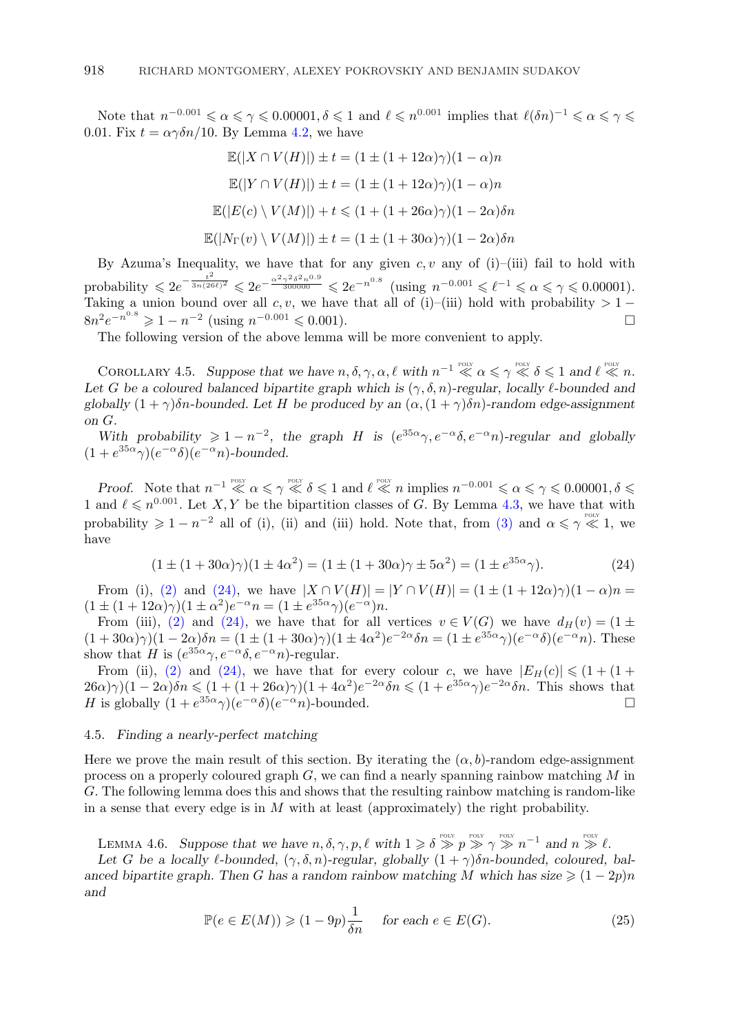Note that $n^{-0.001} \leqslant \alpha \leqslant \gamma \leqslant 0.00001, \delta \leqslant 1$ and $\ell \leqslant n^{0.001}$ implies that $\ell(\delta n)^{-1} \leqslant \alpha \leqslant \gamma \leqslant 0.01$. Fix $t = \alpha\gamma\delta n/10$. By Lemma 4.2, we have

$$\mathbb{E}(|X \cap V(H)|) \pm t = (1 \pm (1+12\alpha)\gamma)(1-\alpha)n$$

$$\mathbb{E}(|Y \cap V(H)|) \pm t = (1 \pm (1+12\alpha)\gamma)(1-\alpha)n$$

$$\mathbb{E}(|E(c) \setminus V(M)|) + t \leqslant (1 + (1+26\alpha)\gamma)(1-2\alpha)\delta n$$

$$\mathbb{E}(|N_\Gamma(v) \setminus V(M)|) \pm t = (1 \pm (1+30\alpha)\gamma)(1-2\alpha)\delta n$$

By Azuma's Inequality, we have that for any given $c, v$ any of (i)–(iii) fail to hold with probability $\leqslant 2e^{-\frac{t^2}{3n(26\ell)^2}} \leqslant 2e^{-\frac{\alpha^2\gamma^2\delta^2 n^{0.9}}{300000}} \leqslant 2e^{-n^{0.8}}$ (using $n^{-0.001} \leqslant \ell^{-1} \leqslant \alpha \leqslant \gamma \leqslant 0.00001$). Taking a union bound over all $c, v$, we have that all of (i)–(iii) hold with probability $> 1 - 8n^2 e^{-n^{0.8}} \geqslant 1 - n^{-2}$ (using $n^{-0.001} \leqslant 0.001$). $\square$

The following version of the above lemma will be more convenient to apply.

Corollary 4.5. *Suppose that we have $n, \delta, \gamma, \alpha, \ell$ with $n^{-1} \overset{\text{POLY}}{\ll} \alpha \leqslant \gamma \overset{\text{POLY}}{\ll} \delta \leqslant 1$ and $\ell \overset{\text{POLY}}{\ll} n$. Let $G$ be a coloured balanced bipartite graph which is $(\gamma, \delta, n)$-regular, locally $\ell$-bounded and globally $(1+\gamma)\delta n$-bounded. Let $H$ be produced by an $(\alpha, (1+\gamma)\delta n)$-random edge-assignment on $G$.*

*With probability $\geqslant 1 - n^{-2}$, the graph $H$ is $(e^{35\alpha}\gamma, e^{-\alpha}\delta, e^{-\alpha}n)$-regular and globally $(1 + e^{35\alpha}\gamma)(e^{-\alpha}\delta)(e^{-\alpha}n)$-bounded.*

*Proof.* Note that $n^{-1} \overset{\text{POLY}}{\ll} \alpha \leqslant \gamma \overset{\text{POLY}}{\ll} \delta \leqslant 1$ and $\ell \overset{\text{POLY}}{\ll} n$ implies $n^{-0.001} \leqslant \alpha \leqslant \gamma \leqslant 0.00001, \delta \leqslant 1$ and $\ell \leqslant n^{0.001}$. Let $X, Y$ be the bipartition classes of $G$. By Lemma 4.3, we have that with probability $\geqslant 1 - n^{-2}$ all of (i), (ii) and (iii) hold. Note that, from (3) and $\alpha \leqslant \gamma \overset{\text{POLY}}{\ll} 1$, we have

$$(1 \pm (1+30\alpha)\gamma)(1 \pm 4\alpha^2) = (1 \pm (1+30\alpha)\gamma \pm 5\alpha^2) = (1 \pm e^{35\alpha}\gamma). \tag{24}$$

From (i), (2) and (24), we have $|X \cap V(H)| = |Y \cap V(H)| = (1 \pm (1+12\alpha)\gamma)(1-\alpha)n = (1 \pm (1+12\alpha)\gamma)(1 \pm \alpha^2)e^{-\alpha}n = (1 \pm e^{35\alpha}\gamma)(e^{-\alpha})n$.

From (iii), (2) and (24), we have that for all vertices $v \in V(G)$ we have $d_H(v) = (1 \pm (1+30\alpha)\gamma)(1-2\alpha)\delta n = (1 \pm (1+30\alpha)\gamma)(1 \pm 4\alpha^2)e^{-2\alpha}\delta n = (1 \pm e^{35\alpha}\gamma)(e^{-\alpha}\delta)(e^{-\alpha}n)$. These show that $H$ is $(e^{35\alpha}\gamma, e^{-\alpha}\delta, e^{-\alpha}n)$-regular.

From (ii), (2) and (24), we have that for every colour $c$, we have $|E_H(c)| \leqslant (1 + (1+26\alpha)\gamma)(1-2\alpha)\delta n \leqslant (1 + (1+26\alpha)\gamma)(1+4\alpha^2)e^{-2\alpha}\delta n \leqslant (1 + e^{35\alpha}\gamma)e^{-2\alpha}\delta n$. This shows that $H$ is globally $(1 + e^{35\alpha}\gamma)(e^{-\alpha}\delta)(e^{-\alpha}n)$-bounded. $\square$

### 4.5. *Finding a nearly-perfect matching*

Here we prove the main result of this section. By iterating the $(\alpha, b)$-random edge-assignment process on a properly coloured graph $G$, we can find a nearly spanning rainbow matching $M$ in $G$. The following lemma does this and shows that the resulting rainbow matching is random-like in a sense that every edge is in $M$ with at least (approximately) the right probability.

Lemma 4.6. *Suppose that we have $n, \delta, \gamma, p, \ell$ with $1 \geqslant \delta \overset{\text{POLY}}{\gg} p \overset{\text{POLY}}{\gg} \gamma \overset{\text{POLY}}{\gg} n^{-1}$ and $n \overset{\text{POLY}}{\gg} \ell$.*

*Let $G$ be a locally $\ell$-bounded, $(\gamma, \delta, n)$-regular, globally $(1+\gamma)\delta n$-bounded, coloured, balanced bipartite graph. Then $G$ has a random rainbow matching $M$ which has size $\geqslant (1-2p)n$ and*

$$\mathbb{P}(e \in E(M)) \geqslant (1 - 9p)\frac{1}{\delta n} \quad \textit{for each } e \in E(G). \tag{25}$$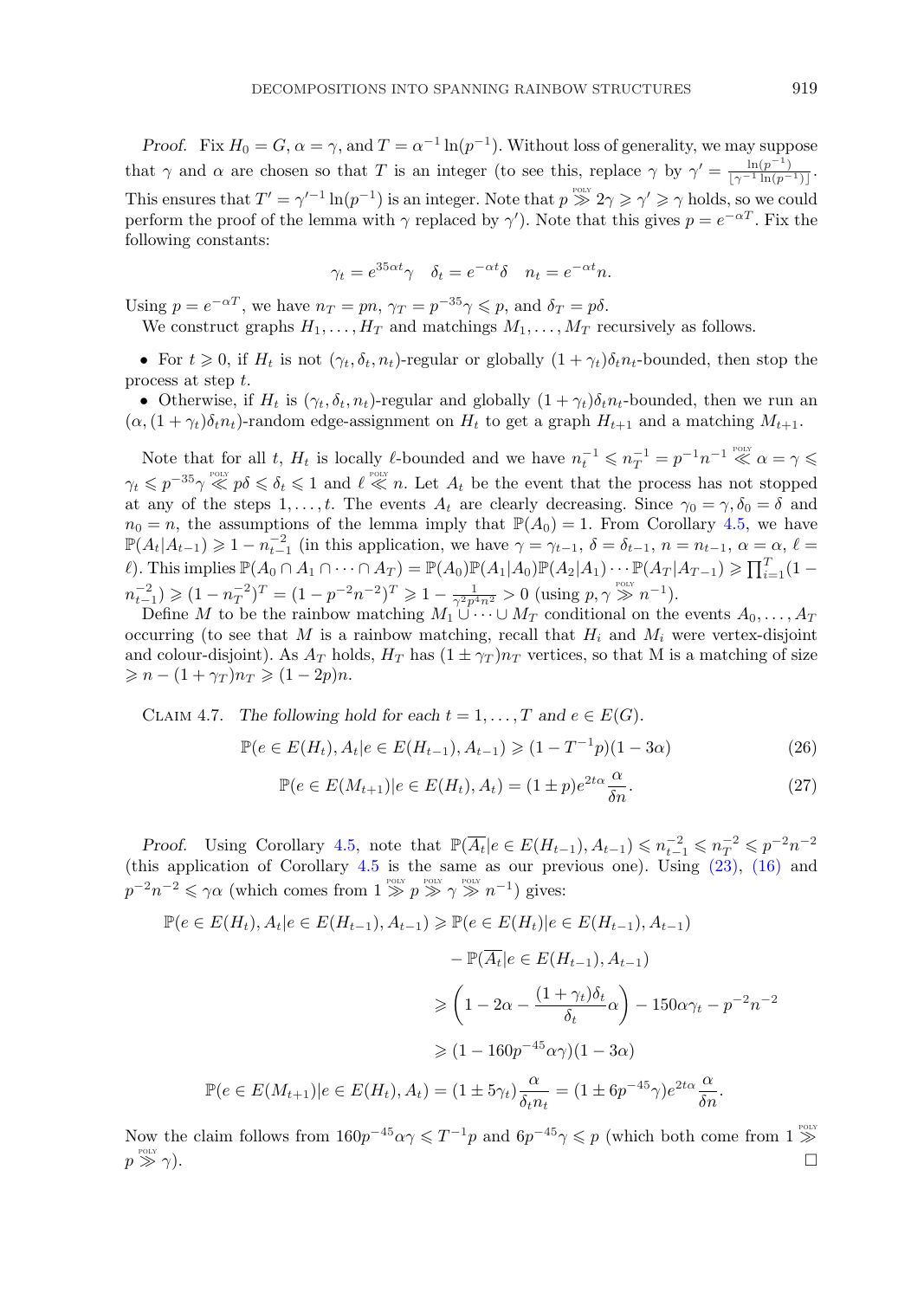*Proof.* Fix $H_0 = G$, $\alpha = \gamma$, and $T = \alpha^{-1}\ln(p^{-1})$. Without loss of generality, we may suppose that $\gamma$ and $\alpha$ are chosen so that $T$ is an integer (to see this, replace $\gamma$ by $\gamma' = \frac{\ln(p^{-1})}{\lfloor \gamma^{-1}\ln(p^{-1})\rfloor}$. This ensures that $T' = \gamma'^{-1}\ln(p^{-1})$ is an integer. Note that $p \overset{\text{POLY}}{\gg} 2\gamma \geqslant \gamma' \geqslant \gamma$ holds, so we could perform the proof of the lemma with $\gamma$ replaced by $\gamma'$). Note that this gives $p = e^{-\alpha T}$. Fix the following constants:

$$\gamma_t = e^{35\alpha t}\gamma \quad \delta_t = e^{-\alpha t}\delta \quad n_t = e^{-\alpha t}n.$$

Using $p = e^{-\alpha T}$, we have $n_T = pn$, $\gamma_T = p^{-35}\gamma \leqslant p$, and $\delta_T = p\delta$.

We construct graphs $H_1, \ldots, H_T$ and matchings $M_1, \ldots, M_T$ recursively as follows.

- For $t \geqslant 0$, if $H_t$ is not $(\gamma_t, \delta_t, n_t)$-regular or globally $(1+\gamma_t)\delta_t n_t$-bounded, then stop the process at step $t$.
- Otherwise, if $H_t$ is $(\gamma_t, \delta_t, n_t)$-regular and globally $(1+\gamma_t)\delta_t n_t$-bounded, then we run an $(\alpha, (1+\gamma_t)\delta_t n_t)$-random edge-assignment on $H_t$ to get a graph $H_{t+1}$ and a matching $M_{t+1}$.

Note that for all $t$, $H_t$ is locally $\ell$-bounded and we have $n_t^{-1} \leqslant n_T^{-1} = p^{-1}n^{-1} \overset{\text{POLY}}{\ll} \alpha = \gamma \leqslant \gamma_t \leqslant p^{-35}\gamma \overset{\text{POLY}}{\ll} p\delta \leqslant \delta_t \leqslant 1$ and $\ell \overset{\text{POLY}}{\ll} n$. Let $A_t$ be the event that the process has not stopped at any of the steps $1, \ldots, t$. The events $A_t$ are clearly decreasing. Since $\gamma_0 = \gamma, \delta_0 = \delta$ and $n_0 = n$, the assumptions of the lemma imply that $\mathbb{P}(A_0) = 1$. From Corollary 4.5, we have $\mathbb{P}(A_t|A_{t-1}) \geqslant 1 - n_{t-1}^{-2}$ (in this application, we have $\gamma = \gamma_{t-1}$, $\delta = \delta_{t-1}$, $n = n_{t-1}$, $\alpha = \alpha$, $\ell = \ell$). This implies $\mathbb{P}(A_0 \cap A_1 \cap \cdots \cap A_T) = \mathbb{P}(A_0)\mathbb{P}(A_1|A_0)\mathbb{P}(A_2|A_1)\cdots\mathbb{P}(A_T|A_{T-1}) \geqslant \prod_{i=1}^{T}(1 - n_{t-1}^{-2}) \geqslant (1 - n_T^{-2})^T = (1 - p^{-2}n^{-2})^T \geqslant 1 - \frac{1}{\gamma^2 p^4 n^2} > 0$ (using $p, \gamma \overset{\text{POLY}}{\gg} n^{-1}$).

Define $M$ to be the rainbow matching $M_1 \cup \cdots \cup M_T$ conditional on the events $A_0, \ldots, A_T$ occurring (to see that $M$ is a rainbow matching, recall that $H_i$ and $M_i$ were vertex-disjoint and colour-disjoint). As $A_T$ holds, $H_T$ has $(1 \pm \gamma_T)n_T$ vertices, so that M is a matching of size $\geqslant n - (1+\gamma_T)n_T \geqslant (1-2p)n$.

Claim 4.7. *The following hold for each $t = 1, \ldots, T$ and $e \in E(G)$.*

$$\mathbb{P}(e \in E(H_t), A_t | e \in E(H_{t-1}), A_{t-1}) \geqslant (1 - T^{-1}p)(1 - 3\alpha) \tag{26}$$

$$\mathbb{P}(e \in E(M_{t+1}) | e \in E(H_t), A_t) = (1 \pm p)e^{2t\alpha}\frac{\alpha}{\delta n}. \tag{27}$$

*Proof.* Using Corollary 4.5, note that $\mathbb{P}(\overline{A_t}|e \in E(H_{t-1}), A_{t-1}) \leqslant n_{t-1}^{-2} \leqslant n_T^{-2} \leqslant p^{-2}n^{-2}$ (this application of Corollary 4.5 is the same as our previous one). Using (23), (16) and $p^{-2}n^{-2} \leqslant \gamma\alpha$ (which comes from $1 \overset{\text{POLY}}{\gg} p \overset{\text{POLY}}{\gg} \gamma \overset{\text{POLY}}{\gg} n^{-1}$) gives:

$$\begin{aligned}
\mathbb{P}(e \in E(H_t), A_t | e \in E(H_{t-1}), A_{t-1}) &\geqslant \mathbb{P}(e \in E(H_t) | e \in E(H_{t-1}), A_{t-1}) \\
&\quad - \mathbb{P}(\overline{A_t} | e \in E(H_{t-1}), A_{t-1}) \\
&\geqslant \left(1 - 2\alpha - \frac{(1+\gamma_t)\delta_t}{\delta_t}\alpha\right) - 150\alpha\gamma_t - p^{-2}n^{-2} \\
&\geqslant (1 - 160p^{-45}\alpha\gamma)(1 - 3\alpha) \\
\mathbb{P}(e \in E(M_{t+1}) | e \in E(H_t), A_t) &= (1 \pm 5\gamma_t)\frac{\alpha}{\delta_t n_t} = (1 \pm 6p^{-45}\gamma)e^{2t\alpha}\frac{\alpha}{\delta n}.
\end{aligned}$$

Now the claim follows from $160p^{-45}\alpha\gamma \leqslant T^{-1}p$ and $6p^{-45}\gamma \leqslant p$ (which both come from $1 \overset{\text{POLY}}{\gg} p \overset{\text{POLY}}{\gg} \gamma$). $\square$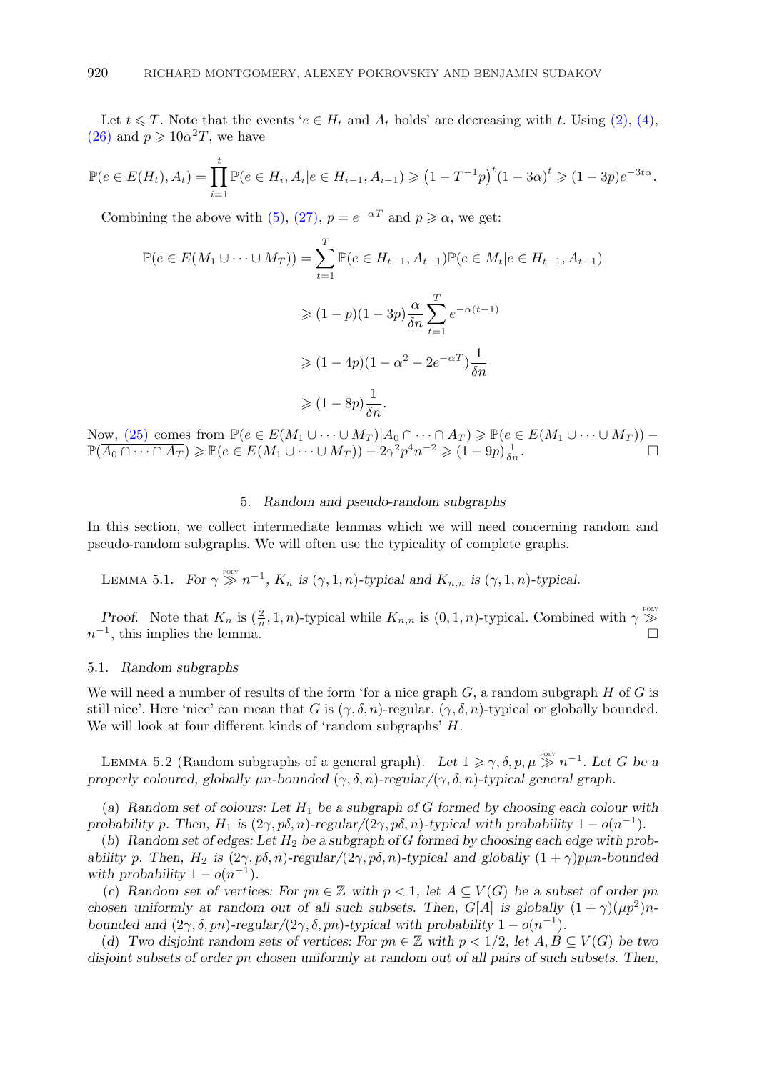Let $t \leqslant T$. Note that the events '$e \in H_t$ and $A_t$ holds' are decreasing with $t$. Using (2), (4), (26) and $p \geqslant 10\alpha^2 T$, we have

$$\mathbb{P}(e \in E(H_t), A_t) = \prod_{i=1}^{t} \mathbb{P}(e \in H_i, A_i | e \in H_{i-1}, A_{i-1}) \geqslant \left(1 - T^{-1}p\right)^t (1-3\alpha)^t \geqslant (1-3p)e^{-3t\alpha}.$$

Combining the above with (5), (27), $p = e^{-\alpha T}$ and $p \geqslant \alpha$, we get:

$$\begin{aligned}
\mathbb{P}(e \in E(M_1 \cup \dots \cup M_T)) &= \sum_{t=1}^{T} \mathbb{P}(e \in H_{t-1}, A_{t-1}) \mathbb{P}(e \in M_t | e \in H_{t-1}, A_{t-1}) \\
&\geqslant (1-p)(1-3p)\frac{\alpha}{\delta n} \sum_{t=1}^{T} e^{-\alpha(t-1)} \\
&\geqslant (1-4p)(1-\alpha^2 - 2e^{-\alpha T})\frac{1}{\delta n} \\
&\geqslant (1-8p)\frac{1}{\delta n}.
\end{aligned}$$

Now, (25) comes from $\mathbb{P}(e \in E(M_1 \cup \dots \cup M_T) | A_0 \cap \dots \cap A_T) \geqslant \mathbb{P}(e \in E(M_1 \cup \dots \cup M_T)) - \mathbb{P}(\overline{A_0 \cap \dots \cap A_T}) \geqslant \mathbb{P}(e \in E(M_1 \cup \dots \cup M_T)) - 2\gamma^2 p^4 n^{-2} \geqslant (1-9p)\frac{1}{\delta n}$. □

## 5. *Random and pseudo-random subgraphs*

In this section, we collect intermediate lemmas which we will need concerning random and pseudo-random subgraphs. We will often use the typicality of complete graphs.

Lemma 5.1. *For $\gamma \overset{\text{POLY}}{\gg} n^{-1}$, $K_n$ is $(\gamma, 1, n)$-typical and $K_{n,n}$ is $(\gamma, 1, n)$-typical.*

*Proof.* Note that $K_n$ is $(\frac{2}{n}, 1, n)$-typical while $K_{n,n}$ is $(0, 1, n)$-typical. Combined with $\gamma \overset{\text{POLY}}{\gg} n^{-1}$, this implies the lemma. □

### 5.1. *Random subgraphs*

We will need a number of results of the form 'for a nice graph $G$, a random subgraph $H$ of $G$ is still nice'. Here 'nice' can mean that $G$ is $(\gamma, \delta, n)$-regular, $(\gamma, \delta, n)$-typical or globally bounded. We will look at four different kinds of 'random subgraphs' $H$.

Lemma 5.2 (Random subgraphs of a general graph). *Let $1 \geqslant \gamma, \delta, p, \mu \overset{\text{POLY}}{\gg} n^{-1}$. Let $G$ be a properly coloured, globally $\mu n$-bounded $(\gamma, \delta, n)$-regular/$(\gamma, \delta, n)$-typical general graph.*

(a) *Random set of colours: Let $H_1$ be a subgraph of $G$ formed by choosing each colour with probability $p$. Then, $H_1$ is $(2\gamma, p\delta, n)$-regular/$(2\gamma, p\delta, n)$-typical with probability $1 - o(n^{-1})$.*

(b) *Random set of edges: Let $H_2$ be a subgraph of $G$ formed by choosing each edge with probability $p$. Then, $H_2$ is $(2\gamma, p\delta, n)$-regular/$(2\gamma, p\delta, n)$-typical and globally $(1+\gamma)p\mu n$-bounded with probability $1 - o(n^{-1})$.*

(c) *Random set of vertices: For $pn \in \mathbb{Z}$ with $p < 1$, let $A \subseteq V(G)$ be a subset of order $pn$ chosen uniformly at random out of all such subsets. Then, $G[A]$ is globally $(1+\gamma)(\mu p^2)n$-bounded and $(2\gamma, \delta, pn)$-regular/$(2\gamma, \delta, pn)$-typical with probability $1 - o(n^{-1})$.*

(d) *Two disjoint random sets of vertices: For $pn \in \mathbb{Z}$ with $p < 1/2$, let $A, B \subseteq V(G)$ be two disjoint subsets of order $pn$ chosen uniformly at random out of all pairs of such subsets. Then,*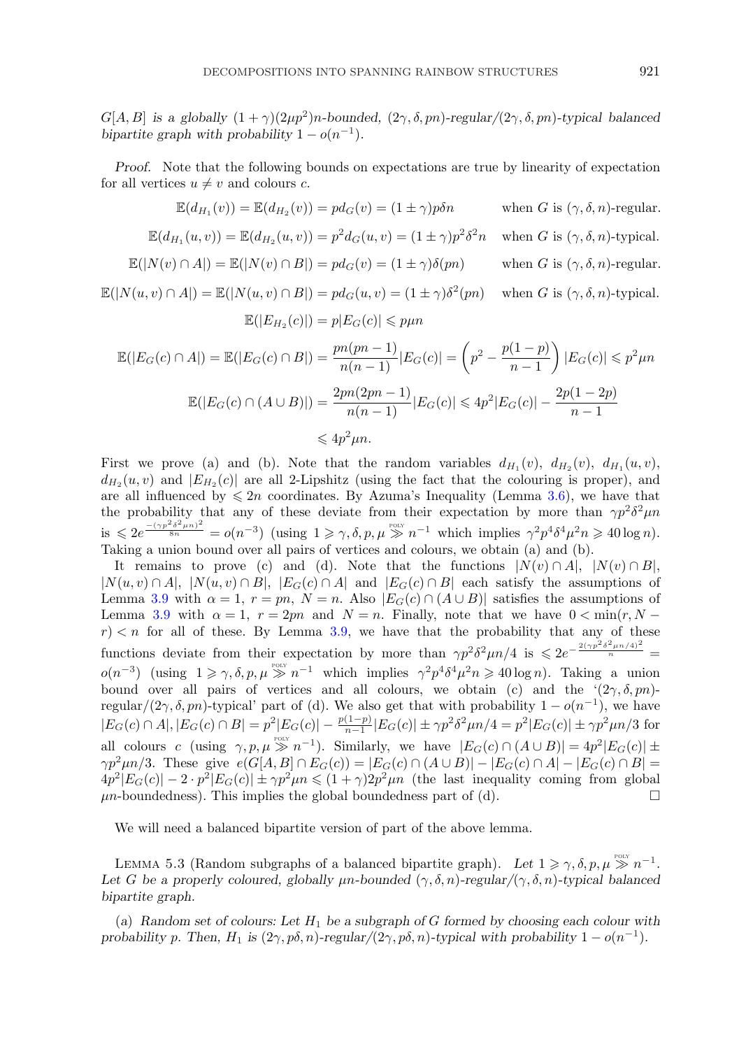*$G[A, B]$ is a globally $(1+\gamma)(2\mu p^2)n$-bounded, $(2\gamma, \delta, pn)$-regular/$(2\gamma, \delta, pn)$-typical balanced bipartite graph with probability $1 - o(n^{-1})$.*

*Proof.* Note that the following bounds on expectations are true by linearity of expectation for all vertices $u \neq v$ and colours $c$.

$$\mathbb{E}(d_{H_1}(v)) = \mathbb{E}(d_{H_2}(v)) = pd_G(v) = (1 \pm \gamma)p\delta n \qquad \text{when } G \text{ is } (\gamma, \delta, n)\text{-regular.}$$

$$\mathbb{E}(d_{H_1}(u,v)) = \mathbb{E}(d_{H_2}(u,v)) = p^2 d_G(u,v) = (1 \pm \gamma)p^2\delta^2 n \quad \text{when } G \text{ is } (\gamma, \delta, n)\text{-typical.}$$

$$\mathbb{E}(|N(v) \cap A|) = \mathbb{E}(|N(v) \cap B|) = pd_G(v) = (1 \pm \gamma)\delta(pn) \qquad \text{when } G \text{ is } (\gamma, \delta, n)\text{-regular.}$$

$$\mathbb{E}(|N(u,v) \cap A|) = \mathbb{E}(|N(u,v) \cap B|) = pd_G(u,v) = (1 \pm \gamma)\delta^2(pn) \quad \text{when } G \text{ is } (\gamma, \delta, n)\text{-typical.}$$

$$\mathbb{E}(|E_{H_2}(c)|) = p|E_G(c)| \leqslant p\mu n$$

$$\mathbb{E}(|E_G(c) \cap A|) = \mathbb{E}(|E_G(c) \cap B|) = \frac{pn(pn-1)}{n(n-1)}|E_G(c)| = \left(p^2 - \frac{p(1-p)}{n-1}\right)|E_G(c)| \leqslant p^2\mu n$$

$$\mathbb{E}(|E_G(c) \cap (A \cup B)|) = \frac{2pn(2pn-1)}{n(n-1)}|E_G(c)| \leqslant 4p^2|E_G(c)| - \frac{2p(1-2p)}{n-1}$$

$$\leqslant 4p^2\mu n.$$

First we prove (a) and (b). Note that the random variables $d_{H_1}(v)$, $d_{H_2}(v)$, $d_{H_1}(u,v)$, $d_{H_2}(u,v)$ and $|E_{H_2}(c)|$ are all 2-Lipshitz (using the fact that the colouring is proper), and are all influenced by $\leqslant 2n$ coordinates. By Azuma's Inequality (Lemma 3.6), we have that the probability that any of these deviate from their expectation by more than $\gamma p^2\delta^2\mu n$ is $\leqslant 2e^{\frac{-(\gamma p^2\delta^2\mu n)^2}{8n}} = o(n^{-3})$ (using $1 \geqslant \gamma, \delta, p, \mu \overset{\text{POLY}}{\gg} n^{-1}$ which implies $\gamma^2 p^4\delta^4\mu^2 n \geqslant 40 \log n$). Taking a union bound over all pairs of vertices and colours, we obtain (a) and (b).

It remains to prove (c) and (d). Note that the functions $|N(v) \cap A|$, $|N(v) \cap B|$, $|N(u,v) \cap A|$, $|N(u,v) \cap B|$, $|E_G(c) \cap A|$ and $|E_G(c) \cap B|$ each satisfy the assumptions of Lemma 3.9 with $\alpha = 1$, $r = pn$, $N = n$. Also $|E_G(c) \cap (A \cup B)|$ satisfies the assumptions of Lemma 3.9 with $\alpha = 1$, $r = 2pn$ and $N = n$. Finally, note that we have $0 < \min(r, N - r) < n$ for all of these. By Lemma 3.9, we have that the probability that any of these functions deviate from their expectation by more than $\gamma p^2\delta^2\mu n/4$ is $\leqslant 2e^{-\frac{2(\gamma p^2\delta^2\mu n/4)^2}{n}} = o(n^{-3})$ (using $1 \geqslant \gamma, \delta, p, \mu \overset{\text{POLY}}{\gg} n^{-1}$ which implies $\gamma^2 p^4\delta^4\mu^2 n \geqslant 40 \log n$). Taking a union bound over all pairs of vertices and all colours, we obtain (c) and the '$(2\gamma, \delta, pn)$-regular/$(2\gamma, \delta, pn)$-typical' part of (d). We also get that with probability $1 - o(n^{-1})$, we have $|E_G(c) \cap A|, |E_G(c) \cap B| = p^2|E_G(c)| - \frac{p(1-p)}{n-1}|E_G(c)| \pm \gamma p^2\delta^2\mu n/4 = p^2|E_G(c)| \pm \gamma p^2\mu n/3$ for all colours $c$ (using $\gamma, p, \mu \overset{\text{POLY}}{\gg} n^{-1}$). Similarly, we have $|E_G(c) \cap (A \cup B)| = 4p^2|E_G(c)| \pm \gamma p^2\mu n/3$. These give $e(G[A, B] \cap E_G(c)) = |E_G(c) \cap (A \cup B)| - |E_G(c) \cap A| - |E_G(c) \cap B| = 4p^2|E_G(c)| - 2 \cdot p^2|E_G(c)| \pm \gamma p^2\mu n \leqslant (1+\gamma)2p^2\mu n$ (the last inequality coming from global $\mu n$-boundedness). This implies the global boundedness part of (d). $\square$

We will need a balanced bipartite version of part of the above lemma.

Lemma 5.3 (Random subgraphs of a balanced bipartite graph). *Let $1 \geqslant \gamma, \delta, p, \mu \overset{\text{POLY}}{\gg} n^{-1}$. Let $G$ be a properly coloured, globally $\mu n$-bounded $(\gamma, \delta, n)$-regular/$(\gamma, \delta, n)$-typical balanced bipartite graph.*

(a) *Random set of colours: Let $H_1$ be a subgraph of $G$ formed by choosing each colour with probability $p$. Then, $H_1$ is $(2\gamma, p\delta, n)$-regular/$(2\gamma, p\delta, n)$-typical with probability $1 - o(n^{-1})$.*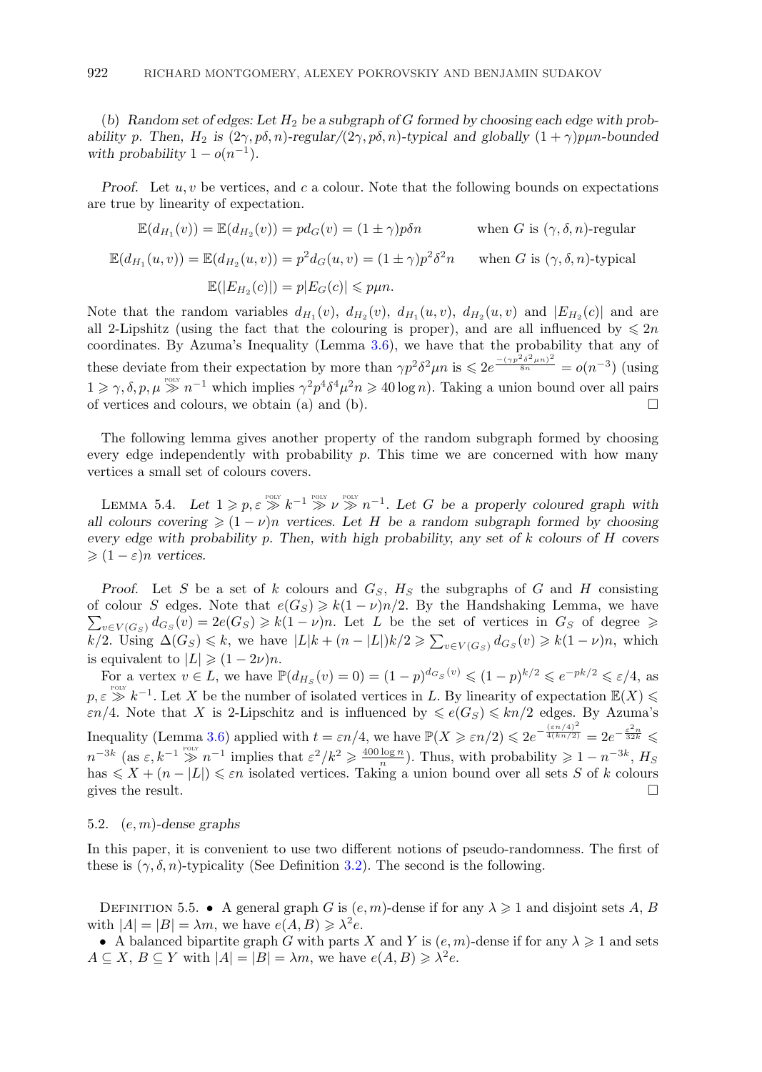(*b*) *Random set of edges: Let $H_2$ be a subgraph of $G$ formed by choosing each edge with probability $p$. Then, $H_2$ is $(2\gamma, p\delta, n)$-regular/$(2\gamma, p\delta, n)$-typical and globally $(1+\gamma)p\mu n$-bounded with probability $1 - o(n^{-1})$.*

*Proof.* Let $u, v$ be vertices, and $c$ a colour. Note that the following bounds on expectations are true by linearity of expectation.

$$\mathbb{E}(d_{H_1}(v)) = \mathbb{E}(d_{H_2}(v)) = pd_G(v) = (1 \pm \gamma)p\delta n \qquad \text{when } G \text{ is } (\gamma, \delta, n)\text{-regular}$$

$$\mathbb{E}(d_{H_1}(u, v)) = \mathbb{E}(d_{H_2}(u, v)) = p^2 d_G(u, v) = (1 \pm \gamma)p^2\delta^2 n \qquad \text{when } G \text{ is } (\gamma, \delta, n)\text{-typical}$$

$$\mathbb{E}(|E_{H_2}(c)|) = p|E_G(c)| \leqslant p\mu n.$$

Note that the random variables $d_{H_1}(v)$, $d_{H_2}(v)$, $d_{H_1}(u, v)$, $d_{H_2}(u, v)$ and $|E_{H_2}(c)|$ and are all 2-Lipshitz (using the fact that the colouring is proper), and are all influenced by $\leqslant 2n$ coordinates. By Azuma's Inequality (Lemma 3.6), we have that the probability that any of these deviate from their expectation by more than $\gamma p^2\delta^2\mu n$ is $\leqslant 2e^{\frac{-(\gamma p^2\delta^2\mu n)^2}{8n}} = o(n^{-3})$ (using $1 \geqslant \gamma, \delta, p, \mu \overset{\text{POLY}}{\gg} n^{-1}$ which implies $\gamma^2 p^4 \delta^4 \mu^2 n \geqslant 40 \log n$). Taking a union bound over all pairs of vertices and colours, we obtain (a) and (b). $\square$

The following lemma gives another property of the random subgraph formed by choosing every edge independently with probability $p$. This time we are concerned with how many vertices a small set of colours covers.

Lemma 5.4. *Let $1 \geqslant p, \varepsilon \overset{\text{POLY}}{\gg} k^{-1} \overset{\text{POLY}}{\gg} \nu \overset{\text{POLY}}{\gg} n^{-1}$. Let $G$ be a properly coloured graph with all colours covering $\geqslant (1-\nu)n$ vertices. Let $H$ be a random subgraph formed by choosing every edge with probability $p$. Then, with high probability, any set of $k$ colours of $H$ covers $\geqslant (1-\varepsilon)n$ vertices.*

*Proof.* Let $S$ be a set of $k$ colours and $G_S$, $H_S$ the subgraphs of $G$ and $H$ consisting of colour $S$ edges. Note that $e(G_S) \geqslant k(1-\nu)n/2$. By the Handshaking Lemma, we have $\sum_{v \in V(G_S)} d_{G_S}(v) = 2e(G_S) \geqslant k(1-\nu)n$. Let $L$ be the set of vertices in $G_S$ of degree $\geqslant k/2$. Using $\Delta(G_S) \leqslant k$, we have $|L|k + (n - |L|)k/2 \geqslant \sum_{v \in V(G_S)} d_{G_S}(v) \geqslant k(1-\nu)n$, which is equivalent to $|L| \geqslant (1-2\nu)n$.

For a vertex $v \in L$, we have $\mathbb{P}(d_{H_S}(v) = 0) = (1-p)^{d_{G_S}(v)} \leqslant (1-p)^{k/2} \leqslant e^{-pk/2} \leqslant \varepsilon/4$, as $p, \varepsilon \overset{\text{POLY}}{\gg} k^{-1}$. Let $X$ be the number of isolated vertices in $L$. By linearity of expectation $\mathbb{E}(X) \leqslant \varepsilon n/4$. Note that $X$ is 2-Lipschitz and is influenced by $\leqslant e(G_S) \leqslant kn/2$ edges. By Azuma's Inequality (Lemma 3.6) applied with $t = \varepsilon n/4$, we have $\mathbb{P}(X \geqslant \varepsilon n/2) \leqslant 2e^{-\frac{(\varepsilon n/4)^2}{4(kn/2)}} = 2e^{-\frac{\varepsilon^2 n}{32k}} \leqslant n^{-3k}$ (as $\varepsilon, k^{-1} \overset{\text{POLY}}{\gg} n^{-1}$ implies that $\varepsilon^2/k^2 \geqslant \frac{400 \log n}{n}$). Thus, with probability $\geqslant 1 - n^{-3k}$, $H_S$ has $\leqslant X + (n - |L|) \leqslant \varepsilon n$ isolated vertices. Taking a union bound over all sets $S$ of $k$ colours gives the result. $\square$

### 5.2. $(e, m)$-*dense graphs*

In this paper, it is convenient to use two different notions of pseudo-randomness. The first of these is $(\gamma, \delta, n)$-typicality (See Definition 3.2). The second is the following.

Definition 5.5.
- A general graph $G$ is $(e, m)$-dense if for any $\lambda \geqslant 1$ and disjoint sets $A$, $B$ with $|A| = |B| = \lambda m$, we have $e(A, B) \geqslant \lambda^2 e$.
- A balanced bipartite graph $G$ with parts $X$ and $Y$ is $(e, m)$-dense if for any $\lambda \geqslant 1$ and sets $A \subseteq X$, $B \subseteq Y$ with $|A| = |B| = \lambda m$, we have $e(A, B) \geqslant \lambda^2 e$.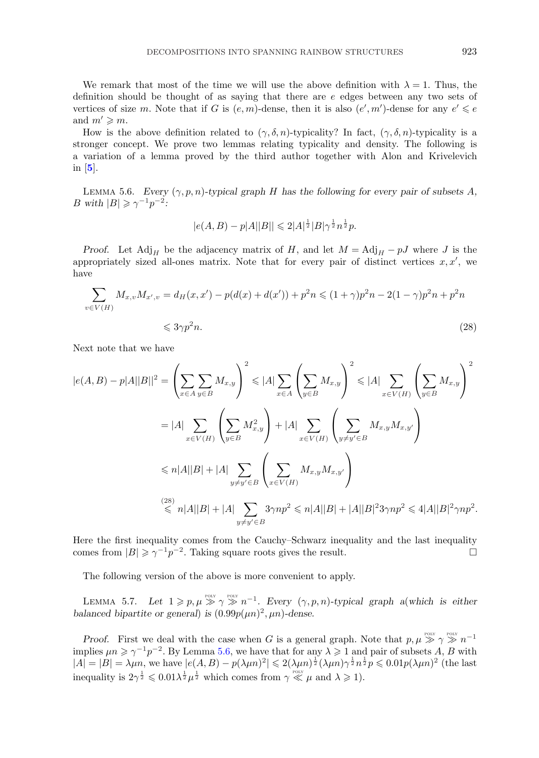We remark that most of the time we will use the above definition with $\lambda = 1$. Thus, the definition should be thought of as saying that there are $e$ edges between any two sets of vertices of size $m$. Note that if $G$ is $(e, m)$-dense, then it is also $(e', m')$-dense for any $e' \leqslant e$ and $m' \geqslant m$.

How is the above definition related to $(\gamma, \delta, n)$-typicality? In fact, $(\gamma, \delta, n)$-typicality is a stronger concept. We prove two lemmas relating typicality and density. The following is a variation of a lemma proved by the third author together with Alon and Krivelevich in [5].

LEMMA 5.6. *Every $(\gamma, p, n)$-typical graph $H$ has the following for every pair of subsets $A$, $B$ with $|B| \geqslant \gamma^{-1}p^{-2}$:*

$$|e(A, B) - p|A||B|| \leqslant 2|A|^{\frac{1}{2}}|B|\gamma^{\frac{1}{2}}n^{\frac{1}{2}}p.$$

*Proof.* Let $\mathrm{Adj}_H$ be the adjacency matrix of $H$, and let $M = \mathrm{Adj}_H - pJ$ where $J$ is the appropriately sized all-ones matrix. Note that for every pair of distinct vertices $x, x'$, we have

$$\sum_{v \in V(H)} M_{x,v}M_{x',v} = d_H(x, x') - p(d(x) + d(x')) + p^2 n \leqslant (1+\gamma)p^2 n - 2(1-\gamma)p^2 n + p^2 n$$
$$\leqslant 3\gamma p^2 n. \tag{28}$$

Next note that we have

$$\begin{aligned}
|e(A, B) - p|A||B||^2 &= \left(\sum_{x \in A}\sum_{y \in B} M_{x,y}\right)^2 \leqslant |A| \sum_{x \in A}\left(\sum_{y \in B} M_{x,y}\right)^2 \leqslant |A| \sum_{x \in V(H)}\left(\sum_{y \in B} M_{x,y}\right)^2 \\
&= |A| \sum_{x \in V(H)}\left(\sum_{y \in B} M_{x,y}^2\right) + |A| \sum_{x \in V(H)}\left(\sum_{y \neq y' \in B} M_{x,y}M_{x,y'}\right) \\
&\leqslant n|A||B| + |A| \sum_{y \neq y' \in B}\left(\sum_{x \in V(H)} M_{x,y}M_{x,y'}\right) \\
&\overset{(28)}{\leqslant} n|A||B| + |A| \sum_{y \neq y' \in B} 3\gamma n p^2 \leqslant n|A||B| + |A||B|^2 3\gamma n p^2 \leqslant 4|A||B|^2\gamma n p^2.
\end{aligned}$$

Here the first inequality comes from the Cauchy–Schwarz inequality and the last inequality comes from $|B| \geqslant \gamma^{-1}p^{-2}$. Taking square roots gives the result. $\square$

The following version of the above is more convenient to apply.

LEMMA 5.7. *Let $1 \geqslant p, \mu \overset{\text{POLY}}{\gg} \gamma \overset{\text{POLY}}{\gg} n^{-1}$. Every $(\gamma, p, n)$-typical graph a(which is either balanced bipartite or general) is $(0.99p(\mu n)^2, \mu n)$-dense.*

*Proof.* First we deal with the case when $G$ is a general graph. Note that $p, \mu \overset{\text{POLY}}{\gg} \gamma \overset{\text{POLY}}{\gg} n^{-1}$ implies $\mu n \geqslant \gamma^{-1}p^{-2}$. By Lemma 5.6, we have that for any $\lambda \geqslant 1$ and pair of subsets $A$, $B$ with $|A| = |B| = \lambda\mu n$, we have $|e(A, B) - p(\lambda\mu n)^2| \leqslant 2(\lambda\mu n)^{\frac{1}{2}}(\lambda\mu n)\gamma^{\frac{1}{2}}n^{\frac{1}{2}}p \leqslant 0.01p(\lambda\mu n)^2$ (the last inequality is $2\gamma^{\frac{1}{2}} \leqslant 0.01\lambda^{\frac{1}{2}}\mu^{\frac{1}{2}}$ which comes from $\gamma \overset{\text{POLY}}{\ll} \mu$ and $\lambda \geqslant 1$).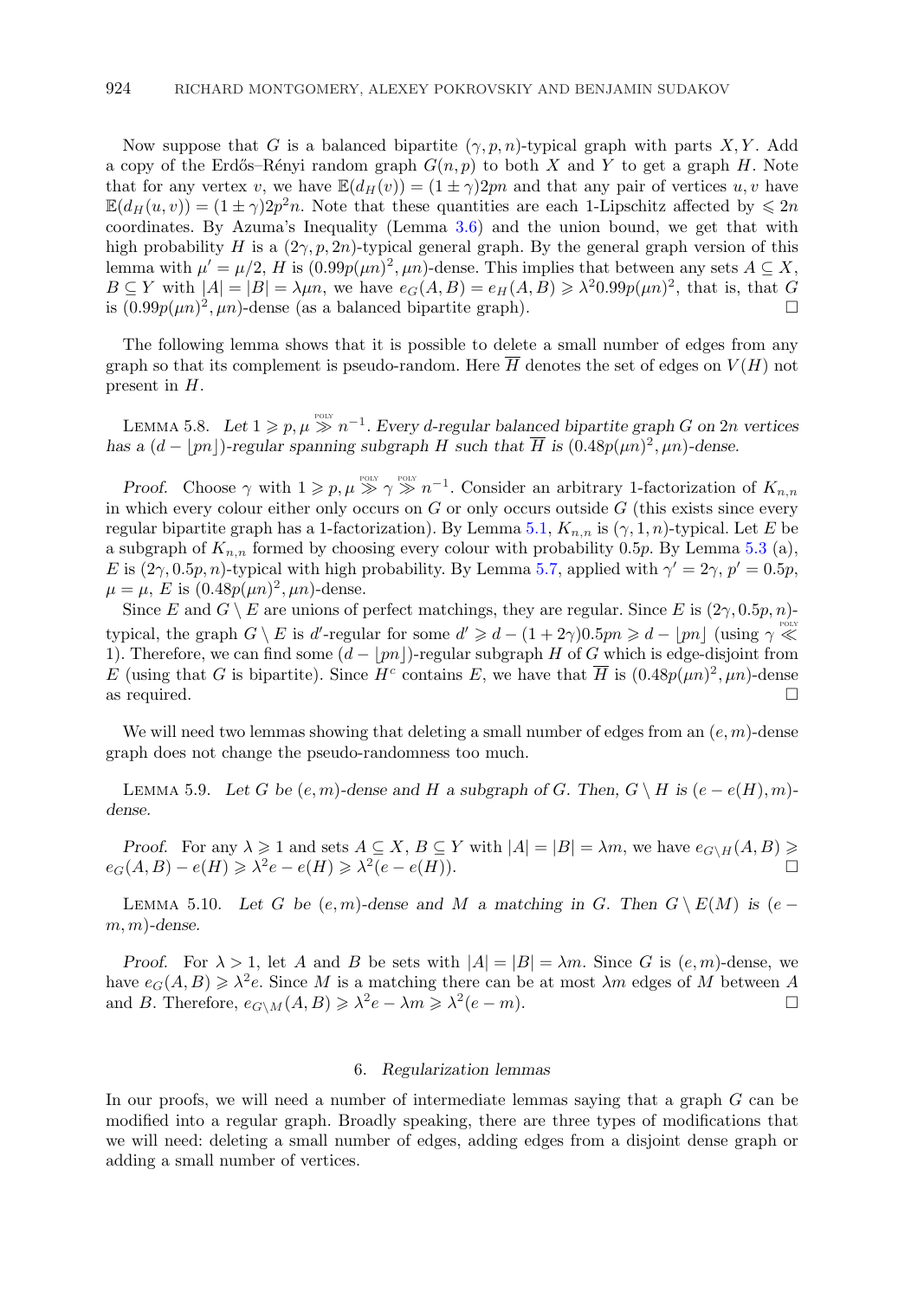Now suppose that $G$ is a balanced bipartite $(\gamma, p, n)$-typical graph with parts $X, Y$. Add a copy of the Erdős–Rényi random graph $G(n,p)$ to both $X$ and $Y$ to get a graph $H$. Note that for any vertex $v$, we have $\mathbb{E}(d_H(v)) = (1 \pm \gamma)2pn$ and that any pair of vertices $u, v$ have $\mathbb{E}(d_H(u,v)) = (1 \pm \gamma)2p^2 n$. Note that these quantities are each 1-Lipschitz affected by $\leqslant 2n$ coordinates. By Azuma's Inequality (Lemma 3.6) and the union bound, we get that with high probability $H$ is a $(2\gamma, p, 2n)$-typical general graph. By the general graph version of this lemma with $\mu' = \mu/2$, $H$ is $(0.99p(\mu n)^2, \mu n)$-dense. This implies that between any sets $A \subseteq X$, $B \subseteq Y$ with $|A| = |B| = \lambda \mu n$, we have $e_G(A,B) = e_H(A,B) \geqslant \lambda^2 0.99p(\mu n)^2$, that is, that $G$ is $(0.99p(\mu n)^2, \mu n)$-dense (as a balanced bipartite graph). $\square$

The following lemma shows that it is possible to delete a small number of edges from any graph so that its complement is pseudo-random. Here $\overline{H}$ denotes the set of edges on $V(H)$ not present in $H$.

Lemma 5.8. *Let $1 \geqslant p, \mu \overset{\text{POLY}}{\gg} n^{-1}$. Every $d$-regular balanced bipartite graph $G$ on $2n$ vertices has a $(d - \lfloor pn \rfloor)$-regular spanning subgraph $H$ such that $\overline{H}$ is $(0.48p(\mu n)^2, \mu n)$-dense.*

*Proof.* Choose $\gamma$ with $1 \geqslant p, \mu \overset{\text{POLY}}{\gg} \gamma \overset{\text{POLY}}{\gg} n^{-1}$. Consider an arbitrary 1-factorization of $K_{n,n}$ in which every colour either only occurs on $G$ or only occurs outside $G$ (this exists since every regular bipartite graph has a 1-factorization). By Lemma 5.1, $K_{n,n}$ is $(\gamma, 1, n)$-typical. Let $E$ be a subgraph of $K_{n,n}$ formed by choosing every colour with probability $0.5p$. By Lemma 5.3 (a), $E$ is $(2\gamma, 0.5p, n)$-typical with high probability. By Lemma 5.7, applied with $\gamma' = 2\gamma$, $p' = 0.5p$, $\mu = \mu$, $E$ is $(0.48p(\mu n)^2, \mu n)$-dense.

Since $E$ and $G \setminus E$ are unions of perfect matchings, they are regular. Since $E$ is $(2\gamma, 0.5p, n)$-typical, the graph $G \setminus E$ is $d'$-regular for some $d' \geqslant d - (1 + 2\gamma)0.5pn \geqslant d - \lfloor pn \rfloor$ (using $\gamma \overset{\text{POLY}}{\ll} 1$). Therefore, we can find some $(d - \lfloor pn \rfloor)$-regular subgraph $H$ of $G$ which is edge-disjoint from $E$ (using that $G$ is bipartite). Since $H^c$ contains $E$, we have that $\overline{H}$ is $(0.48p(\mu n)^2, \mu n)$-dense as required. $\square$

We will need two lemmas showing that deleting a small number of edges from an $(e, m)$-dense graph does not change the pseudo-randomness too much.

Lemma 5.9. *Let $G$ be $(e, m)$-dense and $H$ a subgraph of $G$. Then, $G \setminus H$ is $(e - e(H), m)$-dense.*

*Proof.* For any $\lambda \geqslant 1$ and sets $A \subseteq X$, $B \subseteq Y$ with $|A| = |B| = \lambda m$, we have $e_{G \setminus H}(A,B) \geqslant e_G(A,B) - e(H) \geqslant \lambda^2 e - e(H) \geqslant \lambda^2(e - e(H))$. $\square$

Lemma 5.10. *Let $G$ be $(e, m)$-dense and $M$ a matching in $G$. Then $G \setminus E(M)$ is $(e - m, m)$-dense.*

*Proof.* For $\lambda > 1$, let $A$ and $B$ be sets with $|A| = |B| = \lambda m$. Since $G$ is $(e, m)$-dense, we have $e_G(A,B) \geqslant \lambda^2 e$. Since $M$ is a matching there can be at most $\lambda m$ edges of $M$ between $A$ and $B$. Therefore, $e_{G \setminus M}(A,B) \geqslant \lambda^2 e - \lambda m \geqslant \lambda^2(e - m)$. $\square$

## 6. *Regularization lemmas*

In our proofs, we will need a number of intermediate lemmas saying that a graph $G$ can be modified into a regular graph. Broadly speaking, there are three types of modifications that we will need: deleting a small number of edges, adding edges from a disjoint dense graph or adding a small number of vertices.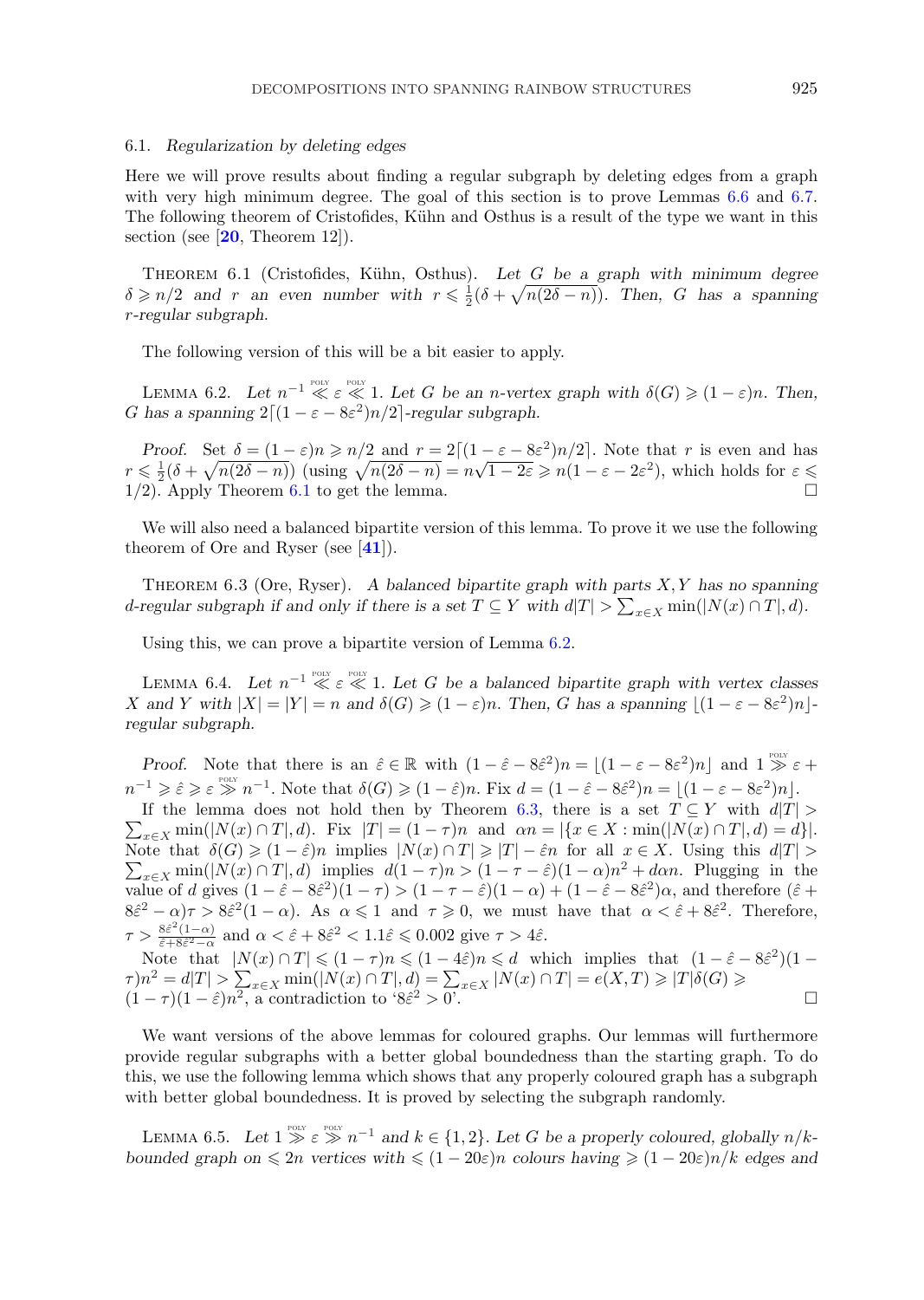### 6.1. *Regularization by deleting edges*

Here we will prove results about finding a regular subgraph by deleting edges from a graph with very high minimum degree. The goal of this section is to prove Lemmas 6.6 and 6.7. The following theorem of Cristofides, Kühn and Osthus is a result of the type we want in this section (see [**20**, Theorem 12]).

THEOREM 6.1 (Cristofides, Kühn, Osthus). *Let $G$ be a graph with minimum degree $\delta \geqslant n/2$ and $r$ an even number with $r \leqslant \frac{1}{2}(\delta + \sqrt{n(2\delta - n)})$. Then, $G$ has a spanning $r$-regular subgraph.*

The following version of this will be a bit easier to apply.

LEMMA 6.2. *Let $n^{-1} \overset{\text{POLY}}{\ll} \varepsilon \overset{\text{POLY}}{\ll} 1$. Let $G$ be an $n$-vertex graph with $\delta(G) \geqslant (1-\varepsilon)n$. Then, $G$ has a spanning $2\lceil(1-\varepsilon-8\varepsilon^2)n/2\rceil$-regular subgraph.*

*Proof.* Set $\delta = (1-\varepsilon)n \geqslant n/2$ and $r = 2\lceil(1-\varepsilon-8\varepsilon^2)n/2\rceil$. Note that $r$ is even and has $r \leqslant \frac{1}{2}(\delta + \sqrt{n(2\delta - n)})$ (using $\sqrt{n(2\delta-n)} = n\sqrt{1-2\varepsilon} \geqslant n(1-\varepsilon-2\varepsilon^2)$, which holds for $\varepsilon \leqslant 1/2$). Apply Theorem 6.1 to get the lemma. □

We will also need a balanced bipartite version of this lemma. To prove it we use the following theorem of Ore and Ryser (see [**41**]).

THEOREM 6.3 (Ore, Ryser). *A balanced bipartite graph with parts $X, Y$ has no spanning $d$-regular subgraph if and only if there is a set $T \subseteq Y$ with $d|T| > \sum_{x\in X}\min(|N(x)\cap T|, d)$.*

Using this, we can prove a bipartite version of Lemma 6.2.

LEMMA 6.4. *Let $n^{-1} \overset{\text{POLY}}{\ll} \varepsilon \overset{\text{POLY}}{\ll} 1$. Let $G$ be a balanced bipartite graph with vertex classes $X$ and $Y$ with $|X| = |Y| = n$ and $\delta(G) \geqslant (1-\varepsilon)n$. Then, $G$ has a spanning $\lfloor(1-\varepsilon-8\varepsilon^2)n\rfloor$-regular subgraph.*

*Proof.* Note that there is an $\hat{\varepsilon} \in \mathbb{R}$ with $(1-\hat{\varepsilon}-8\hat{\varepsilon}^2)n = \lfloor(1-\varepsilon-8\varepsilon^2)n\rfloor$ and $1 \overset{\text{POLY}}{\gg} \varepsilon + n^{-1} \geqslant \hat{\varepsilon} \geqslant \varepsilon \overset{\text{POLY}}{\gg} n^{-1}$. Note that $\delta(G) \geqslant (1-\hat{\varepsilon})n$. Fix $d = (1-\hat{\varepsilon}-8\hat{\varepsilon}^2)n = \lfloor(1-\varepsilon-8\varepsilon^2)n\rfloor$.

If the lemma does not hold then by Theorem 6.3, there is a set $T \subseteq Y$ with $d|T| > \sum_{x\in X}\min(|N(x)\cap T|, d)$. Fix $|T| = (1-\tau)n$ and $\alpha n = |\{x \in X : \min(|N(x)\cap T|, d) = d\}|$. Note that $\delta(G) \geqslant (1-\hat{\varepsilon})n$ implies $|N(x)\cap T| \geqslant |T| - \hat{\varepsilon}n$ for all $x \in X$. Using this $d|T| > \sum_{x\in X}\min(|N(x)\cap T|, d)$ implies $d(1-\tau)n > (1-\tau-\hat{\varepsilon})(1-\alpha)n^2 + d\alpha n$. Plugging in the value of $d$ gives $(1-\hat{\varepsilon}-8\hat{\varepsilon}^2)(1-\tau) > (1-\tau-\hat{\varepsilon})(1-\alpha) + (1-\hat{\varepsilon}-8\hat{\varepsilon}^2)\alpha$, and therefore $(\hat{\varepsilon} + 8\hat{\varepsilon}^2 - \alpha)\tau > 8\hat{\varepsilon}^2(1-\alpha)$. As $\alpha \leqslant 1$ and $\tau \geqslant 0$, we must have that $\alpha < \hat{\varepsilon} + 8\hat{\varepsilon}^2$. Therefore, $\tau > \frac{8\hat{\varepsilon}^2(1-\alpha)}{\hat{\varepsilon}+8\hat{\varepsilon}^2-\alpha}$ and $\alpha < \hat{\varepsilon} + 8\hat{\varepsilon}^2 < 1.1\hat{\varepsilon} \leqslant 0.002$ give $\tau > 4\hat{\varepsilon}$.

Note that $|N(x)\cap T| \leqslant (1-\tau)n \leqslant (1-4\hat{\varepsilon})n \leqslant d$ which implies that $(1-\hat{\varepsilon}-8\hat{\varepsilon}^2)(1-\tau)n^2 = d|T| > \sum_{x\in X}\min(|N(x)\cap T|, d) = \sum_{x\in X}|N(x)\cap T| = e(X,T) \geqslant |T|\delta(G) \geqslant (1-\tau)(1-\hat{\varepsilon})n^2$, a contradiction to '$8\hat{\varepsilon}^2 > 0$'. □

We want versions of the above lemmas for coloured graphs. Our lemmas will furthermore provide regular subgraphs with a better global boundedness than the starting graph. To do this, we use the following lemma which shows that any properly coloured graph has a subgraph with better global boundedness. It is proved by selecting the subgraph randomly.

LEMMA 6.5. *Let $1 \overset{\text{POLY}}{\gg} \varepsilon \overset{\text{POLY}}{\gg} n^{-1}$ and $k \in \{1, 2\}$. Let $G$ be a properly coloured, globally $n/k$-bounded graph on $\leqslant 2n$ vertices with $\leqslant (1-20\varepsilon)n$ colours having $\geqslant (1-20\varepsilon)n/k$ edges and*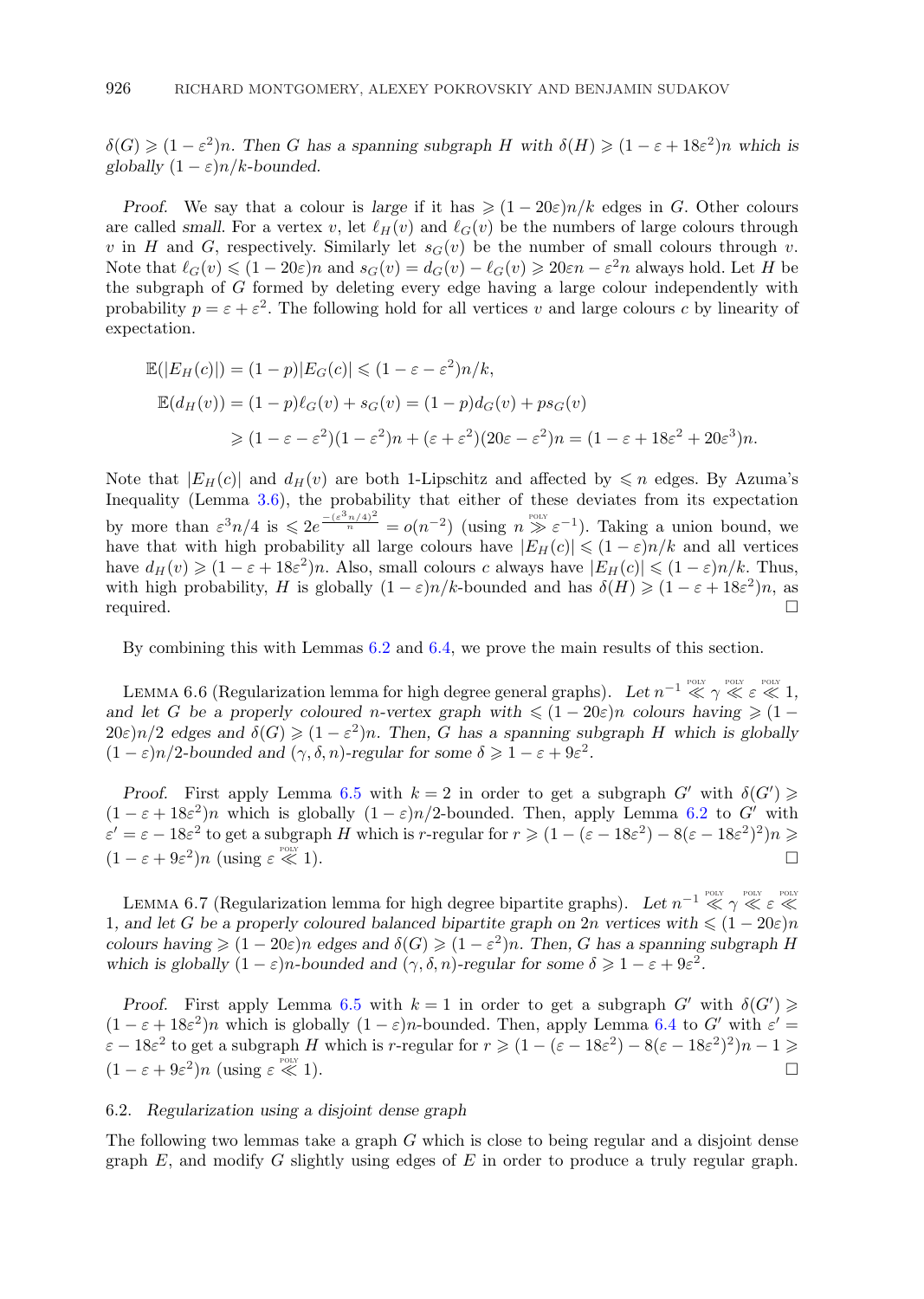$\delta(G) \geqslant (1-\varepsilon^2)n$. *Then $G$ has a spanning subgraph $H$ with $\delta(H) \geqslant (1-\varepsilon+18\varepsilon^2)n$ which is globally $(1-\varepsilon)n/k$-bounded.*

*Proof.* We say that a colour is *large* if it has $\geqslant (1-20\varepsilon)n/k$ edges in $G$. Other colours are called *small*. For a vertex $v$, let $\ell_H(v)$ and $\ell_G(v)$ be the numbers of large colours through $v$ in $H$ and $G$, respectively. Similarly let $s_G(v)$ be the number of small colours through $v$. Note that $\ell_G(v) \leqslant (1-20\varepsilon)n$ and $s_G(v) = d_G(v) - \ell_G(v) \geqslant 20\varepsilon n - \varepsilon^2 n$ always hold. Let $H$ be the subgraph of $G$ formed by deleting every edge having a large colour independently with probability $p = \varepsilon + \varepsilon^2$. The following hold for all vertices $v$ and large colours $c$ by linearity of expectation.

$$\mathbb{E}(|E_H(c)|) = (1-p)|E_G(c)| \leqslant (1-\varepsilon-\varepsilon^2)n/k,$$

$$\mathbb{E}(d_H(v)) = (1-p)\ell_G(v) + s_G(v) = (1-p)d_G(v) + ps_G(v)$$

$$\geqslant (1-\varepsilon-\varepsilon^2)(1-\varepsilon^2)n + (\varepsilon+\varepsilon^2)(20\varepsilon-\varepsilon^2)n = (1-\varepsilon+18\varepsilon^2+20\varepsilon^3)n.$$

Note that $|E_H(c)|$ and $d_H(v)$ are both 1-Lipschitz and affected by $\leqslant n$ edges. By Azuma's Inequality (Lemma 3.6), the probability that either of these deviates from its expectation by more than $\varepsilon^3 n/4$ is $\leqslant 2e^{\frac{-(\varepsilon^3 n/4)^2}{n}} = o(n^{-2})$ (using $n \overset{\text{POLY}}{\gg} \varepsilon^{-1}$). Taking a union bound, we have that with high probability all large colours have $|E_H(c)| \leqslant (1-\varepsilon)n/k$ and all vertices have $d_H(v) \geqslant (1-\varepsilon+18\varepsilon^2)n$. Also, small colours $c$ always have $|E_H(c)| \leqslant (1-\varepsilon)n/k$. Thus, with high probability, $H$ is globally $(1-\varepsilon)n/k$-bounded and has $\delta(H) \geqslant (1-\varepsilon+18\varepsilon^2)n$, as required. □

By combining this with Lemmas 6.2 and 6.4, we prove the main results of this section.

Lemma 6.6 (Regularization lemma for high degree general graphs). *Let $n^{-1} \overset{\text{POLY}}{\ll} \gamma \overset{\text{POLY}}{\ll} \varepsilon \overset{\text{POLY}}{\ll} 1$, and let $G$ be a properly coloured $n$-vertex graph with $\leqslant (1-20\varepsilon)n$ colours having $\geqslant (1-20\varepsilon)n/2$ edges and $\delta(G) \geqslant (1-\varepsilon^2)n$. Then, $G$ has a spanning subgraph $H$ which is globally $(1-\varepsilon)n/2$-bounded and $(\gamma,\delta,n)$-regular for some $\delta \geqslant 1-\varepsilon+9\varepsilon^2$.*

*Proof.* First apply Lemma 6.5 with $k=2$ in order to get a subgraph $G'$ with $\delta(G') \geqslant (1-\varepsilon+18\varepsilon^2)n$ which is globally $(1-\varepsilon)n/2$-bounded. Then, apply Lemma 6.2 to $G'$ with $\varepsilon' = \varepsilon - 18\varepsilon^2$ to get a subgraph $H$ which is $r$-regular for $r \geqslant (1-(\varepsilon-18\varepsilon^2) - 8(\varepsilon-18\varepsilon^2)^2)n \geqslant (1-\varepsilon+9\varepsilon^2)n$ (using $\varepsilon \overset{\text{POLY}}{\ll} 1$). □

Lemma 6.7 (Regularization lemma for high degree bipartite graphs). *Let $n^{-1} \overset{\text{POLY}}{\ll} \gamma \overset{\text{POLY}}{\ll} \varepsilon \overset{\text{POLY}}{\ll} 1$, and let $G$ be a properly coloured balanced bipartite graph on $2n$ vertices with $\leqslant (1-20\varepsilon)n$ colours having $\geqslant (1-20\varepsilon)n$ edges and $\delta(G) \geqslant (1-\varepsilon^2)n$. Then, $G$ has a spanning subgraph $H$ which is globally $(1-\varepsilon)n$-bounded and $(\gamma,\delta,n)$-regular for some $\delta \geqslant 1-\varepsilon+9\varepsilon^2$.*

*Proof.* First apply Lemma 6.5 with $k=1$ in order to get a subgraph $G'$ with $\delta(G') \geqslant (1-\varepsilon+18\varepsilon^2)n$ which is globally $(1-\varepsilon)n$-bounded. Then, apply Lemma 6.4 to $G'$ with $\varepsilon' = \varepsilon - 18\varepsilon^2$ to get a subgraph $H$ which is $r$-regular for $r \geqslant (1-(\varepsilon-18\varepsilon^2) - 8(\varepsilon-18\varepsilon^2)^2)n - 1 \geqslant (1-\varepsilon+9\varepsilon^2)n$ (using $\varepsilon \overset{\text{POLY}}{\ll} 1$). □

### 6.2. *Regularization using a disjoint dense graph*

The following two lemmas take a graph $G$ which is close to being regular and a disjoint dense graph $E$, and modify $G$ slightly using edges of $E$ in order to produce a truly regular graph.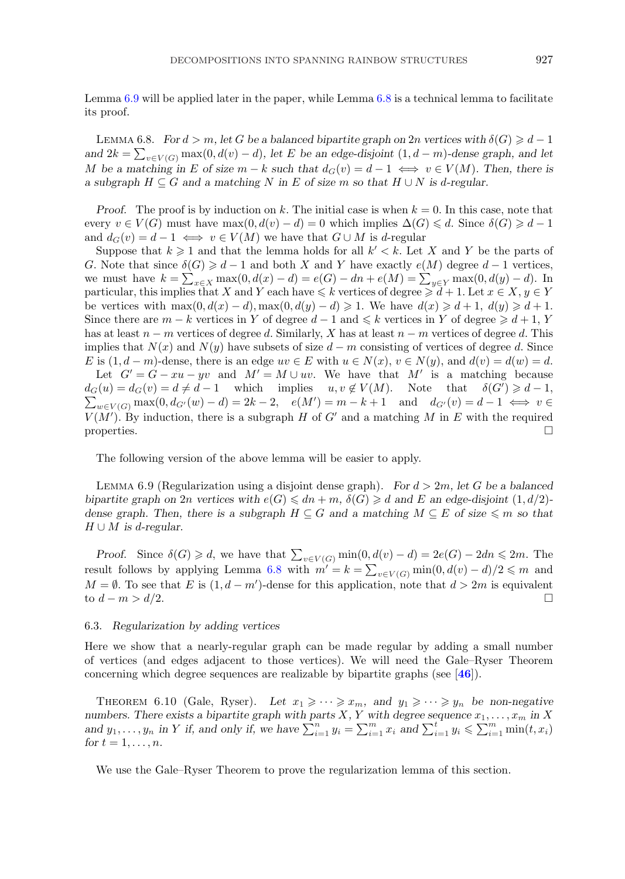Lemma 6.9 will be applied later in the paper, while Lemma 6.8 is a technical lemma to facilitate its proof.

Lemma 6.8. *For $d > m$, let $G$ be a balanced bipartite graph on $2n$ vertices with $\delta(G) \geqslant d-1$ and $2k = \sum_{v\in V(G)} \max(0, d(v) - d)$, let $E$ be an edge-disjoint $(1, d-m)$-dense graph, and let $M$ be a matching in $E$ of size $m-k$ such that $d_G(v) = d-1 \iff v \in V(M)$. Then, there is a subgraph $H \subseteq G$ and a matching $N$ in $E$ of size $m$ so that $H \cup N$ is $d$-regular.*

*Proof.* The proof is by induction on $k$. The initial case is when $k = 0$. In this case, note that every $v \in V(G)$ must have $\max(0, d(v) - d) = 0$ which implies $\Delta(G) \leqslant d$. Since $\delta(G) \geqslant d-1$ and $d_G(v) = d-1 \iff v \in V(M)$ we have that $G \cup M$ is $d$-regular

Suppose that $k \geqslant 1$ and that the lemma holds for all $k' < k$. Let $X$ and $Y$ be the parts of $G$. Note that since $\delta(G) \geqslant d-1$ and both $X$ and $Y$ have exactly $e(M)$ degree $d-1$ vertices, we must have $k = \sum_{x\in X} \max(0, d(x) - d) = e(G) - dn + e(M) = \sum_{y\in Y} \max(0, d(y) - d)$. In particular, this implies that $X$ and $Y$ each have $\leqslant k$ vertices of degree $\geqslant d+1$. Let $x \in X, y \in Y$ be vertices with $\max(0, d(x) - d), \max(0, d(y) - d) \geqslant 1$. We have $d(x) \geqslant d+1,\ d(y) \geqslant d+1$. Since there are $m-k$ vertices in $Y$ of degree $d-1$ and $\leqslant k$ vertices in $Y$ of degree $\geqslant d+1$, $Y$ has at least $n-m$ vertices of degree $d$. Similarly, $X$ has at least $n-m$ vertices of degree $d$. This implies that $N(x)$ and $N(y)$ have subsets of size $d-m$ consisting of vertices of degree $d$. Since $E$ is $(1, d-m)$-dense, there is an edge $uv \in E$ with $u \in N(x)$, $v \in N(y)$, and $d(v) = d(w) = d$.

Let $G' = G - xu - yv$ and $M' = M \cup uv$. We have that $M'$ is a matching because $d_G(u) = d_G(v) = d \neq d-1$ which implies $u, v \notin V(M)$. Note that $\delta(G') \geqslant d-1$, $\sum_{w\in V(G)} \max(0, d_{G'}(w) - d) = 2k-2$, $e(M') = m-k+1$ and $d_{G'}(v) = d-1 \iff v \in V(M')$. By induction, there is a subgraph $H$ of $G'$ and a matching $M$ in $E$ with the required properties. $\square$

The following version of the above lemma will be easier to apply.

Lemma 6.9 (Regularization using a disjoint dense graph). *For $d > 2m$, let $G$ be a balanced bipartite graph on $2n$ vertices with $e(G) \leqslant dn + m$, $\delta(G) \geqslant d$ and $E$ an edge-disjoint $(1, d/2)$-dense graph. Then, there is a subgraph $H \subseteq G$ and a matching $M \subseteq E$ of size $\leqslant m$ so that $H \cup M$ is $d$-regular.*

*Proof.* Since $\delta(G) \geqslant d$, we have that $\sum_{v\in V(G)} \min(0, d(v) - d) = 2e(G) - 2dn \leqslant 2m$. The result follows by applying Lemma 6.8 with $m' = k = \sum_{v\in V(G)} \min(0, d(v) - d)/2 \leqslant m$ and $M = \emptyset$. To see that $E$ is $(1, d - m')$-dense for this application, note that $d > 2m$ is equivalent to $d - m > d/2$. $\square$

### 6.3. *Regularization by adding vertices*

Here we show that a nearly-regular graph can be made regular by adding a small number of vertices (and edges adjacent to those vertices). We will need the Gale–Ryser Theorem concerning which degree sequences are realizable by bipartite graphs (see [46]).

Theorem 6.10 (Gale, Ryser). *Let $x_1 \geqslant \cdots \geqslant x_m$, and $y_1 \geqslant \cdots \geqslant y_n$ be non-negative numbers. There exists a bipartite graph with parts $X, Y$ with degree sequence $x_1, \ldots, x_m$ in $X$ and $y_1, \ldots, y_n$ in $Y$ if, and only if, we have $\sum_{i=1}^n y_i = \sum_{i=1}^m x_i$ and $\sum_{i=1}^t y_i \leqslant \sum_{i=1}^m \min(t, x_i)$ for $t = 1, \ldots, n$.*

We use the Gale–Ryser Theorem to prove the regularization lemma of this section.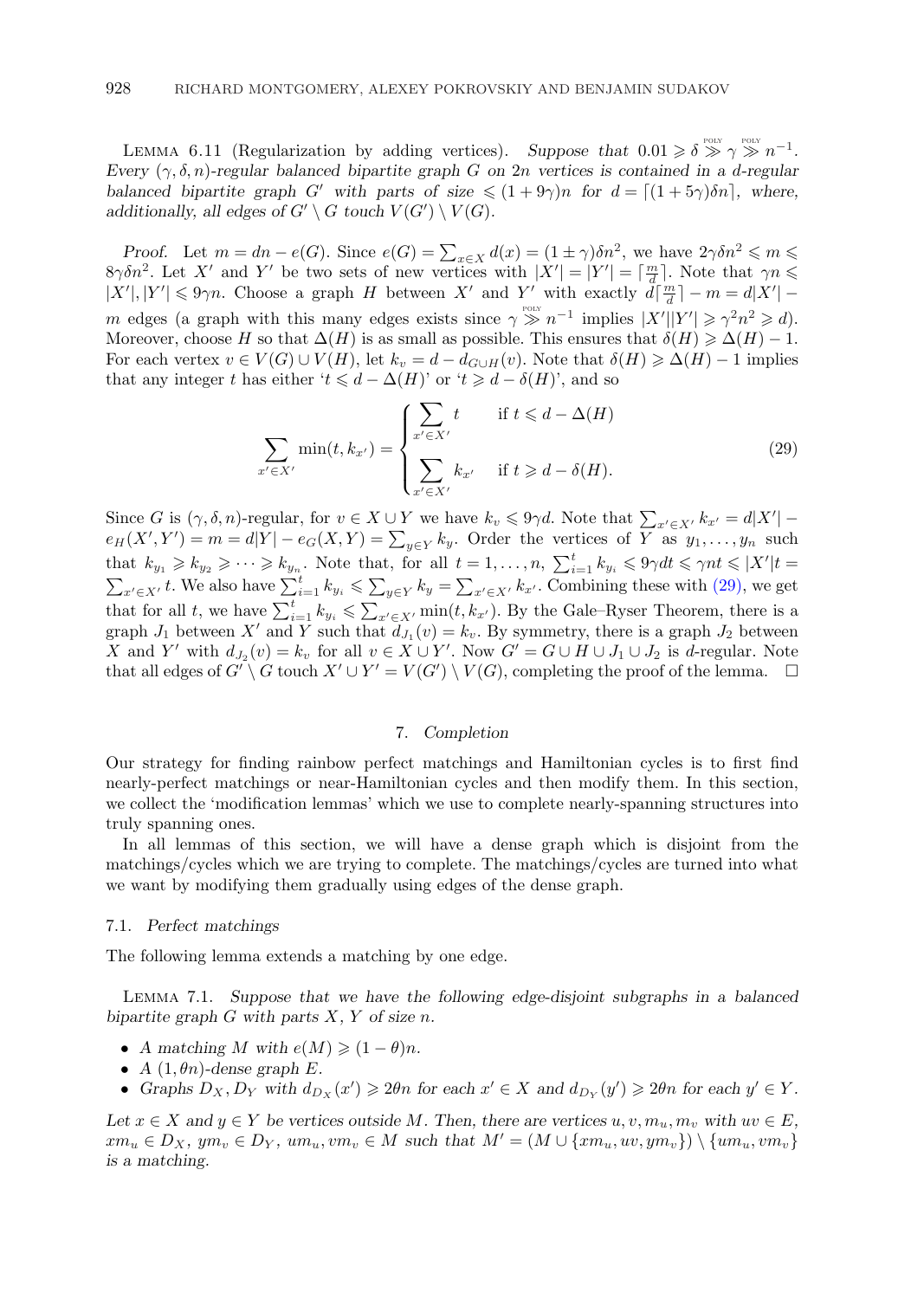Lemma 6.11 (Regularization by adding vertices). *Suppose that $0.01 \geqslant \delta \overset{\text{POLY}}{\gg} \gamma \overset{\text{POLY}}{\gg} n^{-1}$. Every $(\gamma, \delta, n)$-regular balanced bipartite graph $G$ on $2n$ vertices is contained in a $d$-regular balanced bipartite graph $G'$ with parts of size $\leqslant (1+9\gamma)n$ for $d = \lceil (1+5\gamma)\delta n \rceil$, where, additionally, all edges of $G' \setminus G$ touch $V(G') \setminus V(G)$.*

*Proof.* Let $m = dn - e(G)$. Since $e(G) = \sum_{x \in X} d(x) = (1 \pm \gamma)\delta n^2$, we have $2\gamma\delta n^2 \leqslant m \leqslant 8\gamma\delta n^2$. Let $X'$ and $Y'$ be two sets of new vertices with $|X'| = |Y'| = \lceil \frac{m}{d} \rceil$. Note that $\gamma n \leqslant |X'|, |Y'| \leqslant 9\gamma n$. Choose a graph $H$ between $X'$ and $Y'$ with exactly $d\lceil \frac{m}{d} \rceil - m = d|X'| - m$ edges (a graph with this many edges exists since $\gamma \overset{\text{POLY}}{\gg} n^{-1}$ implies $|X'||Y'| \geqslant \gamma^2 n^2 \geqslant d$). Moreover, choose $H$ so that $\Delta(H)$ is as small as possible. This ensures that $\delta(H) \geqslant \Delta(H) - 1$. For each vertex $v \in V(G) \cup V(H)$, let $k_v = d - d_{G \cup H}(v)$. Note that $\delta(H) \geqslant \Delta(H) - 1$ implies that any integer $t$ has either '$t \leqslant d - \Delta(H)$' or '$t \geqslant d - \delta(H)$', and so

$$\sum_{x' \in X'} \min(t, k_{x'}) = \begin{cases} \displaystyle\sum_{x' \in X'} t & \text{if } t \leqslant d - \Delta(H) \\ \displaystyle\sum_{x' \in X'} k_{x'} & \text{if } t \geqslant d - \delta(H). \end{cases} \tag{29}$$

Since $G$ is $(\gamma, \delta, n)$-regular, for $v \in X \cup Y$ we have $k_v \leqslant 9\gamma d$. Note that $\sum_{x' \in X'} k_{x'} = d|X'| - e_H(X', Y') = m = d|Y| - e_G(X, Y) = \sum_{y \in Y} k_y$. Order the vertices of $Y$ as $y_1, \ldots, y_n$ such that $k_{y_1} \geqslant k_{y_2} \geqslant \cdots \geqslant k_{y_n}$. Note that, for all $t = 1, \ldots, n$, $\sum_{i=1}^t k_{y_i} \leqslant 9\gamma dt \leqslant \gamma nt \leqslant |X'|t = \sum_{x' \in X'} t$. We also have $\sum_{i=1}^t k_{y_i} \leqslant \sum_{y \in Y} k_y = \sum_{x' \in X'} k_{x'}$. Combining these with (29), we get that for all $t$, we have $\sum_{i=1}^t k_{y_i} \leqslant \sum_{x' \in X'} \min(t, k_{x'})$. By the Gale–Ryser Theorem, there is a graph $J_1$ between $X'$ and $Y$ such that $d_{J_1}(v) = k_v$. By symmetry, there is a graph $J_2$ between $X$ and $Y'$ with $d_{J_2}(v) = k_v$ for all $v \in X \cup Y'$. Now $G' = G \cup H \cup J_1 \cup J_2$ is $d$-regular. Note that all edges of $G' \setminus G$ touch $X' \cup Y' = V(G') \setminus V(G)$, completing the proof of the lemma. $\square$

## 7. *Completion*

Our strategy for finding rainbow perfect matchings and Hamiltonian cycles is to first find nearly-perfect matchings or near-Hamiltonian cycles and then modify them. In this section, we collect the 'modification lemmas' which we use to complete nearly-spanning structures into truly spanning ones.

In all lemmas of this section, we will have a dense graph which is disjoint from the matchings/cycles which we are trying to complete. The matchings/cycles are turned into what we want by modifying them gradually using edges of the dense graph.

### 7.1. *Perfect matchings*

The following lemma extends a matching by one edge.

Lemma 7.1. *Suppose that we have the following edge-disjoint subgraphs in a balanced bipartite graph $G$ with parts $X$, $Y$ of size $n$.*

- *A matching $M$ with $e(M) \geqslant (1-\theta)n$.*
- *A $(1, \theta n)$-dense graph $E$.*
- *Graphs $D_X, D_Y$ with $d_{D_X}(x') \geqslant 2\theta n$ for each $x' \in X$ and $d_{D_Y}(y') \geqslant 2\theta n$ for each $y' \in Y$.*

*Let $x \in X$ and $y \in Y$ be vertices outside $M$. Then, there are vertices $u, v, m_u, m_v$ with $uv \in E$, $xm_u \in D_X$, $ym_v \in D_Y$, $um_u, vm_v \in M$ such that $M' = (M \cup \{xm_u, uv, ym_v\}) \setminus \{um_u, vm_v\}$ is a matching.*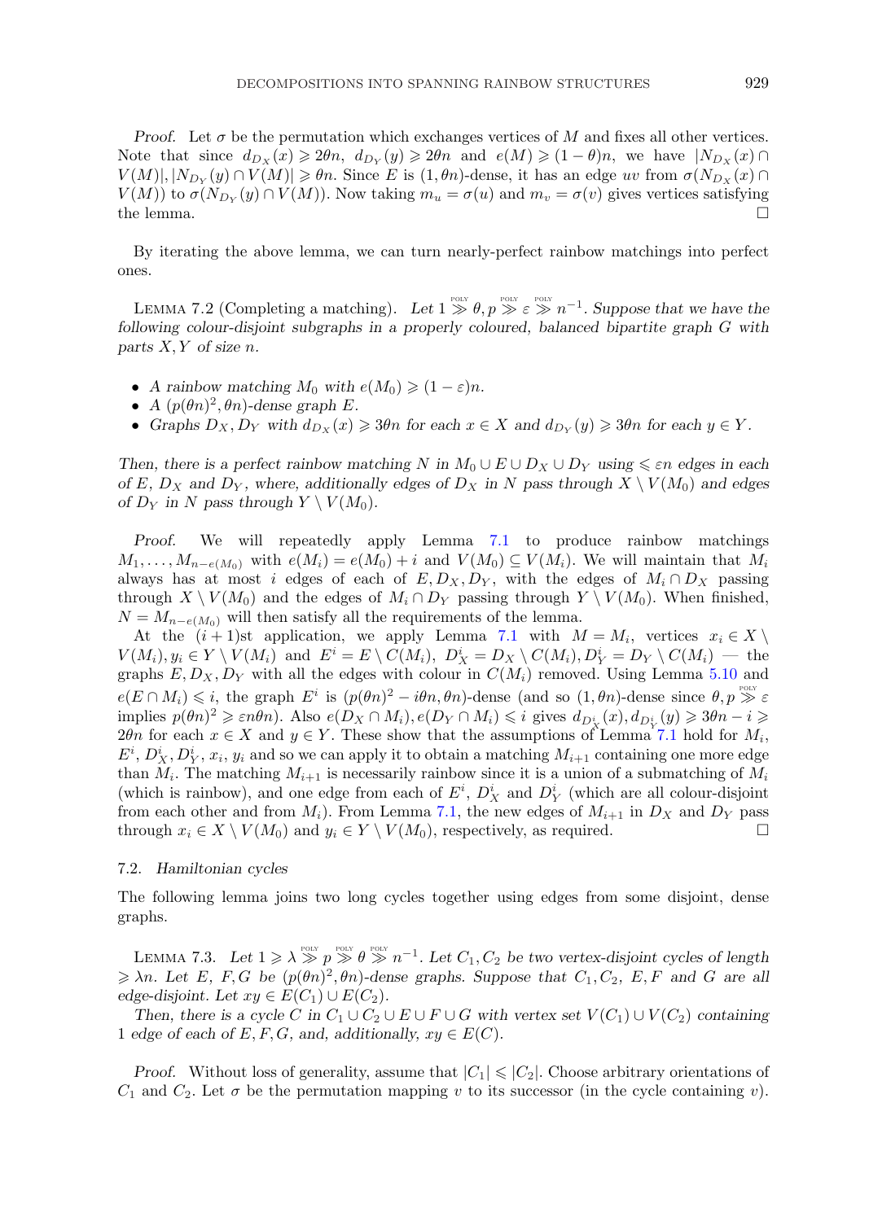*Proof.* Let $\sigma$ be the permutation which exchanges vertices of $M$ and fixes all other vertices. Note that since $d_{D_X}(x) \geqslant 2\theta n$, $d_{D_Y}(y) \geqslant 2\theta n$ and $e(M) \geqslant (1-\theta)n$, we have $|N_{D_X}(x) \cap V(M)|, |N_{D_Y}(y) \cap V(M)| \geqslant \theta n$. Since $E$ is $(1, \theta n)$-dense, it has an edge $uv$ from $\sigma(N_{D_X}(x) \cap V(M))$ to $\sigma(N_{D_Y}(y) \cap V(M))$. Now taking $m_u = \sigma(u)$ and $m_v = \sigma(v)$ gives vertices satisfying the lemma. □

By iterating the above lemma, we can turn nearly-perfect rainbow matchings into perfect ones.

LEMMA 7.2 (Completing a matching). *Let $1 \overset{\text{POLY}}{\gg} \theta, p \overset{\text{POLY}}{\gg} \varepsilon \overset{\text{POLY}}{\gg} n^{-1}$. Suppose that we have the following colour-disjoint subgraphs in a properly coloured, balanced bipartite graph $G$ with parts $X, Y$ of size $n$.*

- *A rainbow matching $M_0$ with $e(M_0) \geqslant (1-\varepsilon)n$.*
- *A $(p(\theta n)^2, \theta n)$-dense graph $E$.*
- *Graphs $D_X, D_Y$ with $d_{D_X}(x) \geqslant 3\theta n$ for each $x \in X$ and $d_{D_Y}(y) \geqslant 3\theta n$ for each $y \in Y$.*

*Then, there is a perfect rainbow matching $N$ in $M_0 \cup E \cup D_X \cup D_Y$ using $\leqslant \varepsilon n$ edges in each of $E$, $D_X$ and $D_Y$, where, additionally edges of $D_X$ in $N$ pass through $X \setminus V(M_0)$ and edges of $D_Y$ in $N$ pass through $Y \setminus V(M_0)$.*

*Proof.* We will repeatedly apply Lemma 7.1 to produce rainbow matchings $M_1, \ldots, M_{n-e(M_0)}$ with $e(M_i) = e(M_0) + i$ and $V(M_0) \subseteq V(M_i)$. We will maintain that $M_i$ always has at most $i$ edges of each of $E, D_X, D_Y$, with the edges of $M_i \cap D_X$ passing through $X \setminus V(M_0)$ and the edges of $M_i \cap D_Y$ passing through $Y \setminus V(M_0)$. When finished, $N = M_{n-e(M_0)}$ will then satisfy all the requirements of the lemma.

At the $(i+1)$st application, we apply Lemma 7.1 with $M = M_i$, vertices $x_i \in X \setminus V(M_i), y_i \in Y \setminus V(M_i)$ and $E^i = E \setminus C(M_i)$, $D_X^i = D_X \setminus C(M_i), D_Y^i = D_Y \setminus C(M_i)$ — the graphs $E, D_X, D_Y$ with all the edges with colour in $C(M_i)$ removed. Using Lemma 5.10 and $e(E \cap M_i) \leqslant i$, the graph $E^i$ is $(p(\theta n)^2 - i\theta n, \theta n)$-dense (and so $(1, \theta n)$-dense since $\theta, p \overset{\text{POLY}}{\gg} \varepsilon$ implies $p(\theta n)^2 \geqslant \varepsilon n \theta n$). Also $e(D_X \cap M_i), e(D_Y \cap M_i) \leqslant i$ gives $d_{D_X^i}(x), d_{D_Y^i}(y) \geqslant 3\theta n - i \geqslant 2\theta n$ for each $x \in X$ and $y \in Y$. These show that the assumptions of Lemma 7.1 hold for $M_i$, $E^i$, $D_X^i, D_Y^i$, $x_i$, $y_i$ and so we can apply it to obtain a matching $M_{i+1}$ containing one more edge than $M_i$. The matching $M_{i+1}$ is necessarily rainbow since it is a union of a submatching of $M_i$ (which is rainbow), and one edge from each of $E^i$, $D_X^i$ and $D_Y^i$ (which are all colour-disjoint from each other and from $M_i$). From Lemma 7.1, the new edges of $M_{i+1}$ in $D_X$ and $D_Y$ pass through $x_i \in X \setminus V(M_0)$ and $y_i \in Y \setminus V(M_0)$, respectively, as required. □

### 7.2. Hamiltonian cycles

The following lemma joins two long cycles together using edges from some disjoint, dense graphs.

LEMMA 7.3. *Let $1 \geqslant \lambda \overset{\text{POLY}}{\gg} p \overset{\text{POLY}}{\gg} \theta \overset{\text{POLY}}{\gg} n^{-1}$. Let $C_1, C_2$ be two vertex-disjoint cycles of length $\geqslant \lambda n$. Let $E$, $F, G$ be $(p(\theta n)^2, \theta n)$-dense graphs. Suppose that $C_1, C_2$, $E, F$ and $G$ are all edge-disjoint. Let $xy \in E(C_1) \cup E(C_2)$.*

*Then, there is a cycle $C$ in $C_1 \cup C_2 \cup E \cup F \cup G$ with vertex set $V(C_1) \cup V(C_2)$ containing 1 edge of each of $E, F, G$, and, additionally, $xy \in E(C)$.*

*Proof.* Without loss of generality, assume that $|C_1| \leqslant |C_2|$. Choose arbitrary orientations of $C_1$ and $C_2$. Let $\sigma$ be the permutation mapping $v$ to its successor (in the cycle containing $v$).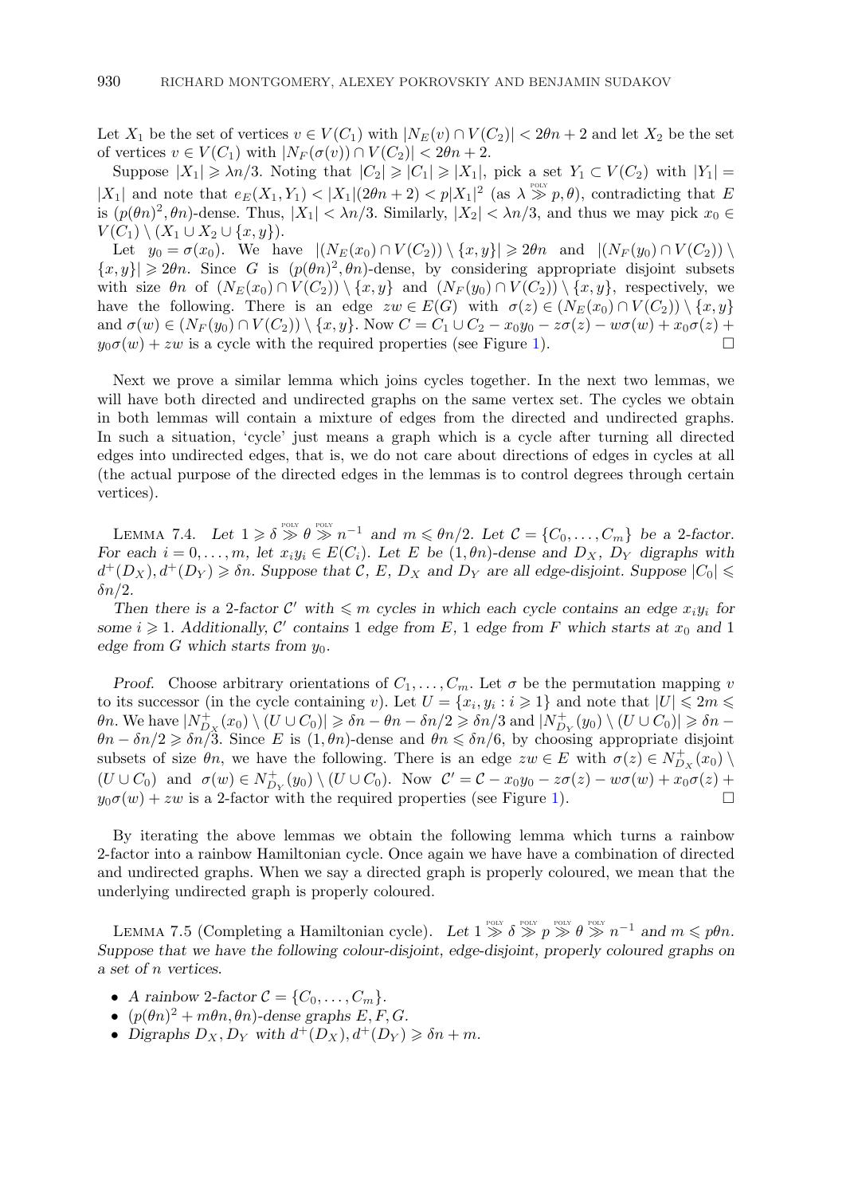Let $X_1$ be the set of vertices $v \in V(C_1)$ with $|N_E(v) \cap V(C_2)| < 2\theta n + 2$ and let $X_2$ be the set of vertices $v \in V(C_1)$ with $|N_F(\sigma(v)) \cap V(C_2)| < 2\theta n + 2$.

Suppose $|X_1| \geqslant \lambda n/3$. Noting that $|C_2| \geqslant |C_1| \geqslant |X_1|$, pick a set $Y_1 \subset V(C_2)$ with $|Y_1| = |X_1|$ and note that $e_E(X_1, Y_1) < |X_1|(2\theta n + 2) < p|X_1|^2$ (as $\lambda \overset{\text{POLY}}{\gg} p, \theta$), contradicting that $E$ is $(p(\theta n)^2, \theta n)$-dense. Thus, $|X_1| < \lambda n/3$. Similarly, $|X_2| < \lambda n/3$, and thus we may pick $x_0 \in V(C_1) \setminus (X_1 \cup X_2 \cup \{x, y\})$.

Let $y_0 = \sigma(x_0)$. We have $|(N_E(x_0) \cap V(C_2)) \setminus \{x, y\}| \geqslant 2\theta n$ and $|(N_F(y_0) \cap V(C_2)) \setminus \{x, y\}| \geqslant 2\theta n$. Since $G$ is $(p(\theta n)^2, \theta n)$-dense, by considering appropriate disjoint subsets with size $\theta n$ of $(N_E(x_0) \cap V(C_2)) \setminus \{x, y\}$ and $(N_F(y_0) \cap V(C_2)) \setminus \{x, y\}$, respectively, we have the following. There is an edge $zw \in E(G)$ with $\sigma(z) \in (N_E(x_0) \cap V(C_2)) \setminus \{x, y\}$ and $\sigma(w) \in (N_F(y_0) \cap V(C_2)) \setminus \{x, y\}$. Now $C = C_1 \cup C_2 - x_0 y_0 - z\sigma(z) - w\sigma(w) + x_0\sigma(z) + y_0\sigma(w) + zw$ is a cycle with the required properties (see Figure 1). □

Next we prove a similar lemma which joins cycles together. In the next two lemmas, we will have both directed and undirected graphs on the same vertex set. The cycles we obtain in both lemmas will contain a mixture of edges from the directed and undirected graphs. In such a situation, 'cycle' just means a graph which is a cycle after turning all directed edges into undirected edges, that is, we do not care about directions of edges in cycles at all (the actual purpose of the directed edges in the lemmas is to control degrees through certain vertices).

Lemma 7.4. *Let $1 \geqslant \delta \overset{\text{POLY}}{\gg} \theta \overset{\text{POLY}}{\gg} n^{-1}$ and $m \leqslant \theta n/2$. Let $\mathcal{C} = \{C_0, \ldots, C_m\}$ be a 2-factor. For each $i = 0, \ldots, m$, let $x_i y_i \in E(C_i)$. Let $E$ be $(1, \theta n)$-dense and $D_X$, $D_Y$ digraphs with $d^+(D_X), d^+(D_Y) \geqslant \delta n$. Suppose that $\mathcal{C}$, $E$, $D_X$ and $D_Y$ are all edge-disjoint. Suppose $|C_0| \leqslant \delta n/2$.*

*Then there is a 2-factor $\mathcal{C}'$ with $\leqslant m$ cycles in which each cycle contains an edge $x_i y_i$ for some $i \geqslant 1$. Additionally, $\mathcal{C}'$ contains 1 edge from $E$, 1 edge from $F$ which starts at $x_0$ and 1 edge from $G$ which starts from $y_0$.*

*Proof.* Choose arbitrary orientations of $C_1, \ldots, C_m$. Let $\sigma$ be the permutation mapping $v$ to its successor (in the cycle containing $v$). Let $U = \{x_i, y_i : i \geqslant 1\}$ and note that $|U| \leqslant 2m \leqslant \theta n$. We have $|N^+_{D_X}(x_0) \setminus (U \cup C_0)| \geqslant \delta n - \theta n - \delta n/2 \geqslant \delta n/3$ and $|N^+_{D_Y}(y_0) \setminus (U \cup C_0)| \geqslant \delta n - \theta n - \delta n/2 \geqslant \delta n/3$. Since $E$ is $(1, \theta n)$-dense and $\theta n \leqslant \delta n/6$, by choosing appropriate disjoint subsets of size $\theta n$, we have the following. There is an edge $zw \in E$ with $\sigma(z) \in N^+_{D_X}(x_0) \setminus (U \cup C_0)$ and $\sigma(w) \in N^+_{D_Y}(y_0) \setminus (U \cup C_0)$. Now $\mathcal{C}' = \mathcal{C} - x_0 y_0 - z\sigma(z) - w\sigma(w) + x_0\sigma(z) + y_0\sigma(w) + zw$ is a 2-factor with the required properties (see Figure 1). □

By iterating the above lemmas we obtain the following lemma which turns a rainbow 2-factor into a rainbow Hamiltonian cycle. Once again we have have a combination of directed and undirected graphs. When we say a directed graph is properly coloured, we mean that the underlying undirected graph is properly coloured.

Lemma 7.5 (Completing a Hamiltonian cycle). *Let $1 \overset{\text{POLY}}{\gg} \delta \overset{\text{POLY}}{\gg} p \overset{\text{POLY}}{\gg} \theta \overset{\text{POLY}}{\gg} n^{-1}$ and $m \leqslant p\theta n$. Suppose that we have the following colour-disjoint, edge-disjoint, properly coloured graphs on a set of $n$ vertices.*

- *A rainbow 2-factor $\mathcal{C} = \{C_0, \ldots, C_m\}$.*
- *$(p(\theta n)^2 + m\theta n, \theta n)$-dense graphs $E, F, G$.*
- *Digraphs $D_X, D_Y$ with $d^+(D_X), d^+(D_Y) \geqslant \delta n + m$.*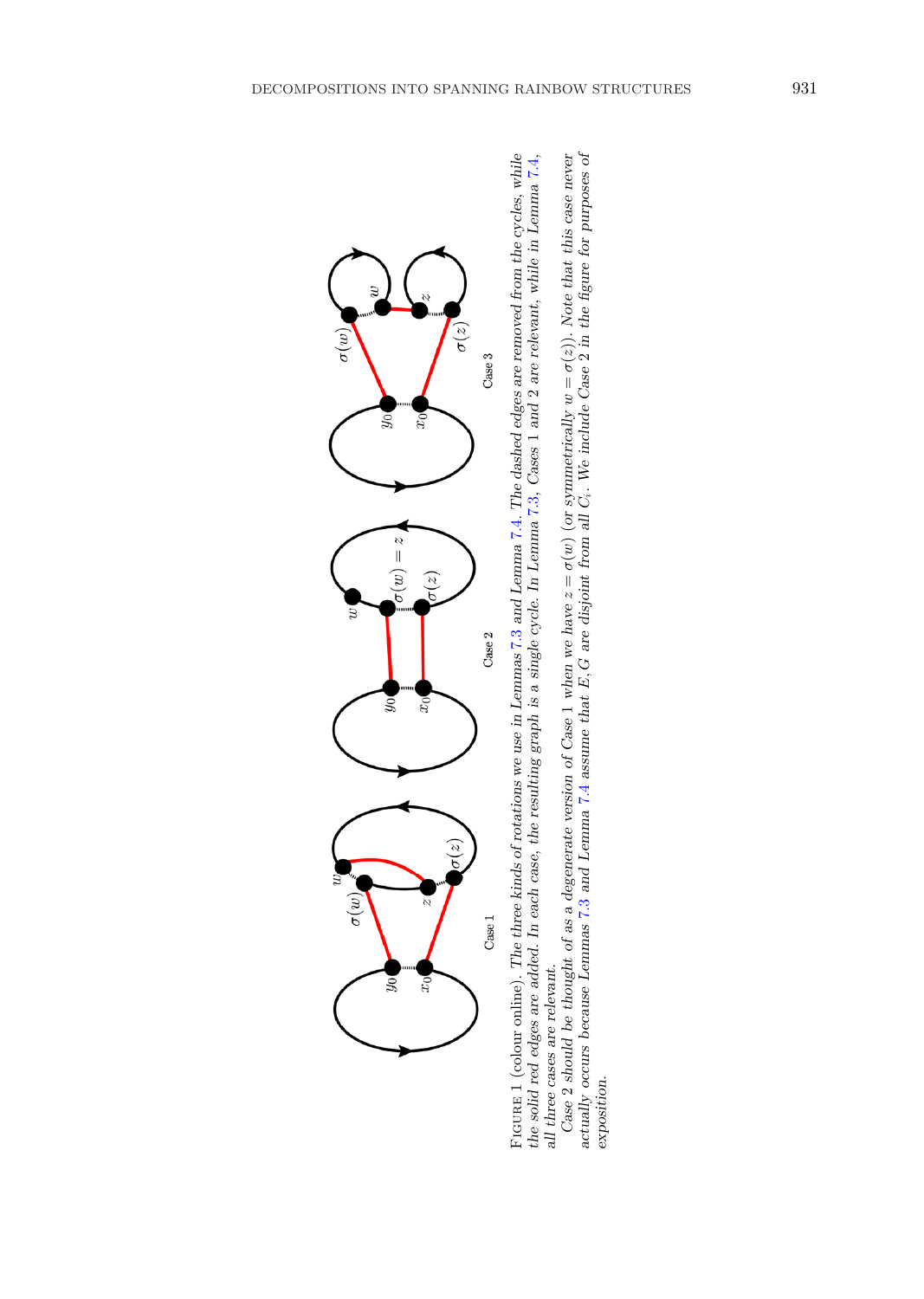FIGURE 1 (colour online). The three kinds of rotations we use in Lemmas 7.3 and Lemma 7.4. The dashed edges are removed from the cycles, while the solid red edges are added. In each case, the resulting graph is a single cycle. In Lemma 7.3, Cases 1 and 2 are relevant, while in Lemma 7.4, all three cases are relevant.

Case 2 should be thought of as a degenerate version of Case 1 when we have $z = \sigma(w)$ (or symmetrically $w = \sigma(z)$). Note that this case never actually occurs because Lemmas 7.3 and Lemma 7.4 assume that $E, G$ are disjoint from all $C_i$. We include Case 2 in the figure for purposes of exposition.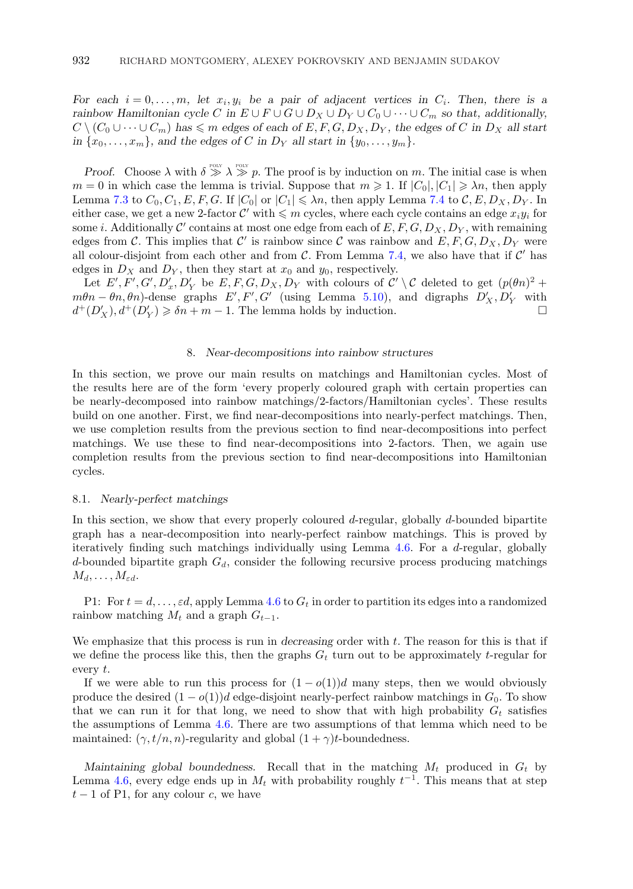*For each $i = 0, \ldots, m$, let $x_i, y_i$ be a pair of adjacent vertices in $C_i$. Then, there is a rainbow Hamiltonian cycle $C$ in $E \cup F \cup G \cup D_X \cup D_Y \cup C_0 \cup \cdots \cup C_m$ so that, additionally, $C \setminus (C_0 \cup \cdots \cup C_m)$ has $\leqslant m$ edges of each of $E, F, G, D_X, D_Y$, the edges of $C$ in $D_X$ all start in $\{x_0, \ldots, x_m\}$, and the edges of $C$ in $D_Y$ all start in $\{y_0, \ldots, y_m\}$.*

*Proof.* Choose $\lambda$ with $\delta \overset{\text{POLY}}{\gg} \lambda \overset{\text{POLY}}{\gg} p$. The proof is by induction on $m$. The initial case is when $m = 0$ in which case the lemma is trivial. Suppose that $m \geqslant 1$. If $|C_0|, |C_1| \geqslant \lambda n$, then apply Lemma 7.3 to $C_0, C_1, E, F, G$. If $|C_0|$ or $|C_1| \leqslant \lambda n$, then apply Lemma 7.4 to $\mathcal{C}, E, D_X, D_Y$. In either case, we get a new 2-factor $\mathcal{C}'$ with $\leqslant m$ cycles, where each cycle contains an edge $x_i y_i$ for some $i$. Additionally $\mathcal{C}'$ contains at most one edge from each of $E, F, G, D_X, D_Y$, with remaining edges from $\mathcal{C}$. This implies that $\mathcal{C}'$ is rainbow since $\mathcal{C}$ was rainbow and $E, F, G, D_X, D_Y$ were all colour-disjoint from each other and from $\mathcal{C}$. From Lemma 7.4, we also have that if $\mathcal{C}'$ has edges in $D_X$ and $D_Y$, then they start at $x_0$ and $y_0$, respectively.

Let $E', F', G', D'_x, D'_Y$ be $E, F, G, D_X, D_Y$ with colours of $\mathcal{C}' \setminus \mathcal{C}$ deleted to get $(p(\theta n)^2 + m\theta n - \theta n, \theta n)$-dense graphs $E', F', G'$ (using Lemma 5.10), and digraphs $D'_X, D'_Y$ with $d^+(D'_X), d^+(D'_Y) \geqslant \delta n + m - 1$. The lemma holds by induction. □

## 8. *Near-decompositions into rainbow structures*

In this section, we prove our main results on matchings and Hamiltonian cycles. Most of the results here are of the form 'every properly coloured graph with certain properties can be nearly-decomposed into rainbow matchings/2-factors/Hamiltonian cycles'. These results build on one another. First, we find near-decompositions into nearly-perfect matchings. Then, we use completion results from the previous section to find near-decompositions into perfect matchings. We use these to find near-decompositions into 2-factors. Then, we again use completion results from the previous section to find near-decompositions into Hamiltonian cycles.

### 8.1. *Nearly-perfect matchings*

In this section, we show that every properly coloured $d$-regular, globally $d$-bounded bipartite graph has a near-decomposition into nearly-perfect rainbow matchings. This is proved by iteratively finding such matchings individually using Lemma 4.6. For a $d$-regular, globally $d$-bounded bipartite graph $G_d$, consider the following recursive process producing matchings $M_d, \ldots, M_{\varepsilon d}$.

P1: For $t = d, \ldots, \varepsilon d$, apply Lemma 4.6 to $G_t$ in order to partition its edges into a randomized rainbow matching $M_t$ and a graph $G_{t-1}$.

We emphasize that this process is run in *decreasing* order with $t$. The reason for this is that if we define the process like this, then the graphs $G_t$ turn out to be approximately $t$-regular for every $t$.

If we were able to run this process for $(1 - o(1))d$ many steps, then we would obviously produce the desired $(1 - o(1))d$ edge-disjoint nearly-perfect rainbow matchings in $G_0$. To show that we can run it for that long, we need to show that with high probability $G_t$ satisfies the assumptions of Lemma 4.6. There are two assumptions of that lemma which need to be maintained: $(\gamma, t/n, n)$-regularity and global $(1 + \gamma)t$-boundedness.

*Maintaining global boundedness.* Recall that in the matching $M_t$ produced in $G_t$ by Lemma 4.6, every edge ends up in $M_t$ with probability roughly $t^{-1}$. This means that at step $t - 1$ of P1, for any colour $c$, we have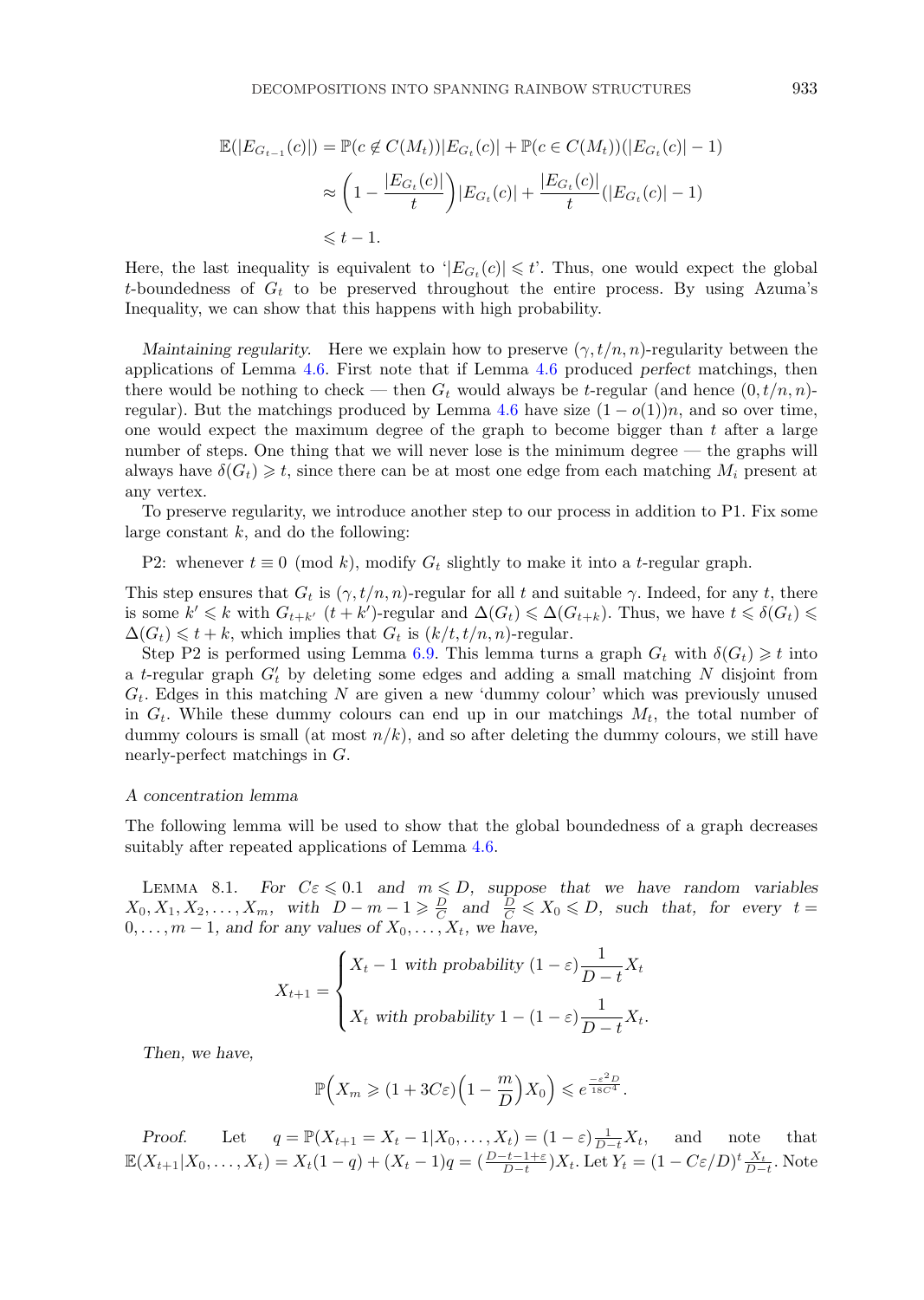$$\begin{aligned}
\mathbb{E}(|E_{G_{t-1}}(c)|) &= \mathbb{P}(c \notin C(M_t))|E_{G_t}(c)| + \mathbb{P}(c \in C(M_t))(|E_{G_t}(c)| - 1) \\
&\approx \left(1 - \frac{|E_{G_t}(c)|}{t}\right)|E_{G_t}(c)| + \frac{|E_{G_t}(c)|}{t}(|E_{G_t}(c)| - 1) \\
&\leqslant t - 1.
\end{aligned}$$

Here, the last inequality is equivalent to '$|E_{G_t}(c)| \leqslant t$'. Thus, one would expect the global $t$-boundedness of $G_t$ to be preserved throughout the entire process. By using Azuma's Inequality, we can show that this happens with high probability.

*Maintaining regularity.* Here we explain how to preserve $(\gamma, t/n, n)$-regularity between the applications of Lemma 4.6. First note that if Lemma 4.6 produced *perfect* matchings, then there would be nothing to check — then $G_t$ would always be $t$-regular (and hence $(0, t/n, n)$-regular). But the matchings produced by Lemma 4.6 have size $(1 - o(1))n$, and so over time, one would expect the maximum degree of the graph to become bigger than $t$ after a large number of steps. One thing that we will never lose is the minimum degree — the graphs will always have $\delta(G_t) \geqslant t$, since there can be at most one edge from each matching $M_i$ present at any vertex.

To preserve regularity, we introduce another step to our process in addition to P1. Fix some large constant $k$, and do the following:

P2: whenever $t \equiv 0 \pmod{k}$, modify $G_t$ slightly to make it into a $t$-regular graph.

This step ensures that $G_t$ is $(\gamma, t/n, n)$-regular for all $t$ and suitable $\gamma$. Indeed, for any $t$, there is some $k' \leqslant k$ with $G_{t+k'}$ $(t + k')$-regular and $\Delta(G_t) \leqslant \Delta(G_{t+k})$. Thus, we have $t \leqslant \delta(G_t) \leqslant \Delta(G_t) \leqslant t + k$, which implies that $G_t$ is $(k/t, t/n, n)$-regular.

Step P2 is performed using Lemma 6.9. This lemma turns a graph $G_t$ with $\delta(G_t) \geqslant t$ into a $t$-regular graph $G'_t$ by deleting some edges and adding a small matching $N$ disjoint from $G_t$. Edges in this matching $N$ are given a new 'dummy colour' which was previously unused in $G_t$. While these dummy colours can end up in our matchings $M_t$, the total number of dummy colours is small (at most $n/k$), and so after deleting the dummy colours, we still have nearly-perfect matchings in $G$.

### *A concentration lemma*

The following lemma will be used to show that the global boundedness of a graph decreases suitably after repeated applications of Lemma 4.6.

LEMMA 8.1. *For $C\varepsilon \leqslant 0.1$ and $m \leqslant D$, suppose that we have random variables $X_0, X_1, X_2, \ldots, X_m$, with $D - m - 1 \geqslant \frac{D}{C}$ and $\frac{D}{C} \leqslant X_0 \leqslant D$, such that, for every $t = 0, \ldots, m-1$, and for any values of $X_0, \ldots, X_t$, we have,*

$$X_{t+1} = \begin{cases} X_t - 1 \text{ with probability } (1-\varepsilon)\dfrac{1}{D-t}X_t \\[2ex] X_t \text{ with probability } 1 - (1-\varepsilon)\dfrac{1}{D-t}X_t. \end{cases}$$

*Then, we have,*

$$\mathbb{P}\Big(X_m \geqslant (1 + 3C\varepsilon)\Big(1 - \frac{m}{D}\Big)X_0\Big) \leqslant e^{\frac{-\varepsilon^2 D}{18C^4}}.$$

*Proof.* Let $q = \mathbb{P}(X_{t+1} = X_t - 1 | X_0, \ldots, X_t) = (1-\varepsilon)\frac{1}{D-t}X_t$, and note that $\mathbb{E}(X_{t+1}|X_0, \ldots, X_t) = X_t(1-q) + (X_t - 1)q = (\frac{D-t-1+\varepsilon}{D-t})X_t$. Let $Y_t = (1 - C\varepsilon/D)^t \frac{X_t}{D-t}$. Note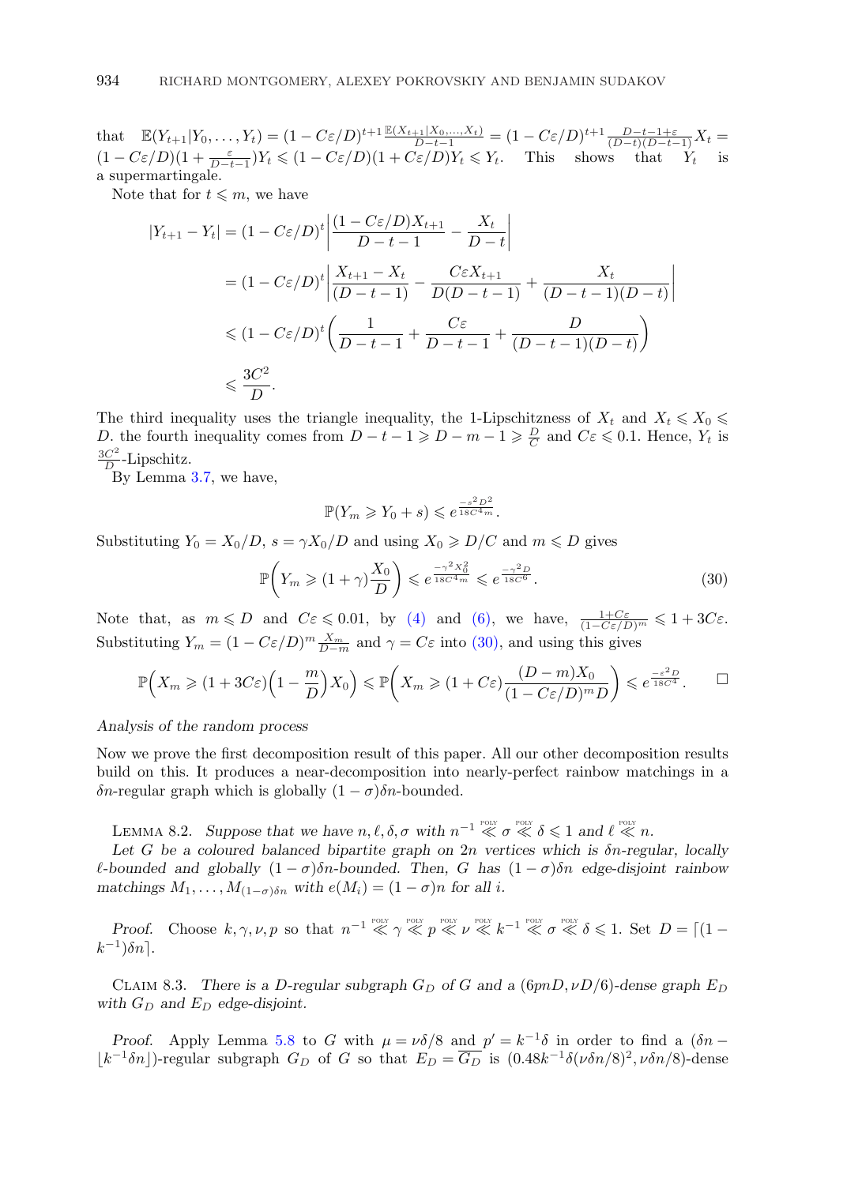that $\mathbb{E}(Y_{t+1}|Y_0,\dots,Y_t) = (1-C\varepsilon/D)^{t+1}\frac{\mathbb{E}(X_{t+1}|X_0,\dots,X_t)}{D-t-1} = (1-C\varepsilon/D)^{t+1}\frac{D-t-1+\varepsilon}{(D-t)(D-t-1)}X_t = (1-C\varepsilon/D)(1+\frac{\varepsilon}{D-t-1})Y_t \leqslant (1-C\varepsilon/D)(1+C\varepsilon/D)Y_t \leqslant Y_t$. This shows that $Y_t$ is a supermartingale.

Note that for $t \leqslant m$, we have

$$
\begin{aligned}
|Y_{t+1}-Y_t| &= (1-C\varepsilon/D)^t\left|\frac{(1-C\varepsilon/D)X_{t+1}}{D-t-1} - \frac{X_t}{D-t}\right| \\
&= (1-C\varepsilon/D)^t\left|\frac{X_{t+1}-X_t}{(D-t-1)} - \frac{C\varepsilon X_{t+1}}{D(D-t-1)} + \frac{X_t}{(D-t-1)(D-t)}\right| \\
&\leqslant (1-C\varepsilon/D)^t\left(\frac{1}{D-t-1} + \frac{C\varepsilon}{D-t-1} + \frac{D}{(D-t-1)(D-t)}\right) \\
&\leqslant \frac{3C^2}{D}.
\end{aligned}
$$

The third inequality uses the triangle inequality, the 1-Lipschitzness of $X_t$ and $X_t \leqslant X_0 \leqslant D$. the fourth inequality comes from $D-t-1 \geqslant D-m-1 \geqslant \frac{D}{C}$ and $C\varepsilon \leqslant 0.1$. Hence, $Y_t$ is $\frac{3C^2}{D}$-Lipschitz.

By Lemma 3.7, we have,

$$
\mathbb{P}(Y_m \geqslant Y_0 + s) \leqslant e^{\frac{-s^2D^2}{18C^4m}}.
$$

Substituting $Y_0 = X_0/D$, $s = \gamma X_0/D$ and using $X_0 \geqslant D/C$ and $m \leqslant D$ gives

$$
\mathbb{P}\left(Y_m \geqslant (1+\gamma)\frac{X_0}{D}\right) \leqslant e^{\frac{-\gamma^2X_0^2}{18C^4m}} \leqslant e^{\frac{-\gamma^2D}{18C^6}}. \tag{30}
$$

Note that, as $m \leqslant D$ and $C\varepsilon \leqslant 0.01$, by (4) and (6), we have, $\frac{1+C\varepsilon}{(1-C\varepsilon/D)^m} \leqslant 1+3C\varepsilon$. Substituting $Y_m = (1-C\varepsilon/D)^m\frac{X_m}{D-m}$ and $\gamma = C\varepsilon$ into (30), and using this gives

$$
\mathbb{P}\left(X_m \geqslant (1+3C\varepsilon)\left(1-\frac{m}{D}\right)X_0\right) \leqslant \mathbb{P}\left(X_m \geqslant (1+C\varepsilon)\frac{(D-m)X_0}{(1-C\varepsilon/D)^mD}\right) \leqslant e^{\frac{-\varepsilon^2D}{18C^4}}. \qquad \square
$$

*Analysis of the random process*

Now we prove the first decomposition result of this paper. All our other decomposition results build on this. It produces a near-decomposition into nearly-perfect rainbow matchings in a $\delta n$-regular graph which is globally $(1-\sigma)\delta n$-bounded.

LEMMA 8.2. *Suppose that we have $n, \ell, \delta, \sigma$ with $n^{-1} \overset{\text{POLY}}{\ll} \sigma \overset{\text{POLY}}{\ll} \delta \leqslant 1$ and $\ell \overset{\text{POLY}}{\ll} n$.*

*Let $G$ be a coloured balanced bipartite graph on $2n$ vertices which is $\delta n$-regular, locally $\ell$-bounded and globally $(1-\sigma)\delta n$-bounded. Then, $G$ has $(1-\sigma)\delta n$ edge-disjoint rainbow matchings $M_1,\dots,M_{(1-\sigma)\delta n}$ with $e(M_i) = (1-\sigma)n$ for all $i$.*

*Proof.* Choose $k, \gamma, \nu, p$ so that $n^{-1} \overset{\text{POLY}}{\ll} \gamma \overset{\text{POLY}}{\ll} p \overset{\text{POLY}}{\ll} \nu \overset{\text{POLY}}{\ll} k^{-1} \overset{\text{POLY}}{\ll} \sigma \overset{\text{POLY}}{\ll} \delta \leqslant 1$. Set $D = \lceil (1-k^{-1})\delta n\rceil$.

CLAIM 8.3. *There is a $D$-regular subgraph $G_D$ of $G$ and a $(6pnD, \nu D/6)$-dense graph $E_D$ with $G_D$ and $E_D$ edge-disjoint.*

*Proof.* Apply Lemma 5.8 to $G$ with $\mu = \nu\delta/8$ and $p' = k^{-1}\delta$ in order to find a $(\delta n - \lfloor k^{-1}\delta n\rfloor)$-regular subgraph $G_D$ of $G$ so that $E_D = \overline{G_D}$ is $(0.48k^{-1}\delta(\nu\delta n/8)^2, \nu\delta n/8)$-dense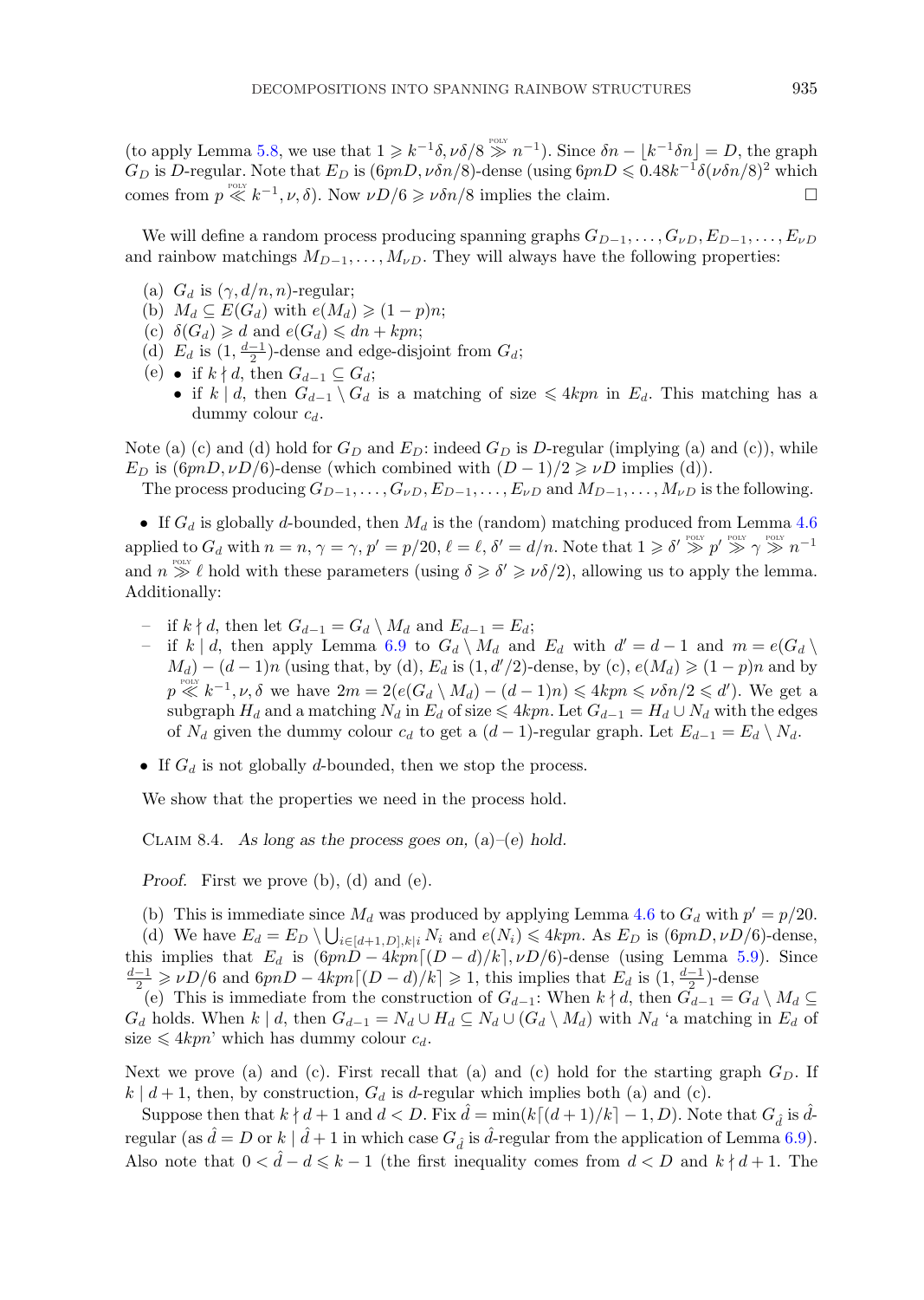(to apply Lemma 5.8, we use that $1 \geqslant k^{-1}\delta, \nu\delta/8 \overset{\text{POLY}}{\gg} n^{-1}$). Since $\delta n - \lfloor k^{-1}\delta n \rfloor = D$, the graph $G_D$ is $D$-regular. Note that $E_D$ is $(6pnD, \nu\delta n/8)$-dense (using $6pnD \leqslant 0.48k^{-1}\delta(\nu\delta n/8)^2$ which comes from $p \overset{\text{POLY}}{\ll} k^{-1}, \nu, \delta$). Now $\nu D/6 \geqslant \nu\delta n/8$ implies the claim. $\square$

We will define a random process producing spanning graphs $G_{D-1}, \dots, G_{\nu D}, E_{D-1}, \dots, E_{\nu D}$ and rainbow matchings $M_{D-1}, \dots, M_{\nu D}$. They will always have the following properties:

- (a) $G_d$ is $(\gamma, d/n, n)$-regular;
- (b) $M_d \subseteq E(G_d)$ with $e(M_d) \geqslant (1-p)n$;
- (c) $\delta(G_d) \geqslant d$ and $e(G_d) \leqslant dn + kpn$;
- (d) $E_d$ is $(1, \frac{d-1}{2})$-dense and edge-disjoint from $G_d$;
- (e)
  - if $k \nmid d$, then $G_{d-1} \subseteq G_d$;
  - if $k \mid d$, then $G_{d-1} \setminus G_d$ is a matching of size $\leqslant 4kpn$ in $E_d$. This matching has a dummy colour $c_d$.

Note (a) (c) and (d) hold for $G_D$ and $E_D$: indeed $G_D$ is $D$-regular (implying (a) and (c)), while $E_D$ is $(6pnD, \nu D/6)$-dense (which combined with $(D-1)/2 \geqslant \nu D$ implies (d)).

The process producing $G_{D-1}, \dots, G_{\nu D}, E_{D-1}, \dots, E_{\nu D}$ and $M_{D-1}, \dots, M_{\nu D}$ is the following.

- If $G_d$ is globally $d$-bounded, then $M_d$ is the (random) matching produced from Lemma 4.6 applied to $G_d$ with $n = n$, $\gamma = \gamma$, $p' = p/20$, $\ell = \ell$, $\delta' = d/n$. Note that $1 \geqslant \delta' \overset{\text{POLY}}{\gg} p' \overset{\text{POLY}}{\gg} \gamma \overset{\text{POLY}}{\gg} n^{-1}$ and $n \overset{\text{POLY}}{\gg} \ell$ hold with these parameters (using $\delta \geqslant \delta' \geqslant \nu\delta/2$), allowing us to apply the lemma. Additionally:
  - if $k \nmid d$, then let $G_{d-1} = G_d \setminus M_d$ and $E_{d-1} = E_d$;
  - if $k \mid d$, then apply Lemma 6.9 to $G_d \setminus M_d$ and $E_d$ with $d' = d-1$ and $m = e(G_d \setminus M_d) - (d-1)n$ (using that, by (d), $E_d$ is $(1, d'/2)$-dense, by (c), $e(M_d) \geqslant (1-p)n$ and by $p \overset{\text{POLY}}{\ll} k^{-1}, \nu, \delta$ we have $2m = 2(e(G_d \setminus M_d) - (d-1)n) \leqslant 4kpn \leqslant \nu\delta n/2 \leqslant d'$). We get a subgraph $H_d$ and a matching $N_d$ in $E_d$ of size $\leqslant 4kpn$. Let $G_{d-1} = H_d \cup N_d$ with the edges of $N_d$ given the dummy colour $c_d$ to get a $(d-1)$-regular graph. Let $E_{d-1} = E_d \setminus N_d$.
- If $G_d$ is not globally $d$-bounded, then we stop the process.

We show that the properties we need in the process hold.

Claim 8.4. *As long as the process goes on,* (a)–(e) *hold.*

*Proof.* First we prove (b), (d) and (e).

(b) This is immediate since $M_d$ was produced by applying Lemma 4.6 to $G_d$ with $p' = p/20$.

(d) We have $E_d = E_D \setminus \bigcup_{i \in [d+1, D], k|i} N_i$ and $e(N_i) \leqslant 4kpn$. As $E_D$ is $(6pnD, \nu D/6)$-dense, this implies that $E_d$ is $(6pnD - 4kpn\lceil (D-d)/k \rceil, \nu D/6)$-dense (using Lemma 5.9). Since $\frac{d-1}{2} \geqslant \nu D/6$ and $6pnD - 4kpn\lceil (D-d)/k \rceil \geqslant 1$, this implies that $E_d$ is $(1, \frac{d-1}{2})$-dense

(e) This is immediate from the construction of $G_{d-1}$: When $k \nmid d$, then $G_{d-1} = G_d \setminus M_d \subseteq G_d$ holds. When $k \mid d$, then $G_{d-1} = N_d \cup H_d \subseteq N_d \cup (G_d \setminus M_d)$ with $N_d$ 'a matching in $E_d$ of size $\leqslant 4kpn$' which has dummy colour $c_d$.

Next we prove (a) and (c). First recall that (a) and (c) hold for the starting graph $G_D$. If $k \mid d+1$, then, by construction, $G_d$ is $d$-regular which implies both (a) and (c).

Suppose then that $k \nmid d+1$ and $d < D$. Fix $\hat{d} = \min(k\lceil (d+1)/k \rceil - 1, D)$. Note that $G_{\hat{d}}$ is $\hat{d}$-regular (as $\hat{d} = D$ or $k \mid \hat{d}+1$ in which case $G_{\hat{d}}$ is $\hat{d}$-regular from the application of Lemma 6.9). Also note that $0 < \hat{d} - d \leqslant k-1$ (the first inequality comes from $d < D$ and $k \nmid d+1$. The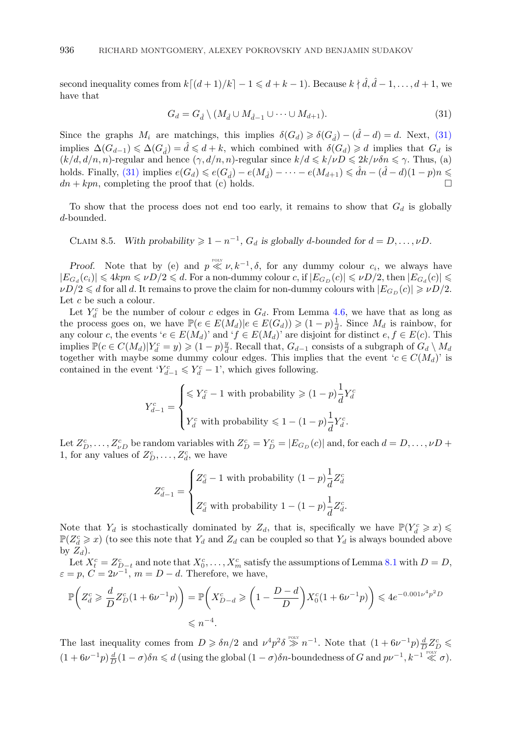second inequality comes from $k\lceil (d+1)/k \rceil - 1 \leqslant d+k-1$). Because $k \nmid \hat{d}, \hat{d}-1, \ldots, d+1$, we have that

$$G_d = G_{\hat{d}} \setminus (M_{\hat{d}} \cup M_{\hat{d}-1} \cup \cdots \cup M_{d+1}). \tag{31}$$

Since the graphs $M_i$ are matchings, this implies $\delta(G_d) \geqslant \delta(G_{\hat{d}}) - (\hat{d} - d) = d$. Next, (31) implies $\Delta(G_{d-1}) \leqslant \Delta(G_{\hat{d}}) = \hat{d} \leqslant d + k$, which combined with $\delta(G_d) \geqslant d$ implies that $G_d$ is $(k/d, d/n, n)$-regular and hence $(\gamma, d/n, n)$-regular since $k/d \leqslant k/\nu D \leqslant 2k/\nu\delta n \leqslant \gamma$. Thus, (a) holds. Finally, (31) implies $e(G_d) \leqslant e(G_{\hat{d}}) - e(M_{\hat{d}}) - \cdots - e(M_{d+1}) \leqslant \hat{d}n - (\hat{d} - d)(1-p)n \leqslant dn + kpn$, completing the proof that (c) holds. $\square$

To show that the process does not end too early, it remains to show that $G_d$ is globally $d$-bounded.

Claim 8.5. *With probability $\geqslant 1 - n^{-1}$, $G_d$ is globally $d$-bounded for $d = D, \ldots, \nu D$.*

*Proof.* Note that by (e) and $p \overset{\text{POLY}}{\ll} \nu, k^{-1}, \delta$, for any dummy colour $c_i$, we always have $|E_{G_d}(c_i)| \leqslant 4kpn \leqslant \nu D/2 \leqslant d$. For a non-dummy colour $c$, if $|E_{G_D}(c)| \leqslant \nu D/2$, then $|E_{G_d}(c)| \leqslant \nu D/2 \leqslant d$ for all $d$. It remains to prove the claim for non-dummy colours with $|E_{G_D}(c)| \geqslant \nu D/2$. Let $c$ be such a colour.

Let $Y_d^c$ be the number of colour $c$ edges in $G_d$. From Lemma 4.6, we have that as long as the process goes on, we have $\mathbb{P}(e \in E(M_d) | e \in E(G_d)) \geqslant (1-p)\frac{1}{d}$. Since $M_d$ is rainbow, for any colour $c$, the events '$e \in E(M_d)$' and '$f \in E(M_d)$' are disjoint for distinct $e, f \in E(c)$. This implies $\mathbb{P}(c \in C(M_d) | Y_d^c = y) \geqslant (1-p)\frac{y}{d}$. Recall that, $G_{d-1}$ consists of a subgraph of $G_d \setminus M_d$ together with maybe some dummy colour edges. This implies that the event '$c \in C(M_d)$' is contained in the event '$Y_{d-1}^c \leqslant Y_d^c - 1$', which gives following.

$$Y_{d-1}^c = \begin{cases} \leqslant Y_d^c - 1 \text{ with probability } \geqslant (1-p)\dfrac{1}{d} Y_d^c \\[2ex] Y_d^c \text{ with probability } \leqslant 1 - (1-p)\dfrac{1}{d} Y_d^c. \end{cases}$$

Let $Z_D^c, \ldots, Z_{\nu D}^c$ be random variables with $Z_D^c = Y_D^c = |E_{G_D}(c)|$ and, for each $d = D, \ldots, \nu D + 1$, for any values of $Z_D^c, \ldots, Z_d^c$, we have

$$Z_{d-1}^c = \begin{cases} Z_d^c - 1 \text{ with probability } (1-p)\dfrac{1}{d} Z_d^c \\[2ex] Z_d^c \text{ with probability } 1 - (1-p)\dfrac{1}{d} Z_d^c. \end{cases}$$

Note that $Y_d$ is stochastically dominated by $Z_d$, that is, specifically we have $\mathbb{P}(Y_d^c \geqslant x) \leqslant \mathbb{P}(Z_d^c \geqslant x)$ (to see this note that $Y_d$ and $Z_d$ can be coupled so that $Y_d$ is always bounded above by $Z_d$).

Let $X_t^c = Z_{D-t}^c$ and note that $X_0^c, \ldots, X_m^c$ satisfy the assumptions of Lemma 8.1 with $D = D$, $\varepsilon = p$, $C = 2\nu^{-1}$, $m = D - d$. Therefore, we have,

$$\mathbb{P}\left( Z_d^c \geqslant \frac{d}{D} Z_D^c (1 + 6\nu^{-1}p) \right) = \mathbb{P}\left( X_{D-d}^c \geqslant \left(1 - \frac{D-d}{D}\right) X_0^c (1 + 6\nu^{-1}p) \right) \leqslant 4e^{-0.001\nu^4 p^2 D}$$
$$\leqslant n^{-4}.$$

The last inequality comes from $D \geqslant \delta n/2$ and $\nu^4 p^2 \delta \overset{\text{POLY}}{\gg} n^{-1}$. Note that $(1 + 6\nu^{-1}p)\frac{d}{D} Z_D^c \leqslant (1 + 6\nu^{-1}p)\frac{d}{D}(1-\sigma)\delta n \leqslant d$ (using the global $(1-\sigma)\delta n$-boundedness of $G$ and $p\nu^{-1}, k^{-1} \overset{\text{POLY}}{\ll} \sigma$).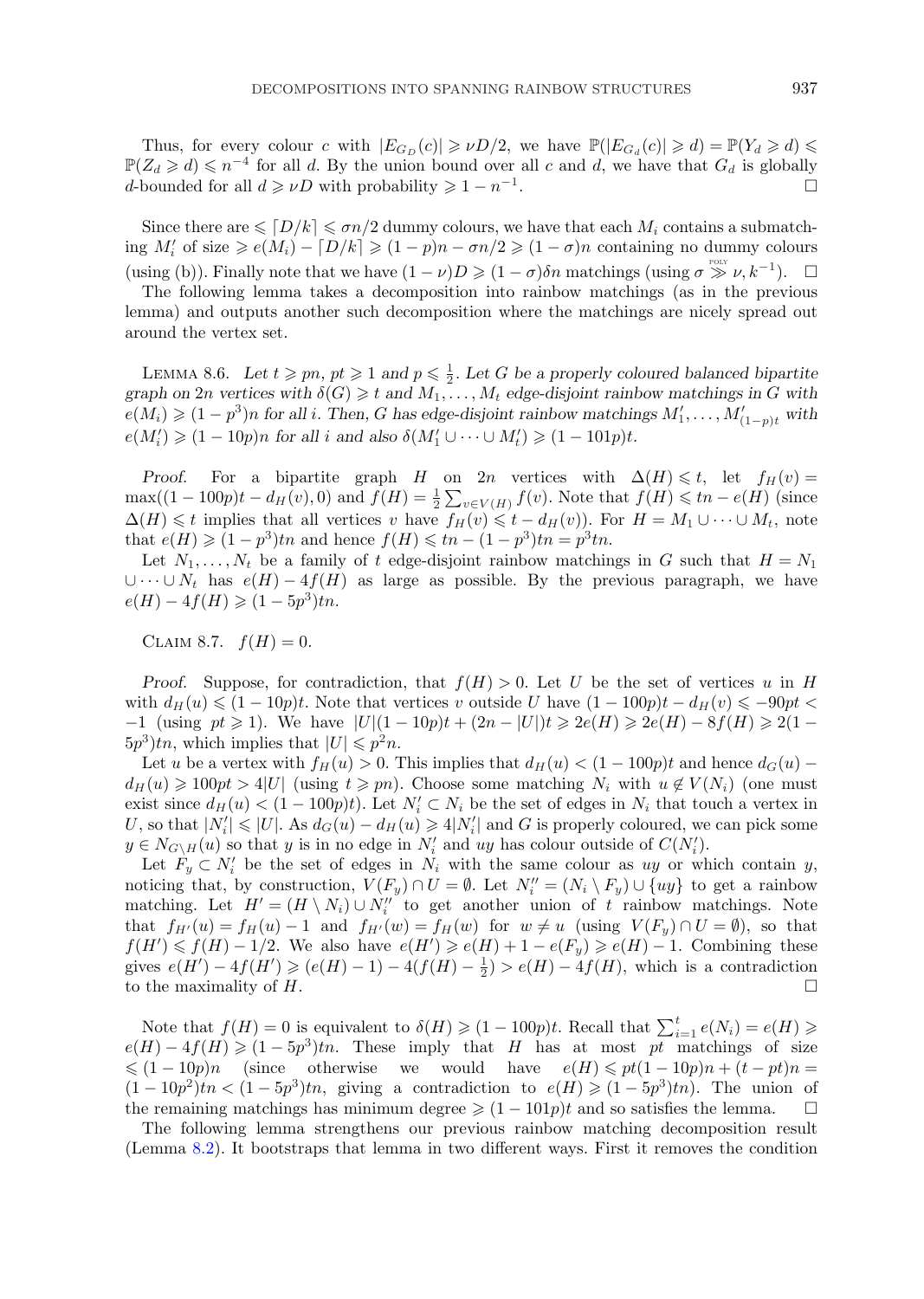Thus, for every colour $c$ with $|E_{G_D}(c)| \geqslant \nu D/2$, we have $\mathbb{P}(|E_{G_d}(c)| \geqslant d) = \mathbb{P}(Y_d \geqslant d) \leqslant \mathbb{P}(Z_d \geqslant d) \leqslant n^{-4}$ for all $d$. By the union bound over all $c$ and $d$, we have that $G_d$ is globally $d$-bounded for all $d \geqslant \nu D$ with probability $\geqslant 1 - n^{-1}$. $\square$

Since there are $\leqslant \lceil D/k \rceil \leqslant \sigma n/2$ dummy colours, we have that each $M_i$ contains a submatching $M_i'$ of size $\geqslant e(M_i) - \lceil D/k \rceil \geqslant (1-p)n - \sigma n/2 \geqslant (1-\sigma)n$ containing no dummy colours (using (b)). Finally note that we have $(1-\nu)D \geqslant (1-\sigma)\delta n$ matchings (using $\sigma \overset{\text{POLY}}{\gg} \nu, k^{-1}$). $\square$

The following lemma takes a decomposition into rainbow matchings (as in the previous lemma) and outputs another such decomposition where the matchings are nicely spread out around the vertex set.

**Lemma 8.6.** *Let $t \geqslant pn$, $pt \geqslant 1$ and $p \leqslant \frac{1}{2}$. Let $G$ be a properly coloured balanced bipartite graph on $2n$ vertices with $\delta(G) \geqslant t$ and $M_1, \dots, M_t$ edge-disjoint rainbow matchings in $G$ with $e(M_i) \geqslant (1-p^3)n$ for all $i$. Then, $G$ has edge-disjoint rainbow matchings $M_1', \dots, M_{(1-p)t}'$ with $e(M_i') \geqslant (1-10p)n$ for all $i$ and also $\delta(M_1' \cup \dots \cup M_t') \geqslant (1-101p)t$.*

*Proof.* For a bipartite graph $H$ on $2n$ vertices with $\Delta(H) \leqslant t$, let $f_H(v) = \max((1-100p)t - d_H(v), 0)$ and $f(H) = \frac{1}{2}\sum_{v \in V(H)} f(v)$. Note that $f(H) \leqslant tn - e(H)$ (since $\Delta(H) \leqslant t$ implies that all vertices $v$ have $f_H(v) \leqslant t - d_H(v)$). For $H = M_1 \cup \dots \cup M_t$, note that $e(H) \geqslant (1-p^3)tn$ and hence $f(H) \leqslant tn - (1-p^3)tn = p^3 tn$.

Let $N_1, \dots, N_t$ be a family of $t$ edge-disjoint rainbow matchings in $G$ such that $H = N_1 \cup \dots \cup N_t$ has $e(H) - 4f(H)$ as large as possible. By the previous paragraph, we have $e(H) - 4f(H) \geqslant (1-5p^3)tn$.

**Claim 8.7.** $f(H) = 0$.

*Proof.* Suppose, for contradiction, that $f(H) > 0$. Let $U$ be the set of vertices $u$ in $H$ with $d_H(u) \leqslant (1-10p)t$. Note that vertices $v$ outside $U$ have $(1-100p)t - d_H(v) \leqslant -90pt < -1$ (using $pt \geqslant 1$). We have $|U|(1-10p)t + (2n - |U|)t \geqslant 2e(H) \geqslant 2e(H) - 8f(H) \geqslant 2(1-5p^3)tn$, which implies that $|U| \leqslant p^2 n$.

Let $u$ be a vertex with $f_H(u) > 0$. This implies that $d_H(u) < (1-100p)t$ and hence $d_G(u) - d_H(u) \geqslant 100pt > 4|U|$ (using $t \geqslant pn$). Choose some matching $N_i$ with $u \notin V(N_i)$ (one must exist since $d_H(u) < (1-100p)t$). Let $N_i' \subset N_i$ be the set of edges in $N_i$ that touch a vertex in $U$, so that $|N_i'| \leqslant |U|$. As $d_G(u) - d_H(u) \geqslant 4|N_i'|$ and $G$ is properly coloured, we can pick some $y \in N_{G \setminus H}(u)$ so that $y$ is in no edge in $N_i'$ and $uy$ has colour outside of $C(N_i')$.

Let $F_y \subset N_i'$ be the set of edges in $N_i$ with the same colour as $uy$ or which contain $y$, noticing that, by construction, $V(F_y) \cap U = \emptyset$. Let $N_i'' = (N_i \setminus F_y) \cup \{uy\}$ to get a rainbow matching. Let $H' = (H \setminus N_i) \cup N_i''$ to get another union of $t$ rainbow matchings. Note that $f_{H'}(u) = f_H(u) - 1$ and $f_{H'}(w) = f_H(w)$ for $w \neq u$ (using $V(F_y) \cap U = \emptyset$), so that $f(H') \leqslant f(H) - 1/2$. We also have $e(H') \geqslant e(H) + 1 - e(F_y) \geqslant e(H) - 1$. Combining these gives $e(H') - 4f(H') \geqslant (e(H) - 1) - 4(f(H) - \frac{1}{2}) > e(H) - 4f(H)$, which is a contradiction to the maximality of $H$. $\square$

Note that $f(H) = 0$ is equivalent to $\delta(H) \geqslant (1-100p)t$. Recall that $\sum_{i=1}^{t} e(N_i) = e(H) \geqslant e(H) - 4f(H) \geqslant (1-5p^3)tn$. These imply that $H$ has at most $pt$ matchings of size $\leqslant (1-10p)n$ (since otherwise we would have $e(H) \leqslant pt(1-10p)n + (t - pt)n = (1-10p^2)tn < (1-5p^3)tn$, giving a contradiction to $e(H) \geqslant (1-5p^3)tn$). The union of the remaining matchings has minimum degree $\geqslant (1-101p)t$ and so satisfies the lemma. $\square$

The following lemma strengthens our previous rainbow matching decomposition result (Lemma 8.2). It bootstraps that lemma in two different ways. First it removes the condition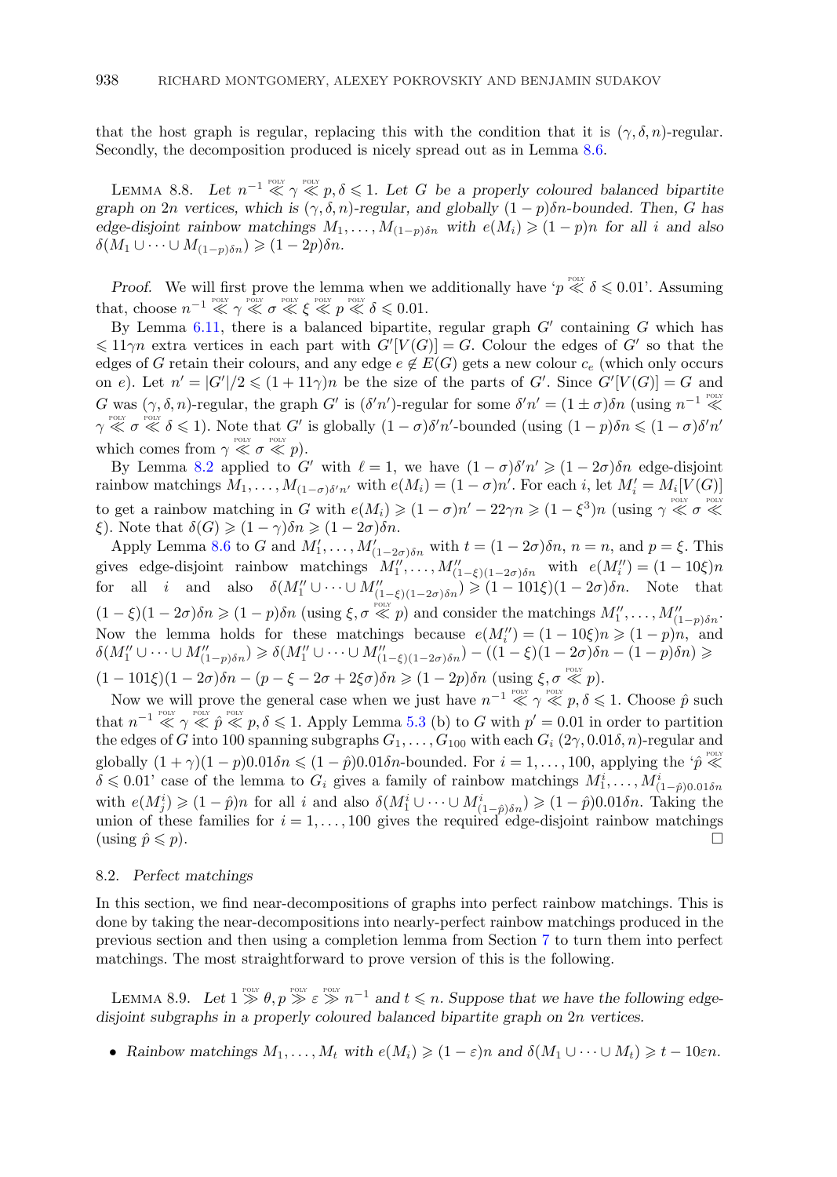that the host graph is regular, replacing this with the condition that it is $(\gamma, \delta, n)$-regular. Secondly, the decomposition produced is nicely spread out as in Lemma 8.6.

Lemma 8.8. *Let $n^{-1} \overset{\text{POLY}}{\ll} \gamma \overset{\text{POLY}}{\ll} p, \delta \leqslant 1$. Let $G$ be a properly coloured balanced bipartite graph on $2n$ vertices, which is $(\gamma, \delta, n)$-regular, and globally $(1-p)\delta n$-bounded. Then, $G$ has edge-disjoint rainbow matchings $M_1, \dots, M_{(1-p)\delta n}$ with $e(M_i) \geqslant (1-p)n$ for all $i$ and also $\delta(M_1 \cup \dots \cup M_{(1-p)\delta n}) \geqslant (1-2p)\delta n$.*

*Proof.* We will first prove the lemma when we additionally have '$p \overset{\text{POLY}}{\ll} \delta \leqslant 0.01$'. Assuming that, choose $n^{-1} \overset{\text{POLY}}{\ll} \gamma \overset{\text{POLY}}{\ll} \sigma \overset{\text{POLY}}{\ll} \xi \overset{\text{POLY}}{\ll} p \overset{\text{POLY}}{\ll} \delta \leqslant 0.01$.

By Lemma 6.11, there is a balanced bipartite, regular graph $G'$ containing $G$ which has $\leqslant 11\gamma n$ extra vertices in each part with $G'[V(G)] = G$. Colour the edges of $G'$ so that the edges of $G$ retain their colours, and any edge $e \notin E(G)$ gets a new colour $c_e$ (which only occurs on $e$). Let $n' = |G'|/2 \leqslant (1+11\gamma)n$ be the size of the parts of $G'$. Since $G'[V(G)] = G$ and $G$ was $(\gamma, \delta, n)$-regular, the graph $G'$ is $(\delta' n')$-regular for some $\delta' n' = (1 \pm \sigma)\delta n$ (using $n^{-1} \overset{\text{POLY}}{\ll} \gamma \overset{\text{POLY}}{\ll} \sigma \overset{\text{POLY}}{\ll} \delta \leqslant 1$). Note that $G'$ is globally $(1-\sigma)\delta' n'$-bounded (using $(1-p)\delta n \leqslant (1-\sigma)\delta' n'$ which comes from $\gamma \overset{\text{POLY}}{\ll} \sigma \overset{\text{POLY}}{\ll} p$).

By Lemma 8.2 applied to $G'$ with $\ell = 1$, we have $(1-\sigma)\delta' n' \geqslant (1-2\sigma)\delta n$ edge-disjoint rainbow matchings $M_1, \dots, M_{(1-\sigma)\delta' n'}$ with $e(M_i) = (1-\sigma)n'$. For each $i$, let $M_i' = M_i[V(G)]$ to get a rainbow matching in $G$ with $e(M_i) \geqslant (1-\sigma)n' - 22\gamma n \geqslant (1-\xi^3)n$ (using $\gamma \overset{\text{POLY}}{\ll} \sigma \overset{\text{POLY}}{\ll} \xi$). Note that $\delta(G) \geqslant (1-\gamma)\delta n \geqslant (1-2\sigma)\delta n$.

Apply Lemma 8.6 to $G$ and $M_1', \dots, M_{(1-2\sigma)\delta n}'$ with $t = (1-2\sigma)\delta n$, $n = n$, and $p = \xi$. This gives edge-disjoint rainbow matchings $M_1'', \dots, M_{(1-\xi)(1-2\sigma)\delta n}''$ with $e(M_i'') = (1-10\xi)n$ for all $i$ and also $\delta(M_1'' \cup \dots \cup M_{(1-\xi)(1-2\sigma)\delta n}'') \geqslant (1-101\xi)(1-2\sigma)\delta n$. Note that $(1-\xi)(1-2\sigma)\delta n \geqslant (1-p)\delta n$ (using $\xi, \sigma \overset{\text{POLY}}{\ll} p$) and consider the matchings $M_1'', \dots, M_{(1-p)\delta n}''$. Now the lemma holds for these matchings because $e(M_i'') = (1-10\xi)n \geqslant (1-p)n$, and $\delta(M_1'' \cup \dots \cup M_{(1-p)\delta n}'') \geqslant \delta(M_1'' \cup \dots \cup M_{(1-\xi)(1-2\sigma)\delta n}'') - ((1-\xi)(1-2\sigma)\delta n - (1-p)\delta n) \geqslant (1-101\xi)(1-2\sigma)\delta n - (p - \xi - 2\sigma + 2\xi\sigma)\delta n \geqslant (1-2p)\delta n$ (using $\xi, \sigma \overset{\text{POLY}}{\ll} p$).

Now we will prove the general case when we just have $n^{-1} \overset{\text{POLY}}{\ll} \gamma \overset{\text{POLY}}{\ll} p, \delta \leqslant 1$. Choose $\hat{p}$ such that $n^{-1} \overset{\text{POLY}}{\ll} \gamma \overset{\text{POLY}}{\ll} \hat{p} \overset{\text{POLY}}{\ll} p, \delta \leqslant 1$. Apply Lemma 5.3 (b) to $G$ with $p' = 0.01$ in order to partition the edges of $G$ into 100 spanning subgraphs $G_1, \dots, G_{100}$ with each $G_i$ $(2\gamma, 0.01\delta, n)$-regular and globally $(1+\gamma)(1-p)0.01\delta n \leqslant (1-\hat{p})0.01\delta n$-bounded. For $i = 1, \dots, 100$, applying the '$\hat{p} \overset{\text{POLY}}{\ll} \delta \leqslant 0.01$' case of the lemma to $G_i$ gives a family of rainbow matchings $M_1^i, \dots, M_{(1-\hat{p})0.01\delta n}^i$ with $e(M_j^i) \geqslant (1-\hat{p})n$ for all $i$ and also $\delta(M_1^i \cup \dots \cup M_{(1-\hat{p})\delta n}^i) \geqslant (1-\hat{p})0.01\delta n$. Taking the union of these families for $i = 1, \dots, 100$ gives the required edge-disjoint rainbow matchings (using $\hat{p} \leqslant p$). □

### 8.2. *Perfect matchings*

In this section, we find near-decompositions of graphs into perfect rainbow matchings. This is done by taking the near-decompositions into nearly-perfect rainbow matchings produced in the previous section and then using a completion lemma from Section 7 to turn them into perfect matchings. The most straightforward to prove version of this is the following.

Lemma 8.9. *Let $1 \overset{\text{POLY}}{\gg} \theta, p \overset{\text{POLY}}{\gg} \varepsilon \overset{\text{POLY}}{\gg} n^{-1}$ and $t \leqslant n$. Suppose that we have the following edge-disjoint subgraphs in a properly coloured balanced bipartite graph on $2n$ vertices.*

- *Rainbow matchings $M_1, \dots, M_t$ with $e(M_i) \geqslant (1-\varepsilon)n$ and $\delta(M_1 \cup \dots \cup M_t) \geqslant t - 10\varepsilon n$.*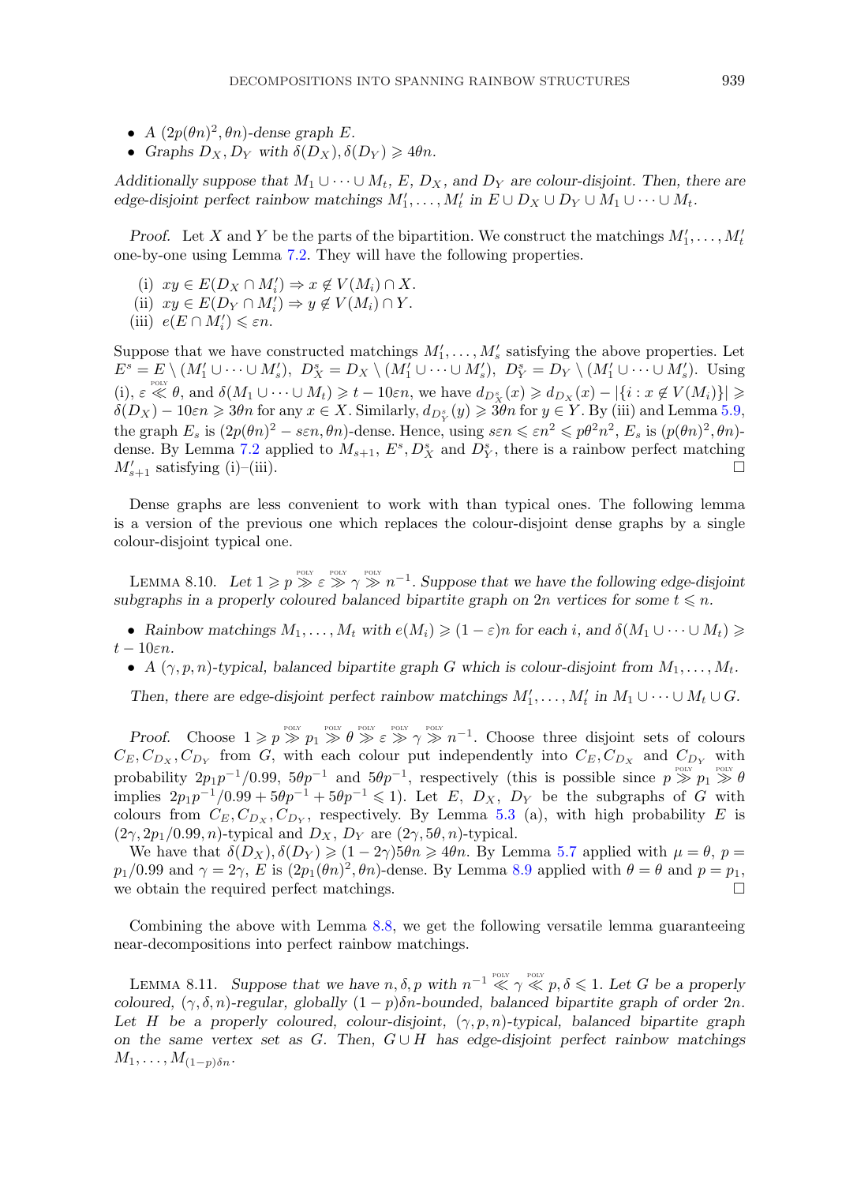- *A $(2p(\theta n)^2, \theta n)$-dense graph $E$.*
- *Graphs $D_X, D_Y$ with $\delta(D_X), \delta(D_Y) \geqslant 4\theta n$.*

*Additionally suppose that $M_1 \cup \cdots \cup M_t$, $E$, $D_X$, and $D_Y$ are colour-disjoint. Then, there are edge-disjoint perfect rainbow matchings $M_1', \ldots, M_t'$ in $E \cup D_X \cup D_Y \cup M_1 \cup \cdots \cup M_t$.*

*Proof.* Let $X$ and $Y$ be the parts of the bipartition. We construct the matchings $M_1', \ldots, M_t'$ one-by-one using Lemma 7.2. They will have the following properties.

(i) $xy \in E(D_X \cap M_i') \Rightarrow x \notin V(M_i) \cap X$.
(ii) $xy \in E(D_Y \cap M_i') \Rightarrow y \notin V(M_i) \cap Y$.
(iii) $e(E \cap M_i') \leqslant \varepsilon n$.

Suppose that we have constructed matchings $M_1', \ldots, M_s'$ satisfying the above properties. Let $E^s = E \setminus (M_1' \cup \cdots \cup M_s')$, $D_X^s = D_X \setminus (M_1' \cup \cdots \cup M_s')$, $D_Y^s = D_Y \setminus (M_1' \cup \cdots \cup M_s')$. Using (i), $\varepsilon \overset{\text{POLY}}{\ll} \theta$, and $\delta(M_1 \cup \cdots \cup M_t) \geqslant t - 10\varepsilon n$, we have $d_{D_X^s}(x) \geqslant d_{D_X}(x) - |\{i : x \notin V(M_i)\}| \geqslant \delta(D_X) - 10\varepsilon n \geqslant 3\theta n$ for any $x \in X$. Similarly, $d_{D_Y^s}(y) \geqslant 3\theta n$ for $y \in Y$. By (iii) and Lemma 5.9, the graph $E_s$ is $(2p(\theta n)^2 - s\varepsilon n, \theta n)$-dense. Hence, using $s\varepsilon n \leqslant \varepsilon n^2 \leqslant p\theta^2 n^2$, $E_s$ is $(p(\theta n)^2, \theta n)$-dense. By Lemma 7.2 applied to $M_{s+1}$, $E^s$, $D_X^s$ and $D_Y^s$, there is a rainbow perfect matching $M_{s+1}'$ satisfying (i)–(iii). $\square$

Dense graphs are less convenient to work with than typical ones. The following lemma is a version of the previous one which replaces the colour-disjoint dense graphs by a single colour-disjoint typical one.

Lemma 8.10. *Let $1 \geqslant p \overset{\text{POLY}}{\gg} \varepsilon \overset{\text{POLY}}{\gg} \gamma \overset{\text{POLY}}{\gg} n^{-1}$. Suppose that we have the following edge-disjoint subgraphs in a properly coloured balanced bipartite graph on $2n$ vertices for some $t \leqslant n$.*

- *Rainbow matchings $M_1, \ldots, M_t$ with $e(M_i) \geqslant (1-\varepsilon)n$ for each $i$, and $\delta(M_1 \cup \cdots \cup M_t) \geqslant t - 10\varepsilon n$.*
- *A $(\gamma, p, n)$-typical, balanced bipartite graph $G$ which is colour-disjoint from $M_1, \ldots, M_t$.*

*Then, there are edge-disjoint perfect rainbow matchings $M_1', \ldots, M_t'$ in $M_1 \cup \cdots \cup M_t \cup G$.*

*Proof.* Choose $1 \geqslant p \overset{\text{POLY}}{\gg} p_1 \overset{\text{POLY}}{\gg} \theta \overset{\text{POLY}}{\gg} \varepsilon \overset{\text{POLY}}{\gg} \gamma \overset{\text{POLY}}{\gg} n^{-1}$. Choose three disjoint sets of colours $C_E, C_{D_X}, C_{D_Y}$ from $G$, with each colour put independently into $C_E, C_{D_X}$ and $C_{D_Y}$ with probability $2p_1p^{-1}/0.99$, $5\theta p^{-1}$ and $5\theta p^{-1}$, respectively (this is possible since $p \overset{\text{POLY}}{\gg} p_1 \overset{\text{POLY}}{\gg} \theta$ implies $2p_1p^{-1}/0.99 + 5\theta p^{-1} + 5\theta p^{-1} \leqslant 1$). Let $E$, $D_X$, $D_Y$ be the subgraphs of $G$ with colours from $C_E, C_{D_X}, C_{D_Y}$, respectively. By Lemma 5.3 (a), with high probability $E$ is $(2\gamma, 2p_1/0.99, n)$-typical and $D_X$, $D_Y$ are $(2\gamma, 5\theta, n)$-typical.

We have that $\delta(D_X), \delta(D_Y) \geqslant (1-2\gamma)5\theta n \geqslant 4\theta n$. By Lemma 5.7 applied with $\mu = \theta$, $p = p_1/0.99$ and $\gamma = 2\gamma$, $E$ is $(2p_1(\theta n)^2, \theta n)$-dense. By Lemma 8.9 applied with $\theta = \theta$ and $p = p_1$, we obtain the required perfect matchings. $\square$

Combining the above with Lemma 8.8, we get the following versatile lemma guaranteeing near-decompositions into perfect rainbow matchings.

Lemma 8.11. *Suppose that we have $n, \delta, p$ with $n^{-1} \overset{\text{POLY}}{\ll} \gamma \overset{\text{POLY}}{\ll} p, \delta \leqslant 1$. Let $G$ be a properly coloured, $(\gamma, \delta, n)$-regular, globally $(1-p)\delta n$-bounded, balanced bipartite graph of order $2n$. Let $H$ be a properly coloured, colour-disjoint, $(\gamma, p, n)$-typical, balanced bipartite graph on the same vertex set as $G$. Then, $G \cup H$ has edge-disjoint perfect rainbow matchings $M_1, \ldots, M_{(1-p)\delta n}$.*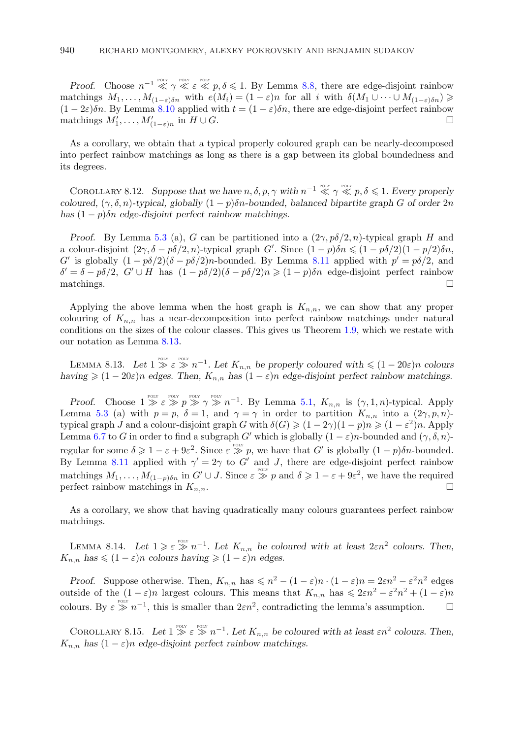*Proof.* Choose $n^{-1} \overset{\text{POLY}}{\ll} \gamma \overset{\text{POLY}}{\ll} \varepsilon \overset{\text{POLY}}{\ll} p, \delta \leqslant 1$. By Lemma 8.8, there are edge-disjoint rainbow matchings $M_1, \ldots, M_{(1-\varepsilon)\delta n}$ with $e(M_i) = (1-\varepsilon)n$ for all $i$ with $\delta(M_1 \cup \cdots \cup M_{(1-\varepsilon)\delta n}) \geqslant (1-2\varepsilon)\delta n$. By Lemma 8.10 applied with $t = (1-\varepsilon)\delta n$, there are edge-disjoint perfect rainbow matchings $M'_1, \ldots, M'_{(1-\varepsilon)n}$ in $H \cup G$. □

As a corollary, we obtain that a typical properly coloured graph can be nearly-decomposed into perfect rainbow matchings as long as there is a gap between its global boundedness and its degrees.

Corollary 8.12. *Suppose that we have $n, \delta, p, \gamma$ with $n^{-1} \overset{\text{POLY}}{\ll} \gamma \overset{\text{POLY}}{\ll} p, \delta \leqslant 1$. Every properly coloured, $(\gamma, \delta, n)$-typical, globally $(1-p)\delta n$-bounded, balanced bipartite graph $G$ of order $2n$ has $(1-p)\delta n$ edge-disjoint perfect rainbow matchings.*

*Proof.* By Lemma 5.3 (a), $G$ can be partitioned into a $(2\gamma, p\delta/2, n)$-typical graph $H$ and a colour-disjoint $(2\gamma, \delta - p\delta/2, n)$-typical graph $G'$. Since $(1-p)\delta n \leqslant (1-p\delta/2)(1-p/2)\delta n$, $G'$ is globally $(1-p\delta/2)(\delta - p\delta/2)n$-bounded. By Lemma 8.11 applied with $p' = p\delta/2$, and $\delta' = \delta - p\delta/2$, $G' \cup H$ has $(1-p\delta/2)(\delta - p\delta/2)n \geqslant (1-p)\delta n$ edge-disjoint perfect rainbow matchings. □

Applying the above lemma when the host graph is $K_{n,n}$, we can show that any proper colouring of $K_{n,n}$ has a near-decomposition into perfect rainbow matchings under natural conditions on the sizes of the colour classes. This gives us Theorem 1.9, which we restate with our notation as Lemma 8.13.

Lemma 8.13. *Let $1 \overset{\text{POLY}}{\gg} \varepsilon \overset{\text{POLY}}{\gg} n^{-1}$. Let $K_{n,n}$ be properly coloured with $\leqslant (1-20\varepsilon)n$ colours having $\geqslant (1-20\varepsilon)n$ edges. Then, $K_{n,n}$ has $(1-\varepsilon)n$ edge-disjoint perfect rainbow matchings.*

*Proof.* Choose $1 \overset{\text{POLY}}{\gg} \varepsilon \overset{\text{POLY}}{\gg} p \overset{\text{POLY}}{\gg} \gamma \overset{\text{POLY}}{\gg} n^{-1}$. By Lemma 5.1, $K_{n,n}$ is $(\gamma, 1, n)$-typical. Apply Lemma 5.3 (a) with $p = p$, $\delta = 1$, and $\gamma = \gamma$ in order to partition $K_{n,n}$ into a $(2\gamma, p, n)$-typical graph $J$ and a colour-disjoint graph $G$ with $\delta(G) \geqslant (1-2\gamma)(1-p)n \geqslant (1-\varepsilon^2)n$. Apply Lemma 6.7 to $G$ in order to find a subgraph $G'$ which is globally $(1-\varepsilon)n$-bounded and $(\gamma, \delta, n)$-regular for some $\delta \geqslant 1 - \varepsilon + 9\varepsilon^2$. Since $\varepsilon \overset{\text{POLY}}{\gg} p$, we have that $G'$ is globally $(1-p)\delta n$-bounded. By Lemma 8.11 applied with $\gamma' = 2\gamma$ to $G'$ and $J$, there are edge-disjoint perfect rainbow matchings $M_1, \ldots, M_{(1-p)\delta n}$ in $G' \cup J$. Since $\varepsilon \overset{\text{POLY}}{\gg} p$ and $\delta \geqslant 1 - \varepsilon + 9\varepsilon^2$, we have the required perfect rainbow matchings in $K_{n,n}$. □

As a corollary, we show that having quadratically many colours guarantees perfect rainbow matchings.

Lemma 8.14. *Let $1 \geqslant \varepsilon \overset{\text{POLY}}{\gg} n^{-1}$. Let $K_{n,n}$ be coloured with at least $2\varepsilon n^2$ colours. Then, $K_{n,n}$ has $\leqslant (1-\varepsilon)n$ colours having $\geqslant (1-\varepsilon)n$ edges.*

*Proof.* Suppose otherwise. Then, $K_{n,n}$ has $\leqslant n^2 - (1-\varepsilon)n \cdot (1-\varepsilon)n = 2\varepsilon n^2 - \varepsilon^2 n^2$ edges outside of the $(1-\varepsilon)n$ largest colours. This means that $K_{n,n}$ has $\leqslant 2\varepsilon n^2 - \varepsilon^2 n^2 + (1-\varepsilon)n$ colours. By $\varepsilon \overset{\text{POLY}}{\gg} n^{-1}$, this is smaller than $2\varepsilon n^2$, contradicting the lemma's assumption. □

Corollary 8.15. *Let $1 \overset{\text{POLY}}{\gg} \varepsilon \overset{\text{POLY}}{\gg} n^{-1}$. Let $K_{n,n}$ be coloured with at least $\varepsilon n^2$ colours. Then, $K_{n,n}$ has $(1-\varepsilon)n$ edge-disjoint perfect rainbow matchings.*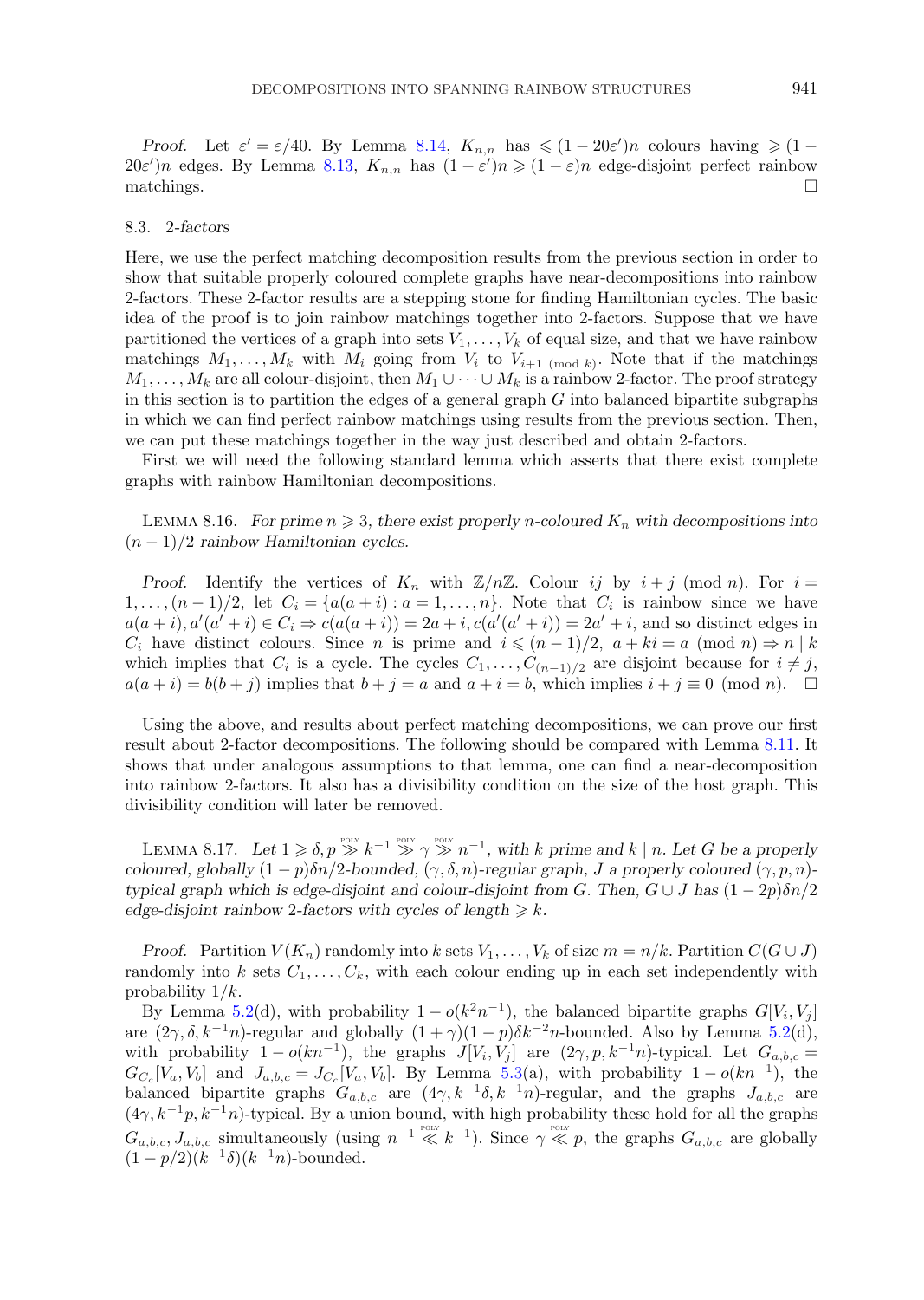*Proof.* Let $\varepsilon' = \varepsilon/40$. By Lemma 8.14, $K_{n,n}$ has $\leqslant (1-20\varepsilon')n$ colours having $\geqslant (1-20\varepsilon')n$ edges. By Lemma 8.13, $K_{n,n}$ has $(1-\varepsilon')n \geqslant (1-\varepsilon)n$ edge-disjoint perfect rainbow matchings. □

### 8.3. *2-factors*

Here, we use the perfect matching decomposition results from the previous section in order to show that suitable properly coloured complete graphs have near-decompositions into rainbow 2-factors. These 2-factor results are a stepping stone for finding Hamiltonian cycles. The basic idea of the proof is to join rainbow matchings together into 2-factors. Suppose that we have partitioned the vertices of a graph into sets $V_1, \ldots, V_k$ of equal size, and that we have rainbow matchings $M_1, \ldots, M_k$ with $M_i$ going from $V_i$ to $V_{i+1 \pmod k}$. Note that if the matchings $M_1, \ldots, M_k$ are all colour-disjoint, then $M_1 \cup \cdots \cup M_k$ is a rainbow 2-factor. The proof strategy in this section is to partition the edges of a general graph $G$ into balanced bipartite subgraphs in which we can find perfect rainbow matchings using results from the previous section. Then, we can put these matchings together in the way just described and obtain 2-factors.

First we will need the following standard lemma which asserts that there exist complete graphs with rainbow Hamiltonian decompositions.

Lemma 8.16. *For prime $n \geqslant 3$, there exist properly $n$-coloured $K_n$ with decompositions into $(n-1)/2$ rainbow Hamiltonian cycles.*

*Proof.* Identify the vertices of $K_n$ with $\mathbb{Z}/n\mathbb{Z}$. Colour $ij$ by $i+j \pmod n$. For $i = 1, \ldots, (n-1)/2$, let $C_i = \{a(a+i) : a = 1, \ldots, n\}$. Note that $C_i$ is rainbow since we have $a(a+i), a'(a'+i) \in C_i \Rightarrow c(a(a+i)) = 2a+i, c(a'(a'+i)) = 2a'+i$, and so distinct edges in $C_i$ have distinct colours. Since $n$ is prime and $i \leqslant (n-1)/2$, $a+ki = a \pmod n \Rightarrow n \mid k$ which implies that $C_i$ is a cycle. The cycles $C_1, \ldots, C_{(n-1)/2}$ are disjoint because for $i \neq j$, $a(a+i) = b(b+j)$ implies that $b+j = a$ and $a+i = b$, which implies $i+j \equiv 0 \pmod n$. □

Using the above, and results about perfect matching decompositions, we can prove our first result about 2-factor decompositions. The following should be compared with Lemma 8.11. It shows that under analogous assumptions to that lemma, one can find a near-decomposition into rainbow 2-factors. It also has a divisibility condition on the size of the host graph. This divisibility condition will later be removed.

Lemma 8.17. *Let $1 \geqslant \delta, p \overset{\text{POLY}}{\gg} k^{-1} \overset{\text{POLY}}{\gg} \gamma \overset{\text{POLY}}{\gg} n^{-1}$, with $k$ prime and $k \mid n$. Let $G$ be a properly coloured, globally $(1-p)\delta n/2$-bounded, $(\gamma, \delta, n)$-regular graph, $J$ a properly coloured $(\gamma, p, n)$-typical graph which is edge-disjoint and colour-disjoint from $G$. Then, $G \cup J$ has $(1-2p)\delta n/2$ edge-disjoint rainbow 2-factors with cycles of length $\geqslant k$.*

*Proof.* Partition $V(K_n)$ randomly into $k$ sets $V_1, \ldots, V_k$ of size $m = n/k$. Partition $C(G \cup J)$ randomly into $k$ sets $C_1, \ldots, C_k$, with each colour ending up in each set independently with probability $1/k$.

By Lemma 5.2(d), with probability $1 - o(k^2 n^{-1})$, the balanced bipartite graphs $G[V_i, V_j]$ are $(2\gamma, \delta, k^{-1}n)$-regular and globally $(1+\gamma)(1-p)\delta k^{-2} n$-bounded. Also by Lemma 5.2(d), with probability $1 - o(kn^{-1})$, the graphs $J[V_i, V_j]$ are $(2\gamma, p, k^{-1}n)$-typical. Let $G_{a,b,c} = G_{C_c}[V_a, V_b]$ and $J_{a,b,c} = J_{C_c}[V_a, V_b]$. By Lemma 5.3(a), with probability $1 - o(kn^{-1})$, the balanced bipartite graphs $G_{a,b,c}$ are $(4\gamma, k^{-1}\delta, k^{-1}n)$-regular, and the graphs $J_{a,b,c}$ are $(4\gamma, k^{-1}p, k^{-1}n)$-typical. By a union bound, with high probability these hold for all the graphs $G_{a,b,c}, J_{a,b,c}$ simultaneously (using $n^{-1} \overset{\text{POLY}}{\ll} k^{-1}$). Since $\gamma \overset{\text{POLY}}{\ll} p$, the graphs $G_{a,b,c}$ are globally $(1-p/2)(k^{-1}\delta)(k^{-1}n)$-bounded.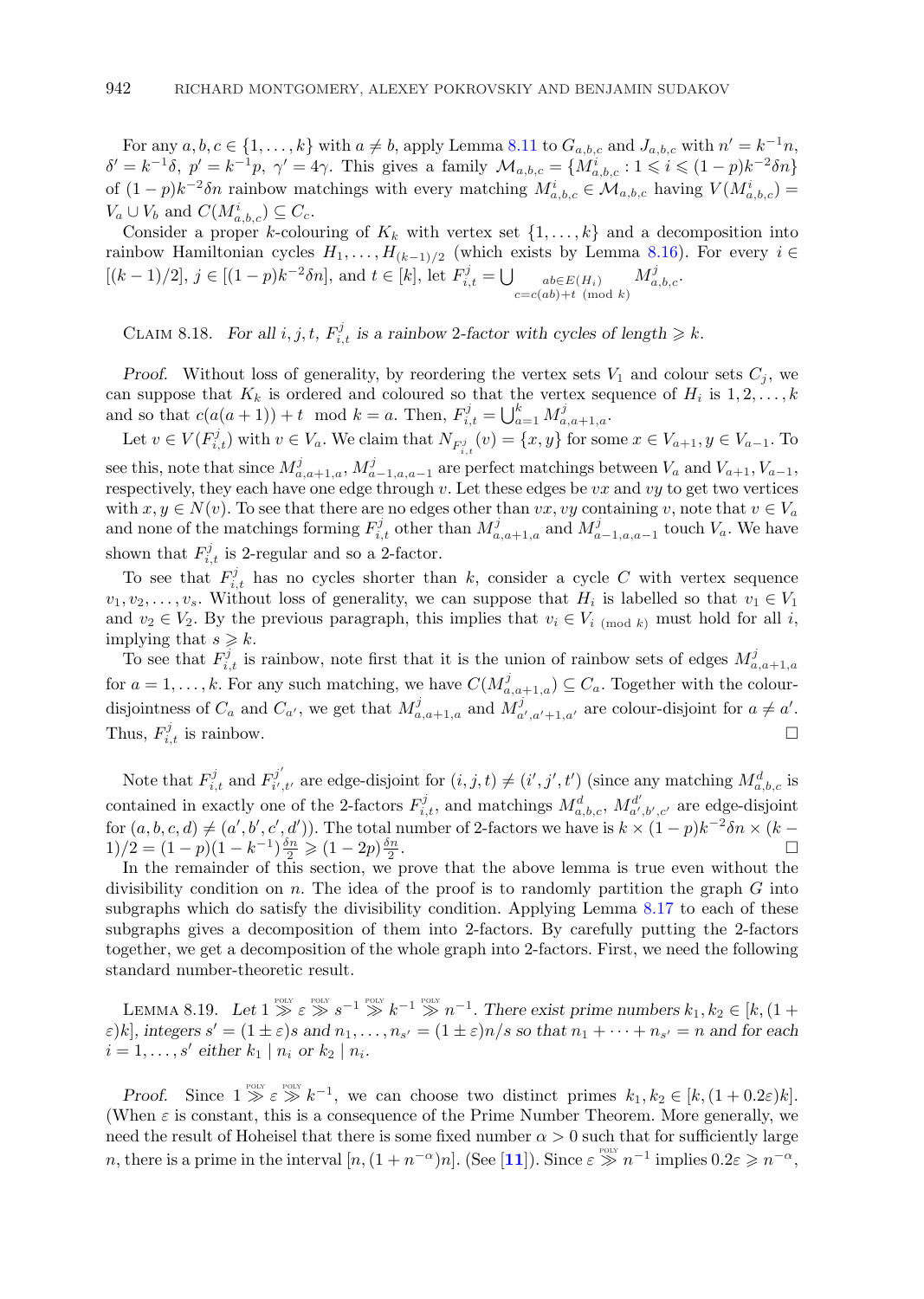For any $a, b, c \in \{1, \ldots, k\}$ with $a \neq b$, apply Lemma 8.11 to $G_{a,b,c}$ and $J_{a,b,c}$ with $n' = k^{-1}n$, $\delta' = k^{-1}\delta$, $p' = k^{-1}p$, $\gamma' = 4\gamma$. This gives a family $\mathcal{M}_{a,b,c} = \{M^i_{a,b,c} : 1 \leqslant i \leqslant (1-p)k^{-2}\delta n\}$ of $(1-p)k^{-2}\delta n$ rainbow matchings with every matching $M^i_{a,b,c} \in \mathcal{M}_{a,b,c}$ having $V(M^i_{a,b,c}) = V_a \cup V_b$ and $C(M^i_{a,b,c}) \subseteq C_c$.

Consider a proper $k$-colouring of $K_k$ with vertex set $\{1, \ldots, k\}$ and a decomposition into rainbow Hamiltonian cycles $H_1, \ldots, H_{(k-1)/2}$ (which exists by Lemma 8.16). For every $i \in [(k-1)/2]$, $j \in [(1-p)k^{-2}\delta n]$, and $t \in [k]$, let $F^j_{i,t} = \bigcup_{\substack{ab \in E(H_i) \\ c = c(ab)+t \pmod k}} M^j_{a,b,c}$.

Claim 8.18. *For all $i, j, t$, $F^j_{i,t}$ is a rainbow 2-factor with cycles of length $\geqslant k$.*

*Proof.* Without loss of generality, by reordering the vertex sets $V_1$ and colour sets $C_j$, we can suppose that $K_k$ is ordered and coloured so that the vertex sequence of $H_i$ is $1, 2, \ldots, k$ and so that $c(a(a+1)) + t \mod k = a$. Then, $F^j_{i,t} = \bigcup_{a=1}^k M^j_{a,a+1,a}$.

Let $v \in V(F^j_{i,t})$ with $v \in V_a$. We claim that $N_{F^j_{i,t}}(v) = \{x, y\}$ for some $x \in V_{a+1}, y \in V_{a-1}$. To see this, note that since $M^j_{a,a+1,a}$, $M^j_{a-1,a,a-1}$ are perfect matchings between $V_a$ and $V_{a+1}, V_{a-1}$, respectively, they each have one edge through $v$. Let these edges be $vx$ and $vy$ to get two vertices with $x, y \in N(v)$. To see that there are no edges other than $vx, vy$ containing $v$, note that $v \in V_a$ and none of the matchings forming $F^j_{i,t}$ other than $M^j_{a,a+1,a}$ and $M^j_{a-1,a,a-1}$ touch $V_a$. We have shown that $F^j_{i,t}$ is 2-regular and so a 2-factor.

To see that $F^j_{i,t}$ has no cycles shorter than $k$, consider a cycle $C$ with vertex sequence $v_1, v_2, \ldots, v_s$. Without loss of generality, we can suppose that $H_i$ is labelled so that $v_1 \in V_1$ and $v_2 \in V_2$. By the previous paragraph, this implies that $v_i \in V_{i \pmod k}$ must hold for all $i$, implying that $s \geqslant k$.

To see that $F^j_{i,t}$ is rainbow, note first that it is the union of rainbow sets of edges $M^j_{a,a+1,a}$ for $a = 1, \ldots, k$. For any such matching, we have $C(M^j_{a,a+1,a}) \subseteq C_a$. Together with the colour-disjointness of $C_a$ and $C_{a'}$, we get that $M^j_{a,a+1,a}$ and $M^j_{a',a'+1,a'}$ are colour-disjoint for $a \neq a'$. Thus, $F^j_{i,t}$ is rainbow. □

Note that $F^j_{i,t}$ and $F^{j'}_{i',t'}$ are edge-disjoint for $(i, j, t) \neq (i', j', t')$ (since any matching $M^d_{a,b,c}$ is contained in exactly one of the 2-factors $F^j_{i,t}$, and matchings $M^d_{a,b,c}$, $M^{d'}_{a',b',c'}$ are edge-disjoint for $(a, b, c, d) \neq (a', b', c', d')$). The total number of 2-factors we have is $k \times (1-p)k^{-2}\delta n \times (k-1)/2 = (1-p)(1-k^{-1})\frac{\delta n}{2} \geqslant (1-2p)\frac{\delta n}{2}$. □

In the remainder of this section, we prove that the above lemma is true even without the divisibility condition on $n$. The idea of the proof is to randomly partition the graph $G$ into subgraphs which do satisfy the divisibility condition. Applying Lemma 8.17 to each of these subgraphs gives a decomposition of them into 2-factors. By carefully putting the 2-factors together, we get a decomposition of the whole graph into 2-factors. First, we need the following standard number-theoretic result.

Lemma 8.19. *Let $1 \overset{\text{POLY}}{\gg} \varepsilon \overset{\text{POLY}}{\gg} s^{-1} \overset{\text{POLY}}{\gg} k^{-1} \overset{\text{POLY}}{\gg} n^{-1}$. There exist prime numbers $k_1, k_2 \in [k, (1+\varepsilon)k]$, integers $s' = (1 \pm \varepsilon)s$ and $n_1, \ldots, n_{s'} = (1 \pm \varepsilon)n/s$ so that $n_1 + \cdots + n_{s'} = n$ and for each $i = 1, \ldots, s'$ either $k_1 \mid n_i$ or $k_2 \mid n_i$.*

*Proof.* Since $1 \overset{\text{POLY}}{\gg} \varepsilon \overset{\text{POLY}}{\gg} k^{-1}$, we can choose two distinct primes $k_1, k_2 \in [k, (1+0.2\varepsilon)k]$. (When $\varepsilon$ is constant, this is a consequence of the Prime Number Theorem. More generally, we need the result of Hoheisel that there is some fixed number $\alpha > 0$ such that for sufficiently large $n$, there is a prime in the interval $[n, (1+n^{-\alpha})n]$. (See [11]). Since $\varepsilon \overset{\text{POLY}}{\gg} n^{-1}$ implies $0.2\varepsilon \geqslant n^{-\alpha}$,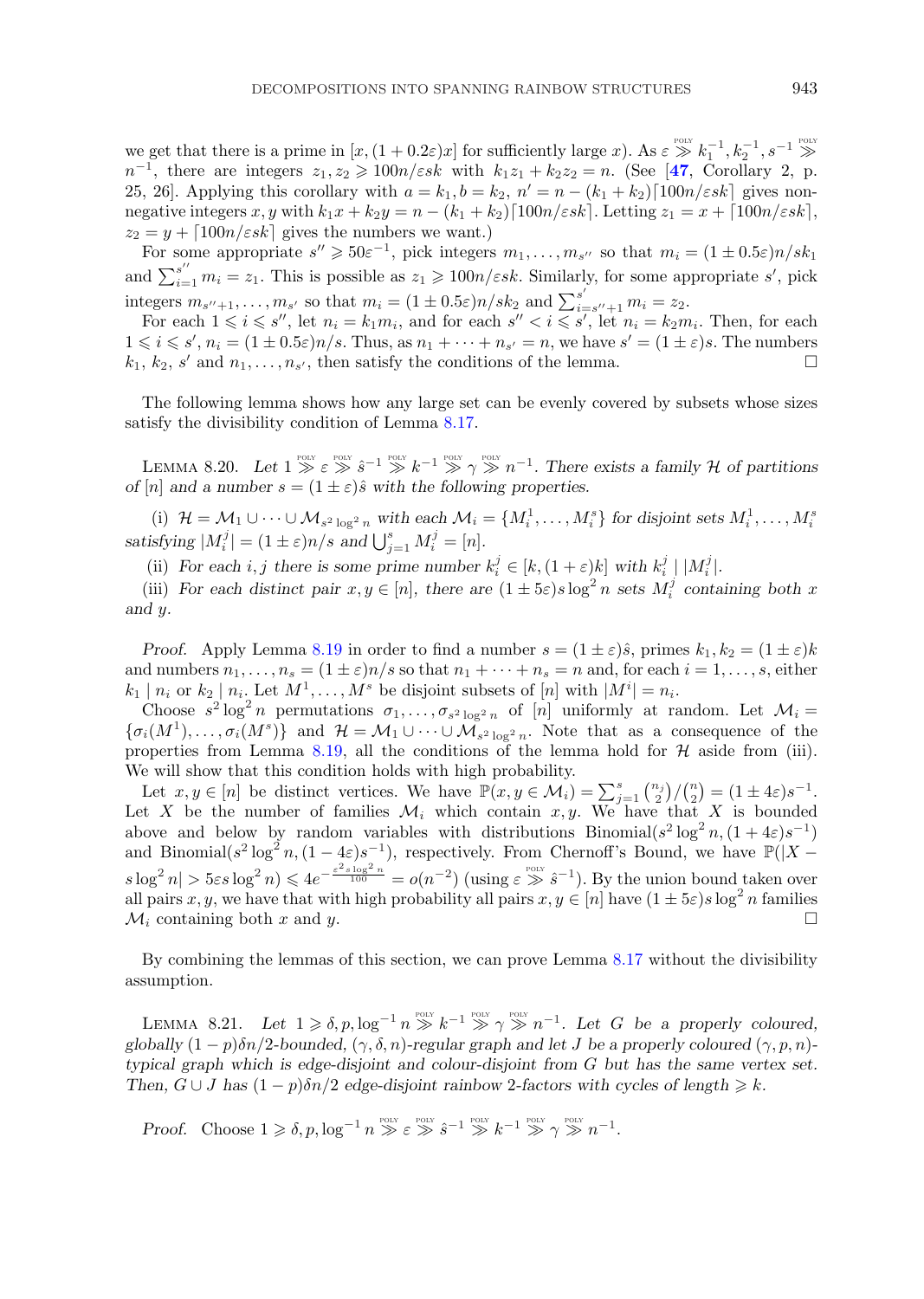we get that there is a prime in $[x,(1+0.2\varepsilon)x]$ for sufficiently large $x$). As $\varepsilon \overset{\text{POLY}}{\gg} k_1^{-1}, k_2^{-1}, s^{-1} \overset{\text{POLY}}{\gg} n^{-1}$, there are integers $z_1, z_2 \geqslant 100n/\varepsilon sk$ with $k_1z_1 + k_2z_2 = n$. (See [47, Corollary 2, p. 25, 26]. Applying this corollary with $a = k_1, b = k_2$, $n' = n - (k_1+k_2)\lceil 100n/\varepsilon sk\rceil$ gives non-negative integers $x, y$ with $k_1x + k_2y = n - (k_1+k_2)\lceil 100n/\varepsilon sk\rceil$. Letting $z_1 = x + \lceil 100n/\varepsilon sk\rceil$, $z_2 = y + \lceil 100n/\varepsilon sk\rceil$ gives the numbers we want.)

For some appropriate $s'' \geqslant 50\varepsilon^{-1}$, pick integers $m_1, \ldots, m_{s''}$ so that $m_i = (1 \pm 0.5\varepsilon)n/sk_1$ and $\sum_{i=1}^{s''} m_i = z_1$. This is possible as $z_1 \geqslant 100n/\varepsilon sk$. Similarly, for some appropriate $s'$, pick integers $m_{s''+1}, \ldots, m_{s'}$ so that $m_i = (1 \pm 0.5\varepsilon)n/sk_2$ and $\sum_{i=s''+1}^{s'} m_i = z_2$.

For each $1 \leqslant i \leqslant s''$, let $n_i = k_1m_i$, and for each $s'' < i \leqslant s'$, let $n_i = k_2m_i$. Then, for each $1 \leqslant i \leqslant s'$, $n_i = (1 \pm 0.5\varepsilon)n/s$. Thus, as $n_1 + \cdots + n_{s'} = n$, we have $s' = (1 \pm \varepsilon)s$. The numbers $k_1$, $k_2$, $s'$ and $n_1, \ldots, n_{s'}$, then satisfy the conditions of the lemma. □

The following lemma shows how any large set can be evenly covered by subsets whose sizes satisfy the divisibility condition of Lemma 8.17.

**Lemma 8.20.** *Let $1 \overset{\text{POLY}}{\gg} \varepsilon \overset{\text{POLY}}{\gg} \hat{s}^{-1} \overset{\text{POLY}}{\gg} k^{-1} \overset{\text{POLY}}{\gg} \gamma \overset{\text{POLY}}{\gg} n^{-1}$. There exists a family $\mathcal{H}$ of partitions of $[n]$ and a number $s = (1 \pm \varepsilon)\hat{s}$ with the following properties.*

(i) *$\mathcal{H} = \mathcal{M}_1 \cup \cdots \cup \mathcal{M}_{s^2 \log^2 n}$ with each $\mathcal{M}_i = \{M_i^1, \ldots, M_i^s\}$ for disjoint sets $M_i^1, \ldots, M_i^s$ satisfying $|M_i^j| = (1 \pm \varepsilon)n/s$ and $\bigcup_{j=1}^s M_i^j = [n]$.*

(ii) *For each $i, j$ there is some prime number $k_i^j \in [k, (1+\varepsilon)k]$ with $k_i^j \mid |M_i^j|$.*

(iii) *For each distinct pair $x, y \in [n]$, there are $(1 \pm 5\varepsilon)s\log^2 n$ sets $M_i^j$ containing both $x$ and $y$.*

*Proof.* Apply Lemma 8.19 in order to find a number $s = (1 \pm \varepsilon)\hat{s}$, primes $k_1, k_2 = (1 \pm \varepsilon)k$ and numbers $n_1, \ldots, n_s = (1 \pm \varepsilon)n/s$ so that $n_1 + \cdots + n_s = n$ and, for each $i = 1, \ldots, s$, either $k_1 \mid n_i$ or $k_2 \mid n_i$. Let $M^1, \ldots, M^s$ be disjoint subsets of $[n]$ with $|M^i| = n_i$.

Choose $s^2 \log^2 n$ permutations $\sigma_1, \ldots, \sigma_{s^2 \log^2 n}$ of $[n]$ uniformly at random. Let $\mathcal{M}_i = \{\sigma_i(M^1), \ldots, \sigma_i(M^s)\}$ and $\mathcal{H} = \mathcal{M}_1 \cup \cdots \cup \mathcal{M}_{s^2 \log^2 n}$. Note that as a consequence of the properties from Lemma 8.19, all the conditions of the lemma hold for $\mathcal{H}$ aside from (iii). We will show that this condition holds with high probability.

Let $x, y \in [n]$ be distinct vertices. We have $\mathbb{P}(x, y \in \mathcal{M}_i) = \sum_{j=1}^s \binom{n_j}{2}/\binom{n}{2} = (1 \pm 4\varepsilon)s^{-1}$. Let $X$ be the number of families $\mathcal{M}_i$ which contain $x, y$. We have that $X$ is bounded above and below by random variables with distributions $\text{Binomial}(s^2 \log^2 n, (1+4\varepsilon)s^{-1})$ and $\text{Binomial}(s^2 \log^2 n, (1-4\varepsilon)s^{-1})$, respectively. From Chernoff's Bound, we have $\mathbb{P}(|X - s\log^2 n| > 5\varepsilon s \log^2 n) \leqslant 4e^{-\frac{\varepsilon^2 s \log^2 n}{100}} = o(n^{-2})$ (using $\varepsilon \overset{\text{POLY}}{\gg} \hat{s}^{-1}$). By the union bound taken over all pairs $x, y$, we have that with high probability all pairs $x, y \in [n]$ have $(1 \pm 5\varepsilon)s\log^2 n$ families $\mathcal{M}_i$ containing both $x$ and $y$. □

By combining the lemmas of this section, we can prove Lemma 8.17 without the divisibility assumption.

**Lemma 8.21.** *Let $1 \geqslant \delta, p, \log^{-1} n \overset{\text{POLY}}{\gg} k^{-1} \overset{\text{POLY}}{\gg} \gamma \overset{\text{POLY}}{\gg} n^{-1}$. Let $G$ be a properly coloured, globally $(1-p)\delta n/2$-bounded, $(\gamma, \delta, n)$-regular graph and let $J$ be a properly coloured $(\gamma, p, n)$-typical graph which is edge-disjoint and colour-disjoint from $G$ but has the same vertex set. Then, $G \cup J$ has $(1-p)\delta n/2$ edge-disjoint rainbow 2-factors with cycles of length $\geqslant k$.*

*Proof.* Choose $1 \geqslant \delta, p, \log^{-1} n \overset{\text{POLY}}{\gg} \varepsilon \overset{\text{POLY}}{\gg} \hat{s}^{-1} \overset{\text{POLY}}{\gg} k^{-1} \overset{\text{POLY}}{\gg} \gamma \overset{\text{POLY}}{\gg} n^{-1}$.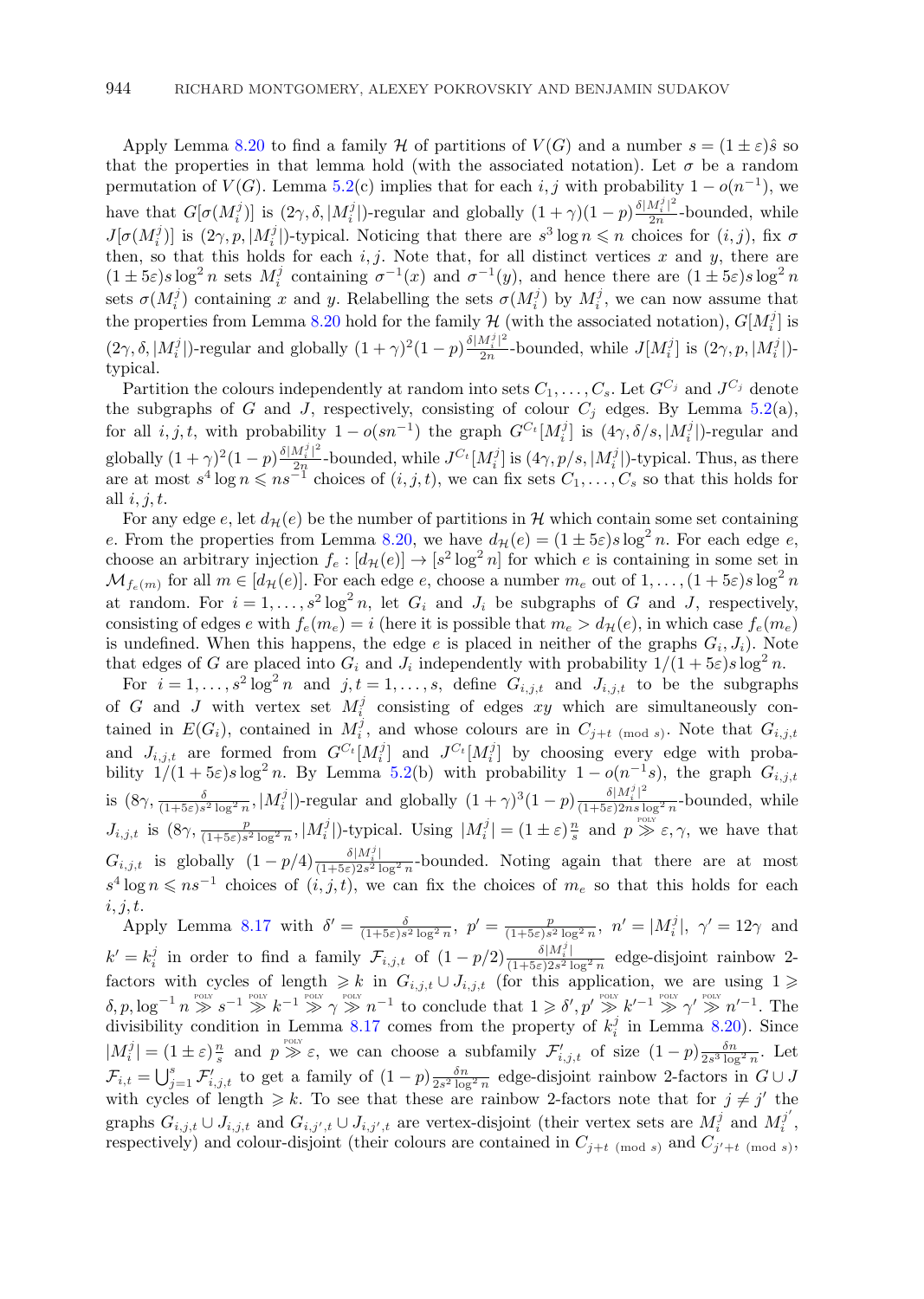Apply Lemma 8.20 to find a family $\mathcal{H}$ of partitions of $V(G)$ and a number $s = (1 \pm \varepsilon)\hat{s}$ so that the properties in that lemma hold (with the associated notation). Let $\sigma$ be a random permutation of $V(G)$. Lemma 5.2(c) implies that for each $i, j$ with probability $1 - o(n^{-1})$, we have that $G[\sigma(M_i^j)]$ is $(2\gamma, \delta, |M_i^j|)$-regular and globally $(1+\gamma)(1-p)\frac{\delta |M_i^j|^2}{2n}$-bounded, while $J[\sigma(M_i^j)]$ is $(2\gamma, p, |M_i^j|)$-typical. Noticing that there are $s^3 \log n \leqslant n$ choices for $(i,j)$, fix $\sigma$ then, so that this holds for each $i, j$. Note that, for all distinct vertices $x$ and $y$, there are $(1 \pm 5\varepsilon)s \log^2 n$ sets $M_i^j$ containing $\sigma^{-1}(x)$ and $\sigma^{-1}(y)$, and hence there are $(1 \pm 5\varepsilon)s \log^2 n$ sets $\sigma(M_i^j)$ containing $x$ and $y$. Relabelling the sets $\sigma(M_i^j)$ by $M_i^j$, we can now assume that the properties from Lemma 8.20 hold for the family $\mathcal{H}$ (with the associated notation), $G[M_i^j]$ is $(2\gamma, \delta, |M_i^j|)$-regular and globally $(1+\gamma)^2(1-p)\frac{\delta |M_i^j|^2}{2n}$-bounded, while $J[M_i^j]$ is $(2\gamma, p, |M_i^j|)$-typical.

Partition the colours independently at random into sets $C_1, \ldots, C_s$. Let $G^{C_j}$ and $J^{C_j}$ denote the subgraphs of $G$ and $J$, respectively, consisting of colour $C_j$ edges. By Lemma 5.2(a), for all $i, j, t$, with probability $1 - o(sn^{-1})$ the graph $G^{C_t}[M_i^j]$ is $(4\gamma, \delta/s, |M_i^j|)$-regular and globally $(1+\gamma)^2(1-p)\frac{\delta |M_i^j|^2}{2n}$-bounded, while $J^{C_t}[M_i^j]$ is $(4\gamma, p/s, |M_i^j|)$-typical. Thus, as there are at most $s^4 \log n \leqslant ns^{-1}$ choices of $(i, j, t)$, we can fix sets $C_1, \ldots, C_s$ so that this holds for all $i, j, t$.

For any edge $e$, let $d_{\mathcal{H}}(e)$ be the number of partitions in $\mathcal{H}$ which contain some set containing $e$. From the properties from Lemma 8.20, we have $d_{\mathcal{H}}(e) = (1 \pm 5\varepsilon)s \log^2 n$. For each edge $e$, choose an arbitrary injection $f_e : [d_{\mathcal{H}}(e)] \to [s^2 \log^2 n]$ for which $e$ is containing in some set in $\mathcal{M}_{f_e(m)}$ for all $m \in [d_{\mathcal{H}}(e)]$. For each edge $e$, choose a number $m_e$ out of $1, \ldots, (1+5\varepsilon)s \log^2 n$ at random. For $i = 1, \ldots, s^2 \log^2 n$, let $G_i$ and $J_i$ be subgraphs of $G$ and $J$, respectively, consisting of edges $e$ with $f_e(m_e) = i$ (here it is possible that $m_e > d_{\mathcal{H}}(e)$, in which case $f_e(m_e)$ is undefined. When this happens, the edge $e$ is placed in neither of the graphs $G_i, J_i$). Note that edges of $G$ are placed into $G_i$ and $J_i$ independently with probability $1/(1+5\varepsilon)s \log^2 n$.

For $i = 1, \ldots, s^2 \log^2 n$ and $j, t = 1, \ldots, s$, define $G_{i,j,t}$ and $J_{i,j,t}$ to be the subgraphs of $G$ and $J$ with vertex set $M_i^j$ consisting of edges $xy$ which are simultaneously contained in $E(G_i)$, contained in $M_i^j$, and whose colours are in $C_{j+t \pmod{s}}$. Note that $G_{i,j,t}$ and $J_{i,j,t}$ are formed from $G^{C_t}[M_i^j]$ and $J^{C_t}[M_i^j]$ by choosing every edge with probability $1/(1+5\varepsilon)s \log^2 n$. By Lemma 5.2(b) with probability $1 - o(n^{-1}s)$, the graph $G_{i,j,t}$ is $(8\gamma, \frac{\delta}{(1+5\varepsilon)s^2 \log^2 n}, |M_i^j|)$-regular and globally $(1+\gamma)^3(1-p)\frac{\delta |M_i^j|^2}{(1+5\varepsilon)2ns \log^2 n}$-bounded, while $J_{i,j,t}$ is $(8\gamma, \frac{p}{(1+5\varepsilon)s^2 \log^2 n}, |M_i^j|)$-typical. Using $|M_i^j| = (1 \pm \varepsilon)\frac{n}{s}$ and $p \overset{\text{POLY}}{\gg} \varepsilon, \gamma$, we have that $G_{i,j,t}$ is globally $(1-p/4)\frac{\delta |M_i^j|}{(1+5\varepsilon)2s^2 \log^2 n}$-bounded. Noting again that there are at most $s^4 \log n \leqslant ns^{-1}$ choices of $(i, j, t)$, we can fix the choices of $m_e$ so that this holds for each $i, j, t$.

Apply Lemma 8.17 with $\delta' = \frac{\delta}{(1+5\varepsilon)s^2 \log^2 n}$, $p' = \frac{p}{(1+5\varepsilon)s^2 \log^2 n}$, $n' = |M_i^j|$, $\gamma' = 12\gamma$ and $k' = k_i^j$ in order to find a family $\mathcal{F}_{i,j,t}$ of $(1-p/2)\frac{\delta |M_i^j|}{(1+5\varepsilon)2s^2 \log^2 n}$ edge-disjoint rainbow 2-factors with cycles of length $\geqslant k$ in $G_{i,j,t} \cup J_{i,j,t}$ (for this application, we are using $1 \geqslant \delta, p, \log^{-1} n \overset{\text{POLY}}{\gg} s^{-1} \overset{\text{POLY}}{\gg} k^{-1} \overset{\text{POLY}}{\gg} \gamma \overset{\text{POLY}}{\gg} n^{-1}$ to conclude that $1 \geqslant \delta', p' \overset{\text{POLY}}{\gg} k'^{-1} \overset{\text{POLY}}{\gg} \gamma' \overset{\text{POLY}}{\gg} n'^{-1}$. The divisibility condition in Lemma 8.17 comes from the property of $k_i^j$ in Lemma 8.20). Since $|M_i^j| = (1 \pm \varepsilon)\frac{n}{s}$ and $p \overset{\text{POLY}}{\gg} \varepsilon$, we can choose a subfamily $\mathcal{F}'_{i,j,t}$ of size $(1-p)\frac{\delta n}{2s^3 \log^2 n}$. Let $\mathcal{F}_{i,t} = \bigcup_{j=1}^s \mathcal{F}'_{i,j,t}$ to get a family of $(1-p)\frac{\delta n}{2s^2 \log^2 n}$ edge-disjoint rainbow 2-factors in $G \cup J$ with cycles of length $\geqslant k$. To see that these are rainbow 2-factors note that for $j \neq j'$ the graphs $G_{i,j,t} \cup J_{i,j,t}$ and $G_{i,j',t} \cup J_{i,j',t}$ are vertex-disjoint (their vertex sets are $M_i^j$ and $M_i^{j'}$, respectively) and colour-disjoint (their colours are contained in $C_{j+t \pmod{s}}$ and $C_{j'+t \pmod{s}}$,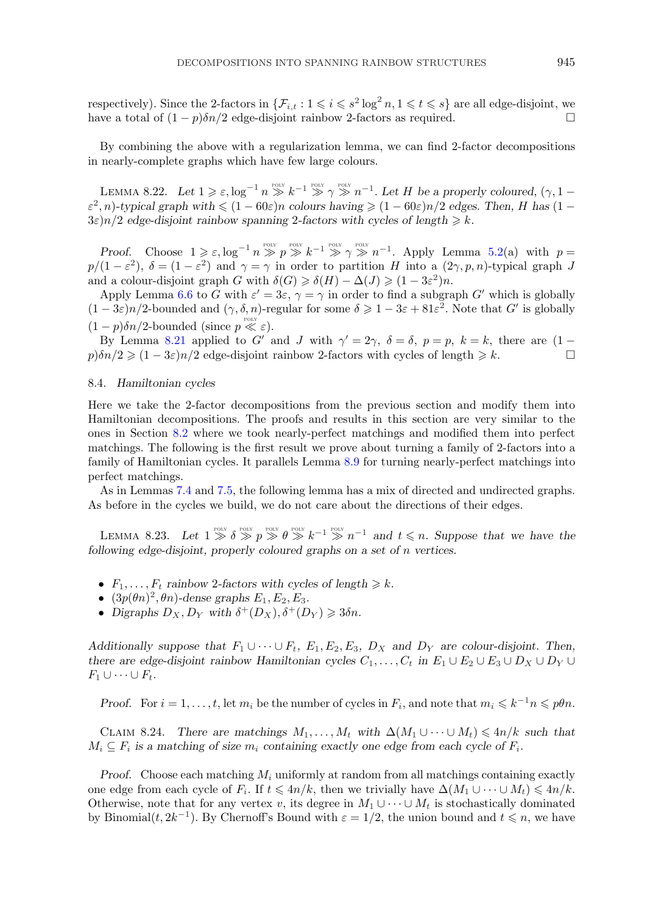respectively). Since the 2-factors in $\{\mathcal{F}_{i,t} : 1 \leqslant i \leqslant s^2 \log^2 n, 1 \leqslant t \leqslant s\}$ are all edge-disjoint, we have a total of $(1-p)\delta n/2$ edge-disjoint rainbow 2-factors as required. □

By combining the above with a regularization lemma, we can find 2-factor decompositions in nearly-complete graphs which have few large colours.

Lemma 8.22. *Let $1 \geqslant \varepsilon, \log^{-1} n \overset{\text{POLY}}{\gg} k^{-1} \overset{\text{POLY}}{\gg} \gamma \overset{\text{POLY}}{\gg} n^{-1}$. Let $H$ be a properly coloured, $(\gamma, 1-\varepsilon^2, n)$-typical graph with $\leqslant (1-60\varepsilon)n$ colours having $\geqslant (1-60\varepsilon)n/2$ edges. Then, $H$ has $(1-3\varepsilon)n/2$ edge-disjoint rainbow spanning 2-factors with cycles of length $\geqslant k$.*

*Proof.* Choose $1 \geqslant \varepsilon, \log^{-1} n \overset{\text{POLY}}{\gg} p \overset{\text{POLY}}{\gg} k^{-1} \overset{\text{POLY}}{\gg} \gamma \overset{\text{POLY}}{\gg} n^{-1}$. Apply Lemma 5.2(a) with $p = p/(1-\varepsilon^2)$, $\delta = (1-\varepsilon^2)$ and $\gamma = \gamma$ in order to partition $H$ into a $(2\gamma, p, n)$-typical graph $J$ and a colour-disjoint graph $G$ with $\delta(G) \geqslant \delta(H) - \Delta(J) \geqslant (1-3\varepsilon^2)n$.

Apply Lemma 6.6 to $G$ with $\varepsilon' = 3\varepsilon$, $\gamma = \gamma$ in order to find a subgraph $G'$ which is globally $(1-3\varepsilon)n/2$-bounded and $(\gamma, \delta, n)$-regular for some $\delta \geqslant 1 - 3\varepsilon + 81\varepsilon^2$. Note that $G'$ is globally $(1-p)\delta n/2$-bounded (since $p \overset{\text{POLY}}{\ll} \varepsilon$).

By Lemma 8.21 applied to $G'$ and $J$ with $\gamma' = 2\gamma$, $\delta = \delta$, $p = p$, $k = k$, there are $(1-p)\delta n/2 \geqslant (1-3\varepsilon)n/2$ edge-disjoint rainbow 2-factors with cycles of length $\geqslant k$. □

### 8.4. *Hamiltonian cycles*

Here we take the 2-factor decompositions from the previous section and modify them into Hamiltonian decompositions. The proofs and results in this section are very similar to the ones in Section 8.2 where we took nearly-perfect matchings and modified them into perfect matchings. The following is the first result we prove about turning a family of 2-factors into a family of Hamiltonian cycles. It parallels Lemma 8.9 for turning nearly-perfect matchings into perfect matchings.

As in Lemmas 7.4 and 7.5, the following lemma has a mix of directed and undirected graphs. As before in the cycles we build, we do not care about the directions of their edges.

Lemma 8.23. *Let $1 \overset{\text{POLY}}{\gg} \delta \overset{\text{POLY}}{\gg} p \overset{\text{POLY}}{\gg} \theta \overset{\text{POLY}}{\gg} k^{-1} \overset{\text{POLY}}{\gg} n^{-1}$ and $t \leqslant n$. Suppose that we have the following edge-disjoint, properly coloured graphs on a set of $n$ vertices.*

- *$F_1, \ldots, F_t$ rainbow 2-factors with cycles of length $\geqslant k$.*
- *$(3p(\theta n)^2, \theta n)$-dense graphs $E_1, E_2, E_3$.*
- *Digraphs $D_X, D_Y$ with $\delta^+(D_X), \delta^+(D_Y) \geqslant 3\delta n$.*

*Additionally suppose that $F_1 \cup \cdots \cup F_t$, $E_1, E_2, E_3$, $D_X$ and $D_Y$ are colour-disjoint. Then, there are edge-disjoint rainbow Hamiltonian cycles $C_1, \ldots, C_t$ in $E_1 \cup E_2 \cup E_3 \cup D_X \cup D_Y \cup F_1 \cup \cdots \cup F_t$.*

*Proof.* For $i = 1, \ldots, t$, let $m_i$ be the number of cycles in $F_i$, and note that $m_i \leqslant k^{-1} n \leqslant p\theta n$.

Claim 8.24. *There are matchings $M_1, \ldots, M_t$ with $\Delta(M_1 \cup \cdots \cup M_t) \leqslant 4n/k$ such that $M_i \subseteq F_i$ is a matching of size $m_i$ containing exactly one edge from each cycle of $F_i$.*

*Proof.* Choose each matching $M_i$ uniformly at random from all matchings containing exactly one edge from each cycle of $F_i$. If $t \leqslant 4n/k$, then we trivially have $\Delta(M_1 \cup \cdots \cup M_t) \leqslant 4n/k$. Otherwise, note that for any vertex $v$, its degree in $M_1 \cup \cdots \cup M_t$ is stochastically dominated by Binomial$(t, 2k^{-1})$. By Chernoff's Bound with $\varepsilon = 1/2$, the union bound and $t \leqslant n$, we have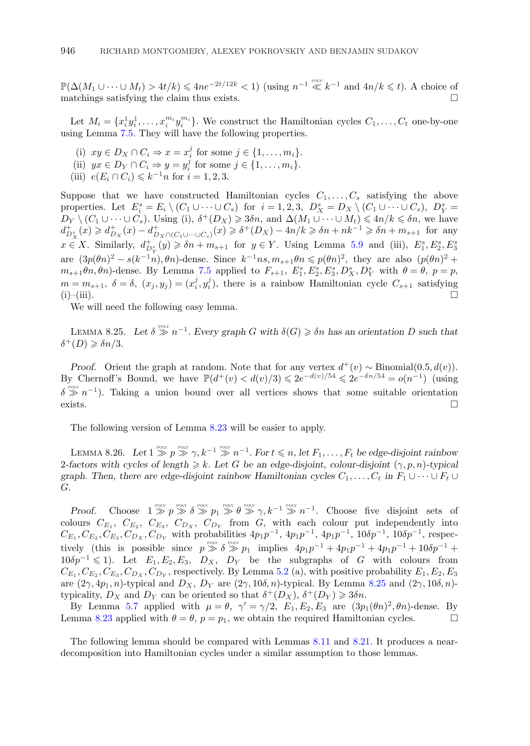$\mathbb{P}(\Delta(M_1 \cup \dots \cup M_t) > 4t/k) \leqslant 4ne^{-2t/12k} < 1$) (using $n^{-1} \overset{\text{POLY}}{\ll} k^{-1}$ and $4n/k \leqslant t$). A choice of matchings satisfying the claim thus exists. □

Let $M_i = \{x_i^1 y_i^1, \dots, x_i^{m_i} y_i^{m_i}\}$. We construct the Hamiltonian cycles $C_1, \dots, C_t$ one-by-one using Lemma 7.5. They will have the following properties.

- (i) $xy \in D_X \cap C_i \Rightarrow x = x_i^j$ for some $j \in \{1, \dots, m_i\}$.
- (ii) $yx \in D_Y \cap C_i \Rightarrow y = y_i^j$ for some $j \in \{1, \dots, m_i\}$.
- (iii) $e(E_i \cap C_i) \leqslant k^{-1}n$ for $i = 1, 2, 3$.

Suppose that we have constructed Hamiltonian cycles $C_1, \dots, C_s$ satisfying the above properties. Let $E_i^s = E_i \setminus (C_1 \cup \dots \cup C_s)$ for $i = 1, 2, 3$, $D_X^s = D_X \setminus (C_1 \cup \dots \cup C_s)$, $D_Y^s = D_Y \setminus (C_1 \cup \dots \cup C_s)$. Using (i), $\delta^+(D_X) \geqslant 3\delta n$, and $\Delta(M_1 \cup \dots \cup M_t) \leqslant 4n/k \leqslant \delta n$, we have $d^+_{D_X^s}(x) \geqslant d^+_{D_X}(x) - d^+_{D_X \cap (C_1 \cup \dots \cup C_s)}(x) \geqslant \delta^+(D_X) - 4n/k \geqslant \delta n + nk^{-1} \geqslant \delta n + m_{s+1}$ for any $x \in X$. Similarly, $d^+_{D_Y^s}(y) \geqslant \delta n + m_{s+1}$ for $y \in Y$. Using Lemma 5.9 and (iii), $E_1^s, E_2^s, E_3^s$ are $(3p(\theta n)^2 - s(k^{-1}n), \theta n)$-dense. Since $k^{-1}ns, m_{s+1}\theta n \leqslant p(\theta n)^2$, they are also $(p(\theta n)^2 + m_{s+1}\theta n, \theta n)$-dense. By Lemma 7.5 applied to $F_{s+1}$, $E_1^s, E_2^s, E_3^s, D_X^s, D_Y^s$ with $\theta = \theta$, $p = p$, $m = m_{s+1}$, $\delta = \delta$, $(x_j, y_j) = (x_i^j, y_i^j)$, there is a rainbow Hamiltonian cycle $C_{s+1}$ satisfying (i)–(iii). □

We will need the following easy lemma.

LEMMA 8.25. *Let $\delta \overset{\text{POLY}}{\gg} n^{-1}$. Every graph $G$ with $\delta(G) \geqslant \delta n$ has an orientation $D$ such that $\delta^+(D) \geqslant \delta n/3$.*

*Proof.* Orient the graph at random. Note that for any vertex $d^+(v) \sim \text{Binomial}(0.5, d(v))$. By Chernoff's Bound, we have $\mathbb{P}(d^+(v) < d(v)/3) \leqslant 2e^{-d(v)/54} \leqslant 2e^{-\delta n/54} = o(n^{-1})$ (using $\delta \overset{\text{POLY}}{\gg} n^{-1}$). Taking a union bound over all vertices shows that some suitable orientation exists. □

The following version of Lemma 8.23 will be easier to apply.

LEMMA 8.26. *Let $1 \overset{\text{POLY}}{\gg} p \overset{\text{POLY}}{\gg} \gamma, k^{-1} \overset{\text{POLY}}{\gg} n^{-1}$. For $t \leqslant n$, let $F_1, \dots, F_t$ be edge-disjoint rainbow 2-factors with cycles of length $\geqslant k$. Let $G$ be an edge-disjoint, colour-disjoint $(\gamma, p, n)$-typical graph. Then, there are edge-disjoint rainbow Hamiltonian cycles $C_1, \dots, C_t$ in $F_1 \cup \dots \cup F_t \cup G$.*

*Proof.* Choose $1 \overset{\text{POLY}}{\gg} p \overset{\text{POLY}}{\gg} \delta \overset{\text{POLY}}{\gg} p_1 \overset{\text{POLY}}{\gg} \theta \overset{\text{POLY}}{\gg} \gamma, k^{-1} \overset{\text{POLY}}{\gg} n^{-1}$. Choose five disjoint sets of colours $C_{E_1}$, $C_{E_2}$, $C_{E_3}$, $C_{D_X}$, $C_{D_Y}$ from $G$, with each colour put independently into $C_{E_1}, C_{E_2}, C_{E_3}, C_{D_X}, C_{D_Y}$ with probabilities $4p_1p^{-1}$, $4p_1p^{-1}$, $4p_1p^{-1}$, $10\delta p^{-1}$, $10\delta p^{-1}$, respectively (this is possible since $p \overset{\text{POLY}}{\gg} \delta \overset{\text{POLY}}{\gg} p_1$ implies $4p_1p^{-1} + 4p_1p^{-1} + 4p_1p^{-1} + 10\delta p^{-1} + 10\delta p^{-1} \leqslant 1$). Let $E_1, E_2, E_3$, $D_X$, $D_Y$ be the subgraphs of $G$ with colours from $C_{E_1}, C_{E_2}, C_{E_3}, C_{D_X}, C_{D_Y}$, respectively. By Lemma 5.2 (a), with positive probability $E_1, E_2, E_3$ are $(2\gamma, 4p_1, n)$-typical and $D_X$, $D_Y$ are $(2\gamma, 10\delta, n)$-typical. By Lemma 8.25 and $(2\gamma, 10\delta, n)$-typicality, $D_X$ and $D_Y$ can be oriented so that $\delta^+(D_X), \delta^+(D_Y) \geqslant 3\delta n$.

By Lemma 5.7 applied with $\mu = \theta$, $\gamma' = \gamma/2$, $E_1, E_2, E_3$ are $(3p_1(\theta n)^2, \theta n)$-dense. By Lemma 8.23 applied with $\theta = \theta$, $p = p_1$, we obtain the required Hamiltonian cycles. □

The following lemma should be compared with Lemmas 8.11 and 8.21. It produces a near-decomposition into Hamiltonian cycles under a similar assumption to those lemmas.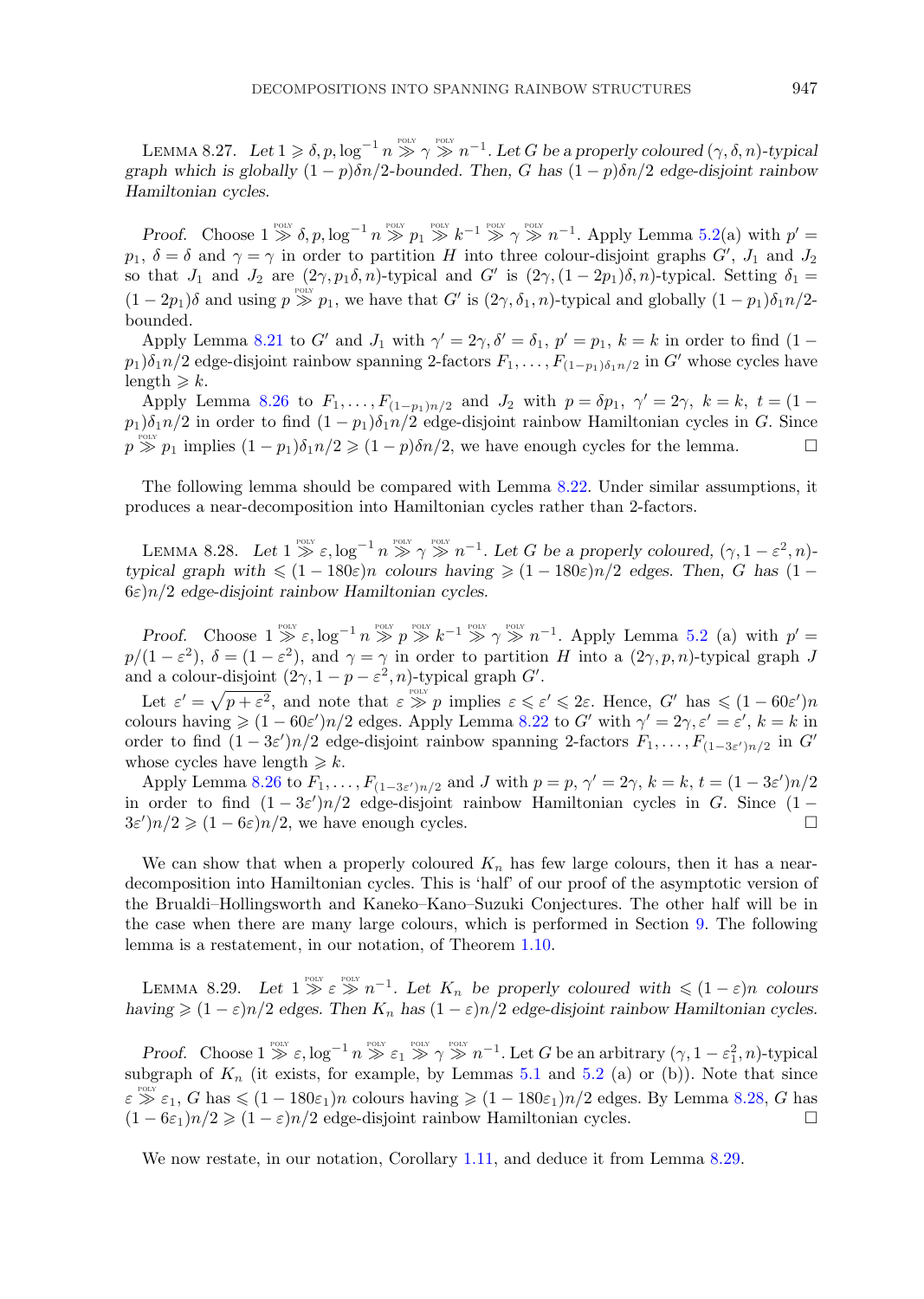Lemma 8.27. *Let $1 \geqslant \delta, p, \log^{-1} n \overset{\text{POLY}}{\gg} \gamma \overset{\text{POLY}}{\gg} n^{-1}$. Let $G$ be a properly coloured $(\gamma, \delta, n)$-typical graph which is globally $(1-p)\delta n/2$-bounded. Then, $G$ has $(1-p)\delta n/2$ edge-disjoint rainbow Hamiltonian cycles.*

*Proof.* Choose $1 \overset{\text{POLY}}{\gg} \delta, p, \log^{-1} n \overset{\text{POLY}}{\gg} p_1 \overset{\text{POLY}}{\gg} k^{-1} \overset{\text{POLY}}{\gg} \gamma \overset{\text{POLY}}{\gg} n^{-1}$. Apply Lemma 5.2(a) with $p' = p_1$, $\delta = \delta$ and $\gamma = \gamma$ in order to partition $H$ into three colour-disjoint graphs $G'$, $J_1$ and $J_2$ so that $J_1$ and $J_2$ are $(2\gamma, p_1\delta, n)$-typical and $G'$ is $(2\gamma, (1-2p_1)\delta, n)$-typical. Setting $\delta_1 = (1-2p_1)\delta$ and using $p \overset{\text{POLY}}{\gg} p_1$, we have that $G'$ is $(2\gamma, \delta_1, n)$-typical and globally $(1-p_1)\delta_1 n/2$-bounded.

Apply Lemma 8.21 to $G'$ and $J_1$ with $\gamma' = 2\gamma, \delta' = \delta_1$, $p' = p_1$, $k = k$ in order to find $(1-p_1)\delta_1 n/2$ edge-disjoint rainbow spanning 2-factors $F_1, \ldots, F_{(1-p_1)\delta_1 n/2}$ in $G'$ whose cycles have length $\geqslant k$.

Apply Lemma 8.26 to $F_1, \ldots, F_{(1-p_1)n/2}$ and $J_2$ with $p = \delta p_1$, $\gamma' = 2\gamma$, $k = k$, $t = (1-p_1)\delta_1 n/2$ in order to find $(1-p_1)\delta_1 n/2$ edge-disjoint rainbow Hamiltonian cycles in $G$. Since $p \overset{\text{POLY}}{\gg} p_1$ implies $(1-p_1)\delta_1 n/2 \geqslant (1-p)\delta n/2$, we have enough cycles for the lemma. □

The following lemma should be compared with Lemma 8.22. Under similar assumptions, it produces a near-decomposition into Hamiltonian cycles rather than 2-factors.

Lemma 8.28. *Let $1 \overset{\text{POLY}}{\gg} \varepsilon, \log^{-1} n \overset{\text{POLY}}{\gg} \gamma \overset{\text{POLY}}{\gg} n^{-1}$. Let $G$ be a properly coloured, $(\gamma, 1-\varepsilon^2, n)$-typical graph with $\leqslant (1-180\varepsilon)n$ colours having $\geqslant (1-180\varepsilon)n/2$ edges. Then, $G$ has $(1-6\varepsilon)n/2$ edge-disjoint rainbow Hamiltonian cycles.*

*Proof.* Choose $1 \overset{\text{POLY}}{\gg} \varepsilon, \log^{-1} n \overset{\text{POLY}}{\gg} p \overset{\text{POLY}}{\gg} k^{-1} \overset{\text{POLY}}{\gg} \gamma \overset{\text{POLY}}{\gg} n^{-1}$. Apply Lemma 5.2 (a) with $p' = p/(1-\varepsilon^2)$, $\delta = (1-\varepsilon^2)$, and $\gamma = \gamma$ in order to partition $H$ into a $(2\gamma, p, n)$-typical graph $J$ and a colour-disjoint $(2\gamma, 1-p-\varepsilon^2, n)$-typical graph $G'$.

Let $\varepsilon' = \sqrt{p+\varepsilon^2}$, and note that $\varepsilon \overset{\text{POLY}}{\gg} p$ implies $\varepsilon \leqslant \varepsilon' \leqslant 2\varepsilon$. Hence, $G'$ has $\leqslant (1-60\varepsilon')n$ colours having $\geqslant (1-60\varepsilon')n/2$ edges. Apply Lemma 8.22 to $G'$ with $\gamma' = 2\gamma, \varepsilon' = \varepsilon'$, $k = k$ in order to find $(1-3\varepsilon')n/2$ edge-disjoint rainbow spanning 2-factors $F_1, \ldots, F_{(1-3\varepsilon')n/2}$ in $G'$ whose cycles have length $\geqslant k$.

Apply Lemma 8.26 to $F_1, \ldots, F_{(1-3\varepsilon')n/2}$ and $J$ with $p = p$, $\gamma' = 2\gamma$, $k = k$, $t = (1-3\varepsilon')n/2$ in order to find $(1-3\varepsilon')n/2$ edge-disjoint rainbow Hamiltonian cycles in $G$. Since $(1-3\varepsilon')n/2 \geqslant (1-6\varepsilon)n/2$, we have enough cycles. □

We can show that when a properly coloured $K_n$ has few large colours, then it has a near-decomposition into Hamiltonian cycles. This is 'half' of our proof of the asymptotic version of the Brualdi–Hollingsworth and Kaneko–Kano–Suzuki Conjectures. The other half will be in the case when there are many large colours, which is performed in Section 9. The following lemma is a restatement, in our notation, of Theorem 1.10.

Lemma 8.29. *Let $1 \overset{\text{POLY}}{\gg} \varepsilon \overset{\text{POLY}}{\gg} n^{-1}$. Let $K_n$ be properly coloured with $\leqslant (1-\varepsilon)n$ colours having $\geqslant (1-\varepsilon)n/2$ edges. Then $K_n$ has $(1-\varepsilon)n/2$ edge-disjoint rainbow Hamiltonian cycles.*

*Proof.* Choose $1 \overset{\text{POLY}}{\gg} \varepsilon, \log^{-1} n \overset{\text{POLY}}{\gg} \varepsilon_1 \overset{\text{POLY}}{\gg} \gamma \overset{\text{POLY}}{\gg} n^{-1}$. Let $G$ be an arbitrary $(\gamma, 1-\varepsilon_1^2, n)$-typical subgraph of $K_n$ (it exists, for example, by Lemmas 5.1 and 5.2 (a) or (b)). Note that since $\varepsilon \overset{\text{POLY}}{\gg} \varepsilon_1$, $G$ has $\leqslant (1-180\varepsilon_1)n$ colours having $\geqslant (1-180\varepsilon_1)n/2$ edges. By Lemma 8.28, $G$ has $(1-6\varepsilon_1)n/2 \geqslant (1-\varepsilon)n/2$ edge-disjoint rainbow Hamiltonian cycles. □

We now restate, in our notation, Corollary 1.11, and deduce it from Lemma 8.29.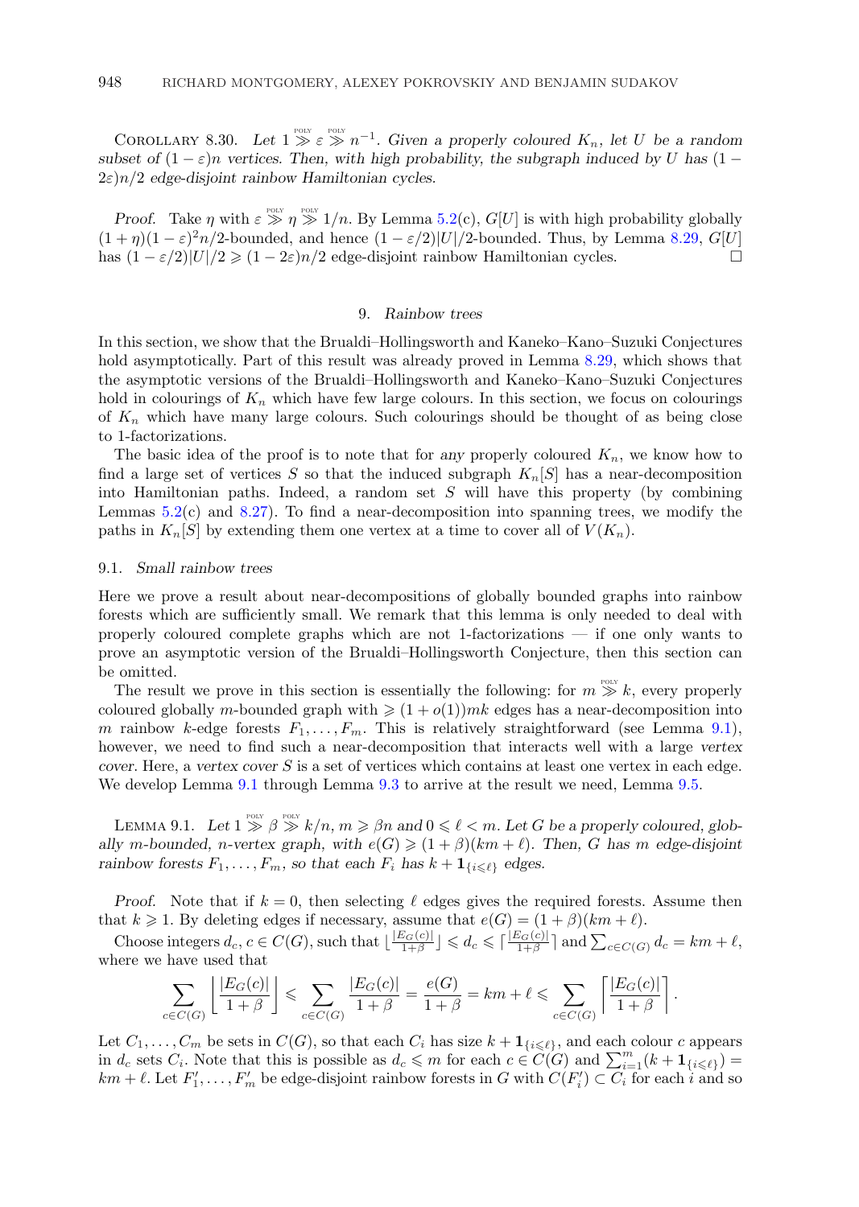Corollary 8.30. *Let $1 \overset{\text{POLY}}{\gg} \varepsilon \overset{\text{POLY}}{\gg} n^{-1}$. Given a properly coloured $K_n$, let $U$ be a random subset of $(1-\varepsilon)n$ vertices. Then, with high probability, the subgraph induced by $U$ has $(1-2\varepsilon)n/2$ edge-disjoint rainbow Hamiltonian cycles.*

*Proof.* Take $\eta$ with $\varepsilon \overset{\text{POLY}}{\gg} \eta \overset{\text{POLY}}{\gg} 1/n$. By Lemma 5.2(c), $G[U]$ is with high probability globally $(1+\eta)(1-\varepsilon)^2 n/2$-bounded, and hence $(1-\varepsilon/2)|U|/2$-bounded. Thus, by Lemma 8.29, $G[U]$ has $(1-\varepsilon/2)|U|/2 \geqslant (1-2\varepsilon)n/2$ edge-disjoint rainbow Hamiltonian cycles. □

## 9. *Rainbow trees*

In this section, we show that the Brualdi–Hollingsworth and Kaneko–Kano–Suzuki Conjectures hold asymptotically. Part of this result was already proved in Lemma 8.29, which shows that the asymptotic versions of the Brualdi–Hollingsworth and Kaneko–Kano–Suzuki Conjectures hold in colourings of $K_n$ which have few large colours. In this section, we focus on colourings of $K_n$ which have many large colours. Such colourings should be thought of as being close to 1-factorizations.

The basic idea of the proof is to note that for *any* properly coloured $K_n$, we know how to find a large set of vertices $S$ so that the induced subgraph $K_n[S]$ has a near-decomposition into Hamiltonian paths. Indeed, a random set $S$ will have this property (by combining Lemmas 5.2(c) and 8.27). To find a near-decomposition into spanning trees, we modify the paths in $K_n[S]$ by extending them one vertex at a time to cover all of $V(K_n)$.

### 9.1. *Small rainbow trees*

Here we prove a result about near-decompositions of globally bounded graphs into rainbow forests which are sufficiently small. We remark that this lemma is only needed to deal with properly coloured complete graphs which are not 1-factorizations — if one only wants to prove an asymptotic version of the Brualdi–Hollingsworth Conjecture, then this section can be omitted.

The result we prove in this section is essentially the following: for $m \overset{\text{POLY}}{\gg} k$, every properly coloured globally $m$-bounded graph with $\geqslant (1+o(1))mk$ edges has a near-decomposition into $m$ rainbow $k$-edge forests $F_1,\ldots,F_m$. This is relatively straightforward (see Lemma 9.1), however, we need to find such a near-decomposition that interacts well with a large *vertex cover*. Here, a *vertex cover* $S$ is a set of vertices which contains at least one vertex in each edge. We develop Lemma 9.1 through Lemma 9.3 to arrive at the result we need, Lemma 9.5.

Lemma 9.1. *Let $1 \overset{\text{POLY}}{\gg} \beta \overset{\text{POLY}}{\gg} k/n$, $m \geqslant \beta n$ and $0 \leqslant \ell < m$. Let $G$ be a properly coloured, globally $m$-bounded, $n$-vertex graph, with $e(G) \geqslant (1+\beta)(km+\ell)$. Then, $G$ has $m$ edge-disjoint rainbow forests $F_1,\ldots,F_m$, so that each $F_i$ has $k+\mathbf{1}_{\{i\leqslant \ell\}}$ edges.*

*Proof.* Note that if $k=0$, then selecting $\ell$ edges gives the required forests. Assume then that $k \geqslant 1$. By deleting edges if necessary, assume that $e(G) = (1+\beta)(km+\ell)$.

Choose integers $d_c$, $c \in C(G)$, such that $\lfloor \frac{|E_G(c)|}{1+\beta} \rfloor \leqslant d_c \leqslant \lceil \frac{|E_G(c)|}{1+\beta} \rceil$ and $\sum_{c\in C(G)} d_c = km+\ell$, where we have used that

$$\sum_{c\in C(G)} \left\lfloor \frac{|E_G(c)|}{1+\beta} \right\rfloor \leqslant \sum_{c\in C(G)} \frac{|E_G(c)|}{1+\beta} = \frac{e(G)}{1+\beta} = km+\ell \leqslant \sum_{c\in C(G)} \left\lceil \frac{|E_G(c)|}{1+\beta} \right\rceil .$$

Let $C_1,\ldots,C_m$ be sets in $C(G)$, so that each $C_i$ has size $k+\mathbf{1}_{\{i\leqslant \ell\}}$, and each colour $c$ appears in $d_c$ sets $C_i$. Note that this is possible as $d_c \leqslant m$ for each $c \in C(G)$ and $\sum_{i=1}^m (k+\mathbf{1}_{\{i\leqslant \ell\}}) = km+\ell$. Let $F'_1,\ldots,F'_m$ be edge-disjoint rainbow forests in $G$ with $C(F'_i) \subset C_i$ for each $i$ and so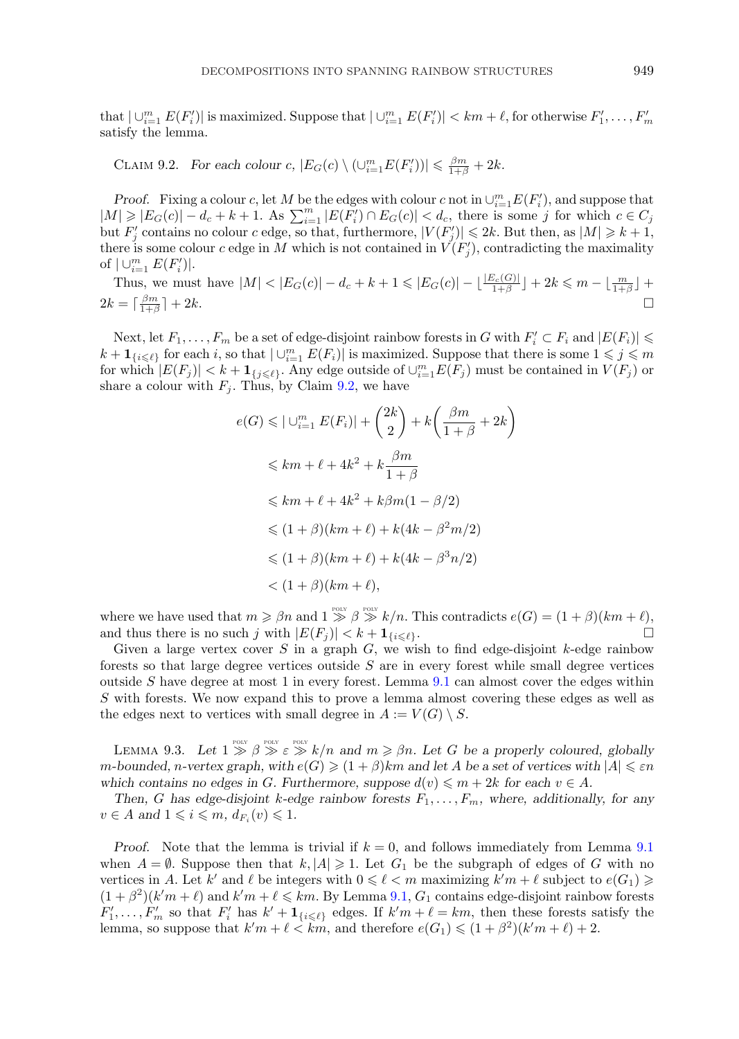that $|\cup_{i=1}^m E(F_i')|$ is maximized. Suppose that $|\cup_{i=1}^m E(F_i')| < km + \ell$, for otherwise $F_1', \ldots, F_m'$ satisfy the lemma.

Claim 9.2. *For each colour $c$, $|E_G(c) \setminus (\cup_{i=1}^m E(F_i'))| \leqslant \frac{\beta m}{1+\beta} + 2k$.*

*Proof.* Fixing a colour $c$, let $M$ be the edges with colour $c$ not in $\cup_{i=1}^m E(F_i')$, and suppose that $|M| \geqslant |E_G(c)| - d_c + k + 1$. As $\sum_{i=1}^m |E(F_i') \cap E_G(c)| < d_c$, there is some $j$ for which $c \in C_j$ but $F_j'$ contains no colour $c$ edge, so that, furthermore, $|V(F_j')| \leqslant 2k$. But then, as $|M| \geqslant k+1$, there is some colour $c$ edge in $M$ which is not contained in $V(F_j')$, contradicting the maximality of $|\cup_{i=1}^m E(F_i')|$.

Thus, we must have $|M| < |E_G(c)| - d_c + k + 1 \leqslant |E_G(c)| - \lfloor \frac{|E_c(G)|}{1+\beta} \rfloor + 2k \leqslant m - \lfloor \frac{m}{1+\beta} \rfloor + 2k = \lceil \frac{\beta m}{1+\beta} \rceil + 2k$. $\square$

Next, let $F_1, \ldots, F_m$ be a set of edge-disjoint rainbow forests in $G$ with $F_i' \subset F_i$ and $|E(F_i)| \leqslant k + \mathbf{1}_{\{i \leqslant \ell\}}$ for each $i$, so that $|\cup_{i=1}^m E(F_i)|$ is maximized. Suppose that there is some $1 \leqslant j \leqslant m$ for which $|E(F_j)| < k + \mathbf{1}_{\{j \leqslant \ell\}}$. Any edge outside of $\cup_{i=1}^m E(F_j)$ must be contained in $V(F_j)$ or share a colour with $F_j$. Thus, by Claim 9.2, we have

$$
\begin{aligned}
e(G) &\leqslant |\cup_{i=1}^m E(F_i)| + \binom{2k}{2} + k\left(\frac{\beta m}{1+\beta} + 2k\right) \\
&\leqslant km + \ell + 4k^2 + k\frac{\beta m}{1+\beta} \\
&\leqslant km + \ell + 4k^2 + k\beta m(1 - \beta/2) \\
&\leqslant (1+\beta)(km + \ell) + k(4k - \beta^2 m/2) \\
&\leqslant (1+\beta)(km + \ell) + k(4k - \beta^3 n/2) \\
&< (1+\beta)(km + \ell),
\end{aligned}
$$

where we have used that $m \geqslant \beta n$ and $1 \overset{\text{POLY}}{\gg} \beta \overset{\text{POLY}}{\gg} k/n$. This contradicts $e(G) = (1+\beta)(km + \ell)$, and thus there is no such $j$ with $|E(F_j)| < k + \mathbf{1}_{\{i \leqslant \ell\}}$. $\square$

Given a large vertex cover $S$ in a graph $G$, we wish to find edge-disjoint $k$-edge rainbow forests so that large degree vertices outside $S$ are in every forest while small degree vertices outside $S$ have degree at most 1 in every forest. Lemma 9.1 can almost cover the edges within $S$ with forests. We now expand this to prove a lemma almost covering these edges as well as the edges next to vertices with small degree in $A := V(G) \setminus S$.

Lemma 9.3. *Let $1 \overset{\text{POLY}}{\gg} \beta \overset{\text{POLY}}{\gg} \varepsilon \overset{\text{POLY}}{\gg} k/n$ and $m \geqslant \beta n$. Let $G$ be a properly coloured, globally $m$-bounded, $n$-vertex graph, with $e(G) \geqslant (1+\beta)km$ and let $A$ be a set of vertices with $|A| \leqslant \varepsilon n$ which contains no edges in $G$. Furthermore, suppose $d(v) \leqslant m + 2k$ for each $v \in A$.*

*Then, $G$ has edge-disjoint $k$-edge rainbow forests $F_1, \ldots, F_m$, where, additionally, for any $v \in A$ and $1 \leqslant i \leqslant m$, $d_{F_i}(v) \leqslant 1$.*

*Proof.* Note that the lemma is trivial if $k = 0$, and follows immediately from Lemma 9.1 when $A = \emptyset$. Suppose then that $k, |A| \geqslant 1$. Let $G_1$ be the subgraph of edges of $G$ with no vertices in $A$. Let $k'$ and $\ell$ be integers with $0 \leqslant \ell < m$ maximizing $k'm + \ell$ subject to $e(G_1) \geqslant (1+\beta^2)(k'm + \ell)$ and $k'm + \ell \leqslant km$. By Lemma 9.1, $G_1$ contains edge-disjoint rainbow forests $F_1', \ldots, F_m'$ so that $F_i'$ has $k' + \mathbf{1}_{\{i \leqslant \ell\}}$ edges. If $k'm + \ell = km$, then these forests satisfy the lemma, so suppose that $k'm + \ell < km$, and therefore $e(G_1) \leqslant (1+\beta^2)(k'm + \ell) + 2$.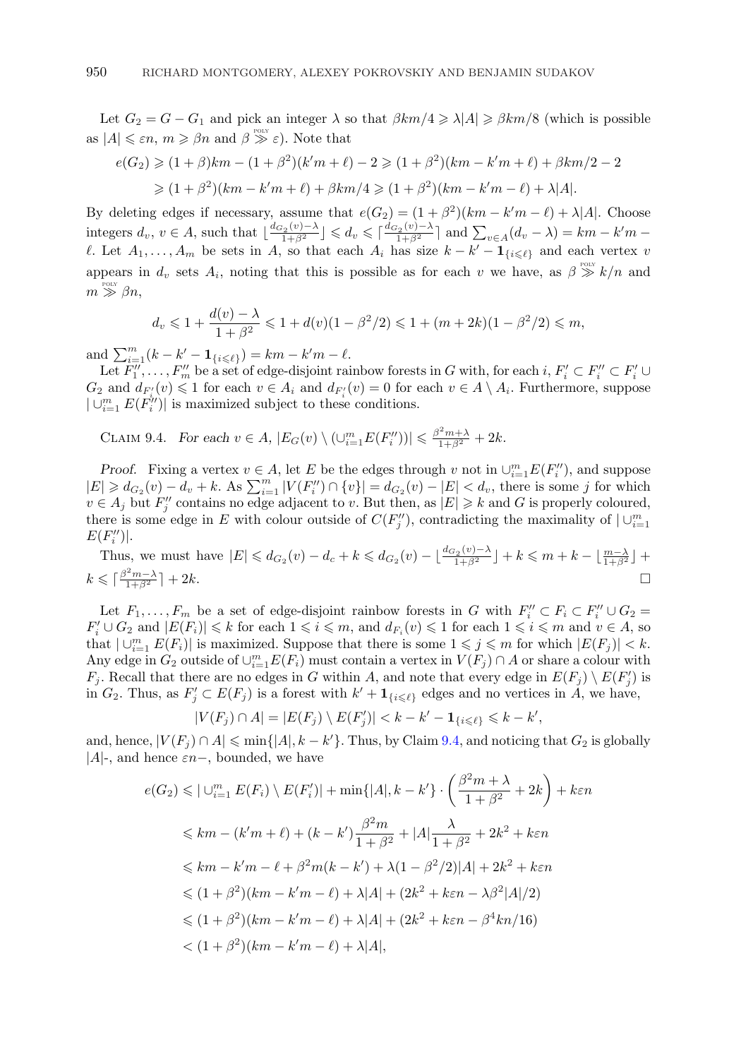Let $G_2 = G - G_1$ and pick an integer $\lambda$ so that $\beta km/4 \geqslant \lambda|A| \geqslant \beta km/8$ (which is possible as $|A| \leqslant \varepsilon n$, $m \geqslant \beta n$ and $\beta \overset{\text{POLY}}{\gg} \varepsilon$). Note that

$$e(G_2) \geqslant (1+\beta)km - (1+\beta^2)(k'm+\ell) - 2 \geqslant (1+\beta^2)(km - k'm + \ell) + \beta km/2 - 2$$
$$\geqslant (1+\beta^2)(km - k'm + \ell) + \beta km/4 \geqslant (1+\beta^2)(km - k'm - \ell) + \lambda|A|.$$

By deleting edges if necessary, assume that $e(G_2) = (1+\beta^2)(km - k'm - \ell) + \lambda|A|$. Choose integers $d_v$, $v \in A$, such that $\lfloor \frac{d_{G_2}(v)-\lambda}{1+\beta^2} \rfloor \leqslant d_v \leqslant \lceil \frac{d_{G_2}(v)-\lambda}{1+\beta^2} \rceil$ and $\sum_{v \in A}(d_v - \lambda) = km - k'm - \ell$. Let $A_1, \ldots, A_m$ be sets in $A$, so that each $A_i$ has size $k - k' - \mathbf{1}_{\{i \leqslant \ell\}}$ and each vertex $v$ appears in $d_v$ sets $A_i$, noting that this is possible as for each $v$ we have, as $\beta \overset{\text{POLY}}{\gg} k/n$ and $m \overset{\text{POLY}}{\gg} \beta n$,

$$d_v \leqslant 1 + \frac{d(v) - \lambda}{1+\beta^2} \leqslant 1 + d(v)(1 - \beta^2/2) \leqslant 1 + (m+2k)(1-\beta^2/2) \leqslant m,$$

and $\sum_{i=1}^m (k - k' - \mathbf{1}_{\{i \leqslant \ell\}}) = km - k'm - \ell$.

Let $F_1'', \ldots, F_m''$ be a set of edge-disjoint rainbow forests in $G$ with, for each $i$, $F_i' \subset F_i'' \subset F_i' \cup G_2$ and $d_{F_i'}(v) \leqslant 1$ for each $v \in A_i$ and $d_{F_i'}(v) = 0$ for each $v \in A \setminus A_i$. Furthermore, suppose $|\cup_{i=1}^m E(F_i'')|$ is maximized subject to these conditions.

Claim 9.4. *For each $v \in A$, $|E_G(v) \setminus (\cup_{i=1}^m E(F_i''))| \leqslant \frac{\beta^2 m + \lambda}{1+\beta^2} + 2k$.*

*Proof.* Fixing a vertex $v \in A$, let $E$ be the edges through $v$ not in $\cup_{i=1}^m E(F_i'')$, and suppose $|E| \geqslant d_{G_2}(v) - d_v + k$. As $\sum_{i=1}^m |V(F_i'') \cap \{v\}| = d_{G_2}(v) - |E| < d_v$, there is some $j$ for which $v \in A_j$ but $F_j''$ contains no edge adjacent to $v$. But then, as $|E| \geqslant k$ and $G$ is properly coloured, there is some edge in $E$ with colour outside of $C(F_j'')$, contradicting the maximality of $|\cup_{i=1}^m E(F_i'')|$.

Thus, we must have $|E| \leqslant d_{G_2}(v) - d_c + k \leqslant d_{G_2}(v) - \lfloor \frac{d_{G_2}(v)-\lambda}{1+\beta^2} \rfloor + k \leqslant m + k - \lfloor \frac{m-\lambda}{1+\beta^2} \rfloor + k \leqslant \lceil \frac{\beta^2 m - \lambda}{1+\beta^2} \rceil + 2k$. $\square$

Let $F_1, \ldots, F_m$ be a set of edge-disjoint rainbow forests in $G$ with $F_i'' \subset F_i \subset F_i'' \cup G_2 = F_i' \cup G_2$ and $|E(F_i)| \leqslant k$ for each $1 \leqslant i \leqslant m$, and $d_{F_i}(v) \leqslant 1$ for each $1 \leqslant i \leqslant m$ and $v \in A$, so that $|\cup_{i=1}^m E(F_i)|$ is maximized. Suppose that there is some $1 \leqslant j \leqslant m$ for which $|E(F_j)| < k$. Any edge in $G_2$ outside of $\cup_{i=1}^m E(F_i)$ must contain a vertex in $V(F_j) \cap A$ or share a colour with $F_j$. Recall that there are no edges in $G$ within $A$, and note that every edge in $E(F_j) \setminus E(F_j')$ is in $G_2$. Thus, as $F_j' \subset E(F_j)$ is a forest with $k' + \mathbf{1}_{\{i \leqslant \ell\}}$ edges and no vertices in $A$, we have,

$$|V(F_j) \cap A| = |E(F_j) \setminus E(F_j')| < k - k' - \mathbf{1}_{\{i \leqslant \ell\}} \leqslant k - k',$$

and, hence, $|V(F_j) \cap A| \leqslant \min\{|A|, k - k'\}$. Thus, by Claim 9.4, and noticing that $G_2$ is globally $|A|$-, and hence $\varepsilon n-$, bounded, we have

$$\begin{aligned}
e(G_2) &\leqslant |\cup_{i=1}^m E(F_i) \setminus E(F_i')| + \min\{|A|, k-k'\} \cdot \left( \frac{\beta^2 m + \lambda}{1+\beta^2} + 2k \right) + k\varepsilon n \\
&\leqslant km - (k'm + \ell) + (k - k') \frac{\beta^2 m}{1+\beta^2} + |A| \frac{\lambda}{1+\beta^2} + 2k^2 + k\varepsilon n \\
&\leqslant km - k'm - \ell + \beta^2 m(k - k') + \lambda(1 - \beta^2/2)|A| + 2k^2 + k\varepsilon n \\
&\leqslant (1+\beta^2)(km - k'm - \ell) + \lambda|A| + (2k^2 + k\varepsilon n - \lambda\beta^2|A|/2) \\
&\leqslant (1+\beta^2)(km - k'm - \ell) + \lambda|A| + (2k^2 + k\varepsilon n - \beta^4 kn/16) \\
&< (1+\beta^2)(km - k'm - \ell) + \lambda|A|,
\end{aligned}$$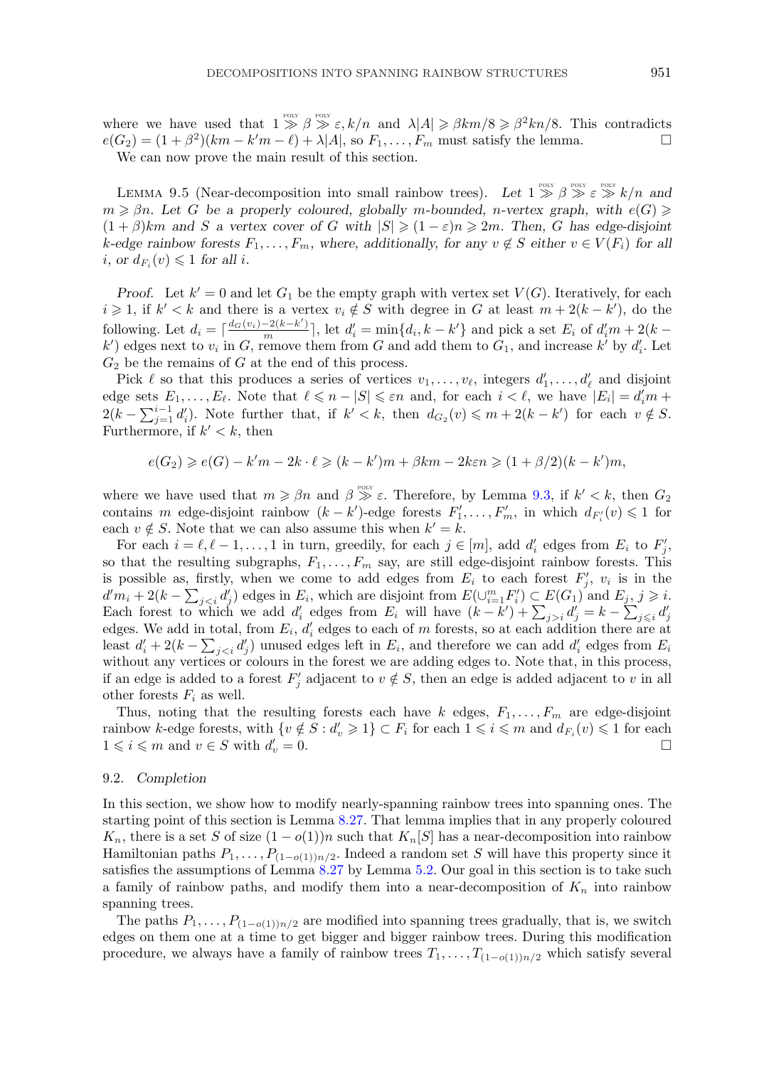where we have used that $1 \overset{\text{POLY}}{\gg} \beta \overset{\text{POLY}}{\gg} \varepsilon, k/n$ and $\lambda|A| \geqslant \beta km/8 \geqslant \beta^2 kn/8$. This contradicts $e(G_2) = (1+\beta^2)(km - k'm - \ell) + \lambda|A|$, so $F_1, \dots, F_m$ must satisfy the lemma. □

We can now prove the main result of this section.

Lemma 9.5 (Near-decomposition into small rainbow trees). *Let $1 \overset{\text{POLY}}{\gg} \beta \overset{\text{POLY}}{\gg} \varepsilon \overset{\text{POLY}}{\gg} k/n$ and $m \geqslant \beta n$. Let $G$ be a properly coloured, globally $m$-bounded, $n$-vertex graph, with $e(G) \geqslant (1+\beta)km$ and $S$ a vertex cover of $G$ with $|S| \geqslant (1-\varepsilon)n \geqslant 2m$. Then, $G$ has edge-disjoint $k$-edge rainbow forests $F_1, \dots, F_m$, where, additionally, for any $v \notin S$ either $v \in V(F_i)$ for all $i$, or $d_{F_i}(v) \leqslant 1$ for all $i$.*

*Proof.* Let $k' = 0$ and let $G_1$ be the empty graph with vertex set $V(G)$. Iteratively, for each $i \geqslant 1$, if $k' < k$ and there is a vertex $v_i \notin S$ with degree in $G$ at least $m + 2(k-k')$, do the following. Let $d_i = \lceil \frac{d_G(v_i) - 2(k-k')}{m} \rceil$, let $d_i' = \min\{d_i, k-k'\}$ and pick a set $E_i$ of $d_i'm + 2(k-k')$ edges next to $v_i$ in $G$, remove them from $G$ and add them to $G_1$, and increase $k'$ by $d_i'$. Let $G_2$ be the remains of $G$ at the end of this process.

Pick $\ell$ so that this produces a series of vertices $v_1, \dots, v_\ell$, integers $d_1', \dots, d_\ell'$ and disjoint edge sets $E_1, \dots, E_\ell$. Note that $\ell \leqslant n - |S| \leqslant \varepsilon n$ and, for each $i < \ell$, we have $|E_i| = d_i'm + 2(k - \sum_{j=1}^{i-1} d_i')$. Note further that, if $k' < k$, then $d_{G_2}(v) \leqslant m + 2(k-k')$ for each $v \notin S$. Furthermore, if $k' < k$, then

$$e(G_2) \geqslant e(G) - k'm - 2k \cdot \ell \geqslant (k-k')m + \beta km - 2k\varepsilon n \geqslant (1+\beta/2)(k-k')m,$$

where we have used that $m \geqslant \beta n$ and $\beta \overset{\text{POLY}}{\gg} \varepsilon$. Therefore, by Lemma 9.3, if $k' < k$, then $G_2$ contains $m$ edge-disjoint rainbow $(k-k')$-edge forests $F_1', \dots, F_m'$, in which $d_{F_i'}(v) \leqslant 1$ for each $v \notin S$. Note that we can also assume this when $k' = k$.

For each $i = \ell, \ell-1, \dots, 1$ in turn, greedily, for each $j \in [m]$, add $d_i'$ edges from $E_i$ to $F_j'$, so that the resulting subgraphs, $F_1, \dots, F_m$ say, are still edge-disjoint rainbow forests. This is possible as, firstly, when we come to add edges from $E_i$ to each forest $F_j'$, $v_i$ is in the $d'm_i + 2(k - \sum_{j<i} d_j')$ edges in $E_i$, which are disjoint from $E(\cup_{i=1}^m F_i') \subset E(G_1)$ and $E_j$, $j \geqslant i$. Each forest to which we add $d_i'$ edges from $E_i$ will have $(k-k') + \sum_{j>i} d_j' = k - \sum_{j \leqslant i} d_j'$ edges. We add in total, from $E_i$, $d_i'$ edges to each of $m$ forests, so at each addition there are at least $d_i' + 2(k - \sum_{j<i} d_j')$ unused edges left in $E_i$, and therefore we can add $d_i'$ edges from $E_i$ without any vertices or colours in the forest we are adding edges to. Note that, in this process, if an edge is added to a forest $F_j'$ adjacent to $v \notin S$, then an edge is added adjacent to $v$ in all other forests $F_i$ as well.

Thus, noting that the resulting forests each have $k$ edges, $F_1, \dots, F_m$ are edge-disjoint rainbow $k$-edge forests, with $\{v \notin S : d_v' \geqslant 1\} \subset F_i$ for each $1 \leqslant i \leqslant m$ and $d_{F_i}(v) \leqslant 1$ for each $1 \leqslant i \leqslant m$ and $v \in S$ with $d_v' = 0$. □

### 9.2. *Completion*

In this section, we show how to modify nearly-spanning rainbow trees into spanning ones. The starting point of this section is Lemma 8.27. That lemma implies that in any properly coloured $K_n$, there is a set $S$ of size $(1-o(1))n$ such that $K_n[S]$ has a near-decomposition into rainbow Hamiltonian paths $P_1, \dots, P_{(1-o(1))n/2}$. Indeed a random set $S$ will have this property since it satisfies the assumptions of Lemma 8.27 by Lemma 5.2. Our goal in this section is to take such a family of rainbow paths, and modify them into a near-decomposition of $K_n$ into rainbow spanning trees.

The paths $P_1, \dots, P_{(1-o(1))n/2}$ are modified into spanning trees gradually, that is, we switch edges on them one at a time to get bigger and bigger rainbow trees. During this modification procedure, we always have a family of rainbow trees $T_1, \dots, T_{(1-o(1))n/2}$ which satisfy several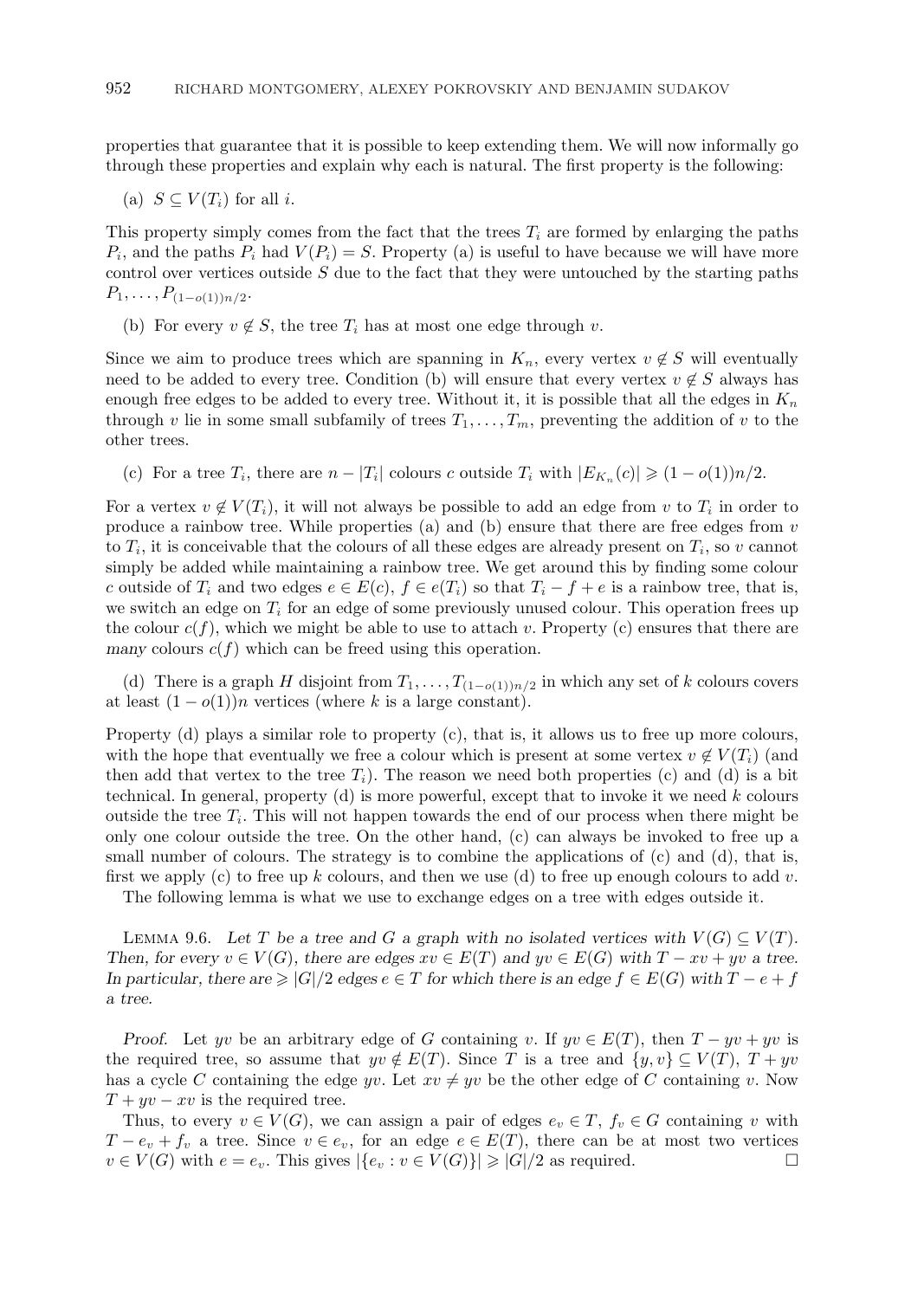properties that guarantee that it is possible to keep extending them. We will now informally go through these properties and explain why each is natural. The first property is the following:

(a) $S \subseteq V(T_i)$ for all $i$.

This property simply comes from the fact that the trees $T_i$ are formed by enlarging the paths $P_i$, and the paths $P_i$ had $V(P_i) = S$. Property (a) is useful to have because we will have more control over vertices outside $S$ due to the fact that they were untouched by the starting paths $P_1, \ldots, P_{(1-o(1))n/2}$.

(b) For every $v \notin S$, the tree $T_i$ has at most one edge through $v$.

Since we aim to produce trees which are spanning in $K_n$, every vertex $v \notin S$ will eventually need to be added to every tree. Condition (b) will ensure that every vertex $v \notin S$ always has enough free edges to be added to every tree. Without it, it is possible that all the edges in $K_n$ through $v$ lie in some small subfamily of trees $T_1, \ldots, T_m$, preventing the addition of $v$ to the other trees.

(c) For a tree $T_i$, there are $n - |T_i|$ colours $c$ outside $T_i$ with $|E_{K_n}(c)| \geqslant (1 - o(1))n/2$.

For a vertex $v \notin V(T_i)$, it will not always be possible to add an edge from $v$ to $T_i$ in order to produce a rainbow tree. While properties (a) and (b) ensure that there are free edges from $v$ to $T_i$, it is conceivable that the colours of all these edges are already present on $T_i$, so $v$ cannot simply be added while maintaining a rainbow tree. We get around this by finding some colour $c$ outside of $T_i$ and two edges $e \in E(c)$, $f \in e(T_i)$ so that $T_i - f + e$ is a rainbow tree, that is, we switch an edge on $T_i$ for an edge of some previously unused colour. This operation frees up the colour $c(f)$, which we might be able to use to attach $v$. Property (c) ensures that there are *many* colours $c(f)$ which can be freed using this operation.

(d) There is a graph $H$ disjoint from $T_1, \ldots, T_{(1-o(1))n/2}$ in which any set of $k$ colours covers at least $(1 - o(1))n$ vertices (where $k$ is a large constant).

Property (d) plays a similar role to property (c), that is, it allows us to free up more colours, with the hope that eventually we free a colour which is present at some vertex $v \notin V(T_i)$ (and then add that vertex to the tree $T_i$). The reason we need both properties (c) and (d) is a bit technical. In general, property (d) is more powerful, except that to invoke it we need $k$ colours outside the tree $T_i$. This will not happen towards the end of our process when there might be only one colour outside the tree. On the other hand, (c) can always be invoked to free up a small number of colours. The strategy is to combine the applications of (c) and (d), that is, first we apply (c) to free up $k$ colours, and then we use (d) to free up enough colours to add $v$.

The following lemma is what we use to exchange edges on a tree with edges outside it.

LEMMA 9.6. *Let $T$ be a tree and $G$ a graph with no isolated vertices with $V(G) \subseteq V(T)$. Then, for every $v \in V(G)$, there are edges $xv \in E(T)$ and $yv \in E(G)$ with $T - xv + yv$ a tree. In particular, there are $\geqslant |G|/2$ edges $e \in T$ for which there is an edge $f \in E(G)$ with $T - e + f$ a tree.*

*Proof.* Let $yv$ be an arbitrary edge of $G$ containing $v$. If $yv \in E(T)$, then $T - yv + yv$ is the required tree, so assume that $yv \notin E(T)$. Since $T$ is a tree and $\{y, v\} \subseteq V(T)$, $T + yv$ has a cycle $C$ containing the edge $yv$. Let $xv \neq yv$ be the other edge of $C$ containing $v$. Now $T + yv - xv$ is the required tree.

Thus, to every $v \in V(G)$, we can assign a pair of edges $e_v \in T$, $f_v \in G$ containing $v$ with $T - e_v + f_v$ a tree. Since $v \in e_v$, for an edge $e \in E(T)$, there can be at most two vertices $v \in V(G)$ with $e = e_v$. This gives $|\{e_v : v \in V(G)\}| \geqslant |G|/2$ as required. □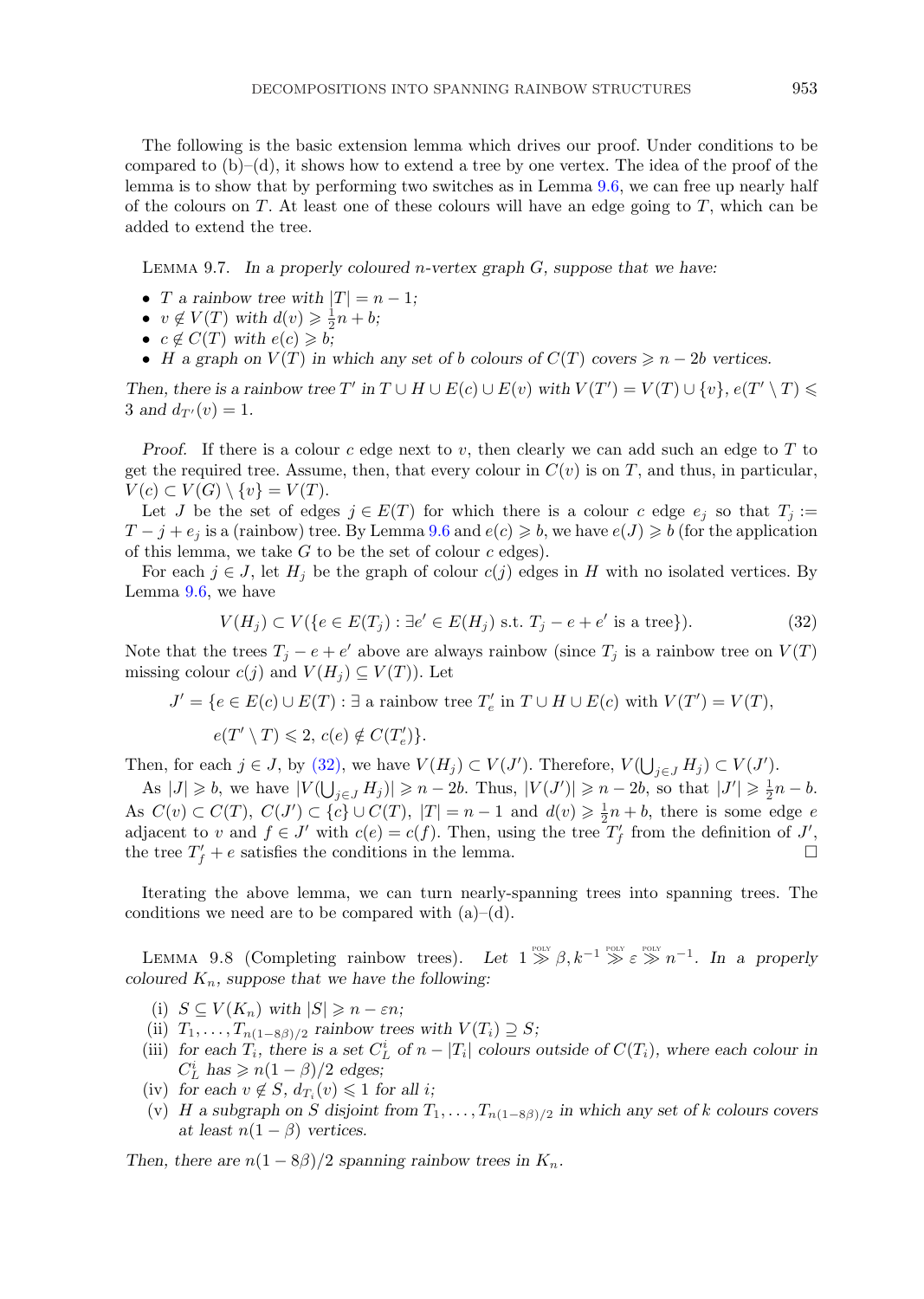The following is the basic extension lemma which drives our proof. Under conditions to be compared to (b)–(d), it shows how to extend a tree by one vertex. The idea of the proof of the lemma is to show that by performing two switches as in Lemma 9.6, we can free up nearly half of the colours on $T$. At least one of these colours will have an edge going to $T$, which can be added to extend the tree.

LEMMA 9.7. *In a properly coloured $n$-vertex graph $G$, suppose that we have:*

- *$T$ a rainbow tree with $|T| = n-1$;*
- *$v \notin V(T)$ with $d(v) \geqslant \frac{1}{2}n + b$;*
- *$c \notin C(T)$ with $e(c) \geqslant b$;*
- *$H$ a graph on $V(T)$ in which any set of $b$ colours of $C(T)$ covers $\geqslant n - 2b$ vertices.*

*Then, there is a rainbow tree $T'$ in $T \cup H \cup E(c) \cup E(v)$ with $V(T') = V(T) \cup \{v\}$, $e(T' \setminus T) \leqslant 3$ and $d_{T'}(v) = 1$.*

*Proof.* If there is a colour $c$ edge next to $v$, then clearly we can add such an edge to $T$ to get the required tree. Assume, then, that every colour in $C(v)$ is on $T$, and thus, in particular, $V(c) \subset V(G) \setminus \{v\} = V(T)$.

Let $J$ be the set of edges $j \in E(T)$ for which there is a colour $c$ edge $e_j$ so that $T_j := T - j + e_j$ is a (rainbow) tree. By Lemma 9.6 and $e(c) \geqslant b$, we have $e(J) \geqslant b$ (for the application of this lemma, we take $G$ to be the set of colour $c$ edges).

For each $j \in J$, let $H_j$ be the graph of colour $c(j)$ edges in $H$ with no isolated vertices. By Lemma 9.6, we have

$$V(H_j) \subset V(\{e \in E(T_j) : \exists e' \in E(H_j) \text{ s.t. } T_j - e + e' \text{ is a tree}\}). \tag{32}$$

Note that the trees $T_j - e + e'$ above are always rainbow (since $T_j$ is a rainbow tree on $V(T)$ missing colour $c(j)$ and $V(H_j) \subseteq V(T)$). Let

$$J' = \{e \in E(c) \cup E(T) : \exists \text{ a rainbow tree } T'_e \text{ in } T \cup H \cup E(c) \text{ with } V(T') = V(T),$$
$$e(T' \setminus T) \leqslant 2,\ c(e) \notin C(T'_e)\}.$$

Then, for each $j \in J$, by (32), we have $V(H_j) \subset V(J')$. Therefore, $V(\bigcup_{j\in J} H_j) \subset V(J')$.

As $|J| \geqslant b$, we have $|V(\bigcup_{j\in J} H_j)| \geqslant n - 2b$. Thus, $|V(J')| \geqslant n - 2b$, so that $|J'| \geqslant \frac{1}{2}n - b$. As $C(v) \subset C(T)$, $C(J') \subset \{c\} \cup C(T)$, $|T| = n-1$ and $d(v) \geqslant \frac{1}{2}n + b$, there is some edge $e$ adjacent to $v$ and $f \in J'$ with $c(e) = c(f)$. Then, using the tree $T'_f$ from the definition of $J'$, the tree $T'_f + e$ satisfies the conditions in the lemma. $\square$

Iterating the above lemma, we can turn nearly-spanning trees into spanning trees. The conditions we need are to be compared with (a)–(d).

LEMMA 9.8 (Completing rainbow trees). *Let $1 \overset{\text{POLY}}{\gg} \beta, k^{-1} \overset{\text{POLY}}{\gg} \varepsilon \overset{\text{POLY}}{\gg} n^{-1}$. In a properly coloured $K_n$, suppose that we have the following:*

(i) *$S \subseteq V(K_n)$ with $|S| \geqslant n - \varepsilon n$;*
(ii) *$T_1, \ldots, T_{n(1-8\beta)/2}$ rainbow trees with $V(T_i) \supseteq S$;*
(iii) *for each $T_i$, there is a set $C_L^i$ of $n - |T_i|$ colours outside of $C(T_i)$, where each colour in $C_L^i$ has $\geqslant n(1-\beta)/2$ edges;*
(iv) *for each $v \notin S$, $d_{T_i}(v) \leqslant 1$ for all $i$;*
(v) *$H$ a subgraph on $S$ disjoint from $T_1, \ldots, T_{n(1-8\beta)/2}$ in which any set of $k$ colours covers at least $n(1-\beta)$ vertices.*

*Then, there are $n(1-8\beta)/2$ spanning rainbow trees in $K_n$.*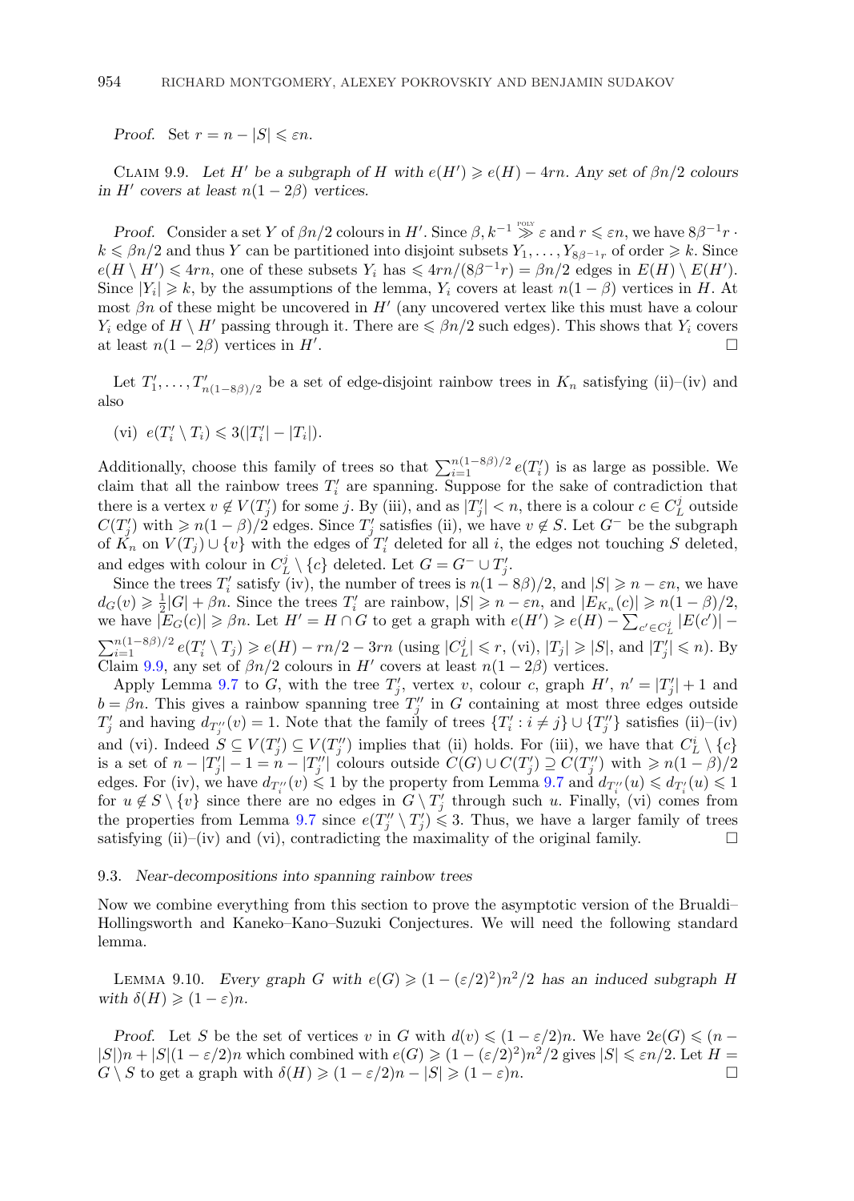*Proof.* Set $r = n - |S| \leqslant \varepsilon n$.

CLAIM 9.9. *Let $H'$ be a subgraph of $H$ with $e(H') \geqslant e(H) - 4rn$. Any set of $\beta n/2$ colours in $H'$ covers at least $n(1-2\beta)$ vertices.*

*Proof.* Consider a set $Y$ of $\beta n/2$ colours in $H'$. Since $\beta, k^{-1} \overset{\text{POLY}}{\gg} \varepsilon$ and $r \leqslant \varepsilon n$, we have $8\beta^{-1}r \cdot k \leqslant \beta n/2$ and thus $Y$ can be partitioned into disjoint subsets $Y_1, \ldots, Y_{8\beta^{-1}r}$ of order $\geqslant k$. Since $e(H \setminus H') \leqslant 4rn$, one of these subsets $Y_i$ has $\leqslant 4rn/(8\beta^{-1}r) = \beta n/2$ edges in $E(H) \setminus E(H')$. Since $|Y_i| \geqslant k$, by the assumptions of the lemma, $Y_i$ covers at least $n(1-\beta)$ vertices in $H$. At most $\beta n$ of these might be uncovered in $H'$ (any uncovered vertex like this must have a colour $Y_i$ edge of $H \setminus H'$ passing through it. There are $\leqslant \beta n/2$ such edges). This shows that $Y_i$ covers at least $n(1-2\beta)$ vertices in $H'$. □

Let $T'_1, \ldots, T'_{n(1-8\beta)/2}$ be a set of edge-disjoint rainbow trees in $K_n$ satisfying (ii)–(iv) and also

(vi) $e(T'_i \setminus T_i) \leqslant 3(|T'_i| - |T_i|)$.

Additionally, choose this family of trees so that $\sum_{i=1}^{n(1-8\beta)/2} e(T'_i)$ is as large as possible. We claim that all the rainbow trees $T'_i$ are spanning. Suppose for the sake of contradiction that there is a vertex $v \notin V(T'_j)$ for some $j$. By (iii), and as $|T'_j| < n$, there is a colour $c \in C_L^j$ outside $C(T'_j)$ with $\geqslant n(1-\beta)/2$ edges. Since $T'_j$ satisfies (ii), we have $v \notin S$. Let $G^-$ be the subgraph of $K_n$ on $V(T_j) \cup \{v\}$ with the edges of $T'_i$ deleted for all $i$, the edges not touching $S$ deleted, and edges with colour in $C_L^j \setminus \{c\}$ deleted. Let $G = G^- \cup T'_j$.

Since the trees $T'_i$ satisfy (iv), the number of trees is $n(1-8\beta)/2$, and $|S| \geqslant n - \varepsilon n$, we have $d_G(v) \geqslant \frac{1}{2}|G| + \beta n$. Since the trees $T'_i$ are rainbow, $|S| \geqslant n - \varepsilon n$, and $|E_{K_n}(c)| \geqslant n(1-\beta)/2$, we have $|E_G(c)| \geqslant \beta n$. Let $H' = H \cap G$ to get a graph with $e(H') \geqslant e(H) - \sum_{c' \in C_L^j} |E(c')| - \sum_{i=1}^{n(1-8\beta)/2} e(T'_i \setminus T_j) \geqslant e(H) - rn/2 - 3rn$ (using $|C_L^j| \leqslant r$, (vi), $|T_j| \geqslant |S|$, and $|T'_j| \leqslant n$). By Claim 9.9, any set of $\beta n/2$ colours in $H'$ covers at least $n(1-2\beta)$ vertices.

Apply Lemma 9.7 to $G$, with the tree $T'_j$, vertex $v$, colour $c$, graph $H'$, $n' = |T'_j| + 1$ and $b = \beta n$. This gives a rainbow spanning tree $T''_j$ in $G$ containing at most three edges outside $T'_j$ and having $d_{T''_j}(v) = 1$. Note that the family of trees $\{T'_i : i \neq j\} \cup \{T''_j\}$ satisfies (ii)–(iv) and (vi). Indeed $S \subseteq V(T'_j) \subseteq V(T''_j)$ implies that (ii) holds. For (iii), we have that $C_L^i \setminus \{c\}$ is a set of $n - |T'_j| - 1 = n - |T''_j|$ colours outside $C(G) \cup C(T'_j) \supseteq C(T''_j)$ with $\geqslant n(1-\beta)/2$ edges. For (iv), we have $d_{T''_i}(v) \leqslant 1$ by the property from Lemma 9.7 and $d_{T''_i}(u) \leqslant d_{T'_i}(u) \leqslant 1$ for $u \notin S \setminus \{v\}$ since there are no edges in $G \setminus T'_j$ through such $u$. Finally, (vi) comes from the properties from Lemma 9.7 since $e(T''_j \setminus T'_j) \leqslant 3$. Thus, we have a larger family of trees satisfying (ii)–(iv) and (vi), contradicting the maximality of the original family. □

### 9.3. *Near-decompositions into spanning rainbow trees*

Now we combine everything from this section to prove the asymptotic version of the Brualdi–Hollingsworth and Kaneko–Kano–Suzuki Conjectures. We will need the following standard lemma.

LEMMA 9.10. *Every graph $G$ with $e(G) \geqslant (1-(\varepsilon/2)^2)n^2/2$ has an induced subgraph $H$ with $\delta(H) \geqslant (1-\varepsilon)n$.*

*Proof.* Let $S$ be the set of vertices $v$ in $G$ with $d(v) \leqslant (1-\varepsilon/2)n$. We have $2e(G) \leqslant (n - |S|)n + |S|(1-\varepsilon/2)n$ which combined with $e(G) \geqslant (1-(\varepsilon/2)^2)n^2/2$ gives $|S| \leqslant \varepsilon n/2$. Let $H = G \setminus S$ to get a graph with $\delta(H) \geqslant (1-\varepsilon/2)n - |S| \geqslant (1-\varepsilon)n$. □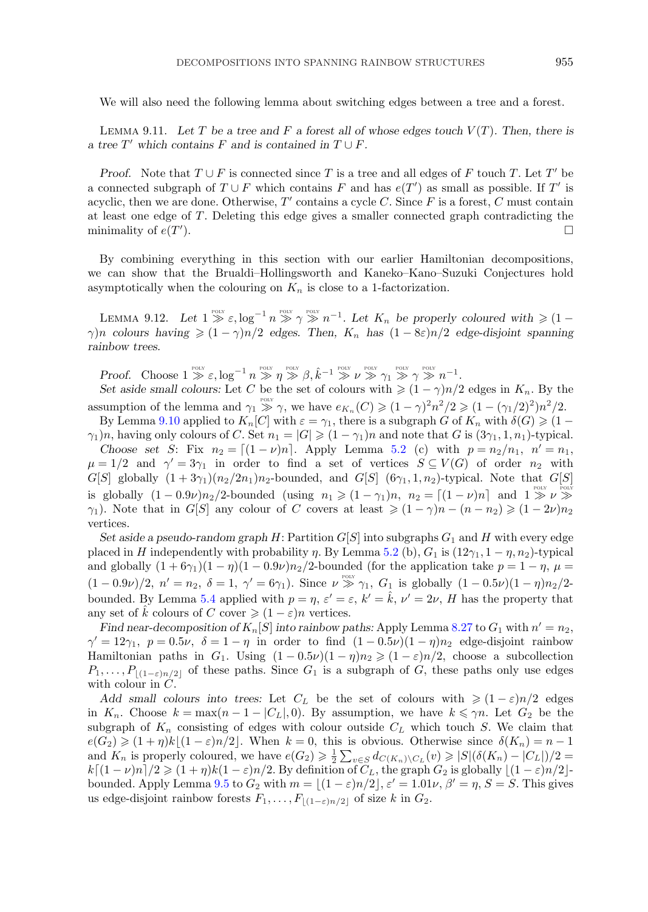We will also need the following lemma about switching edges between a tree and a forest.

Lemma 9.11. *Let $T$ be a tree and $F$ a forest all of whose edges touch $V(T)$. Then, there is a tree $T'$ which contains $F$ and is contained in $T \cup F$.*

*Proof.* Note that $T \cup F$ is connected since $T$ is a tree and all edges of $F$ touch $T$. Let $T'$ be a connected subgraph of $T \cup F$ which contains $F$ and has $e(T')$ as small as possible. If $T'$ is acyclic, then we are done. Otherwise, $T'$ contains a cycle $C$. Since $F$ is a forest, $C$ must contain at least one edge of $T$. Deleting this edge gives a smaller connected graph contradicting the minimality of $e(T')$. $\square$

By combining everything in this section with our earlier Hamiltonian decompositions, we can show that the Brualdi–Hollingsworth and Kaneko–Kano–Suzuki Conjectures hold asymptotically when the colouring on $K_n$ is close to a 1-factorization.

Lemma 9.12. *Let $1 \overset{\text{POLY}}{\gg} \varepsilon, \log^{-1} n \overset{\text{POLY}}{\gg} \gamma \overset{\text{POLY}}{\gg} n^{-1}$. Let $K_n$ be properly coloured with $\geqslant (1-\gamma)n$ colours having $\geqslant (1-\gamma)n/2$ edges. Then, $K_n$ has $(1-8\varepsilon)n/2$ edge-disjoint spanning rainbow trees.*

*Proof.* Choose $1 \overset{\text{POLY}}{\gg} \varepsilon, \log^{-1} n \overset{\text{POLY}}{\gg} \eta \overset{\text{POLY}}{\gg} \beta, \hat{k}^{-1} \overset{\text{POLY}}{\gg} \nu \overset{\text{POLY}}{\gg} \gamma_1 \overset{\text{POLY}}{\gg} \gamma \overset{\text{POLY}}{\gg} n^{-1}$.

*Set aside small colours:* Let $C$ be the set of colours with $\geqslant (1-\gamma)n/2$ edges in $K_n$. By the assumption of the lemma and $\gamma_1 \overset{\text{POLY}}{\gg} \gamma$, we have $e_{K_n}(C) \geqslant (1-\gamma)^2 n^2/2 \geqslant (1-(\gamma_1/2)^2)n^2/2$.

By Lemma 9.10 applied to $K_n[C]$ with $\varepsilon = \gamma_1$, there is a subgraph $G$ of $K_n$ with $\delta(G) \geqslant (1-\gamma_1)n$, having only colours of $C$. Set $n_1 = |G| \geqslant (1-\gamma_1)n$ and note that $G$ is $(3\gamma_1, 1, n_1)$-typical.

*Choose set $S$:* Fix $n_2 = \lceil (1-\nu)n \rceil$. Apply Lemma 5.2 (c) with $p = n_2/n_1$, $n' = n_1$, $\mu = 1/2$ and $\gamma' = 3\gamma_1$ in order to find a set of vertices $S \subseteq V(G)$ of order $n_2$ with $G[S]$ globally $(1+3\gamma_1)(n_2/2n_1)n_2$-bounded, and $G[S]$ $(6\gamma_1, 1, n_2)$-typical. Note that $G[S]$ is globally $(1-0.9\nu)n_2/2$-bounded (using $n_1 \geqslant (1-\gamma_1)n$, $n_2 = \lceil (1-\nu)n \rceil$ and $1 \overset{\text{POLY}}{\gg} \nu \overset{\text{POLY}}{\gg} \gamma_1$). Note that in $G[S]$ any colour of $C$ covers at least $\geqslant (1-\gamma)n - (n-n_2) \geqslant (1-2\nu)n_2$ vertices.

*Set aside a pseudo-random graph $H$:* Partition $G[S]$ into subgraphs $G_1$ and $H$ with every edge placed in $H$ independently with probability $\eta$. By Lemma 5.2 (b), $G_1$ is $(12\gamma_1, 1-\eta, n_2)$-typical and globally $(1+6\gamma_1)(1-\eta)(1-0.9\nu)n_2/2$-bounded (for the application take $p = 1-\eta$, $\mu = (1-0.9\nu)/2$, $n' = n_2$, $\delta = 1$, $\gamma' = 6\gamma_1$). Since $\nu \overset{\text{POLY}}{\gg} \gamma_1$, $G_1$ is globally $(1-0.5\nu)(1-\eta)n_2/2$-bounded. By Lemma 5.4 applied with $p = \eta$, $\varepsilon' = \varepsilon$, $k' = \hat{k}$, $\nu' = 2\nu$, $H$ has the property that any set of $\hat{k}$ colours of $C$ cover $\geqslant (1-\varepsilon)n$ vertices.

*Find near-decomposition of $K_n[S]$ into rainbow paths:* Apply Lemma 8.27 to $G_1$ with $n' = n_2$, $\gamma' = 12\gamma_1$, $p = 0.5\nu$, $\delta = 1-\eta$ in order to find $(1-0.5\nu)(1-\eta)n_2$ edge-disjoint rainbow Hamiltonian paths in $G_1$. Using $(1-0.5\nu)(1-\eta)n_2 \geqslant (1-\varepsilon)n/2$, choose a subcollection $P_1, \dots, P_{\lfloor (1-\varepsilon)n/2 \rfloor}$ of these paths. Since $G_1$ is a subgraph of $G$, these paths only use edges with colour in $C$.

*Add small colours into trees:* Let $C_L$ be the set of colours with $\geqslant (1-\varepsilon)n/2$ edges in $K_n$. Choose $k = \max(n-1-|C_L|, 0)$. By assumption, we have $k \leqslant \gamma n$. Let $G_2$ be the subgraph of $K_n$ consisting of edges with colour outside $C_L$ which touch $S$. We claim that $e(G_2) \geqslant (1+\eta)k\lfloor (1-\varepsilon)n/2 \rfloor$. When $k = 0$, this is obvious. Otherwise since $\delta(K_n) = n-1$ and $K_n$ is properly coloured, we have $e(G_2) \geqslant \frac{1}{2}\sum_{v \in S} d_{C(K_n)\setminus C_L}(v) \geqslant |S|(\delta(K_n) - |C_L|)/2 = k\lceil (1-\nu)n \rceil/2 \geqslant (1+\eta)k(1-\varepsilon)n/2$. By definition of $C_L$, the graph $G_2$ is globally $\lfloor (1-\varepsilon)n/2 \rfloor$-bounded. Apply Lemma 9.5 to $G_2$ with $m = \lfloor (1-\varepsilon)n/2 \rfloor$, $\varepsilon' = 1.01\nu$, $\beta' = \eta$, $S = S$. This gives us edge-disjoint rainbow forests $F_1, \dots, F_{\lfloor (1-\varepsilon)n/2 \rfloor}$ of size $k$ in $G_2$.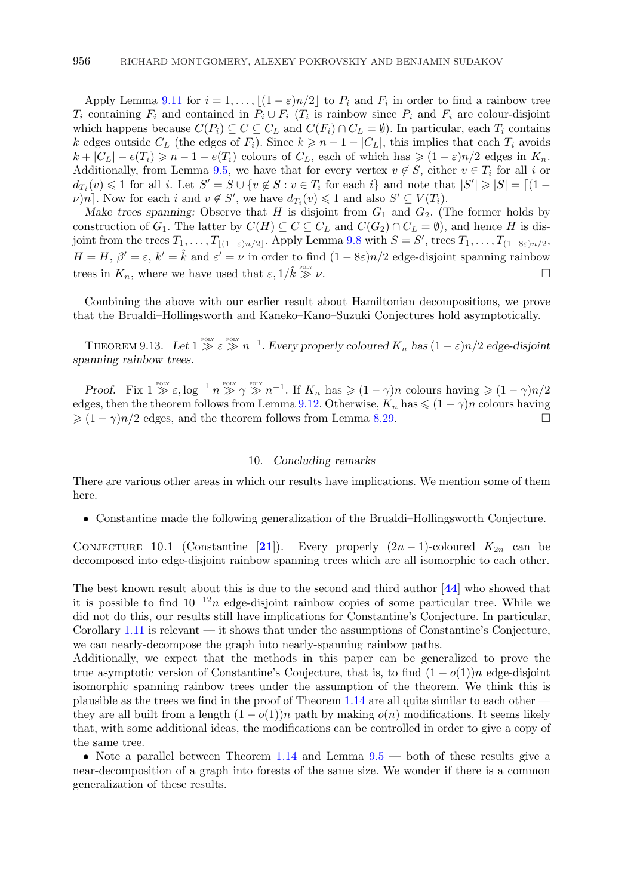Apply Lemma 9.11 for $i = 1, \dots, \lfloor (1-\varepsilon)n/2 \rfloor$ to $P_i$ and $F_i$ in order to find a rainbow tree $T_i$ containing $F_i$ and contained in $P_i \cup F_i$ ($T_i$ is rainbow since $P_i$ and $F_i$ are colour-disjoint which happens because $C(P_i) \subseteq C \subseteq C_L$ and $C(F_i) \cap C_L = \emptyset$). In particular, each $T_i$ contains $k$ edges outside $C_L$ (the edges of $F_i$). Since $k \geqslant n - 1 - |C_L|$, this implies that each $T_i$ avoids $k + |C_L| - e(T_i) \geqslant n - 1 - e(T_i)$ colours of $C_L$, each of which has $\geqslant (1-\varepsilon)n/2$ edges in $K_n$. Additionally, from Lemma 9.5, we have that for every vertex $v \notin S$, either $v \in T_i$ for all $i$ or $d_{T_i}(v) \leqslant 1$ for all $i$. Let $S' = S \cup \{v \notin S : v \in T_i \text{ for each } i\}$ and note that $|S'| \geqslant |S| = \lceil (1-\nu)n \rceil$. Now for each $i$ and $v \notin S'$, we have $d_{T_i}(v) \leqslant 1$ and also $S' \subseteq V(T_i)$.

*Make trees spanning:* Observe that $H$ is disjoint from $G_1$ and $G_2$. (The former holds by construction of $G_1$. The latter by $C(H) \subseteq C \subseteq C_L$ and $C(G_2) \cap C_L = \emptyset$), and hence $H$ is disjoint from the trees $T_1, \dots, T_{\lfloor (1-\varepsilon)n/2 \rfloor}$. Apply Lemma 9.8 with $S = S'$, trees $T_1, \dots, T_{(1-8\varepsilon)n/2}$, $H = H$, $\beta' = \varepsilon$, $k' = \hat{k}$ and $\varepsilon' = \nu$ in order to find $(1-8\varepsilon)n/2$ edge-disjoint spanning rainbow trees in $K_n$, where we have used that $\varepsilon, 1/\hat{k} \overset{\text{POLY}}{\gg} \nu$. $\square$

Combining the above with our earlier result about Hamiltonian decompositions, we prove that the Brualdi–Hollingsworth and Kaneko–Kano–Suzuki Conjectures hold asymptotically.

Theorem 9.13. *Let $1 \overset{\text{POLY}}{\gg} \varepsilon \overset{\text{POLY}}{\gg} n^{-1}$. Every properly coloured $K_n$ has $(1-\varepsilon)n/2$ edge-disjoint spanning rainbow trees.*

*Proof.* Fix $1 \overset{\text{POLY}}{\gg} \varepsilon, \log^{-1} n \overset{\text{POLY}}{\gg} \gamma \overset{\text{POLY}}{\gg} n^{-1}$. If $K_n$ has $\geqslant (1-\gamma)n$ colours having $\geqslant (1-\gamma)n/2$ edges, then the theorem follows from Lemma 9.12. Otherwise, $K_n$ has $\leqslant (1-\gamma)n$ colours having $\geqslant (1-\gamma)n/2$ edges, and the theorem follows from Lemma 8.29. $\square$

## 10. *Concluding remarks*

There are various other areas in which our results have implications. We mention some of them here.

- Constantine made the following generalization of the Brualdi–Hollingsworth Conjecture.

Conjecture 10.1 (Constantine [21]). *Every properly $(2n-1)$-coloured $K_{2n}$ can be decomposed into edge-disjoint rainbow spanning trees which are all isomorphic to each other.*

The best known result about this is due to the second and third author [44] who showed that it is possible to find $10^{-12}n$ edge-disjoint rainbow copies of some particular tree. While we did not do this, our results still have implications for Constantine's Conjecture. In particular, Corollary 1.11 is relevant — it shows that under the assumptions of Constantine's Conjecture, we can nearly-decompose the graph into nearly-spanning rainbow paths.
Additionally, we expect that the methods in this paper can be generalized to prove the true asymptotic version of Constantine's Conjecture, that is, to find $(1-o(1))n$ edge-disjoint isomorphic spanning rainbow trees under the assumption of the theorem. We think this is plausible as the trees we find in the proof of Theorem 1.14 are all quite similar to each other — they are all built from a length $(1-o(1))n$ path by making $o(n)$ modifications. It seems likely that, with some additional ideas, the modifications can be controlled in order to give a copy of the same tree.

- Note a parallel between Theorem 1.14 and Lemma 9.5 — both of these results give a near-decomposition of a graph into forests of the same size. We wonder if there is a common generalization of these results.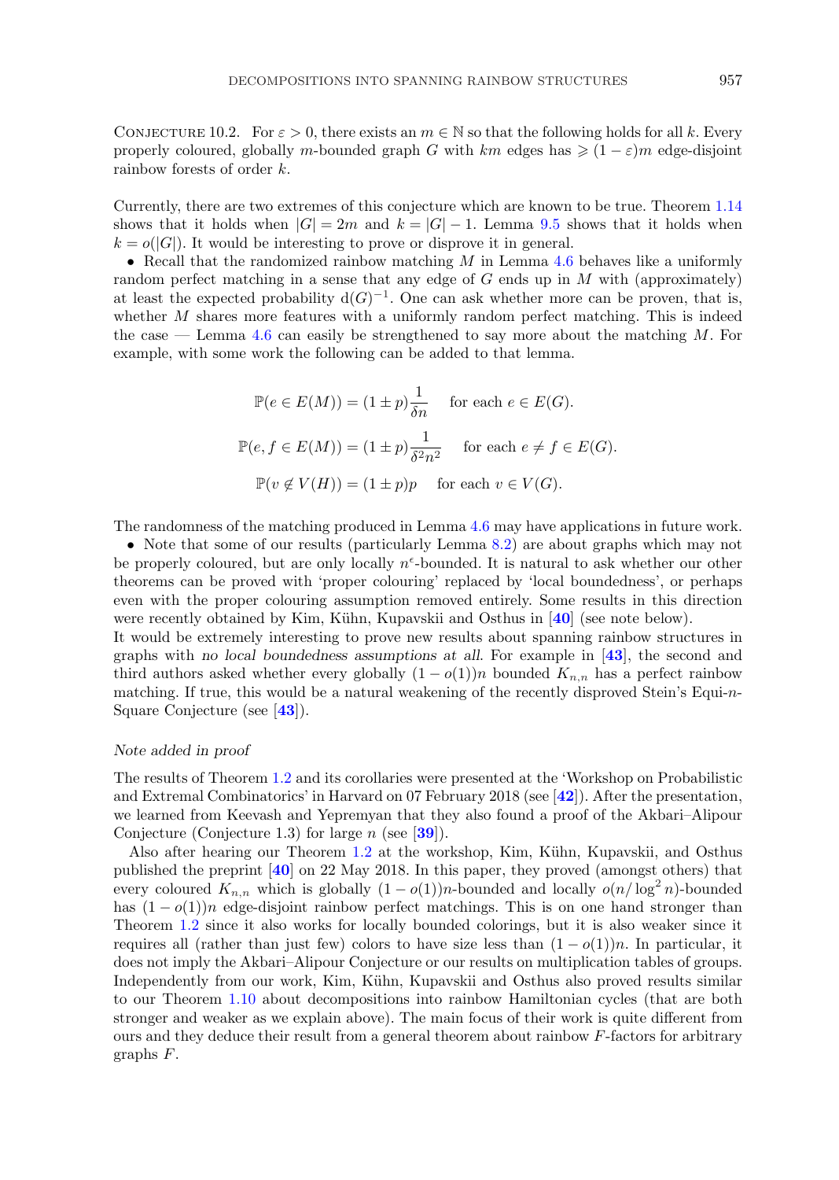Conjecture 10.2. For $\varepsilon > 0$, there exists an $m \in \mathbb{N}$ so that the following holds for all $k$. Every properly coloured, globally $m$-bounded graph $G$ with $km$ edges has $\geqslant (1-\varepsilon)m$ edge-disjoint rainbow forests of order $k$.

Currently, there are two extremes of this conjecture which are known to be true. Theorem 1.14 shows that it holds when $|G| = 2m$ and $k = |G| - 1$. Lemma 9.5 shows that it holds when $k = o(|G|)$. It would be interesting to prove or disprove it in general.

- Recall that the randomized rainbow matching $M$ in Lemma 4.6 behaves like a uniformly random perfect matching in a sense that any edge of $G$ ends up in $M$ with (approximately) at least the expected probability $\mathrm{d}(G)^{-1}$. One can ask whether more can be proven, that is, whether $M$ shares more features with a uniformly random perfect matching. This is indeed the case — Lemma 4.6 can easily be strengthened to say more about the matching $M$. For example, with some work the following can be added to that lemma.

$$\mathbb{P}(e \in E(M)) = (1 \pm p)\frac{1}{\delta n} \quad \text{ for each } e \in E(G).$$

$$\mathbb{P}(e, f \in E(M)) = (1 \pm p)\frac{1}{\delta^2 n^2} \quad \text{ for each } e \neq f \in E(G).$$

$$\mathbb{P}(v \notin V(H)) = (1 \pm p)p \quad \text{ for each } v \in V(G).$$

The randomness of the matching produced in Lemma 4.6 may have applications in future work.

- Note that some of our results (particularly Lemma 8.2) are about graphs which may not be properly coloured, but are only locally $n^{\epsilon}$-bounded. It is natural to ask whether our other theorems can be proved with 'proper colouring' replaced by 'local boundedness', or perhaps even with the proper colouring assumption removed entirely. Some results in this direction were recently obtained by Kim, Kühn, Kupavskii and Osthus in [40] (see note below).

It would be extremely interesting to prove new results about spanning rainbow structures in graphs with *no local boundedness assumptions at all*. For example in [43], the second and third authors asked whether every globally $(1-o(1))n$ bounded $K_{n,n}$ has a perfect rainbow matching. If true, this would be a natural weakening of the recently disproved Stein's Equi-$n$-Square Conjecture (see [43]).

*Note added in proof*

The results of Theorem 1.2 and its corollaries were presented at the 'Workshop on Probabilistic and Extremal Combinatorics' in Harvard on 07 February 2018 (see [42]). After the presentation, we learned from Keevash and Yepremyan that they also found a proof of the Akbari–Alipour Conjecture (Conjecture 1.3) for large $n$ (see [39]).

Also after hearing our Theorem 1.2 at the workshop, Kim, Kühn, Kupavskii, and Osthus published the preprint [40] on 22 May 2018. In this paper, they proved (amongst others) that every coloured $K_{n,n}$ which is globally $(1-o(1))n$-bounded and locally $o(n/\log^2 n)$-bounded has $(1-o(1))n$ edge-disjoint rainbow perfect matchings. This is on one hand stronger than Theorem 1.2 since it also works for locally bounded colorings, but it is also weaker since it requires all (rather than just few) colors to have size less than $(1-o(1))n$. In particular, it does not imply the Akbari–Alipour Conjecture or our results on multiplication tables of groups. Independently from our work, Kim, Kühn, Kupavskii and Osthus also proved results similar to our Theorem 1.10 about decompositions into rainbow Hamiltonian cycles (that are both stronger and weaker as we explain above). The main focus of their work is quite different from ours and they deduce their result from a general theorem about rainbow $F$-factors for arbitrary graphs $F$.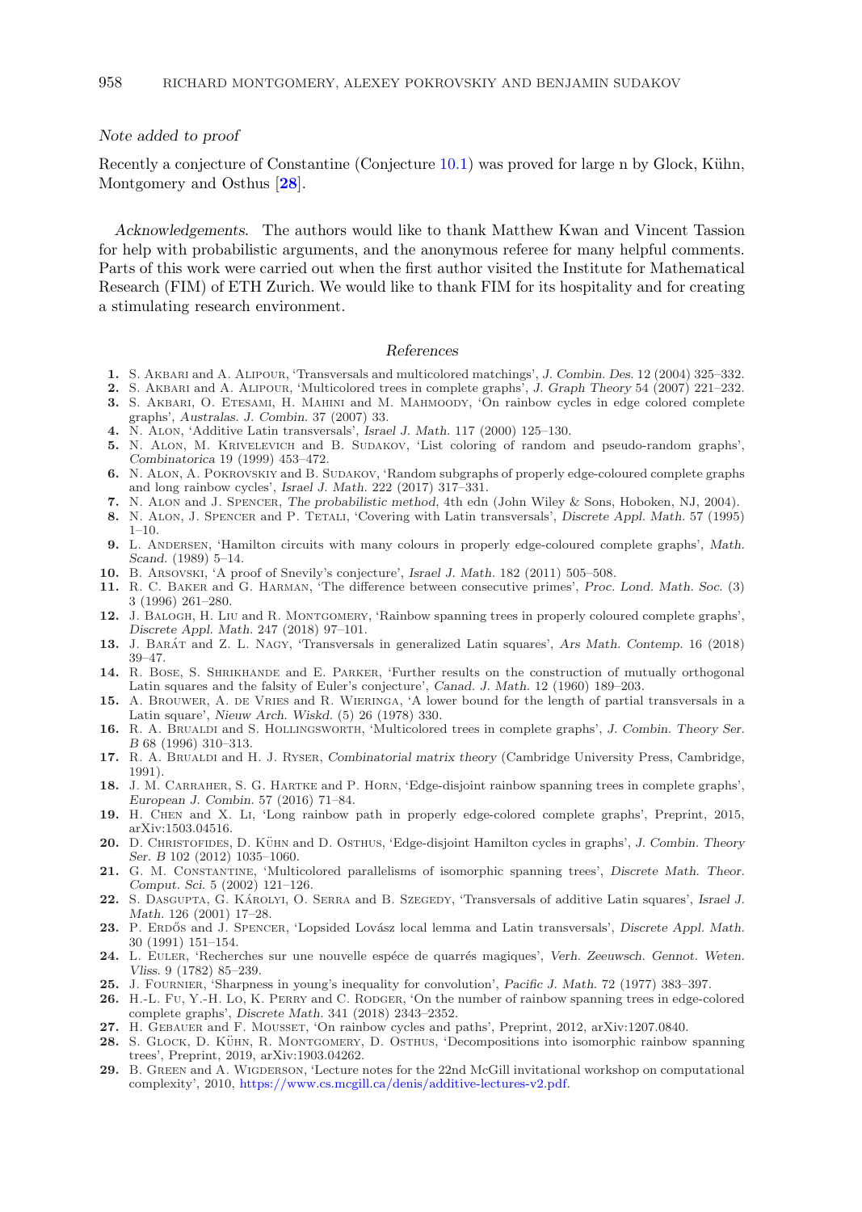*Note added to proof*

Recently a conjecture of Constantine (Conjecture 10.1) was proved for large n by Glock, Kühn, Montgomery and Osthus [**28**].

*Acknowledgements*. The authors would like to thank Matthew Kwan and Vincent Tassion for help with probabilistic arguments, and the anonymous referee for many helpful comments. Parts of this work were carried out when the first author visited the Institute for Mathematical Research (FIM) of ETH Zurich. We would like to thank FIM for its hospitality and for creating a stimulating research environment.

## *References*

1. S. Akbari and A. Alipour, 'Transversals and multicolored matchings', *J. Combin. Des.* 12 (2004) 325–332.
2. S. Akbari and A. Alipour, 'Multicolored trees in complete graphs', *J. Graph Theory* 54 (2007) 221–232.
3. S. Akbari, O. Etesami, H. Mahini and M. Mahmoody, 'On rainbow cycles in edge colored complete graphs', *Australas. J. Combin.* 37 (2007) 33.
4. N. Alon, 'Additive Latin transversals', *Israel J. Math.* 117 (2000) 125–130.
5. N. Alon, M. Krivelevich and B. Sudakov, 'List coloring of random and pseudo-random graphs', *Combinatorica* 19 (1999) 453–472.
6. N. Alon, A. Pokrovskiy and B. Sudakov, 'Random subgraphs of properly edge-coloured complete graphs and long rainbow cycles', *Israel J. Math.* 222 (2017) 317–331.
7. N. Alon and J. Spencer, *The probabilistic method*, 4th edn (John Wiley & Sons, Hoboken, NJ, 2004).
8. N. Alon, J. Spencer and P. Tetali, 'Covering with Latin transversals', *Discrete Appl. Math.* 57 (1995) 1–10.
9. L. Andersen, 'Hamilton circuits with many colours in properly edge-coloured complete graphs', *Math. Scand.* (1989) 5–14.
10. B. Arsovski, 'A proof of Snevily's conjecture', *Israel J. Math.* 182 (2011) 505–508.
11. R. C. Baker and G. Harman, 'The difference between consecutive primes', *Proc. Lond. Math. Soc.* (3) 3 (1996) 261–280.
12. J. Balogh, H. Liu and R. Montgomery, 'Rainbow spanning trees in properly coloured complete graphs', *Discrete Appl. Math.* 247 (2018) 97–101.
13. J. Barát and Z. L. Nagy, 'Transversals in generalized Latin squares', *Ars Math. Contemp.* 16 (2018) 39–47.
14. R. Bose, S. Shrikhande and E. Parker, 'Further results on the construction of mutually orthogonal Latin squares and the falsity of Euler's conjecture', *Canad. J. Math.* 12 (1960) 189–203.
15. A. Brouwer, A. de Vries and R. Wieringa, 'A lower bound for the length of partial transversals in a Latin square', *Nieuw Arch. Wiskd.* (5) 26 (1978) 330.
16. R. A. Brualdi and S. Hollingsworth, 'Multicolored trees in complete graphs', *J. Combin. Theory Ser. B* 68 (1996) 310–313.
17. R. A. Brualdi and H. J. Ryser, *Combinatorial matrix theory* (Cambridge University Press, Cambridge, 1991).
18. J. M. Carraher, S. G. Hartke and P. Horn, 'Edge-disjoint rainbow spanning trees in complete graphs', *European J. Combin.* 57 (2016) 71–84.
19. H. Chen and X. Li, 'Long rainbow path in properly edge-colored complete graphs', Preprint, 2015, arXiv:1503.04516.
20. D. Christofides, D. Kühn and D. Osthus, 'Edge-disjoint Hamilton cycles in graphs', *J. Combin. Theory Ser. B* 102 (2012) 1035–1060.
21. G. M. Constantine, 'Multicolored parallelisms of isomorphic spanning trees', *Discrete Math. Theor. Comput. Sci.* 5 (2002) 121–126.
22. S. Dasgupta, G. Károlyi, O. Serra and B. Szegedy, 'Transversals of additive Latin squares', *Israel J. Math.* 126 (2001) 17–28.
23. P. Erdős and J. Spencer, 'Lopsided Lovász local lemma and Latin transversals', *Discrete Appl. Math.* 30 (1991) 151–154.
24. L. Euler, 'Recherches sur une nouvelle espéce de quarrés magiques', *Verh. Zeeuwsch. Gennot. Weten. Vliss.* 9 (1782) 85–239.
25. J. Fournier, 'Sharpness in young's inequality for convolution', *Pacific J. Math.* 72 (1977) 383–397.
26. H.-L. Fu, Y.-H. Lo, K. Perry and C. Rodger, 'On the number of rainbow spanning trees in edge-colored complete graphs', *Discrete Math.* 341 (2018) 2343–2352.
27. H. Gebauer and F. Mousset, 'On rainbow cycles and paths', Preprint, 2012, arXiv:1207.0840.
28. S. Glock, D. Kühn, R. Montgomery, D. Osthus, 'Decompositions into isomorphic rainbow spanning trees', Preprint, 2019, arXiv:1903.04262.
29. B. Green and A. Wigderson, 'Lecture notes for the 22nd McGill invitational workshop on computational complexity', 2010, https://www.cs.mcgill.ca/denis/additive-lectures-v2.pdf.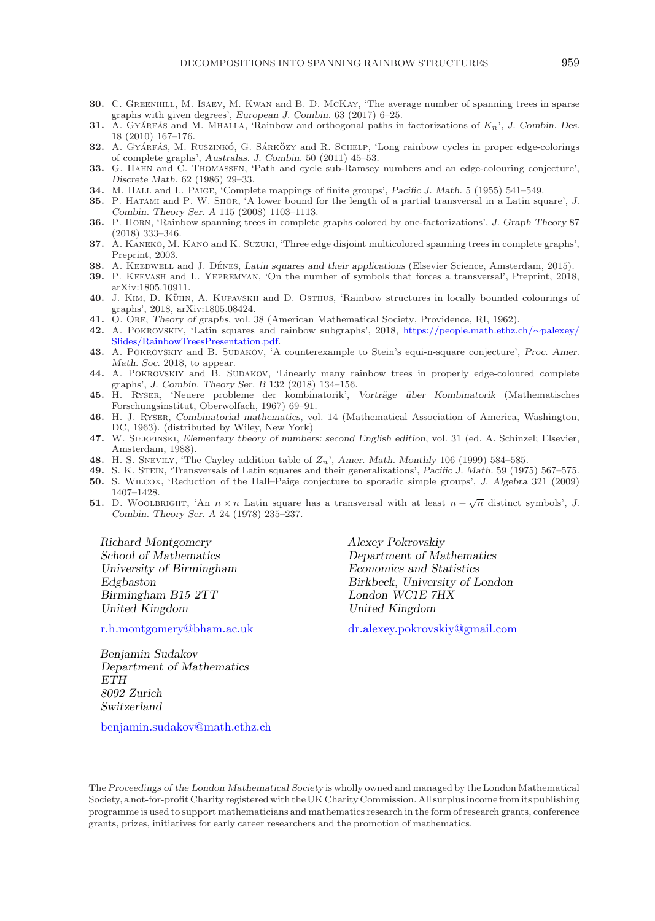**30.** C. Greenhill, M. Isaev, M. Kwan and B. D. McKay, 'The average number of spanning trees in sparse graphs with given degrees', *European J. Combin.* 63 (2017) 6–25.

**31.** A. Gyárfás and M. Mhalla, 'Rainbow and orthogonal paths in factorizations of $K_n$', *J. Combin. Des.* 18 (2010) 167–176.

**32.** A. Gyárfás, M. Ruszinkó, G. Sárközy and R. Schelp, 'Long rainbow cycles in proper edge-colorings of complete graphs', *Australas. J. Combin.* 50 (2011) 45–53.

**33.** G. Hahn and C. Thomassen, 'Path and cycle sub-Ramsey numbers and an edge-colouring conjecture', *Discrete Math.* 62 (1986) 29–33.

**34.** M. Hall and L. Paige, 'Complete mappings of finite groups', *Pacific J. Math.* 5 (1955) 541–549.

**35.** P. Hatami and P. W. Shor, 'A lower bound for the length of a partial transversal in a Latin square', *J. Combin. Theory Ser. A* 115 (2008) 1103–1113.

**36.** P. Horn, 'Rainbow spanning trees in complete graphs colored by one-factorizations', *J. Graph Theory* 87 (2018) 333–346.

**37.** A. Kaneko, M. Kano and K. Suzuki, 'Three edge disjoint multicolored spanning trees in complete graphs', Preprint, 2003.

**38.** A. Keedwell and J. Dénes, *Latin squares and their applications* (Elsevier Science, Amsterdam, 2015).

**39.** P. Keevash and L. Yepremyan, 'On the number of symbols that forces a transversal', Preprint, 2018, arXiv:1805.10911.

**40.** J. Kim, D. Kühn, A. Kupavskii and D. Osthus, 'Rainbow structures in locally bounded colourings of graphs', 2018, arXiv:1805.08424.

**41.** O. Ore, *Theory of graphs*, vol. 38 (American Mathematical Society, Providence, RI, 1962).

**42.** A. Pokrovskiy, 'Latin squares and rainbow subgraphs', 2018, https://people.math.ethz.ch/∼palexey/Slides/RainbowTreesPresentation.pdf.

**43.** A. Pokrovskiy and B. Sudakov, 'A counterexample to Stein's equi-n-square conjecture', *Proc. Amer. Math. Soc.* 2018, to appear.

**44.** A. Pokrovskiy and B. Sudakov, 'Linearly many rainbow trees in properly edge-coloured complete graphs', *J. Combin. Theory Ser. B* 132 (2018) 134–156.

**45.** H. Ryser, 'Neuere probleme der kombinatorik', *Vorträge über Kombinatorik* (Mathematisches Forschungsinstitut, Oberwolfach, 1967) 69–91.

**46.** H. J. Ryser, *Combinatorial mathematics*, vol. 14 (Mathematical Association of America, Washington, DC, 1963). (distributed by Wiley, New York)

**47.** W. Sierpinski, *Elementary theory of numbers: second English edition*, vol. 31 (ed. A. Schinzel; Elsevier, Amsterdam, 1988).

**48.** H. S. Snevily, 'The Cayley addition table of $Z_n$', *Amer. Math. Monthly* 106 (1999) 584–585.

**49.** S. K. Stein, 'Transversals of Latin squares and their generalizations', *Pacific J. Math.* 59 (1975) 567–575.

**50.** S. Wilcox, 'Reduction of the Hall–Paige conjecture to sporadic simple groups', *J. Algebra* 321 (2009) 1407–1428.

**51.** D. Woolbright, 'An $n \times n$ Latin square has a transversal with at least $n - \sqrt{n}$ distinct symbols', *J. Combin. Theory Ser. A* 24 (1978) 235–237.

*Richard Montgomery*
*School of Mathematics*
*University of Birmingham*
*Edgbaston*
*Birmingham B15 2TT*
*United Kingdom*

r.h.montgomery@bham.ac.uk

*Alexey Pokrovskiy*
*Department of Mathematics*
*Economics and Statistics*
*Birkbeck, University of London*
*London WC1E 7HX*
*United Kingdom*

dr.alexey.pokrovskiy@gmail.com

*Benjamin Sudakov*
*Department of Mathematics*
*ETH*
*8092 Zurich*
*Switzerland*

benjamin.sudakov@math.ethz.ch

The *Proceedings of the London Mathematical Society* is wholly owned and managed by the London Mathematical Society, a not-for-profit Charity registered with the UK Charity Commission. All surplus income from its publishing programme is used to support mathematicians and mathematics research in the form of research grants, conference grants, prizes, initiatives for early career researchers and the promotion of mathematics.